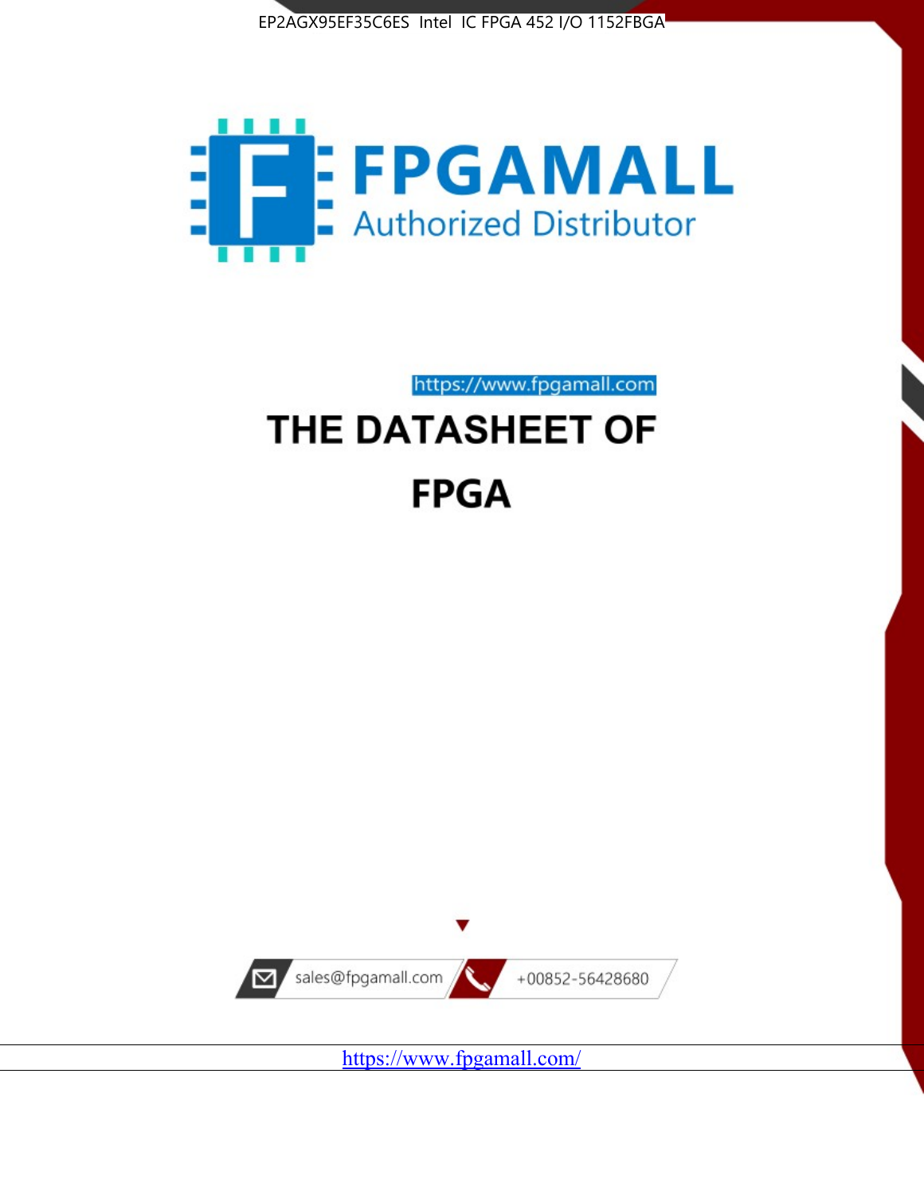EP2AGX95EF35C6ES Intel IC FPGA 452 I/O 1152FBGA

FPGAMALL

Authorized Distributor

https://www.fpgamall.com

# THE DATASHEET OF FPGA

sales@fpgamall.com

+00852-56428680

https://www.fpgamall.com/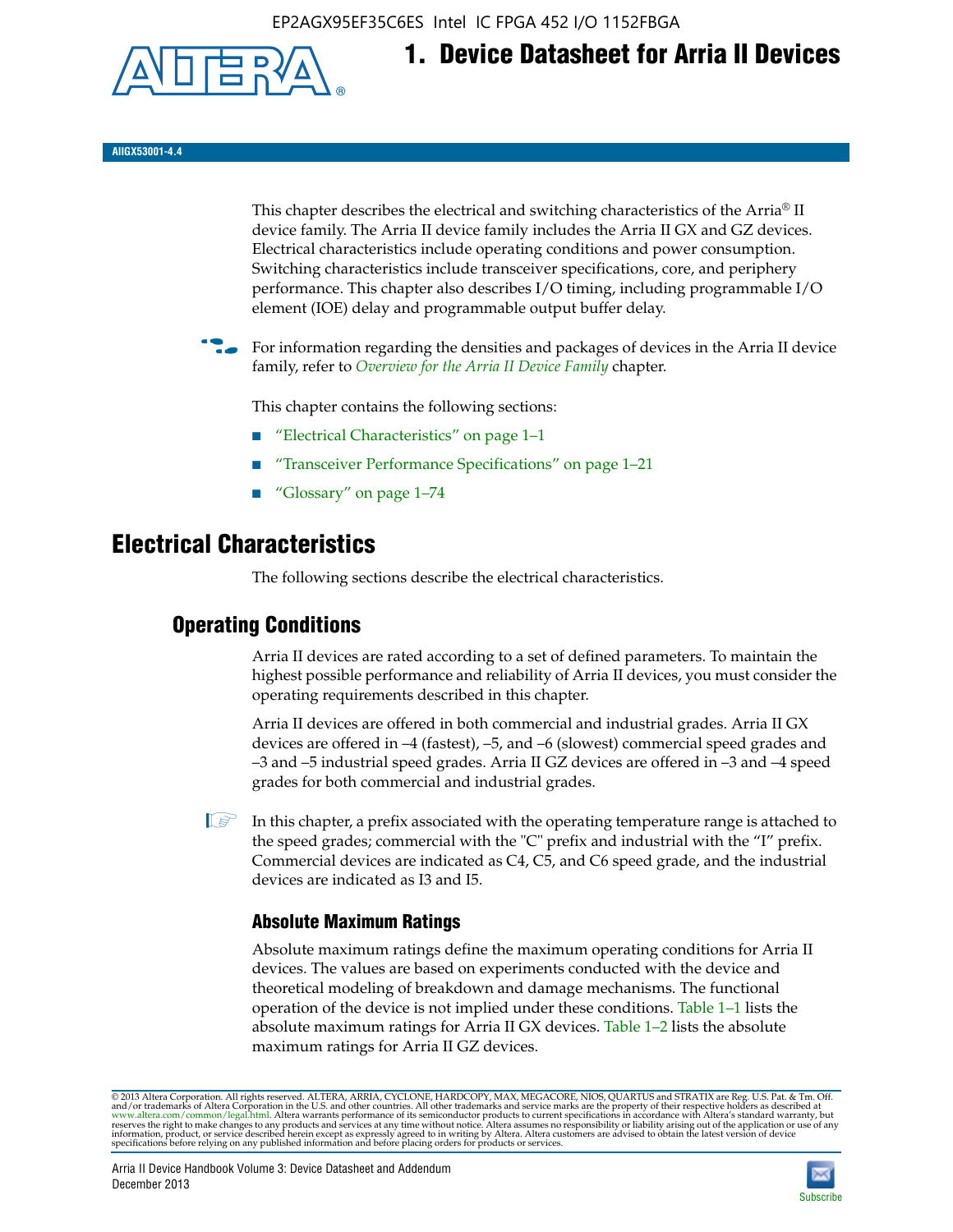# 1. Device Datasheet for Arria II Devices

**AIIGX53001-4.4**

This chapter describes the electrical and switching characteristics of the Arria® II device family. The Arria II device family includes the Arria II GX and GZ devices. Electrical characteristics include operating conditions and power consumption. Switching characteristics include transceiver specifications, core, and periphery performance. This chapter also describes I/O timing, including programmable I/O element (IOE) delay and programmable output buffer delay.

For information regarding the densities and packages of devices in the Arria II device family, refer to *Overview for the Arria II Device Family* chapter.

This chapter contains the following sections:

- "Electrical Characteristics" on page 1–1
- "Transceiver Performance Specifications" on page 1–21
- "Glossary" on page 1–74

# Electrical Characteristics

The following sections describe the electrical characteristics.

## Operating Conditions

Arria II devices are rated according to a set of defined parameters. To maintain the highest possible performance and reliability of Arria II devices, you must consider the operating requirements described in this chapter.

Arria II devices are offered in both commercial and industrial grades. Arria II GX devices are offered in –4 (fastest), –5, and –6 (slowest) commercial speed grades and –3 and –5 industrial speed grades. Arria II GZ devices are offered in –3 and –4 speed grades for both commercial and industrial grades.

In this chapter, a prefix associated with the operating temperature range is attached to the speed grades; commercial with the "C" prefix and industrial with the "I" prefix. Commercial devices are indicated as C4, C5, and C6 speed grade, and the industrial devices are indicated as I3 and I5.

### Absolute Maximum Ratings

Absolute maximum ratings define the maximum operating conditions for Arria II devices. The values are based on experiments conducted with the device and theoretical modeling of breakdown and damage mechanisms. The functional operation of the device is not implied under these conditions. Table 1–1 lists the absolute maximum ratings for Arria II GX devices. Table 1–2 lists the absolute maximum ratings for Arria II GZ devices.

© 2013 Altera Corporation. All rights reserved. ALTERA, ARRIA, CYCLONE, HARDCOPY, MAX, MEGACORE, NIOS, QUARTUS and STRATIX are Reg. U.S. Pat. & Tm. Off. and/or trademarks of Altera Corporation in the U.S. and other countries. All other trademarks and service marks are the property of their respective holders as described at www.altera.com/common/legal.html. Altera warrants performance of its semiconductor products to current specifications in accordance with Altera's standard warranty, but reserves the right to make changes to any products and services at any time without notice. Altera assumes no responsibility or liability arising out of the application or use of any information, product, or service described herein except as expressly agreed to in writing by Altera. Altera customers are advised to obtain the latest version of device specifications before relying on any published information and before placing orders for products or services.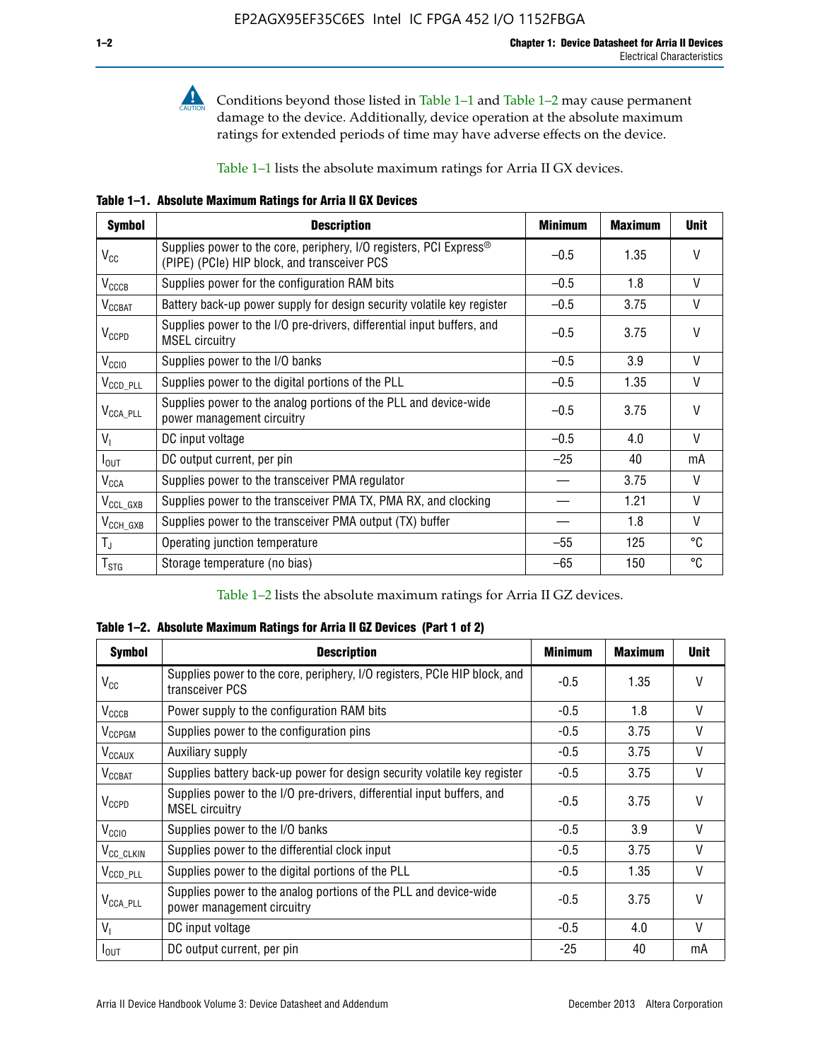Conditions beyond those listed in Table 1–1 and Table 1–2 may cause permanent damage to the device. Additionally, device operation at the absolute maximum ratings for extended periods of time may have adverse effects on the device.

Table 1–1 lists the absolute maximum ratings for Arria II GX devices.

**Table 1–1. Absolute Maximum Ratings for Arria II GX Devices**

| Symbol | Description | Minimum | Maximum | Unit |
|---|---|---|---|---|
| $V_{CC}$ | Supplies power to the core, periphery, I/O registers, PCI Express® (PIPE) (PCIe) HIP block, and transceiver PCS | –0.5 | 1.35 | V |
| $V_{CCCB}$ | Supplies power for the configuration RAM bits | –0.5 | 1.8 | V |
| $V_{CCBAT}$ | Battery back-up power supply for design security volatile key register | –0.5 | 3.75 | V |
| $V_{CCPD}$ | Supplies power to the I/O pre-drivers, differential input buffers, and MSEL circuitry | –0.5 | 3.75 | V |
| $V_{CCIO}$ | Supplies power to the I/O banks | –0.5 | 3.9 | V |
| $V_{CCD\_PLL}$ | Supplies power to the digital portions of the PLL | –0.5 | 1.35 | V |
| $V_{CCA\_PLL}$ | Supplies power to the analog portions of the PLL and device-wide power management circuitry | –0.5 | 3.75 | V |
| $V_I$ | DC input voltage | –0.5 | 4.0 | V |
| $I_{OUT}$ | DC output current, per pin | –25 | 40 | mA |
| $V_{CCA}$ | Supplies power to the transceiver PMA regulator | — | 3.75 | V |
| $V_{CCL\_GXB}$ | Supplies power to the transceiver PMA TX, PMA RX, and clocking | — | 1.21 | V |
| $V_{CCH\_GXB}$ | Supplies power to the transceiver PMA output (TX) buffer | — | 1.8 | V |
| $T_J$ | Operating junction temperature | –55 | 125 | °C |
| $T_{STG}$ | Storage temperature (no bias) | –65 | 150 | °C |

Table 1–2 lists the absolute maximum ratings for Arria II GZ devices.

**Table 1–2. Absolute Maximum Ratings for Arria II GZ Devices (Part 1 of 2)**

| Symbol | Description | Minimum | Maximum | Unit |
|---|---|---|---|---|
| $V_{CC}$ | Supplies power to the core, periphery, I/O registers, PCIe HIP block, and transceiver PCS | -0.5 | 1.35 | V |
| $V_{CCCB}$ | Power supply to the configuration RAM bits | -0.5 | 1.8 | V |
| $V_{CCPGM}$ | Supplies power to the configuration pins | -0.5 | 3.75 | V |
| $V_{CCAUX}$ | Auxiliary supply | -0.5 | 3.75 | V |
| $V_{CCBAT}$ | Supplies battery back-up power for design security volatile key register | -0.5 | 3.75 | V |
| $V_{CCPD}$ | Supplies power to the I/O pre-drivers, differential input buffers, and MSEL circuitry | -0.5 | 3.75 | V |
| $V_{CCIO}$ | Supplies power to the I/O banks | -0.5 | 3.9 | V |
| $V_{CC\_CLKIN}$ | Supplies power to the differential clock input | -0.5 | 3.75 | V |
| $V_{CCD\_PLL}$ | Supplies power to the digital portions of the PLL | -0.5 | 1.35 | V |
| $V_{CCA\_PLL}$ | Supplies power to the analog portions of the PLL and device-wide power management circuitry | -0.5 | 3.75 | V |
| $V_I$ | DC input voltage | -0.5 | 4.0 | V |
| $I_{OUT}$ | DC output current, per pin | -25 | 40 | mA |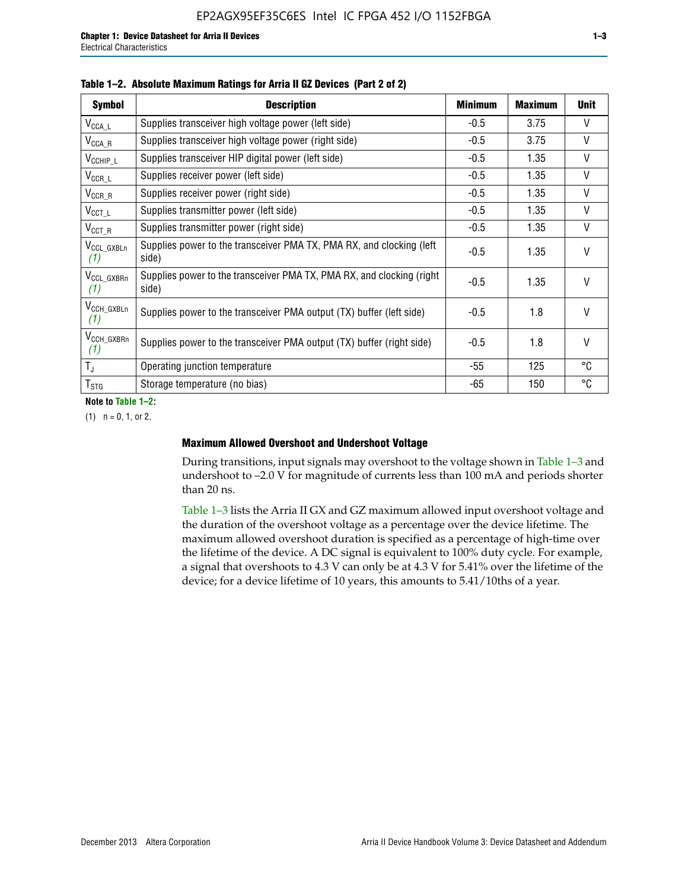**Table 1–2. Absolute Maximum Ratings for Arria II GZ Devices (Part 2 of 2)**

| Symbol | Description | Minimum | Maximum | Unit |
|---|---|---|---|---|
| $V_{CCA\_L}$ | Supplies transceiver high voltage power (left side) | -0.5 | 3.75 | V |
| $V_{CCA\_R}$ | Supplies transceiver high voltage power (right side) | -0.5 | 3.75 | V |
| $V_{CCHIP\_L}$ | Supplies transceiver HIP digital power (left side) | -0.5 | 1.35 | V |
| $V_{CCR\_L}$ | Supplies receiver power (left side) | -0.5 | 1.35 | V |
| $V_{CCR\_R}$ | Supplies receiver power (right side) | -0.5 | 1.35 | V |
| $V_{CCT\_L}$ | Supplies transmitter power (left side) | -0.5 | 1.35 | V |
| $V_{CCT\_R}$ | Supplies transmitter power (right side) | -0.5 | 1.35 | V |
| $V_{CCL\_GXBLn}$ *(1)* | Supplies power to the transceiver PMA TX, PMA RX, and clocking (left side) | -0.5 | 1.35 | V |
| $V_{CCL\_GXBRn}$ *(1)* | Supplies power to the transceiver PMA TX, PMA RX, and clocking (right side) | -0.5 | 1.35 | V |
| $V_{CCH\_GXBLn}$ *(1)* | Supplies power to the transceiver PMA output (TX) buffer (left side) | -0.5 | 1.8 | V |
| $V_{CCH\_GXBRn}$ *(1)* | Supplies power to the transceiver PMA output (TX) buffer (right side) | -0.5 | 1.8 | V |
| $T_J$ | Operating junction temperature | -55 | 125 | °C |
| $T_{STG}$ | Storage temperature (no bias) | -65 | 150 | °C |

**Note to Table 1–2:**

(1) n = 0, 1, or 2.

### Maximum Allowed Overshoot and Undershoot Voltage

During transitions, input signals may overshoot to the voltage shown in Table 1–3 and undershoot to –2.0 V for magnitude of currents less than 100 mA and periods shorter than 20 ns.

Table 1–3 lists the Arria II GX and GZ maximum allowed input overshoot voltage and the duration of the overshoot voltage as a percentage over the device lifetime. The maximum allowed overshoot duration is specified as a percentage of high-time over the lifetime of the device. A DC signal is equivalent to 100% duty cycle. For example, a signal that overshoots to 4.3 V can only be at 4.3 V for 5.41% over the lifetime of the device; for a device lifetime of 10 years, this amounts to 5.41/10ths of a year.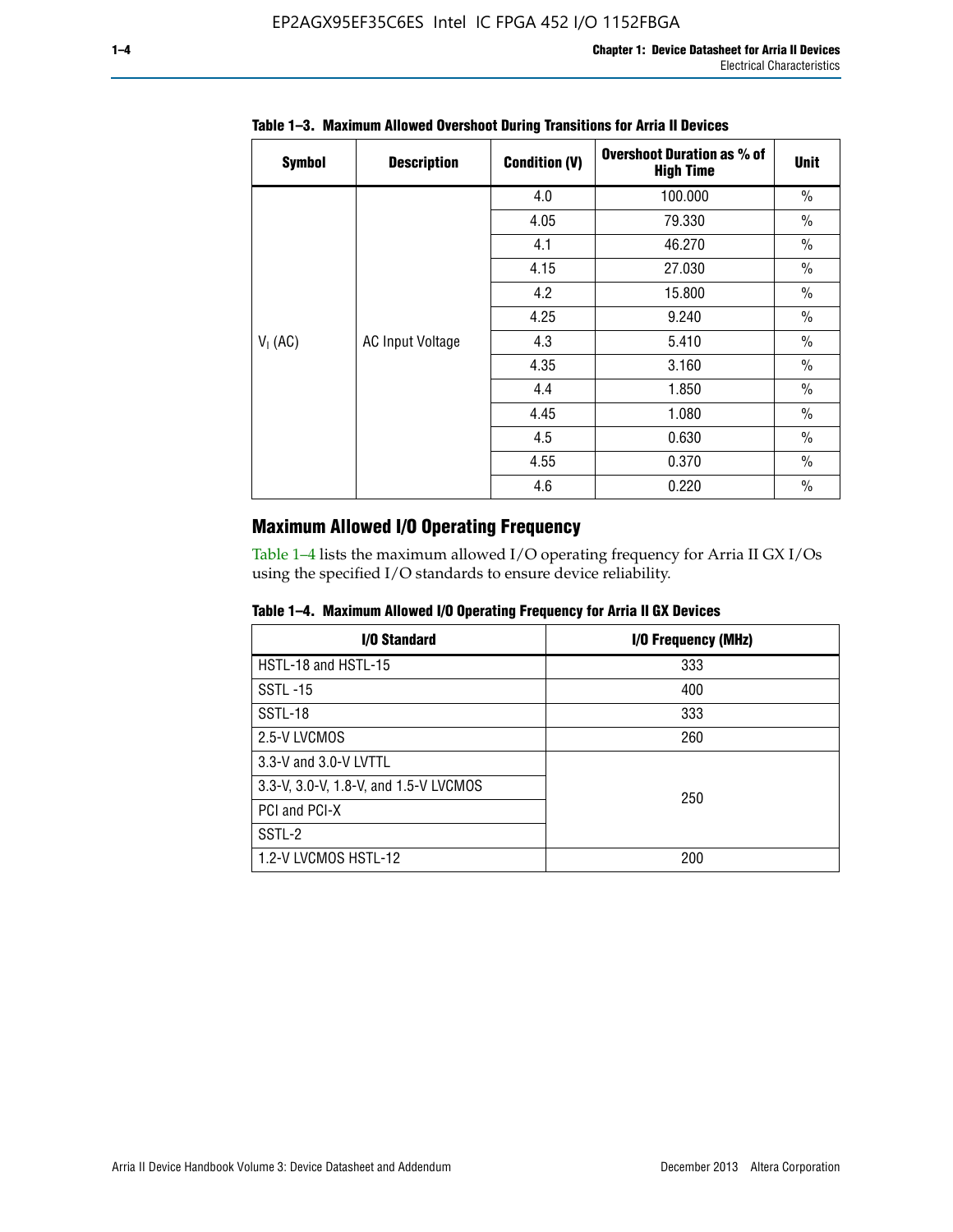**Table 1–3. Maximum Allowed Overshoot During Transitions for Arria II Devices**

| Symbol | Description | Condition (V) | Overshoot Duration as % of High Time | Unit |
|---|---|---|---|---|
| $V_I$ (AC) | AC Input Voltage | 4.0 | 100.000 | % |
| | | 4.05 | 79.330 | % |
| | | 4.1 | 46.270 | % |
| | | 4.15 | 27.030 | % |
| | | 4.2 | 15.800 | % |
| | | 4.25 | 9.240 | % |
| | | 4.3 | 5.410 | % |
| | | 4.35 | 3.160 | % |
| | | 4.4 | 1.850 | % |
| | | 4.45 | 1.080 | % |
| | | 4.5 | 0.630 | % |
| | | 4.55 | 0.370 | % |
| | | 4.6 | 0.220 | % |

## Maximum Allowed I/O Operating Frequency

Table 1–4 lists the maximum allowed I/O operating frequency for Arria II GX I/Os using the specified I/O standards to ensure device reliability.

**Table 1–4. Maximum Allowed I/O Operating Frequency for Arria II GX Devices**

| I/O Standard | I/O Frequency (MHz) |
|---|---|
| HSTL-18 and HSTL-15 | 333 |
| SSTL -15 | 400 |
| SSTL-18 | 333 |
| 2.5-V LVCMOS | 260 |
| 3.3-V and 3.0-V LVTTL | 250 |
| 3.3-V, 3.0-V, 1.8-V, and 1.5-V LVCMOS | |
| PCI and PCI-X | |
| SSTL-2 | |
| 1.2-V LVCMOS HSTL-12 | 200 |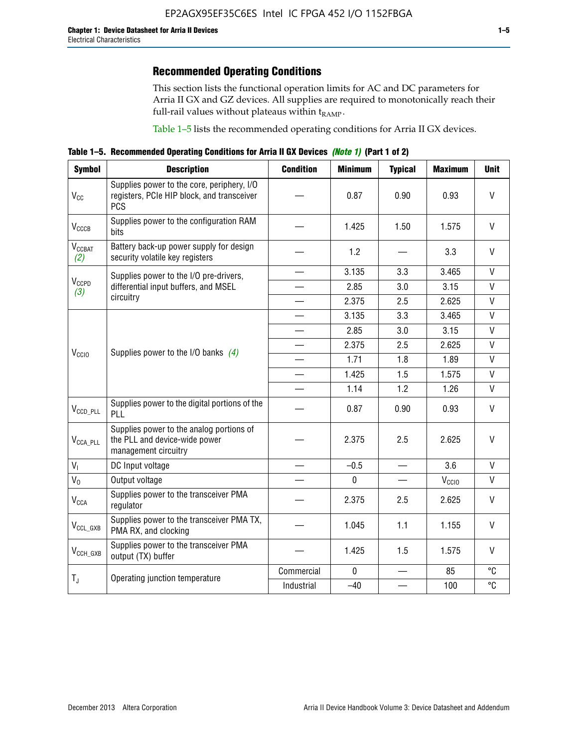## Recommended Operating Conditions

This section lists the functional operation limits for AC and DC parameters for Arria II GX and GZ devices. All supplies are required to monotonically reach their full-rail values without plateaus within $t_{RAMP}$.

Table 1–5 lists the recommended operating conditions for Arria II GX devices.

**Table 1–5. Recommended Operating Conditions for Arria II GX Devices *(Note 1)* (Part 1 of 2)**

| Symbol | Description | Condition | Minimum | Typical | Maximum | Unit |
|---|---|---|---|---|---|---|
| $V_{CC}$ | Supplies power to the core, periphery, I/O registers, PCIe HIP block, and transceiver PCS | — | 0.87 | 0.90 | 0.93 | V |
| $V_{CCCB}$ | Supplies power to the configuration RAM bits | — | 1.425 | 1.50 | 1.575 | V |
| $V_{CCBAT}$ *(2)* | Battery back-up power supply for design security volatile key registers | — | 1.2 | — | 3.3 | V |
| $V_{CCPD}$ *(3)* | Supplies power to the I/O pre-drivers, differential input buffers, and MSEL circuitry | — | 3.135 | 3.3 | 3.465 | V |
| | | — | 2.85 | 3.0 | 3.15 | V |
| | | — | 2.375 | 2.5 | 2.625 | V |
| $V_{CCIO}$ | Supplies power to the I/O banks *(4)* | — | 3.135 | 3.3 | 3.465 | V |
| | | — | 2.85 | 3.0 | 3.15 | V |
| | | — | 2.375 | 2.5 | 2.625 | V |
| | | — | 1.71 | 1.8 | 1.89 | V |
| | | — | 1.425 | 1.5 | 1.575 | V |
| | | — | 1.14 | 1.2 | 1.26 | V |
| $V_{CCD\_PLL}$ | Supplies power to the digital portions of the PLL | — | 0.87 | 0.90 | 0.93 | V |
| $V_{CCA\_PLL}$ | Supplies power to the analog portions of the PLL and device-wide power management circuitry | — | 2.375 | 2.5 | 2.625 | V |
| $V_I$ | DC Input voltage | — | –0.5 | — | 3.6 | V |
| $V_O$ | Output voltage | — | 0 | — | $V_{CCIO}$ | V |
| $V_{CCA}$ | Supplies power to the transceiver PMA regulator | — | 2.375 | 2.5 | 2.625 | V |
| $V_{CCL\_GXB}$ | Supplies power to the transceiver PMA TX, PMA RX, and clocking | — | 1.045 | 1.1 | 1.155 | V |
| $V_{CCH\_GXB}$ | Supplies power to the transceiver PMA output (TX) buffer | — | 1.425 | 1.5 | 1.575 | V |
| $T_J$ | Operating junction temperature | Commercial | 0 | — | 85 | °C |
| | | Industrial | –40 | — | 100 | °C |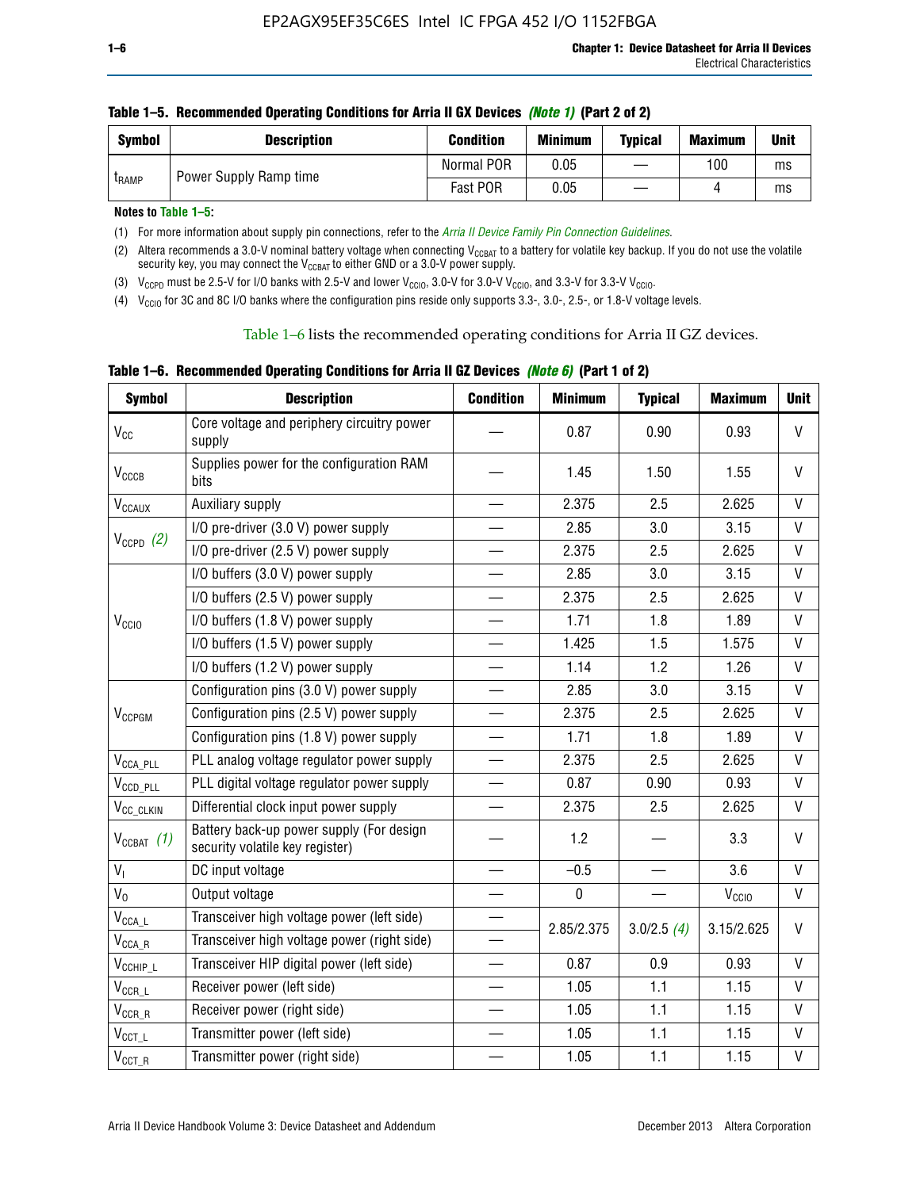**Table 1–5. Recommended Operating Conditions for Arria II GX Devices** *(Note 1)* **(Part 2 of 2)**

| Symbol | Description | Condition | Minimum | Typical | Maximum | Unit |
|---|---|---|---|---|---|---|
| $t_{RAMP}$ | Power Supply Ramp time | Normal POR | 0.05 | — | 100 | ms |
| | | Fast POR | 0.05 | — | 4 | ms |

**Notes to Table 1–5:**

(1) For more information about supply pin connections, refer to the *Arria II Device Family Pin Connection Guidelines*.

(2) Altera recommends a 3.0-V nominal battery voltage when connecting $V_{CCBAT}$ to a battery for volatile key backup. If you do not use the volatile security key, you may connect the $V_{CCBAT}$ to either GND or a 3.0-V power supply.

(3) $V_{CCPD}$ must be 2.5-V for I/O banks with 2.5-V and lower $V_{CCIO}$, 3.0-V for 3.0-V $V_{CCIO}$, and 3.3-V for 3.3-V $V_{CCIO}$.

(4) $V_{CCIO}$ for 3C and 8C I/O banks where the configuration pins reside only supports 3.3-, 3.0-, 2.5-, or 1.8-V voltage levels.

Table 1–6 lists the recommended operating conditions for Arria II GZ devices.

**Table 1–6. Recommended Operating Conditions for Arria II GZ Devices** *(Note 6)* **(Part 1 of 2)**

| Symbol | Description | Condition | Minimum | Typical | Maximum | Unit |
|---|---|---|---|---|---|---|
| $V_{CC}$ | Core voltage and periphery circuitry power supply | — | 0.87 | 0.90 | 0.93 | V |
| $V_{CCCB}$ | Supplies power for the configuration RAM bits | — | 1.45 | 1.50 | 1.55 | V |
| $V_{CCAUX}$ | Auxiliary supply | — | 2.375 | 2.5 | 2.625 | V |
| $V_{CCPD}$ *(2)* | I/O pre-driver (3.0 V) power supply | — | 2.85 | 3.0 | 3.15 | V |
| | I/O pre-driver (2.5 V) power supply | — | 2.375 | 2.5 | 2.625 | V |
| $V_{CCIO}$ | I/O buffers (3.0 V) power supply | — | 2.85 | 3.0 | 3.15 | V |
| | I/O buffers (2.5 V) power supply | — | 2.375 | 2.5 | 2.625 | V |
| | I/O buffers (1.8 V) power supply | — | 1.71 | 1.8 | 1.89 | V |
| | I/O buffers (1.5 V) power supply | — | 1.425 | 1.5 | 1.575 | V |
| | I/O buffers (1.2 V) power supply | — | 1.14 | 1.2 | 1.26 | V |
| $V_{CCPGM}$ | Configuration pins (3.0 V) power supply | — | 2.85 | 3.0 | 3.15 | V |
| | Configuration pins (2.5 V) power supply | — | 2.375 | 2.5 | 2.625 | V |
| | Configuration pins (1.8 V) power supply | — | 1.71 | 1.8 | 1.89 | V |
| $V_{CCA\_PLL}$ | PLL analog voltage regulator power supply | — | 2.375 | 2.5 | 2.625 | V |
| $V_{CCD\_PLL}$ | PLL digital voltage regulator power supply | — | 0.87 | 0.90 | 0.93 | V |
| $V_{CC\_CLKIN}$ | Differential clock input power supply | — | 2.375 | 2.5 | 2.625 | V |
| $V_{CCBAT}$ *(1)* | Battery back-up power supply (For design security volatile key register) | — | 1.2 | — | 3.3 | V |
| $V_I$ | DC input voltage | — | –0.5 | — | 3.6 | V |
| $V_O$ | Output voltage | — | 0 | — | $V_{CCIO}$ | V |
| $V_{CCA\_L}$ | Transceiver high voltage power (left side) | — | 2.85/2.375 | 3.0/2.5 *(4)* | 3.15/2.625 | V |
| $V_{CCA\_R}$ | Transceiver high voltage power (right side) | — | | | | |
| $V_{CCHIP\_L}$ | Transceiver HIP digital power (left side) | — | 0.87 | 0.9 | 0.93 | V |
| $V_{CCR\_L}$ | Receiver power (left side) | — | 1.05 | 1.1 | 1.15 | V |
| $V_{CCR\_R}$ | Receiver power (right side) | — | 1.05 | 1.1 | 1.15 | V |
| $V_{CCT\_L}$ | Transmitter power (left side) | — | 1.05 | 1.1 | 1.15 | V |
| $V_{CCT\_R}$ | Transmitter power (right side) | — | 1.05 | 1.1 | 1.15 | V |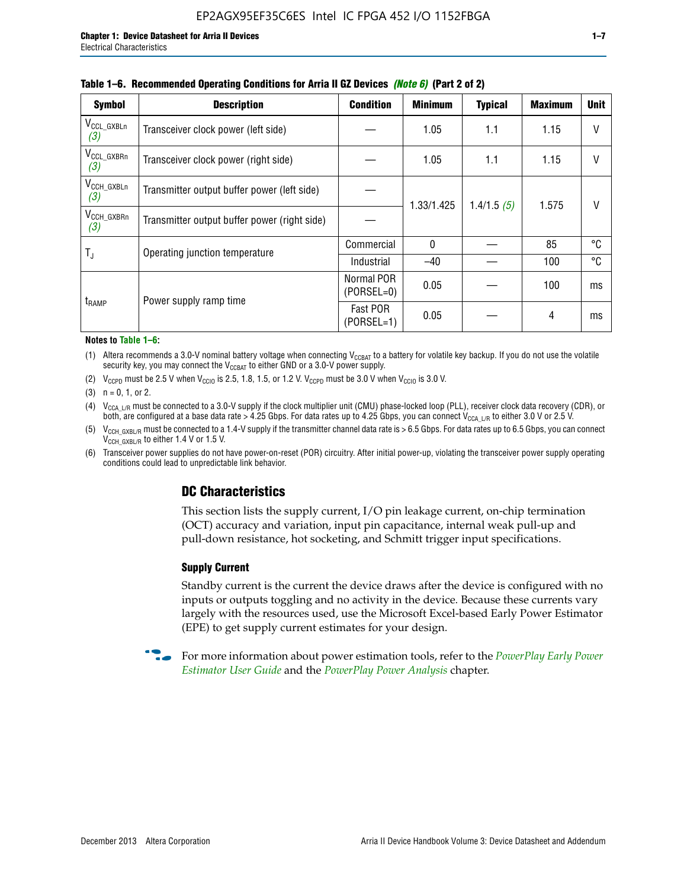**Table 1–6. Recommended Operating Conditions for Arria II GZ Devices** *(Note 6)* **(Part 2 of 2)**

| Symbol | Description | Condition | Minimum | Typical | Maximum | Unit |
|---|---|---|---|---|---|---|
| $V_{CCL\_GXBLn}$ *(3)* | Transceiver clock power (left side) | — | 1.05 | 1.1 | 1.15 | V |
| $V_{CCL\_GXBRn}$ *(3)* | Transceiver clock power (right side) | — | 1.05 | 1.1 | 1.15 | V |
| $V_{CCH\_GXBLn}$ *(3)* | Transmitter output buffer power (left side) | — | 1.33/1.425 | 1.4/1.5 *(5)* | 1.575 | V |
| $V_{CCH\_GXBRn}$ *(3)* | Transmitter output buffer power (right side) | — | | | | |
| $T_J$ | Operating junction temperature | Commercial | 0 | — | 85 | °C |
| | | Industrial | –40 | — | 100 | °C |
| $t_{RAMP}$ | Power supply ramp time | Normal POR (PORSEL=0) | 0.05 | — | 100 | ms |
| | | Fast POR (PORSEL=1) | 0.05 | — | 4 | ms |

**Notes to Table 1–6:**

(1) Altera recommends a 3.0-V nominal battery voltage when connecting $V_{CCBAT}$ to a battery for volatile key backup. If you do not use the volatile security key, you may connect the $V_{CCBAT}$ to either GND or a 3.0-V power supply.

(2) $V_{CCPD}$ must be 2.5 V when $V_{CCIO}$ is 2.5, 1.8, 1.5, or 1.2 V. $V_{CCPD}$ must be 3.0 V when $V_{CCIO}$ is 3.0 V.

(3) n = 0, 1, or 2.

(4) $V_{CCA\_L/R}$ must be connected to a 3.0-V supply if the clock multiplier unit (CMU) phase-locked loop (PLL), receiver clock data recovery (CDR), or both, are configured at a base data rate > 4.25 Gbps. For data rates up to 4.25 Gbps, you can connect $V_{CCA\_L/R}$ to either 3.0 V or 2.5 V.

(5) $V_{CCH\_GXBL/R}$ must be connected to a 1.4-V supply if the transmitter channel data rate is > 6.5 Gbps. For data rates up to 6.5 Gbps, you can connect $V_{CCH\_GXBL/R}$ to either 1.4 V or 1.5 V.

(6) Transceiver power supplies do not have power-on-reset (POR) circuitry. After initial power-up, violating the transceiver power supply operating conditions could lead to unpredictable link behavior.

## DC Characteristics

This section lists the supply current, I/O pin leakage current, on-chip termination (OCT) accuracy and variation, input pin capacitance, internal weak pull-up and pull-down resistance, hot socketing, and Schmitt trigger input specifications.

### Supply Current

Standby current is the current the device draws after the device is configured with no inputs or outputs toggling and no activity in the device. Because these currents vary largely with the resources used, use the Microsoft Excel-based Early Power Estimator (EPE) to get supply current estimates for your design.

For more information about power estimation tools, refer to the *PowerPlay Early Power Estimator User Guide* and the *PowerPlay Power Analysis* chapter.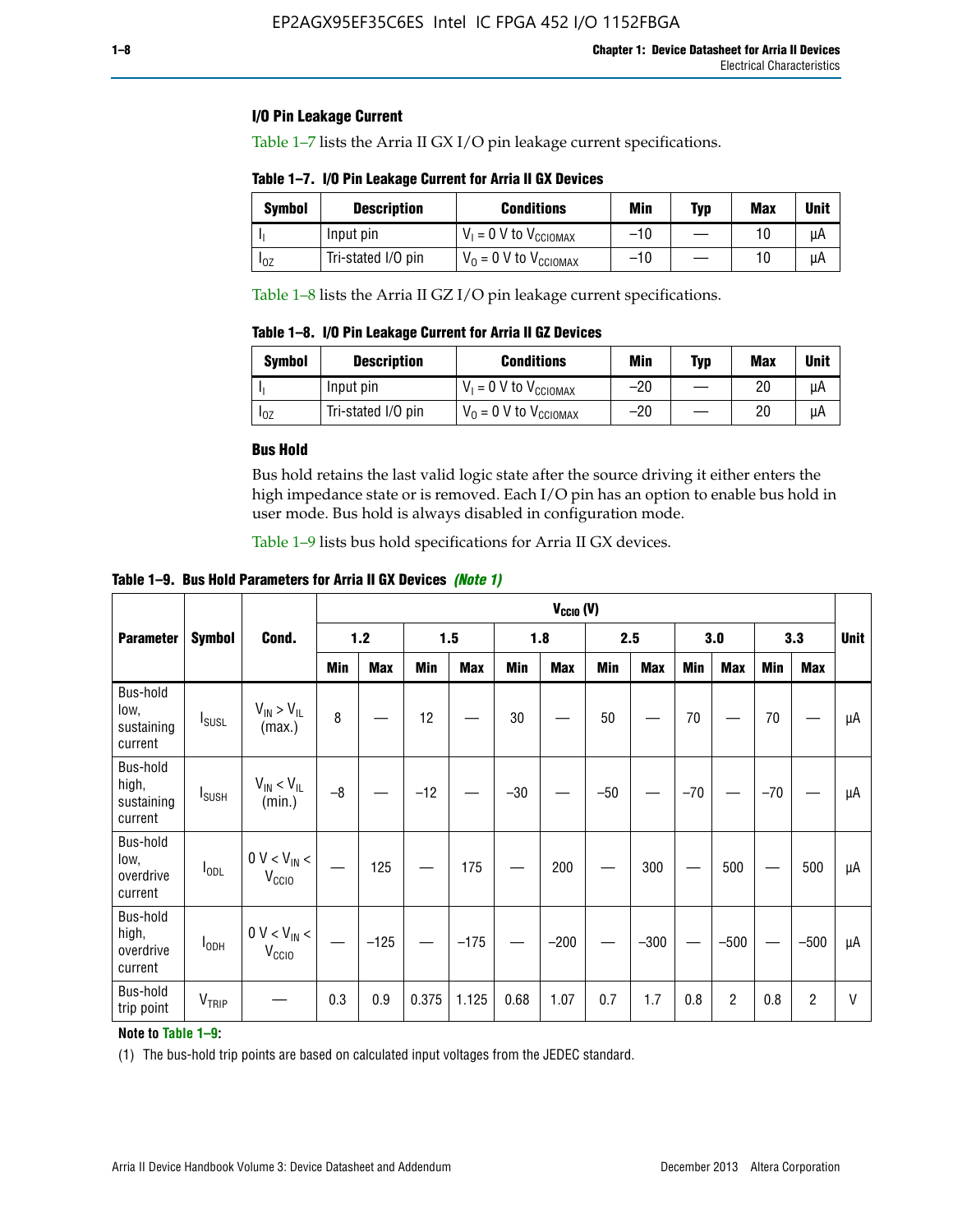### I/O Pin Leakage Current

Table 1–7 lists the Arria II GX I/O pin leakage current specifications.

**Table 1–7. I/O Pin Leakage Current for Arria II GX Devices**

| Symbol | Description | Conditions | Min | Typ | Max | Unit |
|---|---|---|---|---|---|---|
| $I_I$ | Input pin | $V_I$ = 0 V to $V_{CCIOMAX}$ | –10 | — | 10 | µA |
| $I_{OZ}$ | Tri-stated I/O pin | $V_O$ = 0 V to $V_{CCIOMAX}$ | –10 | — | 10 | µA |

Table 1–8 lists the Arria II GZ I/O pin leakage current specifications.

**Table 1–8. I/O Pin Leakage Current for Arria II GZ Devices**

| Symbol | Description | Conditions | Min | Typ | Max | Unit |
|---|---|---|---|---|---|---|
| $I_I$ | Input pin | $V_I$ = 0 V to $V_{CCIOMAX}$ | –20 | — | 20 | µA |
| $I_{OZ}$ | Tri-stated I/O pin | $V_O$ = 0 V to $V_{CCIOMAX}$ | –20 | — | 20 | µA |

### Bus Hold

Bus hold retains the last valid logic state after the source driving it either enters the high impedance state or is removed. Each I/O pin has an option to enable bus hold in user mode. Bus hold is always disabled in configuration mode.

Table 1–9 lists bus hold specifications for Arria II GX devices.

**Table 1–9. Bus Hold Parameters for Arria II GX Devices** *(Note 1)*

| Parameter | Symbol | Cond. | $V_{CCIO}$ (V) | | | | | | | | | | | | Unit |
|---|---|---|---|---|---|---|---|---|---|---|---|---|---|---|---|
| | | | 1.2 | | 1.5 | | 1.8 | | 2.5 | | 3.0 | | 3.3 | | |
| | | | Min | Max | Min | Max | Min | Max | Min | Max | Min | Max | Min | Max | |
| Bus-hold low, sustaining current | $I_{SUSL}$ | $V_{IN} > V_{IL}$ (max.) | 8 | — | 12 | — | 30 | — | 50 | — | 70 | — | 70 | — | µA |
| Bus-hold high, sustaining current | $I_{SUSH}$ | $V_{IN} < V_{IL}$ (min.) | –8 | — | –12 | — | –30 | — | –50 | — | –70 | — | –70 | — | µA |
| Bus-hold low, overdrive current | $I_{ODL}$ | 0 V < $V_{IN}$ < $V_{CCIO}$ | — | 125 | — | 175 | — | 200 | — | 300 | — | 500 | — | 500 | µA |
| Bus-hold high, overdrive current | $I_{ODH}$ | 0 V < $V_{IN}$ < $V_{CCIO}$ | — | –125 | — | –175 | — | –200 | — | –300 | — | –500 | — | –500 | µA |
| Bus-hold trip point | $V_{TRIP}$ | — | 0.3 | 0.9 | 0.375 | 1.125 | 0.68 | 1.07 | 0.7 | 1.7 | 0.8 | 2 | 0.8 | 2 | V |

**Note to Table 1–9:**

(1) The bus-hold trip points are based on calculated input voltages from the JEDEC standard.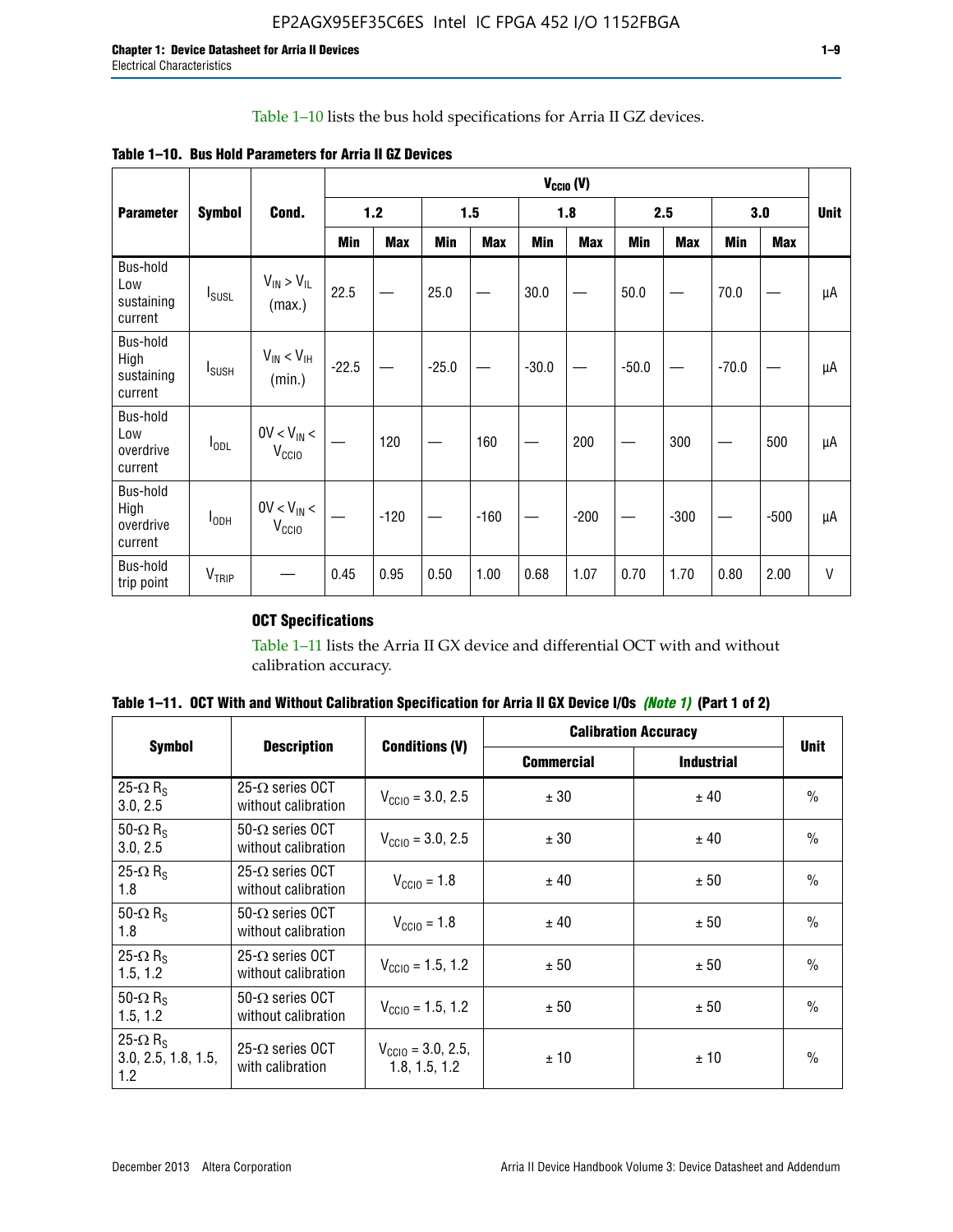Table 1–10 lists the bus hold specifications for Arria II GZ devices.

**Table 1–10. Bus Hold Parameters for Arria II GZ Devices**

| Parameter | Symbol | Cond. | $V_{CCIO}$ (V) | | | | | | | | | | Unit |
|---|---|---|---|---|---|---|---|---|---|---|---|---|---|
| | | | 1.2 | | 1.5 | | 1.8 | | 2.5 | | 3.0 | | |
| | | | Min | Max | Min | Max | Min | Max | Min | Max | Min | Max | |
| Bus-hold Low sustaining current | $I_{SUSL}$ | $V_{IN} > V_{IL}$ (max.) | 22.5 | — | 25.0 | — | 30.0 | — | 50.0 | — | 70.0 | — | µA |
| Bus-hold High sustaining current | $I_{SUSH}$ | $V_{IN} < V_{IH}$ (min.) | -22.5 | — | -25.0 | — | -30.0 | — | -50.0 | — | -70.0 | — | µA |
| Bus-hold Low overdrive current | $I_{ODL}$ | $0V < V_{IN} < V_{CCIO}$ | — | 120 | — | 160 | — | 200 | — | 300 | — | 500 | µA |
| Bus-hold High overdrive current | $I_{ODH}$ | $0V < V_{IN} < V_{CCIO}$ | — | -120 | — | -160 | — | -200 | — | -300 | — | -500 | µA |
| Bus-hold trip point | $V_{TRIP}$ | — | 0.45 | 0.95 | 0.50 | 1.00 | 0.68 | 1.07 | 0.70 | 1.70 | 0.80 | 2.00 | V |

### OCT Specifications

Table 1–11 lists the Arria II GX device and differential OCT with and without calibration accuracy.

**Table 1–11. OCT With and Without Calibration Specification for Arria II GX Device I/Os *(Note 1)* (Part 1 of 2)**

| Symbol | Description | Conditions (V) | Calibration Accuracy | | Unit |
|---|---|---|---|---|---|
| | | | Commercial | Industrial | |
| 25-Ω $R_S$ 3.0, 2.5 | 25-Ω series OCT without calibration | $V_{CCIO}$ = 3.0, 2.5 | ± 30 | ± 40 | % |
| 50-Ω $R_S$ 3.0, 2.5 | 50-Ω series OCT without calibration | $V_{CCIO}$ = 3.0, 2.5 | ± 30 | ± 40 | % |
| 25-Ω $R_S$ 1.8 | 25-Ω series OCT without calibration | $V_{CCIO}$ = 1.8 | ± 40 | ± 50 | % |
| 50-Ω $R_S$ 1.8 | 50-Ω series OCT without calibration | $V_{CCIO}$ = 1.8 | ± 40 | ± 50 | % |
| 25-Ω $R_S$ 1.5, 1.2 | 25-Ω series OCT without calibration | $V_{CCIO}$ = 1.5, 1.2 | ± 50 | ± 50 | % |
| 50-Ω $R_S$ 1.5, 1.2 | 50-Ω series OCT without calibration | $V_{CCIO}$ = 1.5, 1.2 | ± 50 | ± 50 | % |
| 25-Ω $R_S$ 3.0, 2.5, 1.8, 1.5, 1.2 | 25-Ω series OCT with calibration | $V_{CCIO}$ = 3.0, 2.5, 1.8, 1.5, 1.2 | ± 10 | ± 10 | % |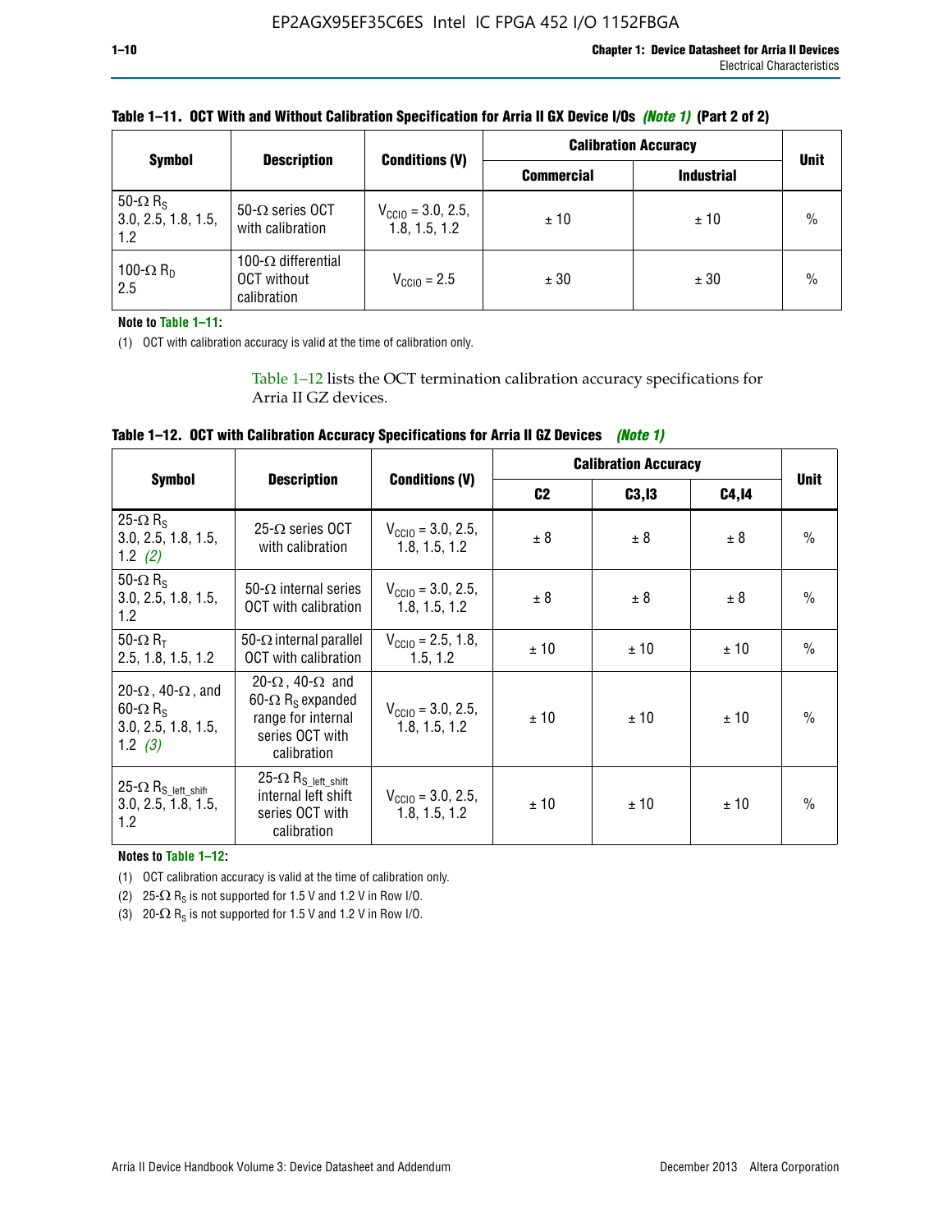**Table 1–11. OCT With and Without Calibration Specification for Arria II GX Device I/Os** *(Note 1)* **(Part 2 of 2)**

| Symbol | Description | Conditions (V) | Calibration Accuracy | | Unit |
|---|---|---|---|---|---|
| | | | Commercial | Industrial | |
| 50-Ω $R_S$ 3.0, 2.5, 1.8, 1.5, 1.2 | 50-Ω series OCT with calibration | $V_{CCIO}$ = 3.0, 2.5, 1.8, 1.5, 1.2 | ± 10 | ± 10 | % |
| 100-Ω $R_D$ 2.5 | 100-Ω differential OCT without calibration | $V_{CCIO}$ = 2.5 | ± 30 | ± 30 | % |

**Note to Table 1–11:**

(1) OCT with calibration accuracy is valid at the time of calibration only.

Table 1–12 lists the OCT termination calibration accuracy specifications for Arria II GZ devices.

**Table 1–12. OCT with Calibration Accuracy Specifications for Arria II GZ Devices** *(Note 1)*

| Symbol | Description | Conditions (V) | Calibration Accuracy | | | Unit |
|---|---|---|---|---|---|---|
| | | | C2 | C3,I3 | C4,I4 | |
| 25-Ω $R_S$ 3.0, 2.5, 1.8, 1.5, 1.2 *(2)* | 25-Ω series OCT with calibration | $V_{CCIO}$ = 3.0, 2.5, 1.8, 1.5, 1.2 | ± 8 | ± 8 | ± 8 | % |
| 50-Ω $R_S$ 3.0, 2.5, 1.8, 1.5, 1.2 | 50-Ω internal series OCT with calibration | $V_{CCIO}$ = 3.0, 2.5, 1.8, 1.5, 1.2 | ± 8 | ± 8 | ± 8 | % |
| 50-Ω $R_T$ 2.5, 1.8, 1.5, 1.2 | 50-Ω internal parallel OCT with calibration | $V_{CCIO}$ = 2.5, 1.8, 1.5, 1.2 | ± 10 | ± 10 | ± 10 | % |
| 20-Ω, 40-Ω, and 60-Ω $R_S$ 3.0, 2.5, 1.8, 1.5, 1.2 *(3)* | 20-Ω, 40-Ω and 60-Ω $R_S$ expanded range for internal series OCT with calibration | $V_{CCIO}$ = 3.0, 2.5, 1.8, 1.5, 1.2 | ± 10 | ± 10 | ± 10 | % |
| 25-Ω $R_{S\_left\_shift}$ 3.0, 2.5, 1.8, 1.5, 1.2 | 25-Ω $R_{S\_left\_shift}$ internal left shift series OCT with calibration | $V_{CCIO}$ = 3.0, 2.5, 1.8, 1.5, 1.2 | ± 10 | ± 10 | ± 10 | % |

**Notes to Table 1–12:**

(1) OCT calibration accuracy is valid at the time of calibration only.

(2) 25-Ω $R_S$ is not supported for 1.5 V and 1.2 V in Row I/O.

(3) 20-Ω $R_S$ is not supported for 1.5 V and 1.2 V in Row I/O.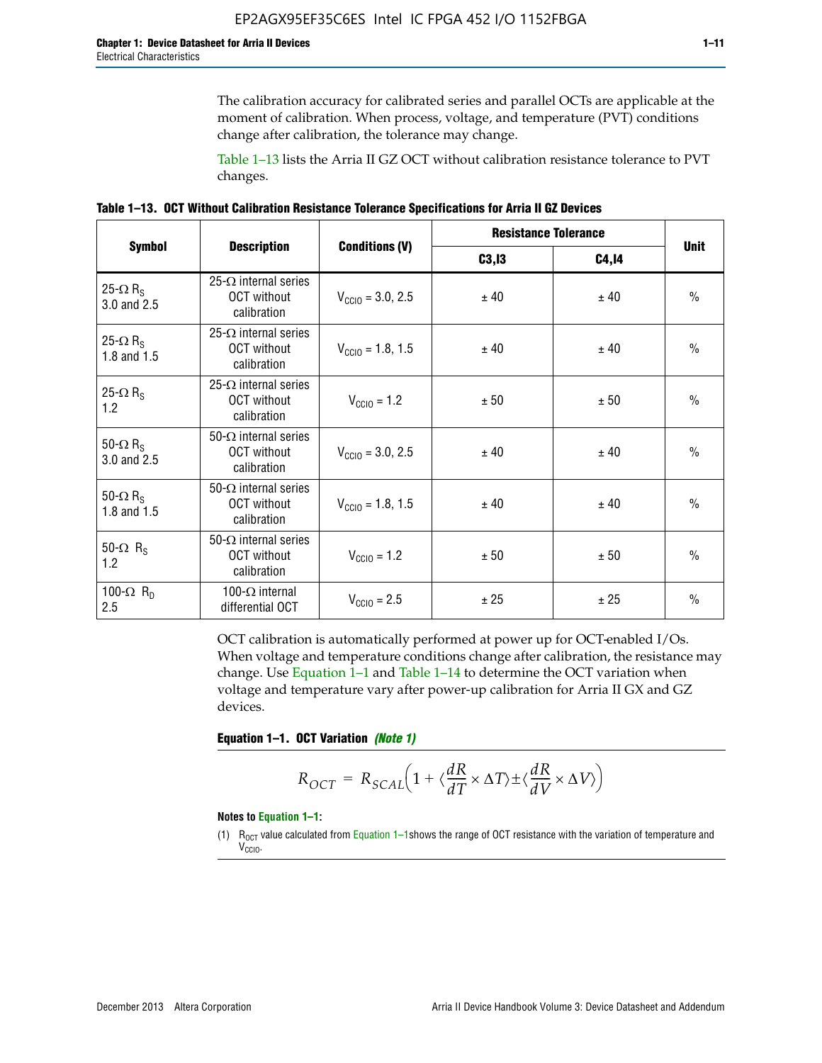The calibration accuracy for calibrated series and parallel OCTs are applicable at the moment of calibration. When process, voltage, and temperature (PVT) conditions change after calibration, the tolerance may change.

Table 1–13 lists the Arria II GZ OCT without calibration resistance tolerance to PVT changes.

**Table 1–13. OCT Without Calibration Resistance Tolerance Specifications for Arria II GZ Devices**

| Symbol | Description | Conditions (V) | Resistance Tolerance | | Unit |
|---|---|---|---|---|---|
| | | | C3,I3 | C4,I4 | |
| 25-Ω $R_S$ 3.0 and 2.5 | 25-Ω internal series OCT without calibration | $V_{CCIO}$ = 3.0, 2.5 | ± 40 | ± 40 | % |
| 25-Ω $R_S$ 1.8 and 1.5 | 25-Ω internal series OCT without calibration | $V_{CCIO}$ = 1.8, 1.5 | ± 40 | ± 40 | % |
| 25-Ω $R_S$ 1.2 | 25-Ω internal series OCT without calibration | $V_{CCIO}$ = 1.2 | ± 50 | ± 50 | % |
| 50-Ω $R_S$ 3.0 and 2.5 | 50-Ω internal series OCT without calibration | $V_{CCIO}$ = 3.0, 2.5 | ± 40 | ± 40 | % |
| 50-Ω $R_S$ 1.8 and 1.5 | 50-Ω internal series OCT without calibration | $V_{CCIO}$ = 1.8, 1.5 | ± 40 | ± 40 | % |
| 50-Ω $R_S$ 1.2 | 50-Ω internal series OCT without calibration | $V_{CCIO}$ = 1.2 | ± 50 | ± 50 | % |
| 100-Ω $R_D$ 2.5 | 100-Ω internal differential OCT | $V_{CCIO}$ = 2.5 | ± 25 | ± 25 | % |

OCT calibration is automatically performed at power up for OCT-enabled I/Os. When voltage and temperature conditions change after calibration, the resistance may change. Use Equation 1–1 and Table 1–14 to determine the OCT variation when voltage and temperature vary after power-up calibration for Arria II GX and GZ devices.

**Equation 1–1. OCT Variation** ***(Note 1)***

$$R_{OCT} = R_{SCAL}\left(1 + \langle\frac{dR}{dT} \times \Delta T\rangle \pm \langle\frac{dR}{dV} \times \Delta V\rangle\right)$$

**Notes to Equation 1–1:**

(1) $R_{OCT}$ value calculated from Equation 1–1shows the range of OCT resistance with the variation of temperature and $V_{CCIO}$.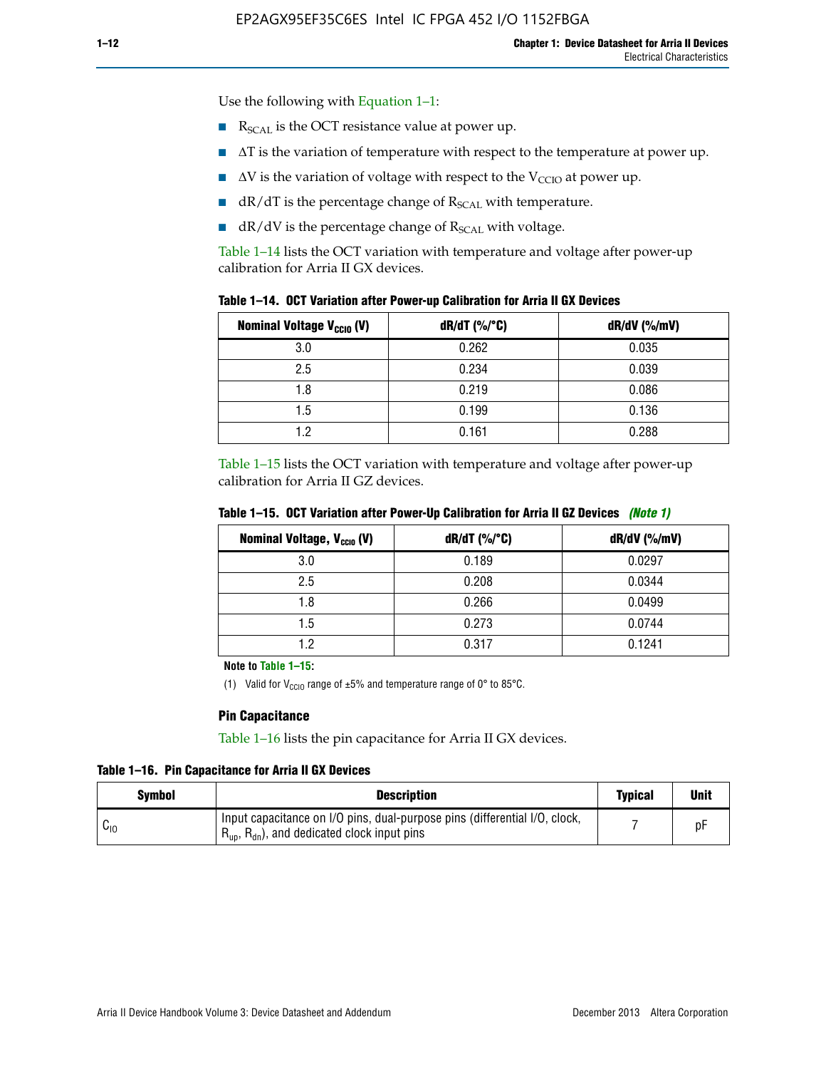Use the following with Equation 1–1:

- $R_{SCAL}$ is the OCT resistance value at power up.
- $\Delta T$ is the variation of temperature with respect to the temperature at power up.
- $\Delta V$ is the variation of voltage with respect to the $V_{CCIO}$ at power up.
- dR/dT is the percentage change of $R_{SCAL}$ with temperature.
- dR/dV is the percentage change of $R_{SCAL}$ with voltage.

Table 1–14 lists the OCT variation with temperature and voltage after power-up calibration for Arria II GX devices.

**Table 1–14. OCT Variation after Power-up Calibration for Arria II GX Devices**

| Nominal Voltage $V_{CCIO}$ (V) | dR/dT (%/°C) | dR/dV (%/mV) |
|---|---|---|
| 3.0 | 0.262 | 0.035 |
| 2.5 | 0.234 | 0.039 |
| 1.8 | 0.219 | 0.086 |
| 1.5 | 0.199 | 0.136 |
| 1.2 | 0.161 | 0.288 |

Table 1–15 lists the OCT variation with temperature and voltage after power-up calibration for Arria II GZ devices.

**Table 1–15. OCT Variation after Power-Up Calibration for Arria II GZ Devices** *(Note 1)*

| Nominal Voltage, $V_{CCIO}$ (V) | dR/dT (%/°C) | dR/dV (%/mV) |
|---|---|---|
| 3.0 | 0.189 | 0.0297 |
| 2.5 | 0.208 | 0.0344 |
| 1.8 | 0.266 | 0.0499 |
| 1.5 | 0.273 | 0.0744 |
| 1.2 | 0.317 | 0.1241 |

**Note to Table 1–15:**

(1) Valid for $V_{CCIO}$ range of ±5% and temperature range of 0° to 85°C.

### Pin Capacitance

Table 1–16 lists the pin capacitance for Arria II GX devices.

**Table 1–16. Pin Capacitance for Arria II GX Devices**

| Symbol | Description | Typical | Unit |
|---|---|---|---|
| $C_{IO}$ | Input capacitance on I/O pins, dual-purpose pins (differential I/O, clock, $R_{up}$, $R_{dn}$), and dedicated clock input pins | 7 | pF |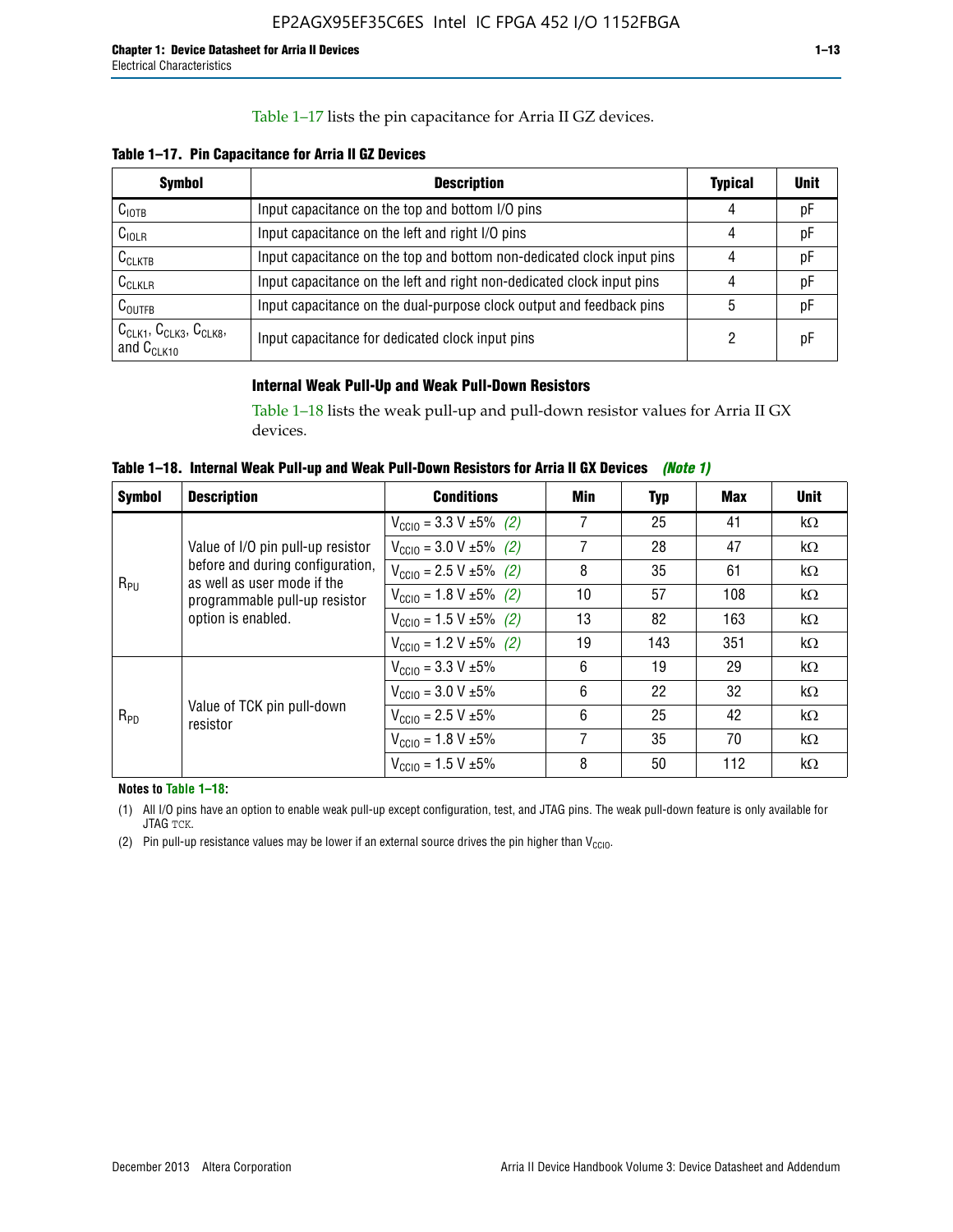Table 1–17 lists the pin capacitance for Arria II GZ devices.

**Table 1–17. Pin Capacitance for Arria II GZ Devices**

| Symbol | Description | Typical | Unit |
|---|---|---|---|
| $C_{IOTB}$ | Input capacitance on the top and bottom I/O pins | 4 | pF |
| $C_{IOLR}$ | Input capacitance on the left and right I/O pins | 4 | pF |
| $C_{CLKTB}$ | Input capacitance on the top and bottom non-dedicated clock input pins | 4 | pF |
| $C_{CLKLR}$ | Input capacitance on the left and right non-dedicated clock input pins | 4 | pF |
| $C_{OUTFB}$ | Input capacitance on the dual-purpose clock output and feedback pins | 5 | pF |
| $C_{CLK1}$, $C_{CLK3}$, $C_{CLK8}$, and $C_{CLK10}$ | Input capacitance for dedicated clock input pins | 2 | pF |

### Internal Weak Pull-Up and Weak Pull-Down Resistors

Table 1–18 lists the weak pull-up and pull-down resistor values for Arria II GX devices.

**Table 1–18. Internal Weak Pull-up and Weak Pull-Down Resistors for Arria II GX Devices** *(Note 1)*

| Symbol | Description | Conditions | Min | Typ | Max | Unit |
|---|---|---|---|---|---|---|
| $R_{PU}$ | Value of I/O pin pull-up resistor before and during configuration, as well as user mode if the programmable pull-up resistor option is enabled. | $V_{CCIO}$ = 3.3 V ±5% *(2)* | 7 | 25 | 41 | kΩ |
| | | $V_{CCIO}$ = 3.0 V ±5% *(2)* | 7 | 28 | 47 | kΩ |
| | | $V_{CCIO}$ = 2.5 V ±5% *(2)* | 8 | 35 | 61 | kΩ |
| | | $V_{CCIO}$ = 1.8 V ±5% *(2)* | 10 | 57 | 108 | kΩ |
| | | $V_{CCIO}$ = 1.5 V ±5% *(2)* | 13 | 82 | 163 | kΩ |
| | | $V_{CCIO}$ = 1.2 V ±5% *(2)* | 19 | 143 | 351 | kΩ |
| $R_{PD}$ | Value of TCK pin pull-down resistor | $V_{CCIO}$ = 3.3 V ±5% | 6 | 19 | 29 | kΩ |
| | | $V_{CCIO}$ = 3.0 V ±5% | 6 | 22 | 32 | kΩ |
| | | $V_{CCIO}$ = 2.5 V ±5% | 6 | 25 | 42 | kΩ |
| | | $V_{CCIO}$ = 1.8 V ±5% | 7 | 35 | 70 | kΩ |
| | | $V_{CCIO}$ = 1.5 V ±5% | 8 | 50 | 112 | kΩ |

**Notes to Table 1–18:**

(1) All I/O pins have an option to enable weak pull-up except configuration, test, and JTAG pins. The weak pull-down feature is only available for JTAG TCK.

(2) Pin pull-up resistance values may be lower if an external source drives the pin higher than $V_{CCIO}$.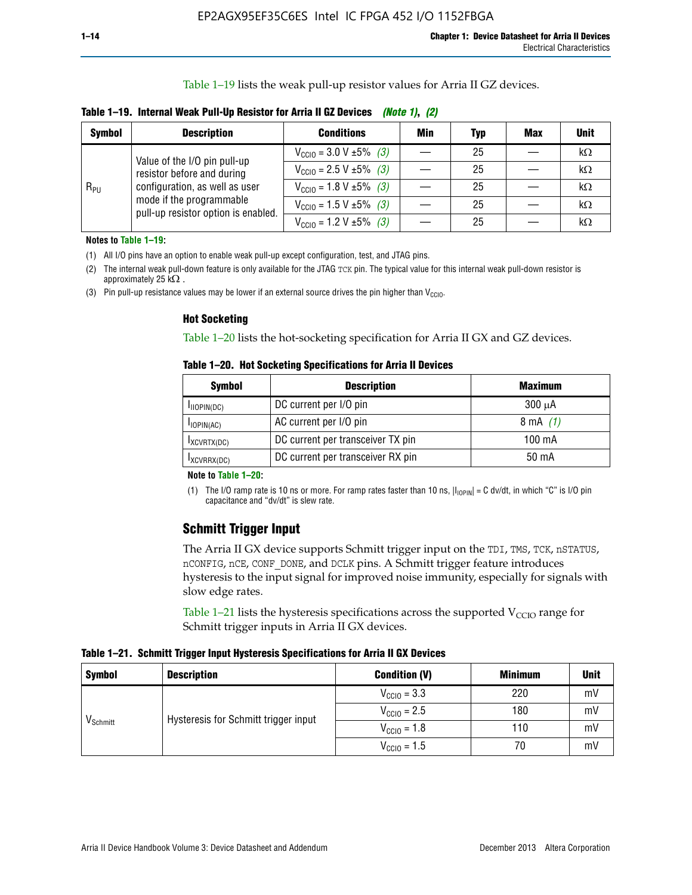Table 1–19 lists the weak pull-up resistor values for Arria II GZ devices.

**Table 1–19. Internal Weak Pull-Up Resistor for Arria II GZ Devices** *(Note 1)*, *(2)*

| Symbol | Description | Conditions | Min | Typ | Max | Unit |
|---|---|---|---|---|---|---|
| $R_{PU}$ | Value of the I/O pin pull-up resistor before and during configuration, as well as user mode if the programmable pull-up resistor option is enabled. | $V_{CCIO}$ = 3.0 V ±5% *(3)* | — | 25 | — | kΩ |
| | | $V_{CCIO}$ = 2.5 V ±5% *(3)* | — | 25 | — | kΩ |
| | | $V_{CCIO}$ = 1.8 V ±5% *(3)* | — | 25 | — | kΩ |
| | | $V_{CCIO}$ = 1.5 V ±5% *(3)* | — | 25 | — | kΩ |
| | | $V_{CCIO}$ = 1.2 V ±5% *(3)* | — | 25 | — | kΩ |

**Notes to Table 1–19:**

(1) All I/O pins have an option to enable weak pull-up except configuration, test, and JTAG pins.

(2) The internal weak pull-down feature is only available for the JTAG TCK pin. The typical value for this internal weak pull-down resistor is approximately 25 kΩ .

(3) Pin pull-up resistance values may be lower if an external source drives the pin higher than $V_{CCIO}$.

### Hot Socketing

Table 1–20 lists the hot-socketing specification for Arria II GX and GZ devices.

**Table 1–20. Hot Socketing Specifications for Arria II Devices**

| Symbol | Description | Maximum |
|---|---|---|
| $I_{IIOPIN(DC)}$ | DC current per I/O pin | 300 μA |
| $I_{IOPIN(AC)}$ | AC current per I/O pin | 8 mA *(1)* |
| $I_{XCVRTX(DC)}$ | DC current per transceiver TX pin | 100 mA |
| $I_{XCVRRX(DC)}$ | DC current per transceiver RX pin | 50 mA |

**Note to Table 1–20:**

(1) The I/O ramp rate is 10 ns or more. For ramp rates faster than 10 ns, $|I_{IOPIN}|$ = C dv/dt, in which "C" is I/O pin capacitance and "dv/dt" is slew rate.

## Schmitt Trigger Input

The Arria II GX device supports Schmitt trigger input on the TDI, TMS, TCK, nSTATUS, nCONFIG, nCE, CONF_DONE, and DCLK pins. A Schmitt trigger feature introduces hysteresis to the input signal for improved noise immunity, especially for signals with slow edge rates.

Table 1–21 lists the hysteresis specifications across the supported $V_{CCIO}$ range for Schmitt trigger inputs in Arria II GX devices.

**Table 1–21. Schmitt Trigger Input Hysteresis Specifications for Arria II GX Devices**

| Symbol | Description | Condition (V) | Minimum | Unit |
|---|---|---|---|---|
| $V_{Schmitt}$ | Hysteresis for Schmitt trigger input | $V_{CCIO}$ = 3.3 | 220 | mV |
| | | $V_{CCIO}$ = 2.5 | 180 | mV |
| | | $V_{CCIO}$ = 1.8 | 110 | mV |
| | | $V_{CCIO}$ = 1.5 | 70 | mV |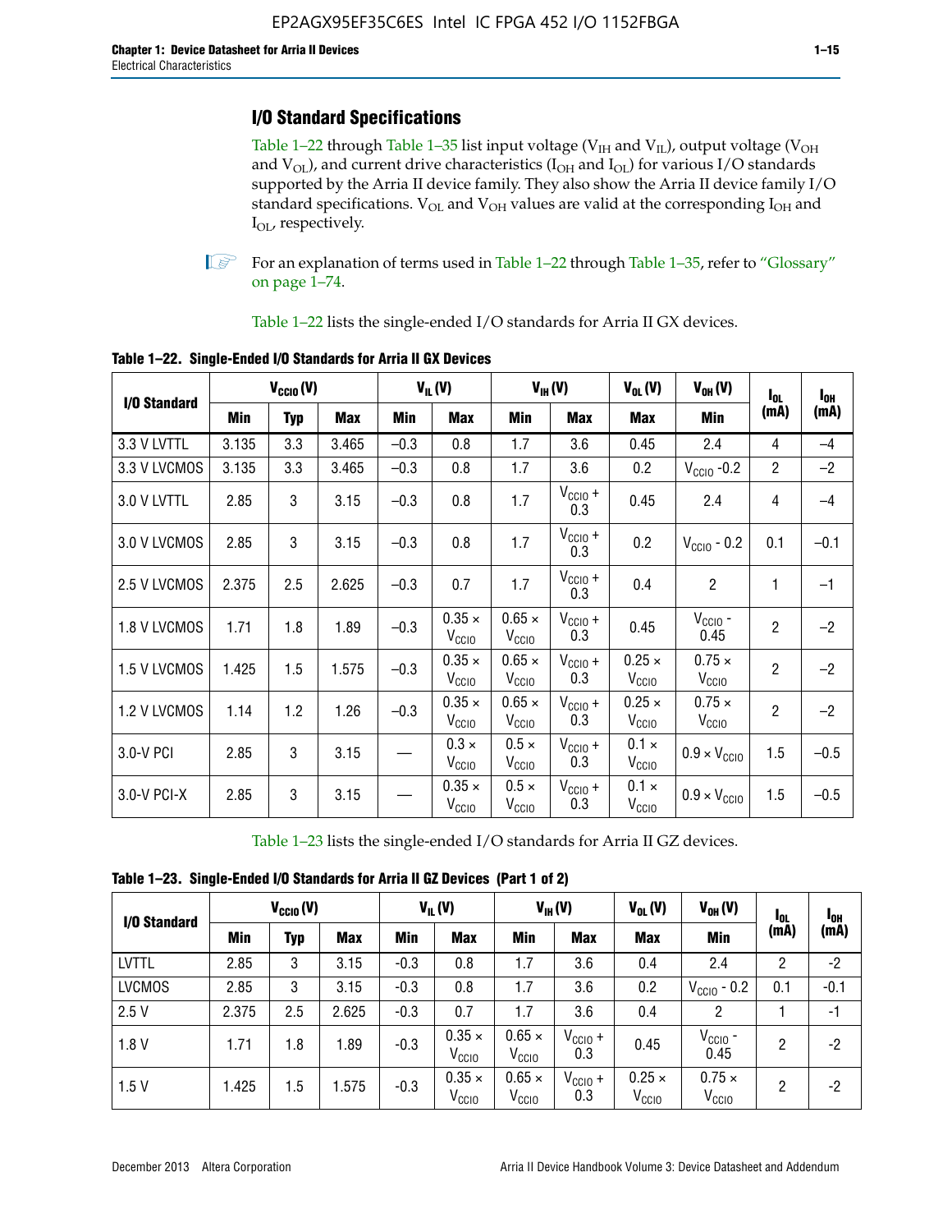## I/O Standard Specifications

Table 1–22 through Table 1–35 list input voltage ($V_{IH}$ and $V_{IL}$), output voltage ($V_{OH}$ and $V_{OL}$), and current drive characteristics ($I_{OH}$ and $I_{OL}$) for various I/O standards supported by the Arria II device family. They also show the Arria II device family I/O standard specifications. $V_{OL}$ and $V_{OH}$ values are valid at the corresponding $I_{OH}$ and $I_{OL}$, respectively.

For an explanation of terms used in Table 1–22 through Table 1–35, refer to "Glossary" on page 1–74.

Table 1–22 lists the single-ended I/O standards for Arria II GX devices.

**Table 1–22. Single-Ended I/O Standards for Arria II GX Devices**

| I/O Standard | $V_{CCIO}$ (V) | | | $V_{IL}$ (V) | | $V_{IH}$ (V) | | $V_{OL}$ (V) | $V_{OH}$ (V) | $I_{OL}$ (mA) | $I_{OH}$ (mA) |
|---|---|---|---|---|---|---|---|---|---|---|---|
| | Min | Typ | Max | Min | Max | Min | Max | Max | Min | | |
| 3.3 V LVTTL | 3.135 | 3.3 | 3.465 | –0.3 | 0.8 | 1.7 | 3.6 | 0.45 | 2.4 | 4 | –4 |
| 3.3 V LVCMOS | 3.135 | 3.3 | 3.465 | –0.3 | 0.8 | 1.7 | 3.6 | 0.2 | $V_{CCIO}$ -0.2 | 2 | –2 |
| 3.0 V LVTTL | 2.85 | 3 | 3.15 | –0.3 | 0.8 | 1.7 | $V_{CCIO}$ + 0.3 | 0.45 | 2.4 | 4 | –4 |
| 3.0 V LVCMOS | 2.85 | 3 | 3.15 | –0.3 | 0.8 | 1.7 | $V_{CCIO}$ + 0.3 | 0.2 | $V_{CCIO}$ - 0.2 | 0.1 | –0.1 |
| 2.5 V LVCMOS | 2.375 | 2.5 | 2.625 | –0.3 | 0.7 | 1.7 | $V_{CCIO}$ + 0.3 | 0.4 | 2 | 1 | –1 |
| 1.8 V LVCMOS | 1.71 | 1.8 | 1.89 | –0.3 | 0.35 × $V_{CCIO}$ | 0.65 × $V_{CCIO}$ | $V_{CCIO}$ + 0.3 | 0.45 | $V_{CCIO}$ - 0.45 | 2 | –2 |
| 1.5 V LVCMOS | 1.425 | 1.5 | 1.575 | –0.3 | 0.35 × $V_{CCIO}$ | 0.65 × $V_{CCIO}$ | $V_{CCIO}$ + 0.3 | 0.25 × $V_{CCIO}$ | 0.75 × $V_{CCIO}$ | 2 | –2 |
| 1.2 V LVCMOS | 1.14 | 1.2 | 1.26 | –0.3 | 0.35 × $V_{CCIO}$ | 0.65 × $V_{CCIO}$ | $V_{CCIO}$ + 0.3 | 0.25 × $V_{CCIO}$ | 0.75 × $V_{CCIO}$ | 2 | –2 |
| 3.0-V PCI | 2.85 | 3 | 3.15 | — | 0.3 × $V_{CCIO}$ | 0.5 × $V_{CCIO}$ | $V_{CCIO}$ + 0.3 | 0.1 × $V_{CCIO}$ | 0.9 × $V_{CCIO}$ | 1.5 | –0.5 |
| 3.0-V PCI-X | 2.85 | 3 | 3.15 | — | 0.35 × $V_{CCIO}$ | 0.5 × $V_{CCIO}$ | $V_{CCIO}$ + 0.3 | 0.1 × $V_{CCIO}$ | 0.9 × $V_{CCIO}$ | 1.5 | –0.5 |

Table 1–23 lists the single-ended I/O standards for Arria II GZ devices.

**Table 1–23. Single-Ended I/O Standards for Arria II GZ Devices (Part 1 of 2)**

| I/O Standard | $V_{CCIO}$ (V) | | | $V_{IL}$ (V) | | $V_{IH}$ (V) | | $V_{OL}$ (V) | $V_{OH}$ (V) | $I_{OL}$ (mA) | $I_{OH}$ (mA) |
|---|---|---|---|---|---|---|---|---|---|---|---|
| | Min | Typ | Max | Min | Max | Min | Max | Max | Min | | |
| LVTTL | 2.85 | 3 | 3.15 | -0.3 | 0.8 | 1.7 | 3.6 | 0.4 | 2.4 | 2 | -2 |
| LVCMOS | 2.85 | 3 | 3.15 | -0.3 | 0.8 | 1.7 | 3.6 | 0.2 | $V_{CCIO}$ - 0.2 | 0.1 | -0.1 |
| 2.5 V | 2.375 | 2.5 | 2.625 | -0.3 | 0.7 | 1.7 | 3.6 | 0.4 | 2 | 1 | -1 |
| 1.8 V | 1.71 | 1.8 | 1.89 | -0.3 | 0.35 × $V_{CCIO}$ | 0.65 × $V_{CCIO}$ | $V_{CCIO}$ + 0.3 | 0.45 | $V_{CCIO}$ - 0.45 | 2 | -2 |
| 1.5 V | 1.425 | 1.5 | 1.575 | -0.3 | 0.35 × $V_{CCIO}$ | 0.65 × $V_{CCIO}$ | $V_{CCIO}$ + 0.3 | 0.25 × $V_{CCIO}$ | 0.75 × $V_{CCIO}$ | 2 | -2 |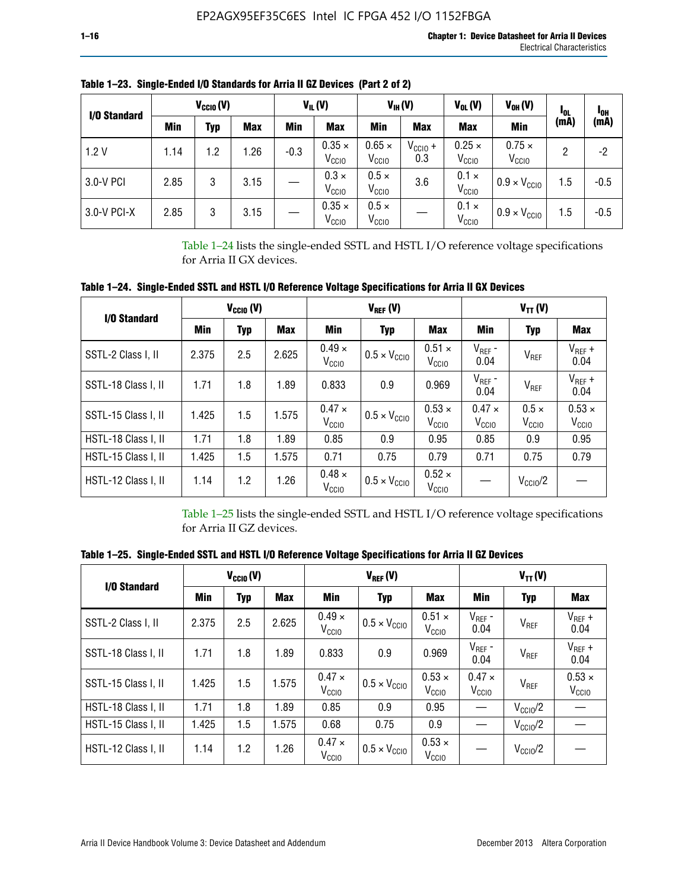**Table 1–23. Single-Ended I/O Standards for Arria II GZ Devices (Part 2 of 2)**

| I/O Standard | $V_{CCIO}$ (V) | | | $V_{IL}$ (V) | | $V_{IH}$ (V) | | $V_{OL}$ (V) | $V_{OH}$ (V) | $I_{OL}$ (mA) | $I_{OH}$ (mA) |
|---|---|---|---|---|---|---|---|---|---|---|---|
| | Min | Typ | Max | Min | Max | Min | Max | Max | Min | | |
| 1.2 V | 1.14 | 1.2 | 1.26 | -0.3 | $0.35 \times V_{CCIO}$ | $0.65 \times V_{CCIO}$ | $V_{CCIO} + 0.3$ | $0.25 \times V_{CCIO}$ | $0.75 \times V_{CCIO}$ | 2 | -2 |
| 3.0-V PCI | 2.85 | 3 | 3.15 | — | $0.3 \times V_{CCIO}$ | $0.5 \times V_{CCIO}$ | 3.6 | $0.1 \times V_{CCIO}$ | $0.9 \times V_{CCIO}$ | 1.5 | -0.5 |
| 3.0-V PCI-X | 2.85 | 3 | 3.15 | — | $0.35 \times V_{CCIO}$ | $0.5 \times V_{CCIO}$ | — | $0.1 \times V_{CCIO}$ | $0.9 \times V_{CCIO}$ | 1.5 | -0.5 |

Table 1–24 lists the single-ended SSTL and HSTL I/O reference voltage specifications for Arria II GX devices.

**Table 1–24. Single-Ended SSTL and HSTL I/O Reference Voltage Specifications for Arria II GX Devices**

| I/O Standard | $V_{CCIO}$ (V) | | | $V_{REF}$ (V) | | | $V_{TT}$ (V) | | |
|---|---|---|---|---|---|---|---|---|---|
| | Min | Typ | Max | Min | Typ | Max | Min | Typ | Max |
| SSTL-2 Class I, II | 2.375 | 2.5 | 2.625 | $0.49 \times V_{CCIO}$ | $0.5 \times V_{CCIO}$ | $0.51 \times V_{CCIO}$ | $V_{REF}$ - 0.04 | $V_{REF}$ | $V_{REF}$ + 0.04 |
| SSTL-18 Class I, II | 1.71 | 1.8 | 1.89 | 0.833 | 0.9 | 0.969 | $V_{REF}$ - 0.04 | $V_{REF}$ | $V_{REF}$ + 0.04 |
| SSTL-15 Class I, II | 1.425 | 1.5 | 1.575 | $0.47 \times V_{CCIO}$ | $0.5 \times V_{CCIO}$ | $0.53 \times V_{CCIO}$ | $0.47 \times V_{CCIO}$ | $0.5 \times V_{CCIO}$ | $0.53 \times V_{CCIO}$ |
| HSTL-18 Class I, II | 1.71 | 1.8 | 1.89 | 0.85 | 0.9 | 0.95 | 0.85 | 0.9 | 0.95 |
| HSTL-15 Class I, II | 1.425 | 1.5 | 1.575 | 0.71 | 0.75 | 0.79 | 0.71 | 0.75 | 0.79 |
| HSTL-12 Class I, II | 1.14 | 1.2 | 1.26 | $0.48 \times V_{CCIO}$ | $0.5 \times V_{CCIO}$ | $0.52 \times V_{CCIO}$ | — | $V_{CCIO}/2$ | — |

Table 1–25 lists the single-ended SSTL and HSTL I/O reference voltage specifications for Arria II GZ devices.

**Table 1–25. Single-Ended SSTL and HSTL I/O Reference Voltage Specifications for Arria II GZ Devices**

| I/O Standard | $V_{CCIO}$ (V) | | | $V_{REF}$ (V) | | | $V_{TT}$ (V) | | |
|---|---|---|---|---|---|---|---|---|---|
| | Min | Typ | Max | Min | Typ | Max | Min | Typ | Max |
| SSTL-2 Class I, II | 2.375 | 2.5 | 2.625 | $0.49 \times V_{CCIO}$ | $0.5 \times V_{CCIO}$ | $0.51 \times V_{CCIO}$ | $V_{REF}$ - 0.04 | $V_{REF}$ | $V_{REF}$ + 0.04 |
| SSTL-18 Class I, II | 1.71 | 1.8 | 1.89 | 0.833 | 0.9 | 0.969 | $V_{REF}$ - 0.04 | $V_{REF}$ | $V_{REF}$ + 0.04 |
| SSTL-15 Class I, II | 1.425 | 1.5 | 1.575 | $0.47 \times V_{CCIO}$ | $0.5 \times V_{CCIO}$ | $0.53 \times V_{CCIO}$ | $0.47 \times V_{CCIO}$ | $V_{REF}$ | $0.53 \times V_{CCIO}$ |
| HSTL-18 Class I, II | 1.71 | 1.8 | 1.89 | 0.85 | 0.9 | 0.95 | — | $V_{CCIO}/2$ | — |
| HSTL-15 Class I, II | 1.425 | 1.5 | 1.575 | 0.68 | 0.75 | 0.9 | — | $V_{CCIO}/2$ | — |
| HSTL-12 Class I, II | 1.14 | 1.2 | 1.26 | $0.47 \times V_{CCIO}$ | $0.5 \times V_{CCIO}$ | $0.53 \times V_{CCIO}$ | — | $V_{CCIO}/2$ | — |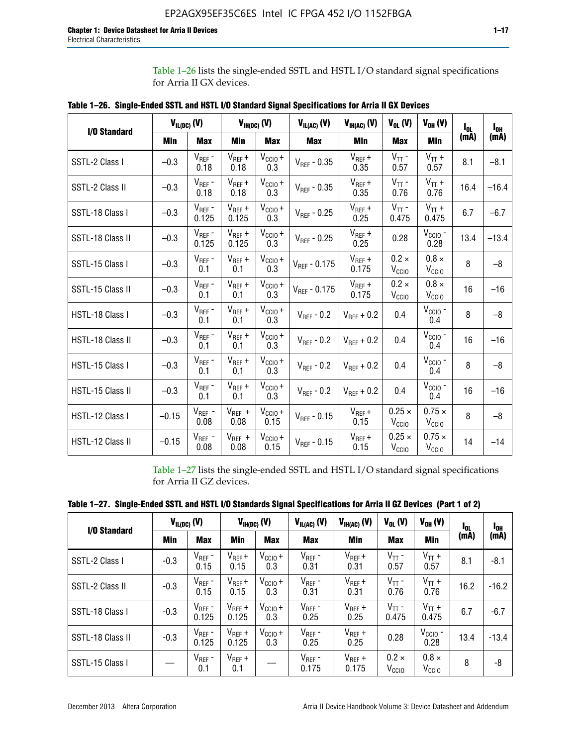Table 1–26 lists the single-ended SSTL and HSTL I/O standard signal specifications for Arria II GX devices.

**Table 1–26. Single-Ended SSTL and HSTL I/O Standard Signal Specifications for Arria II GX Devices**

| I/O Standard | $V_{IL(DC)}$ (V) | | $V_{IH(DC)}$ (V) | | $V_{IL(AC)}$ (V) | $V_{IH(AC)}$ (V) | $V_{OL}$ (V) | $V_{OH}$ (V) | $I_{OL}$ (mA) | $I_{OH}$ (mA) |
|---|---|---|---|---|---|---|---|---|---|---|
| | Min | Max | Min | Max | Max | Min | Max | Min | | |
| SSTL-2 Class I | –0.3 | $V_{REF}$ - 0.18 | $V_{REF}$ + 0.18 | $V_{CCIO}$ + 0.3 | $V_{REF}$ - 0.35 | $V_{REF}$ + 0.35 | $V_{TT}$ - 0.57 | $V_{TT}$ + 0.57 | 8.1 | –8.1 |
| SSTL-2 Class II | –0.3 | $V_{REF}$ - 0.18 | $V_{REF}$ + 0.18 | $V_{CCIO}$ + 0.3 | $V_{REF}$ - 0.35 | $V_{REF}$ + 0.35 | $V_{TT}$ - 0.76 | $V_{TT}$ + 0.76 | 16.4 | –16.4 |
| SSTL-18 Class I | –0.3 | $V_{REF}$ - 0.125 | $V_{REF}$ + 0.125 | $V_{CCIO}$ + 0.3 | $V_{REF}$ - 0.25 | $V_{REF}$ + 0.25 | $V_{TT}$ - 0.475 | $V_{TT}$ + 0.475 | 6.7 | –6.7 |
| SSTL-18 Class II | –0.3 | $V_{REF}$ - 0.125 | $V_{REF}$ + 0.125 | $V_{CCIO}$ + 0.3 | $V_{REF}$ - 0.25 | $V_{REF}$ + 0.25 | 0.28 | $V_{CCIO}$ - 0.28 | 13.4 | –13.4 |
| SSTL-15 Class I | –0.3 | $V_{REF}$ - 0.1 | $V_{REF}$ + 0.1 | $V_{CCIO}$ + 0.3 | $V_{REF}$ - 0.175 | $V_{REF}$ + 0.175 | 0.2 × $V_{CCIO}$ | 0.8 × $V_{CCIO}$ | 8 | –8 |
| SSTL-15 Class II | –0.3 | $V_{REF}$ - 0.1 | $V_{REF}$ + 0.1 | $V_{CCIO}$ + 0.3 | $V_{REF}$ - 0.175 | $V_{REF}$ + 0.175 | 0.2 × $V_{CCIO}$ | 0.8 × $V_{CCIO}$ | 16 | –16 |
| HSTL-18 Class I | –0.3 | $V_{REF}$ - 0.1 | $V_{REF}$ + 0.1 | $V_{CCIO}$ + 0.3 | $V_{REF}$ - 0.2 | $V_{REF}$ + 0.2 | 0.4 | $V_{CCIO}$ - 0.4 | 8 | –8 |
| HSTL-18 Class II | –0.3 | $V_{REF}$ - 0.1 | $V_{REF}$ + 0.1 | $V_{CCIO}$ + 0.3 | $V_{REF}$ - 0.2 | $V_{REF}$ + 0.2 | 0.4 | $V_{CCIO}$ - 0.4 | 16 | –16 |
| HSTL-15 Class I | –0.3 | $V_{REF}$ - 0.1 | $V_{REF}$ + 0.1 | $V_{CCIO}$ + 0.3 | $V_{REF}$ - 0.2 | $V_{REF}$ + 0.2 | 0.4 | $V_{CCIO}$ - 0.4 | 8 | –8 |
| HSTL-15 Class II | –0.3 | $V_{REF}$ - 0.1 | $V_{REF}$ + 0.1 | $V_{CCIO}$ + 0.3 | $V_{REF}$ - 0.2 | $V_{REF}$ + 0.2 | 0.4 | $V_{CCIO}$ - 0.4 | 16 | –16 |
| HSTL-12 Class I | –0.15 | $V_{REF}$ - 0.08 | $V_{REF}$ + 0.08 | $V_{CCIO}$ + 0.15 | $V_{REF}$ - 0.15 | $V_{REF}$ + 0.15 | 0.25 × $V_{CCIO}$ | 0.75 × $V_{CCIO}$ | 8 | –8 |
| HSTL-12 Class II | –0.15 | $V_{REF}$ - 0.08 | $V_{REF}$ + 0.08 | $V_{CCIO}$ + 0.15 | $V_{REF}$ - 0.15 | $V_{REF}$ + 0.15 | 0.25 × $V_{CCIO}$ | 0.75 × $V_{CCIO}$ | 14 | –14 |

Table 1–27 lists the single-ended SSTL and HSTL I/O standard signal specifications for Arria II GZ devices.

**Table 1–27. Single-Ended SSTL and HSTL I/O Standards Signal Specifications for Arria II GZ Devices (Part 1 of 2)**

| I/O Standard | $V_{IL(DC)}$ (V) | | $V_{IH(DC)}$ (V) | | $V_{IL(AC)}$ (V) | $V_{IH(AC)}$ (V) | $V_{OL}$ (V) | $V_{OH}$ (V) | $I_{OL}$ (mA) | $I_{OH}$ (mA) |
|---|---|---|---|---|---|---|---|---|---|---|
| | Min | Max | Min | Max | Max | Min | Max | Min | | |
| SSTL-2 Class I | -0.3 | $V_{REF}$ - 0.15 | $V_{REF}$ + 0.15 | $V_{CCIO}$ + 0.3 | $V_{REF}$ - 0.31 | $V_{REF}$ + 0.31 | $V_{TT}$ - 0.57 | $V_{TT}$ + 0.57 | 8.1 | -8.1 |
| SSTL-2 Class II | -0.3 | $V_{REF}$ - 0.15 | $V_{REF}$ + 0.15 | $V_{CCIO}$ + 0.3 | $V_{REF}$ - 0.31 | $V_{REF}$ + 0.31 | $V_{TT}$ - 0.76 | $V_{TT}$ + 0.76 | 16.2 | -16.2 |
| SSTL-18 Class I | -0.3 | $V_{REF}$ - 0.125 | $V_{REF}$ + 0.125 | $V_{CCIO}$ + 0.3 | $V_{REF}$ - 0.25 | $V_{REF}$ + 0.25 | $V_{TT}$ - 0.475 | $V_{TT}$ + 0.475 | 6.7 | -6.7 |
| SSTL-18 Class II | -0.3 | $V_{REF}$ - 0.125 | $V_{REF}$ + 0.125 | $V_{CCIO}$ + 0.3 | $V_{REF}$ - 0.25 | $V_{REF}$ + 0.25 | 0.28 | $V_{CCIO}$ - 0.28 | 13.4 | -13.4 |
| SSTL-15 Class I | — | $V_{REF}$ - 0.1 | $V_{REF}$ + 0.1 | — | $V_{REF}$ - 0.175 | $V_{REF}$ + 0.175 | 0.2 × $V_{CCIO}$ | 0.8 × $V_{CCIO}$ | 8 | -8 |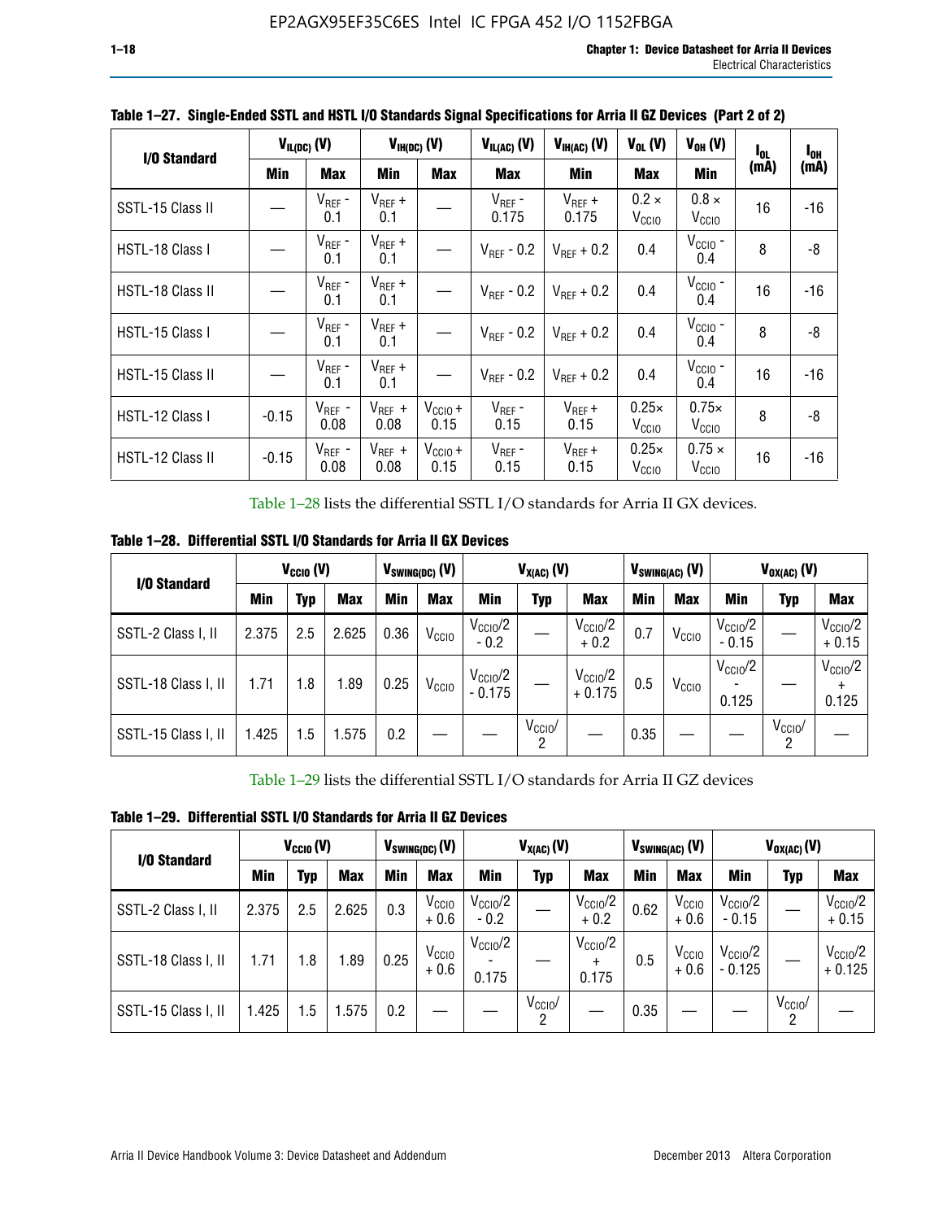**Table 1–27. Single-Ended SSTL and HSTL I/O Standards Signal Specifications for Arria II GZ Devices (Part 2 of 2)**

| I/O Standard | $V_{IL(DC)}$ (V) | | $V_{IH(DC)}$ (V) | | $V_{IL(AC)}$ (V) | $V_{IH(AC)}$ (V) | $V_{OL}$ (V) | $V_{OH}$ (V) | $I_{OL}$ (mA) | $I_{OH}$ (mA) |
|---|---|---|---|---|---|---|---|---|---|---|
| | Min | Max | Min | Max | Max | Min | Max | Min | | |
| SSTL-15 Class II | — | $V_{REF}$ - 0.1 | $V_{REF}$ + 0.1 | — | $V_{REF}$ - 0.175 | $V_{REF}$ + 0.175 | 0.2 × $V_{CCIO}$ | 0.8 × $V_{CCIO}$ | 16 | -16 |
| HSTL-18 Class I | — | $V_{REF}$ - 0.1 | $V_{REF}$ + 0.1 | — | $V_{REF}$ - 0.2 | $V_{REF}$ + 0.2 | 0.4 | $V_{CCIO}$ - 0.4 | 8 | -8 |
| HSTL-18 Class II | — | $V_{REF}$ - 0.1 | $V_{REF}$ + 0.1 | — | $V_{REF}$ - 0.2 | $V_{REF}$ + 0.2 | 0.4 | $V_{CCIO}$ - 0.4 | 16 | -16 |
| HSTL-15 Class I | — | $V_{REF}$ - 0.1 | $V_{REF}$ + 0.1 | — | $V_{REF}$ - 0.2 | $V_{REF}$ + 0.2 | 0.4 | $V_{CCIO}$ - 0.4 | 8 | -8 |
| HSTL-15 Class II | — | $V_{REF}$ - 0.1 | $V_{REF}$ + 0.1 | — | $V_{REF}$ - 0.2 | $V_{REF}$ + 0.2 | 0.4 | $V_{CCIO}$ - 0.4 | 16 | -16 |
| HSTL-12 Class I | -0.15 | $V_{REF}$ - 0.08 | $V_{REF}$ + 0.08 | $V_{CCIO}$ + 0.15 | $V_{REF}$ - 0.15 | $V_{REF}$ + 0.15 | 0.25× $V_{CCIO}$ | 0.75× $V_{CCIO}$ | 8 | -8 |
| HSTL-12 Class II | -0.15 | $V_{REF}$ - 0.08 | $V_{REF}$ + 0.08 | $V_{CCIO}$ + 0.15 | $V_{REF}$ - 0.15 | $V_{REF}$ + 0.15 | 0.25× $V_{CCIO}$ | 0.75 × $V_{CCIO}$ | 16 | -16 |

Table 1–28 lists the differential SSTL I/O standards for Arria II GX devices.

**Table 1–28. Differential SSTL I/O Standards for Arria II GX Devices**

| I/O Standard | $V_{CCIO}$ (V) | | | $V_{SWING(DC)}$ (V) | | $V_{X(AC)}$ (V) | | | $V_{SWING(AC)}$ (V) | | $V_{OX(AC)}$ (V) | | |
|---|---|---|---|---|---|---|---|---|---|---|---|---|---|
| | Min | Typ | Max | Min | Max | Min | Typ | Max | Min | Max | Min | Typ | Max |
| SSTL-2 Class I, II | 2.375 | 2.5 | 2.625 | 0.36 | $V_{CCIO}$ | $V_{CCIO}$/2 - 0.2 | — | $V_{CCIO}$/2 + 0.2 | 0.7 | $V_{CCIO}$ | $V_{CCIO}$/2 - 0.15 | — | $V_{CCIO}$/2 + 0.15 |
| SSTL-18 Class I, II | 1.71 | 1.8 | 1.89 | 0.25 | $V_{CCIO}$ | $V_{CCIO}$/2 - 0.175 | — | $V_{CCIO}$/2 + 0.175 | 0.5 | $V_{CCIO}$ | $V_{CCIO}$/2 - 0.125 | — | $V_{CCIO}$/2 + 0.125 |
| SSTL-15 Class I, II | 1.425 | 1.5 | 1.575 | 0.2 | — | — | $V_{CCIO}$/2 | — | 0.35 | — | — | $V_{CCIO}$/2 | — |

Table 1–29 lists the differential SSTL I/O standards for Arria II GZ devices

**Table 1–29. Differential SSTL I/O Standards for Arria II GZ Devices**

| I/O Standard | $V_{CCIO}$ (V) | | | $V_{SWING(DC)}$ (V) | | $V_{X(AC)}$ (V) | | | $V_{SWING(AC)}$ (V) | | $V_{OX(AC)}$ (V) | | |
|---|---|---|---|---|---|---|---|---|---|---|---|---|---|
| | Min | Typ | Max | Min | Max | Min | Typ | Max | Min | Max | Min | Typ | Max |
| SSTL-2 Class I, II | 2.375 | 2.5 | 2.625 | 0.3 | $V_{CCIO}$ + 0.6 | $V_{CCIO}$/2 - 0.2 | — | $V_{CCIO}$/2 + 0.2 | 0.62 | $V_{CCIO}$ + 0.6 | $V_{CCIO}$/2 - 0.15 | — | $V_{CCIO}$/2 + 0.15 |
| SSTL-18 Class I, II | 1.71 | 1.8 | 1.89 | 0.25 | $V_{CCIO}$ + 0.6 | $V_{CCIO}$/2 - 0.175 | — | $V_{CCIO}$/2 + 0.175 | 0.5 | $V_{CCIO}$ + 0.6 | $V_{CCIO}$/2 - 0.125 | — | $V_{CCIO}$/2 + 0.125 |
| SSTL-15 Class I, II | 1.425 | 1.5 | 1.575 | 0.2 | — | — | $V_{CCIO}$/2 | — | 0.35 | — | — | $V_{CCIO}$/2 | — |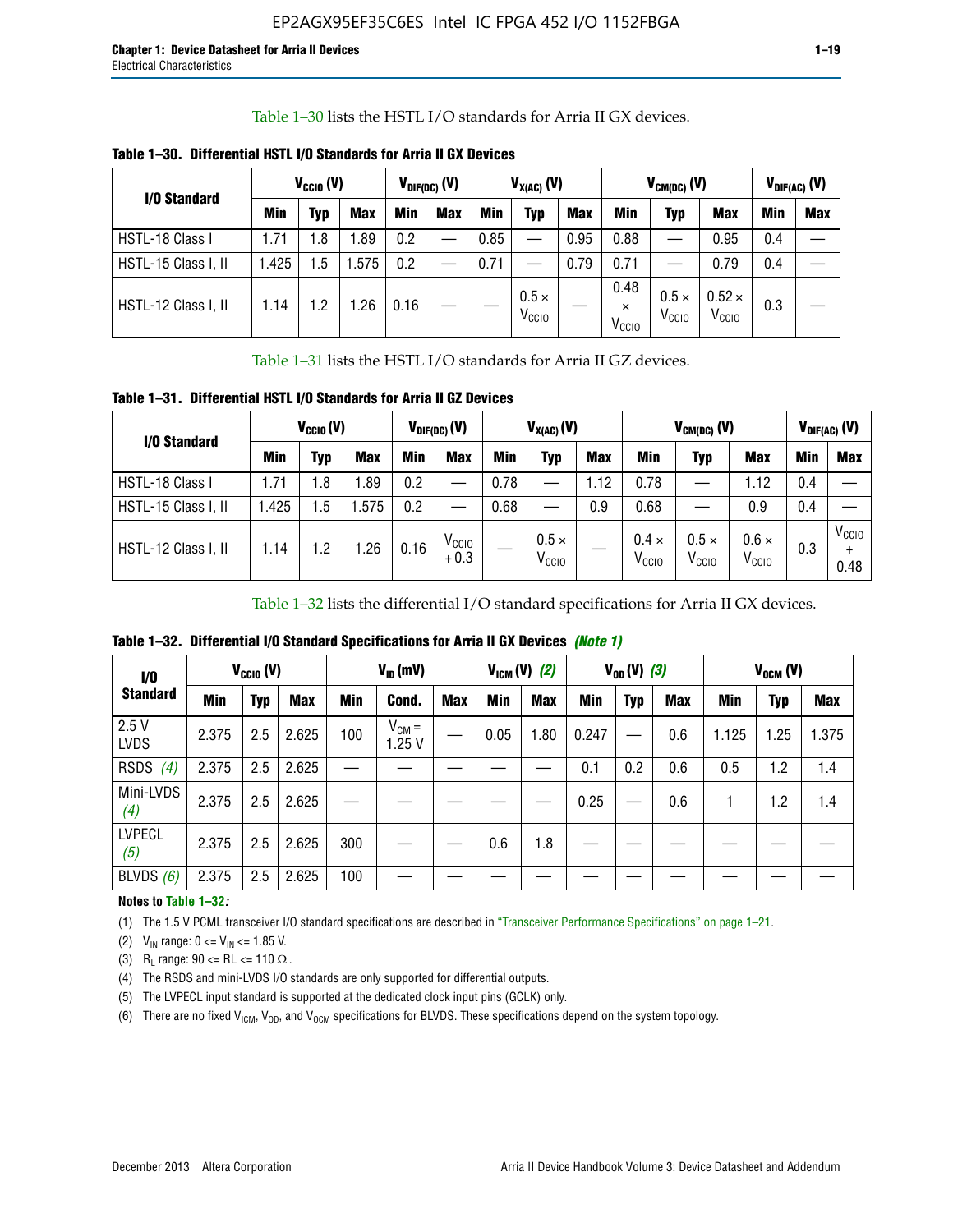Table 1–30 lists the HSTL I/O standards for Arria II GX devices.

**Table 1–30. Differential HSTL I/O Standards for Arria II GX Devices**

| I/O Standard | $V_{CCIO}$ (V) | | | $V_{DIF(DC)}$ (V) | | $V_{X(AC)}$ (V) | | | $V_{CM(DC)}$ (V) | | | $V_{DIF(AC)}$ (V) | |
|---|---|---|---|---|---|---|---|---|---|---|---|---|---|
| | Min | Typ | Max | Min | Max | Min | Typ | Max | Min | Typ | Max | Min | Max |
| HSTL-18 Class I | 1.71 | 1.8 | 1.89 | 0.2 | — | 0.85 | — | 0.95 | 0.88 | — | 0.95 | 0.4 | — |
| HSTL-15 Class I, II | 1.425 | 1.5 | 1.575 | 0.2 | — | 0.71 | — | 0.79 | 0.71 | — | 0.79 | 0.4 | — |
| HSTL-12 Class I, II | 1.14 | 1.2 | 1.26 | 0.16 | — | — | 0.5 × $V_{CCIO}$ | — | 0.48 × $V_{CCIO}$ | 0.5 × $V_{CCIO}$ | 0.52 × $V_{CCIO}$ | 0.3 | — |

Table 1–31 lists the HSTL I/O standards for Arria II GZ devices.

**Table 1–31. Differential HSTL I/O Standards for Arria II GZ Devices**

| I/O Standard | $V_{CCIO}$ (V) | | | $V_{DIF(DC)}$ (V) | | $V_{X(AC)}$ (V) | | | $V_{CM(DC)}$ (V) | | | $V_{DIF(AC)}$ (V) | |
|---|---|---|---|---|---|---|---|---|---|---|---|---|---|
| | Min | Typ | Max | Min | Max | Min | Typ | Max | Min | Typ | Max | Min | Max |
| HSTL-18 Class I | 1.71 | 1.8 | 1.89 | 0.2 | — | 0.78 | — | 1.12 | 0.78 | — | 1.12 | 0.4 | — |
| HSTL-15 Class I, II | 1.425 | 1.5 | 1.575 | 0.2 | — | 0.68 | — | 0.9 | 0.68 | — | 0.9 | 0.4 | — |
| HSTL-12 Class I, II | 1.14 | 1.2 | 1.26 | 0.16 | $V_{CCIO}$ + 0.3 | — | 0.5 × $V_{CCIO}$ | — | 0.4 × $V_{CCIO}$ | 0.5 × $V_{CCIO}$ | 0.6 × $V_{CCIO}$ | 0.3 | $V_{CCIO}$ + 0.48 |

Table 1–32 lists the differential I/O standard specifications for Arria II GX devices.

**Table 1–32. Differential I/O Standard Specifications for Arria II GX Devices** *(Note 1)*

| I/O Standard | $V_{CCIO}$ (V) | | | $V_{ID}$ (mV) | | | $V_{ICM}$ (V) *(2)* | | $V_{OD}$ (V) *(3)* | | | $V_{OCM}$ (V) | | |
|---|---|---|---|---|---|---|---|---|---|---|---|---|---|---|
| | Min | Typ | Max | Min | Cond. | Max | Min | Max | Min | Typ | Max | Min | Typ | Max |
| 2.5 V LVDS | 2.375 | 2.5 | 2.625 | 100 | $V_{CM}$ = 1.25 V | — | 0.05 | 1.80 | 0.247 | — | 0.6 | 1.125 | 1.25 | 1.375 |
| RSDS *(4)* | 2.375 | 2.5 | 2.625 | — | — | — | — | — | 0.1 | 0.2 | 0.6 | 0.5 | 1.2 | 1.4 |
| Mini-LVDS *(4)* | 2.375 | 2.5 | 2.625 | — | — | — | — | — | 0.25 | — | 0.6 | 1 | 1.2 | 1.4 |
| LVPECL *(5)* | 2.375 | 2.5 | 2.625 | 300 | — | — | 0.6 | 1.8 | — | — | — | — | — | — |
| BLVDS *(6)* | 2.375 | 2.5 | 2.625 | 100 | — | — | — | — | — | — | — | — | — | — |

**Notes to Table 1–32:**

(1) The 1.5 V PCML transceiver I/O standard specifications are described in "Transceiver Performance Specifications" on page 1–21.

(2) $V_{IN}$ range: 0 <= $V_{IN}$ <= 1.85 V.

(3) $R_L$ range: 90 <= RL <= 110 Ω.

(4) The RSDS and mini-LVDS I/O standards are only supported for differential outputs.

(5) The LVPECL input standard is supported at the dedicated clock input pins (GCLK) only.

(6) There are no fixed $V_{ICM}$, $V_{OD}$, and $V_{OCM}$ specifications for BLVDS. These specifications depend on the system topology.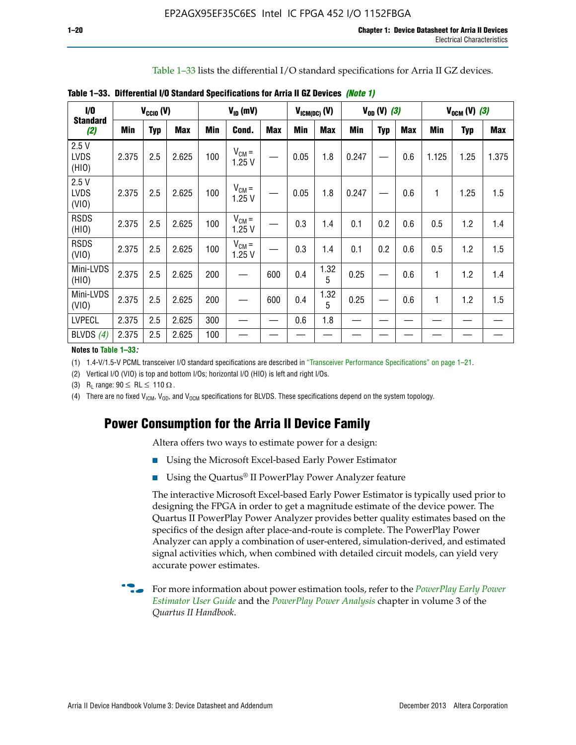Table 1–33 lists the differential I/O standard specifications for Arria II GZ devices.

**Table 1–33. Differential I/O Standard Specifications for Arria II GZ Devices** *(Note 1)*

| I/O Standard *(2)* | $V_{CCIO}$ (V) | | | $V_{ID}$ (mV) | | | $V_{ICM(DC)}$ (V) | | $V_{OD}$ (V) *(3)* | | | $V_{OCM}$ (V) *(3)* | | |
|---|---|---|---|---|---|---|---|---|---|---|---|---|---|---|
| | Min | Typ | Max | Min | Cond. | Max | Min | Max | Min | Typ | Max | Min | Typ | Max |
| 2.5 V LVDS (HIO) | 2.375 | 2.5 | 2.625 | 100 | $V_{CM}$ = 1.25 V | — | 0.05 | 1.8 | 0.247 | — | 0.6 | 1.125 | 1.25 | 1.375 |
| 2.5 V LVDS (VIO) | 2.375 | 2.5 | 2.625 | 100 | $V_{CM}$ = 1.25 V | — | 0.05 | 1.8 | 0.247 | — | 0.6 | 1 | 1.25 | 1.5 |
| RSDS (HIO) | 2.375 | 2.5 | 2.625 | 100 | $V_{CM}$ = 1.25 V | — | 0.3 | 1.4 | 0.1 | 0.2 | 0.6 | 0.5 | 1.2 | 1.4 |
| RSDS (VIO) | 2.375 | 2.5 | 2.625 | 100 | $V_{CM}$ = 1.25 V | — | 0.3 | 1.4 | 0.1 | 0.2 | 0.6 | 0.5 | 1.2 | 1.5 |
| Mini-LVDS (HIO) | 2.375 | 2.5 | 2.625 | 200 | — | 600 | 0.4 | 1.325 | 0.25 | — | 0.6 | 1 | 1.2 | 1.4 |
| Mini-LVDS (VIO) | 2.375 | 2.5 | 2.625 | 200 | — | 600 | 0.4 | 1.325 | 0.25 | — | 0.6 | 1 | 1.2 | 1.5 |
| LVPECL | 2.375 | 2.5 | 2.625 | 300 | — | — | 0.6 | 1.8 | — | — | — | — | — | — |
| BLVDS *(4)* | 2.375 | 2.5 | 2.625 | 100 | — | — | — | — | — | — | — | — | — | — |

**Notes to Table 1–33:**

(1) 1.4-V/1.5-V PCML transceiver I/O standard specifications are described in "Transceiver Performance Specifications" on page 1–21.

(2) Vertical I/O (VIO) is top and bottom I/Os; horizontal I/O (HIO) is left and right I/Os.

(3) $R_L$ range: $90 \leq RL \leq 110\ \Omega$.

(4) There are no fixed $V_{ICM}$, $V_{OD}$, and $V_{OCM}$ specifications for BLVDS. These specifications depend on the system topology.

## Power Consumption for the Arria II Device Family

Altera offers two ways to estimate power for a design:

- Using the Microsoft Excel-based Early Power Estimator
- Using the Quartus® II PowerPlay Power Analyzer feature

The interactive Microsoft Excel-based Early Power Estimator is typically used prior to designing the FPGA in order to get a magnitude estimate of the device power. The Quartus II PowerPlay Power Analyzer provides better quality estimates based on the specifics of the design after place-and-route is complete. The PowerPlay Power Analyzer can apply a combination of user-entered, simulation-derived, and estimated signal activities which, when combined with detailed circuit models, can yield very accurate power estimates.

For more information about power estimation tools, refer to the *PowerPlay Early Power Estimator User Guide* and the *PowerPlay Power Analysis* chapter in volume 3 of the *Quartus II Handbook*.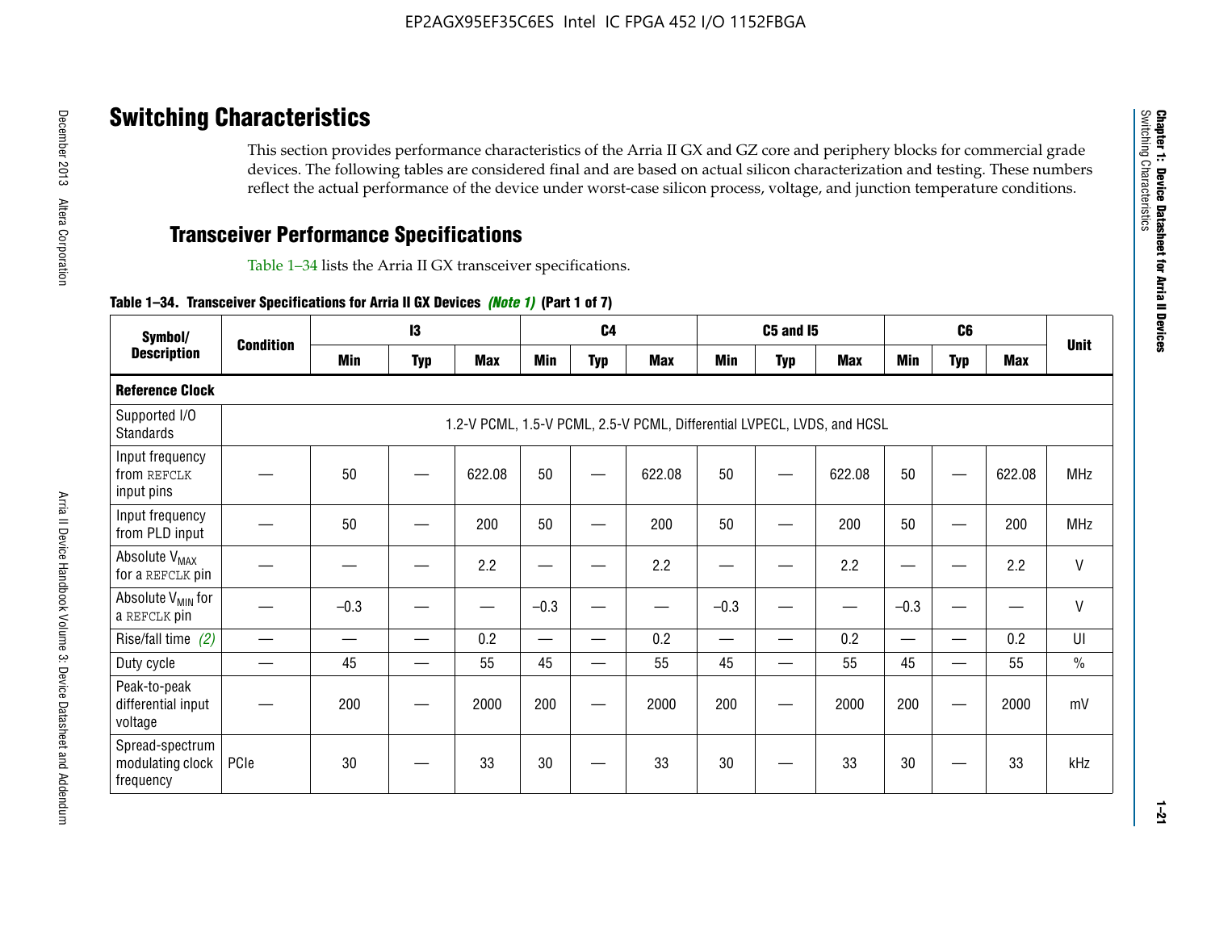## Switching Characteristics

This section provides performance characteristics of the Arria II GX and GZ core and periphery blocks for commercial grade devices. The following tables are considered final and are based on actual silicon characterization and testing. These numbers reflect the actual performance of the device under worst-case silicon process, voltage, and junction temperature conditions.

### Transceiver Performance Specifications

Table 1–34 lists the Arria II GX transceiver specifications.

**Table 1–34. Transceiver Specifications for Arria II GX Devices *(Note 1)* (Part 1 of 7)**

| Symbol/ Description | Condition | I3 | | | C4 | | | C5 and I5 | | | C6 | | | Unit |
|---|---|---|---|---|---|---|---|---|---|---|---|---|---|---|
| | | Min | Typ | Max | Min | Typ | Max | Min | Typ | Max | Min | Typ | Max | |
| **Reference Clock** | | | | | | | | | | | | | | |
| Supported I/O Standards | 1.2-V PCML, 1.5-V PCML, 2.5-V PCML, Differential LVPECL, LVDS, and HCSL | | | | | | | | | | | | | |
| Input frequency from REFCLK input pins | — | 50 | — | 622.08 | 50 | — | 622.08 | 50 | — | 622.08 | 50 | — | 622.08 | MHz |
| Input frequency from PLD input | — | 50 | — | 200 | 50 | — | 200 | 50 | — | 200 | 50 | — | 200 | MHz |
| Absolute $V_{MAX}$ for a REFCLK pin | — | — | — | 2.2 | — | — | 2.2 | — | — | 2.2 | — | — | 2.2 | V |
| Absolute $V_{MIN}$ for a REFCLK pin | — | –0.3 | — | — | –0.3 | — | — | –0.3 | — | — | –0.3 | — | — | V |
| Rise/fall time *(2)* | — | — | — | 0.2 | — | — | 0.2 | — | — | 0.2 | — | — | 0.2 | UI |
| Duty cycle | — | 45 | — | 55 | 45 | — | 55 | 45 | — | 55 | 45 | — | 55 | % |
| Peak-to-peak differential input voltage | — | 200 | — | 2000 | 200 | — | 2000 | 200 | — | 2000 | 200 | — | 2000 | mV |
| Spread-spectrum modulating clock frequency | PCIe | 30 | — | 33 | 30 | — | 33 | 30 | — | 33 | 30 | — | 33 | kHz |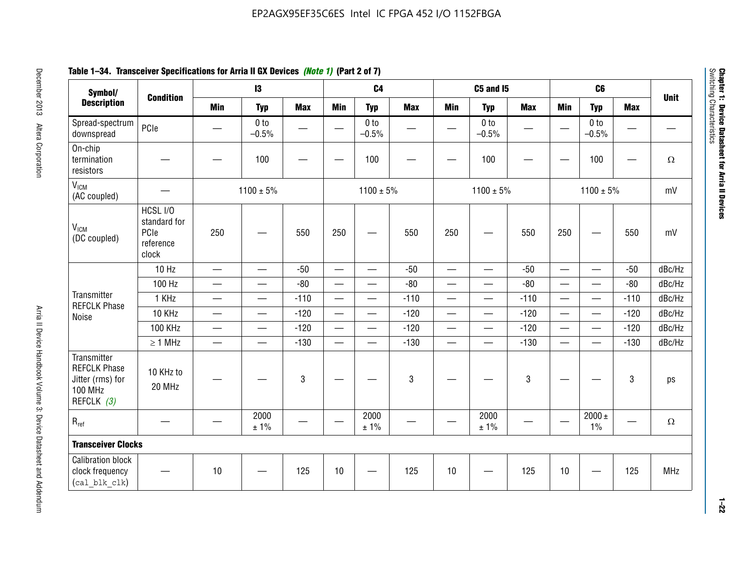**Table 1–34. Transceiver Specifications for Arria II GX Devices *(Note 1)* (Part 2 of 7)**

| Symbol/ Description | Condition | I3 | | | C4 | | | C5 and I5 | | | C6 | | | Unit |
|---|---|---|---|---|---|---|---|---|---|---|---|---|---|---|
| | | Min | Typ | Max | Min | Typ | Max | Min | Typ | Max | Min | Typ | Max | |
| Spread-spectrum downspread | PCIe | — | 0 to −0.5% | — | — | 0 to −0.5% | — | — | 0 to −0.5% | — | — | 0 to −0.5% | — | — |
| On-chip termination resistors | — | — | 100 | — | — | 100 | — | — | 100 | — | — | 100 | — | Ω |
| $V_{ICM}$ (AC coupled) | — | 1100 ± 5% | | | 1100 ± 5% | | | 1100 ± 5% | | | 1100 ± 5% | | | mV |
| $V_{ICM}$ (DC coupled) | HCSL I/O standard for PCIe reference clock | 250 | — | 550 | 250 | — | 550 | 250 | — | 550 | 250 | — | 550 | mV |
| Transmitter REFCLK Phase Noise | 10 Hz | — | — | -50 | — | — | -50 | — | — | -50 | — | — | -50 | dBc/Hz |
| | 100 Hz | — | — | -80 | — | — | -80 | — | — | -80 | — | — | -80 | dBc/Hz |
| | 1 KHz | — | — | -110 | — | — | -110 | — | — | -110 | — | — | -110 | dBc/Hz |
| | 10 KHz | — | — | -120 | — | — | -120 | — | — | -120 | — | — | -120 | dBc/Hz |
| | 100 KHz | — | — | -120 | — | — | -120 | — | — | -120 | — | — | -120 | dBc/Hz |
| | ≥ 1 MHz | — | — | -130 | — | — | -130 | — | — | -130 | — | — | -130 | dBc/Hz |
| Transmitter REFCLK Phase Jitter (rms) for 100 MHz REFCLK *(3)* | 10 KHz to 20 MHz | — | — | 3 | — | — | 3 | — | — | 3 | — | — | 3 | ps |
| $R_{ref}$ | — | — | 2000 ± 1% | — | — | 2000 ± 1% | — | — | 2000 ± 1% | — | — | 2000 ± 1% | — | Ω |
| **Transceiver Clocks** | | | | | | | | | | | | | | |
| Calibration block clock frequency (`cal_blk_clk`) | — | 10 | — | 125 | 10 | — | 125 | 10 | — | 125 | 10 | — | 125 | MHz |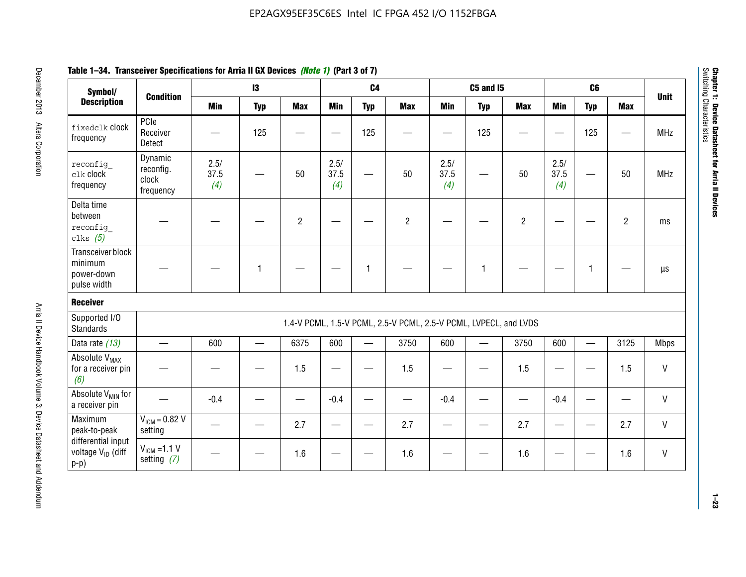**Table 1–34. Transceiver Specifications for Arria II GX Devices *(Note 1)* (Part 3 of 7)**

| Symbol/ Description | Condition | I3 | | | C4 | | | C5 and I5 | | | C6 | | | Unit |
|---|---|---|---|---|---|---|---|---|---|---|---|---|---|---|
| | | Min | Typ | Max | Min | Typ | Max | Min | Typ | Max | Min | Typ | Max | |
| `fixedclk` clock frequency | PCIe Receiver Detect | — | 125 | — | — | 125 | — | — | 125 | — | — | 125 | — | MHz |
| `reconfig_clk` clock frequency | Dynamic reconfig. clock frequency | 2.5/ 37.5 *(4)* | — | 50 | 2.5/ 37.5 *(4)* | — | 50 | 2.5/ 37.5 *(4)* | — | 50 | 2.5/ 37.5 *(4)* | — | 50 | MHz |
| Delta time between `reconfig_clks` *(5)* | — | — | — | 2 | — | — | 2 | — | — | 2 | — | — | 2 | ms |
| Transceiver block minimum power-down pulse width | — | — | 1 | — | — | 1 | — | — | 1 | — | — | 1 | — | µs |
| **Receiver** | | | | | | | | | | | | | | |
| Supported I/O Standards | 1.4-V PCML, 1.5-V PCML, 2.5-V PCML, 2.5-V PCML, LVPECL, and LVDS | | | | | | | | | | | | | |
| Data rate *(13)* | — | 600 | — | 6375 | 600 | — | 3750 | 600 | — | 3750 | 600 | — | 3125 | Mbps |
| Absolute $V_{MAX}$ for a receiver pin *(6)* | — | — | — | 1.5 | — | — | 1.5 | — | — | 1.5 | — | — | 1.5 | V |
| Absolute $V_{MIN}$ for a receiver pin | — | -0.4 | — | — | -0.4 | — | — | -0.4 | — | — | -0.4 | — | — | V |
| Maximum peak-to-peak differential input voltage $V_{ID}$ (diff p-p) | $V_{ICM}$ = 0.82 V setting | — | — | 2.7 | — | — | 2.7 | — | — | 2.7 | — | — | 2.7 | V |
| | $V_{ICM}$ =1.1 V setting *(7)* | — | — | 1.6 | — | — | 1.6 | — | — | 1.6 | — | — | 1.6 | V |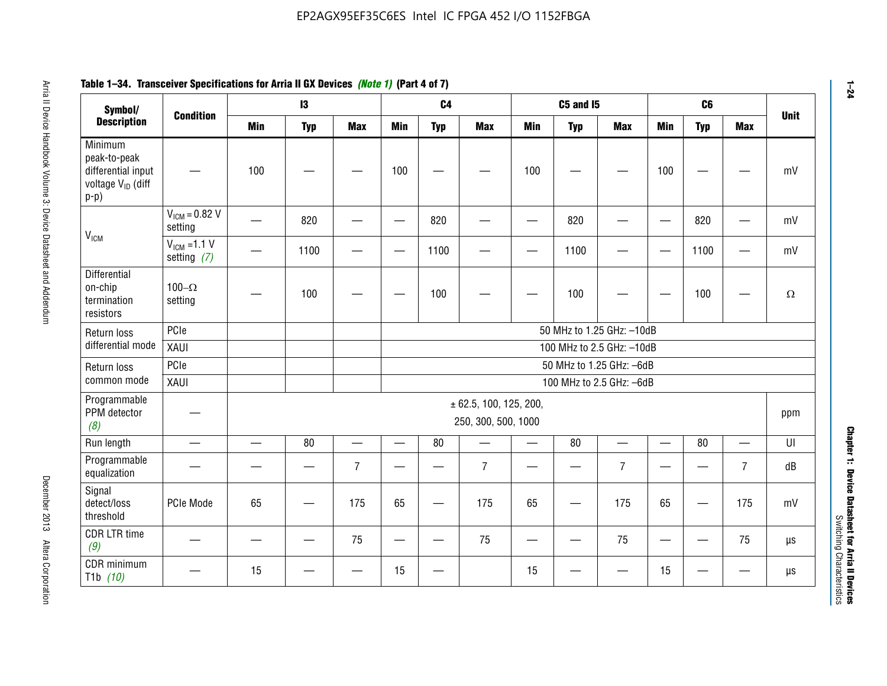**Table 1–34. Transceiver Specifications for Arria II GX Devices *(Note 1)* (Part 4 of 7)**

| Symbol/ Description | Condition | I3 | | | C4 | | | C5 and I5 | | | C6 | | | Unit |
|---|---|---|---|---|---|---|---|---|---|---|---|---|---|---|
| | | Min | Typ | Max | Min | Typ | Max | Min | Typ | Max | Min | Typ | Max | |
| Minimum peak-to-peak differential input voltage $V_{ID}$ (diff p-p) | — | 100 | — | — | 100 | — | — | 100 | — | — | 100 | — | — | mV |
| $V_{ICM}$ | $V_{ICM}$ = 0.82 V setting | — | 820 | — | — | 820 | — | — | 820 | — | — | 820 | — | mV |
| | $V_{ICM}$ =1.1 V setting *(7)* | — | 1100 | — | — | 1100 | — | — | 1100 | — | — | 1100 | — | mV |
| Differential on-chip termination resistors | 100–Ω setting | — | 100 | — | — | 100 | — | — | 100 | — | — | 100 | — | Ω |
| Return loss differential mode | PCIe | | | | 50 MHz to 1.25 GHz: –10dB | | | | | | | | | |
| | XAUI | | | | 100 MHz to 2.5 GHz: –10dB | | | | | | | | | |
| Return loss common mode | PCIe | | | | 50 MHz to 1.25 GHz: –6dB | | | | | | | | | |
| | XAUI | | | | 100 MHz to 2.5 GHz: –6dB | | | | | | | | | |
| Programmable PPM detector *(8)* | — | ± 62.5, 100, 125, 200, 250, 300, 500, 1000 | | | | | | | | | | | | ppm |
| Run length | — | — | 80 | — | — | 80 | — | — | 80 | — | — | 80 | — | UI |
| Programmable equalization | — | — | — | 7 | — | — | 7 | — | — | 7 | — | — | 7 | dB |
| Signal detect/loss threshold | PCIe Mode | 65 | — | 175 | 65 | — | 175 | 65 | — | 175 | 65 | — | 175 | mV |
| CDR LTR time *(9)* | — | — | — | 75 | — | — | 75 | — | — | 75 | — | — | 75 | µs |
| CDR minimum T1b *(10)* | — | 15 | — | — | 15 | — | | 15 | — | — | 15 | — | — | µs |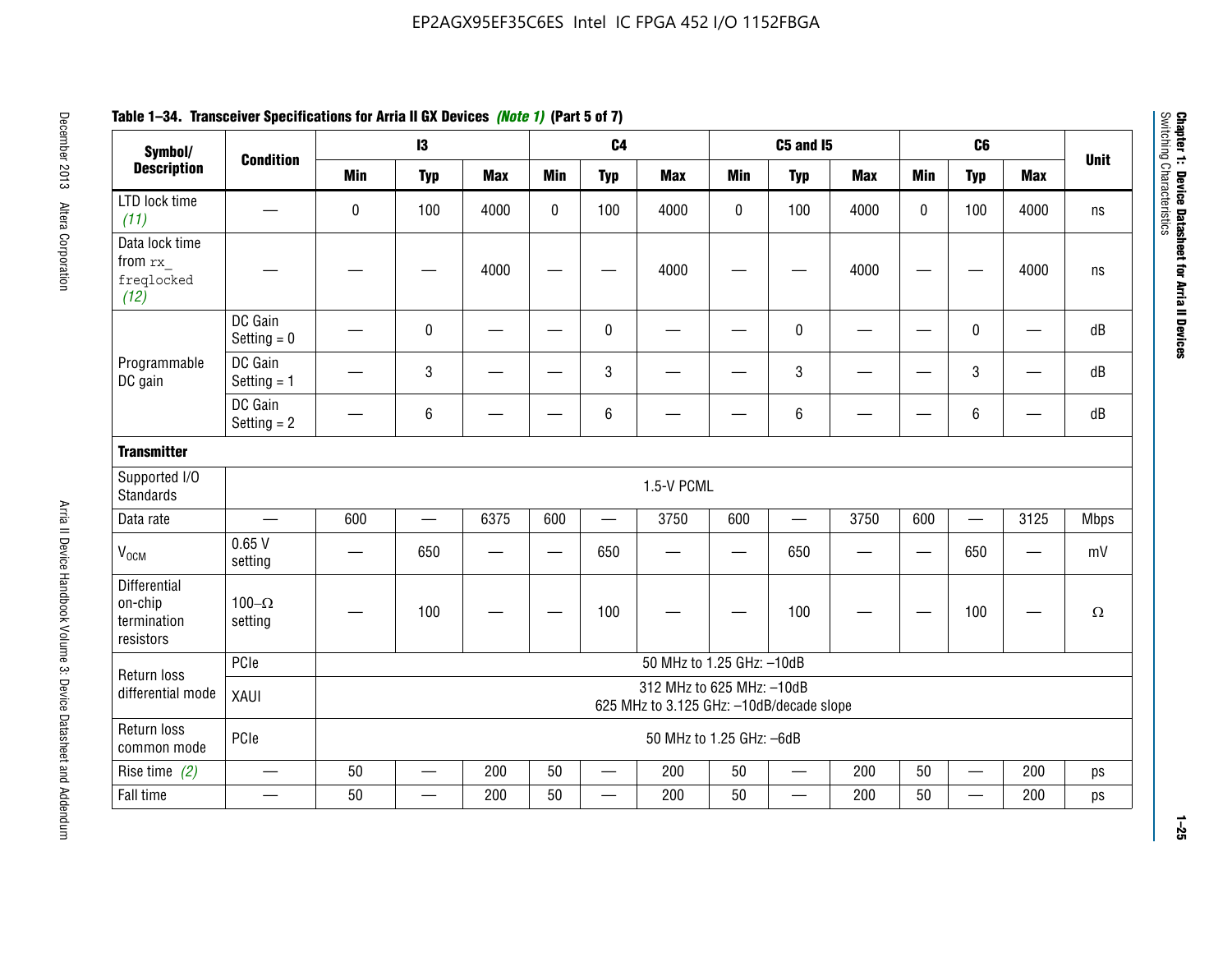**Table 1–34. Transceiver Specifications for Arria II GX Devices *(Note 1)* (Part 5 of 7)**

| Symbol/ Description | Condition | I3 | | | C4 | | | C5 and I5 | | | C6 | | | Unit |
|---|---|---|---|---|---|---|---|---|---|---|---|---|---|---|
| | | Min | Typ | Max | Min | Typ | Max | Min | Typ | Max | Min | Typ | Max | |
| LTD lock time *(11)* | — | 0 | 100 | 4000 | 0 | 100 | 4000 | 0 | 100 | 4000 | 0 | 100 | 4000 | ns |
| Data lock time from `rx_freqlocked` *(12)* | — | — | — | 4000 | — | — | 4000 | — | — | 4000 | — | — | 4000 | ns |
| Programmable DC gain | DC Gain Setting = 0 | — | 0 | — | — | 0 | — | — | 0 | — | — | 0 | — | dB |
| | DC Gain Setting = 1 | — | 3 | — | — | 3 | — | — | 3 | — | — | 3 | — | dB |
| | DC Gain Setting = 2 | — | 6 | — | — | 6 | — | — | 6 | — | — | 6 | — | dB |
| **Transmitter** | | | | | | | | | | | | | | |
| Supported I/O Standards | 1.5-V PCML | | | | | | | | | | | | | |
| Data rate | — | 600 | — | 6375 | 600 | — | 3750 | 600 | — | 3750 | 600 | — | 3125 | Mbps |
| $V_{OCM}$ | 0.65 V setting | — | 650 | — | — | 650 | — | — | 650 | — | — | 650 | — | mV |
| Differential on-chip termination resistors | 100–Ω setting | — | 100 | — | — | 100 | — | — | 100 | — | — | 100 | — | Ω |
| Return loss differential mode | PCIe | 50 MHz to 1.25 GHz: –10dB | | | | | | | | | | | | |
| | XAUI | 312 MHz to 625 MHz: –10dB<br>625 MHz to 3.125 GHz: –10dB/decade slope | | | | | | | | | | | | |
| Return loss common mode | PCIe | 50 MHz to 1.25 GHz: –6dB | | | | | | | | | | | | |
| Rise time *(2)* | — | 50 | — | 200 | 50 | — | 200 | 50 | — | 200 | 50 | — | 200 | ps |
| Fall time | — | 50 | — | 200 | 50 | — | 200 | 50 | — | 200 | 50 | — | 200 | ps |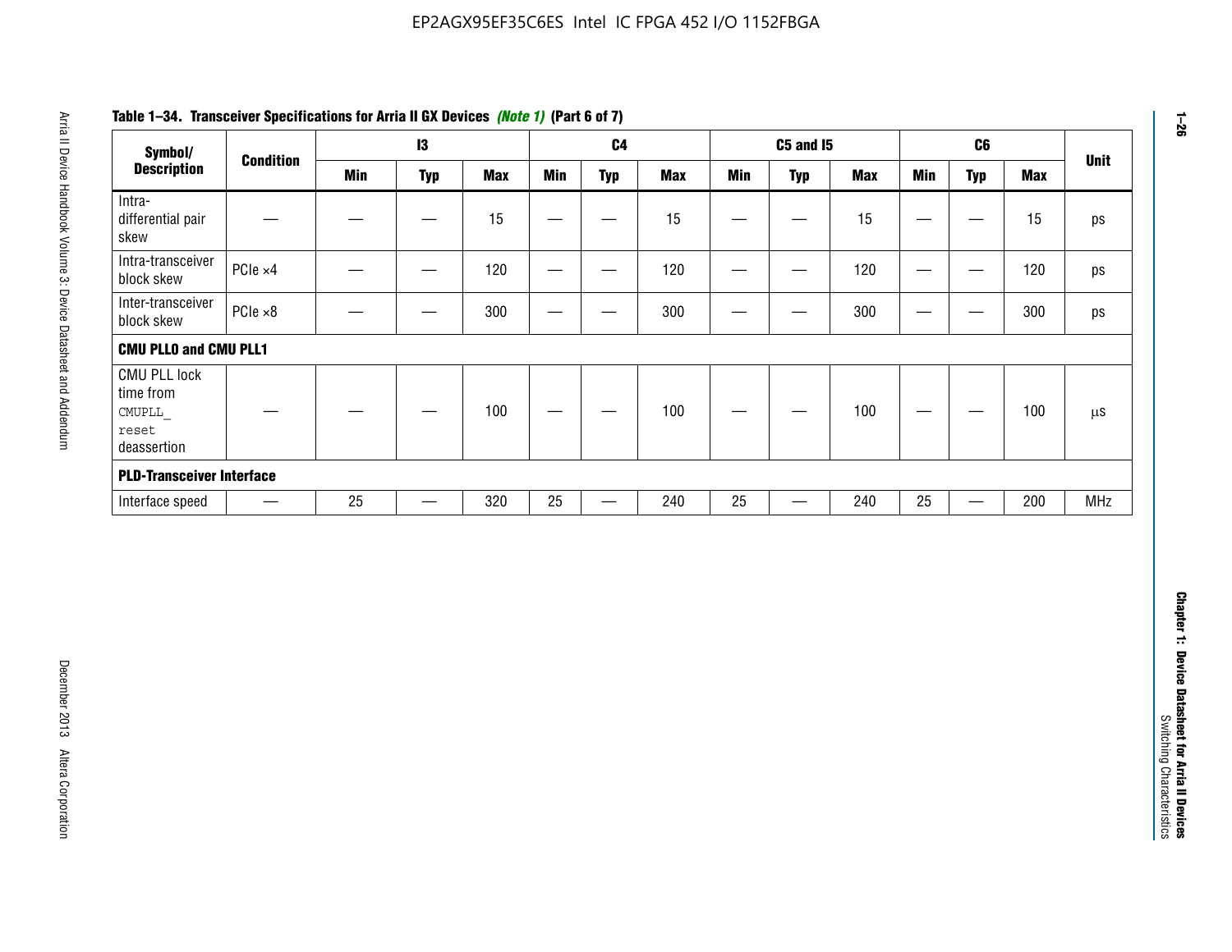**Table 1–34. Transceiver Specifications for Arria II GX Devices *(Note 1)* (Part 6 of 7)**

| Symbol/ Description | Condition | I3 | | | C4 | | | C5 and I5 | | | C6 | | | Unit |
|---|---|---|---|---|---|---|---|---|---|---|---|---|---|---|
| | | Min | Typ | Max | Min | Typ | Max | Min | Typ | Max | Min | Typ | Max | |
| Intra-differential pair skew | — | — | — | 15 | — | — | 15 | — | — | 15 | — | — | 15 | ps |
| Intra-transceiver block skew | PCIe ×4 | — | — | 120 | — | — | 120 | — | — | 120 | — | — | 120 | ps |
| Inter-transceiver block skew | PCIe ×8 | — | — | 300 | — | — | 300 | — | — | 300 | — | — | 300 | ps |
| **CMU PLL0 and CMU PLL1** | | | | | | | | | | | | | | |
| CMU PLL lock time from `CMUPLL_reset` deassertion | — | — | — | 100 | — | — | 100 | — | — | 100 | — | — | 100 | µs |
| **PLD-Transceiver Interface** | | | | | | | | | | | | | | |
| Interface speed | — | 25 | — | 320 | 25 | — | 240 | 25 | — | 240 | 25 | — | 200 | MHz |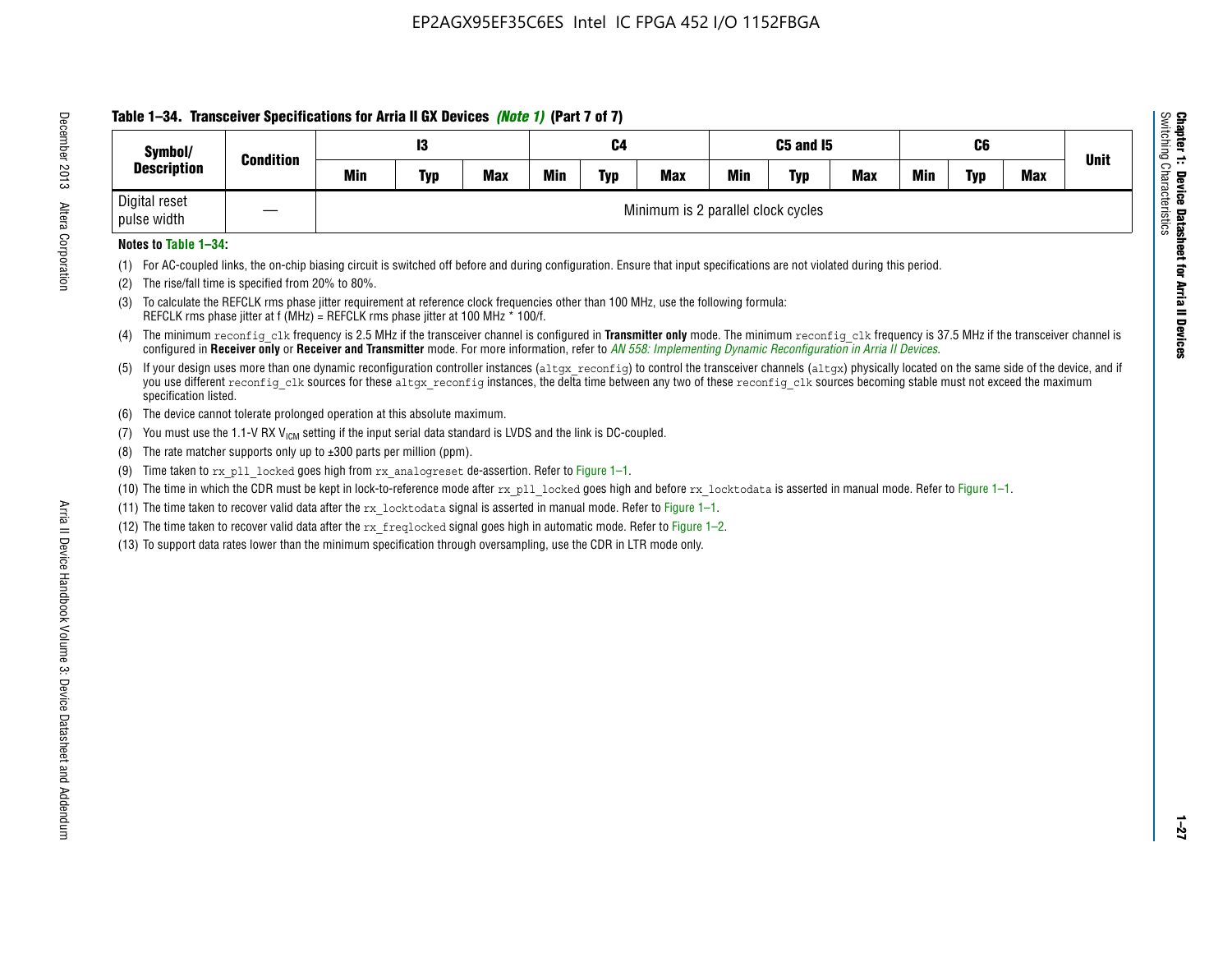## Table 1–34. Transceiver Specifications for Arria II GX Devices *(Note 1)* (Part 7 of 7)

| Symbol/ Description | Condition | I3 | | | C4 | | | C5 and I5 | | | C6 | | | Unit |
|---|---|---|---|---|---|---|---|---|---|---|---|---|---|---|
| | | Min | Typ | Max | Min | Typ | Max | Min | Typ | Max | Min | Typ | Max | |
| Digital reset pulse width | — | Minimum is 2 parallel clock cycles | | | | | | | | | | | | |

**Notes to Table 1–34:**

(1) For AC-coupled links, the on-chip biasing circuit is switched off before and during configuration. Ensure that input specifications are not violated during this period.

(2) The rise/fall time is specified from 20% to 80%.

(3) To calculate the REFCLK rms phase jitter requirement at reference clock frequencies other than 100 MHz, use the following formula: REFCLK rms phase jitter at f (MHz) = REFCLK rms phase jitter at 100 MHz * 100/f.

(4) The minimum `reconfig_clk` frequency is 2.5 MHz if the transceiver channel is configured in **Transmitter only** mode. The minimum `reconfig_clk` frequency is 37.5 MHz if the transceiver channel is configured in **Receiver only** or **Receiver and Transmitter** mode. For more information, refer to *AN 558: Implementing Dynamic Reconfiguration in Arria II Devices*.

(5) If your design uses more than one dynamic reconfiguration controller instances (`altgx_reconfig`) to control the transceiver channels (`altgx`) physically located on the same side of the device, and if you use different `reconfig_clk` sources for these `altgx_reconfig` instances, the delta time between any two of these `reconfig_clk` sources becoming stable must not exceed the maximum specification listed.

(6) The device cannot tolerate prolonged operation at this absolute maximum.

(7) You must use the 1.1-V RX $V_{ICM}$ setting if the input serial data standard is LVDS and the link is DC-coupled.

(8) The rate matcher supports only up to ±300 parts per million (ppm).

(9) Time taken to `rx_pll_locked` goes high from `rx_analogreset` de-assertion. Refer to Figure 1–1.

(10) The time in which the CDR must be kept in lock-to-reference mode after `rx_pll_locked` goes high and before `rx_locktodata` is asserted in manual mode. Refer to Figure 1–1.

(11) The time taken to recover valid data after the `rx_locktodata` signal is asserted in manual mode. Refer to Figure 1–1.

(12) The time taken to recover valid data after the `rx_freqlocked` signal goes high in automatic mode. Refer to Figure 1–2.

(13) To support data rates lower than the minimum specification through oversampling, use the CDR in LTR mode only.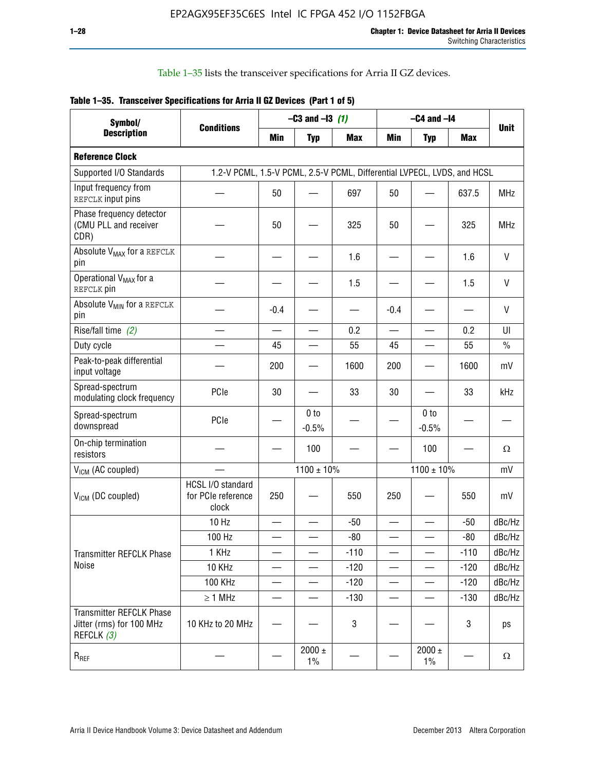Table 1–35 lists the transceiver specifications for Arria II GZ devices.

**Table 1–35. Transceiver Specifications for Arria II GZ Devices (Part 1 of 5)**

| Symbol/ Description | Conditions | –C3 and –I3 (1) | | | –C4 and –I4 | | | Unit |
|---|---|---|---|---|---|---|---|---|
| | | Min | Typ | Max | Min | Typ | Max | |
| **Reference Clock** | | | | | | | | |
| Supported I/O Standards | 1.2-V PCML, 1.5-V PCML, 2.5-V PCML, Differential LVPECL, LVDS, and HCSL | | | | | | | |
| Input frequency from REFCLK input pins | — | 50 | — | 697 | 50 | — | 637.5 | MHz |
| Phase frequency detector (CMU PLL and receiver CDR) | — | 50 | — | 325 | 50 | — | 325 | MHz |
| Absolute $V_{MAX}$ for a REFCLK pin | — | — | — | 1.6 | — | — | 1.6 | V |
| Operational $V_{MAX}$ for a REFCLK pin | — | — | — | 1.5 | — | — | 1.5 | V |
| Absolute $V_{MIN}$ for a REFCLK pin | — | -0.4 | — | — | -0.4 | — | — | V |
| Rise/fall time (2) | — | — | — | 0.2 | — | — | 0.2 | UI |
| Duty cycle | — | 45 | — | 55 | 45 | — | 55 | % |
| Peak-to-peak differential input voltage | — | 200 | — | 1600 | 200 | — | 1600 | mV |
| Spread-spectrum modulating clock frequency | PCIe | 30 | — | 33 | 30 | — | 33 | kHz |
| Spread-spectrum downspread | PCIe | — | 0 to -0.5% | — | — | 0 to -0.5% | — | — |
| On-chip termination resistors | — | — | 100 | — | — | 100 | — | Ω |
| $V_{ICM}$ (AC coupled) | — | 1100 ± 10% | | | 1100 ± 10% | | | mV |
| $V_{ICM}$ (DC coupled) | HCSL I/O standard for PCIe reference clock | 250 | — | 550 | 250 | — | 550 | mV |
| Transmitter REFCLK Phase Noise | 10 Hz | — | — | -50 | — | — | -50 | dBc/Hz |
| | 100 Hz | — | — | -80 | — | — | -80 | dBc/Hz |
| | 1 KHz | — | — | -110 | — | — | -110 | dBc/Hz |
| | 10 KHz | — | — | -120 | — | — | -120 | dBc/Hz |
| | 100 KHz | — | — | -120 | — | — | -120 | dBc/Hz |
| | ≥ 1 MHz | — | — | -130 | — | — | -130 | dBc/Hz |
| Transmitter REFCLK Phase Jitter (rms) for 100 MHz REFCLK (3) | 10 KHz to 20 MHz | — | — | 3 | — | — | 3 | ps |
| $R_{REF}$ | — | — | 2000 ± 1% | — | — | 2000 ± 1% | — | Ω |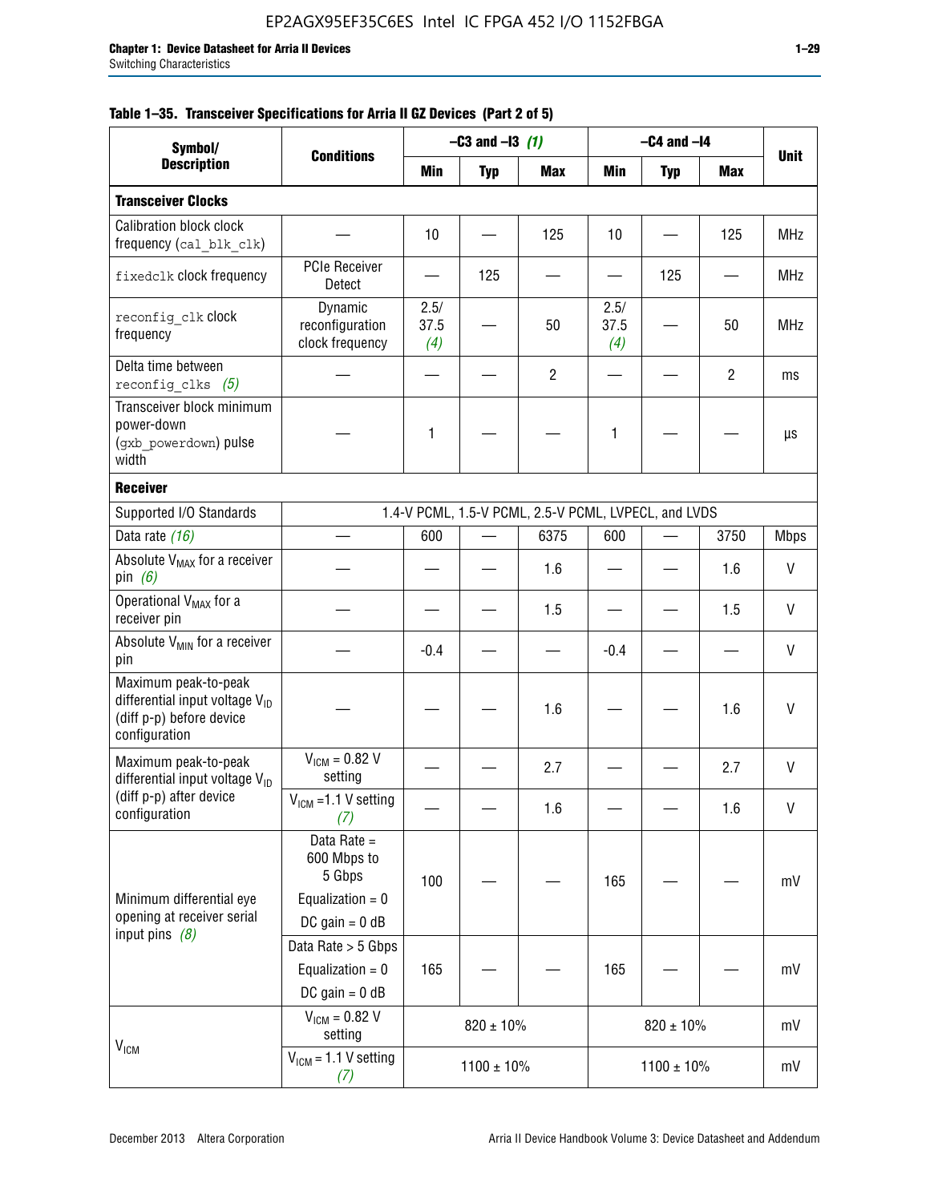**Table 1–35. Transceiver Specifications for Arria II GZ Devices (Part 2 of 5)**

| Symbol/ Description | Conditions | –C3 and –I3 (1) | | | –C4 and –I4 | | | Unit |
|---|---|---|---|---|---|---|---|---|
| | | Min | Typ | Max | Min | Typ | Max | |
| **Transceiver Clocks** | | | | | | | | |
| Calibration block clock frequency (cal_blk_clk) | — | 10 | — | 125 | 10 | — | 125 | MHz |
| fixedclk clock frequency | PCIe Receiver Detect | — | 125 | — | — | 125 | — | MHz |
| reconfig_clk clock frequency | Dynamic reconfiguration clock frequency | 2.5/ 37.5 (4) | — | 50 | 2.5/ 37.5 (4) | — | 50 | MHz |
| Delta time between reconfig_clks (5) | — | — | — | 2 | — | — | 2 | ms |
| Transceiver block minimum power-down (gxb_powerdown) pulse width | — | 1 | — | — | 1 | — | — | µs |
| **Receiver** | | | | | | | | |
| Supported I/O Standards | 1.4-V PCML, 1.5-V PCML, 2.5-V PCML, LVPECL, and LVDS | | | | | | | |
| Data rate (16) | — | 600 | — | 6375 | 600 | — | 3750 | Mbps |
| Absolute $V_{MAX}$ for a receiver pin (6) | — | — | — | 1.6 | — | — | 1.6 | V |
| Operational $V_{MAX}$ for a receiver pin | — | — | — | 1.5 | — | — | 1.5 | V |
| Absolute $V_{MIN}$ for a receiver pin | — | -0.4 | — | — | -0.4 | — | — | V |
| Maximum peak-to-peak differential input voltage $V_{ID}$ (diff p-p) before device configuration | — | — | — | 1.6 | — | — | 1.6 | V |
| Maximum peak-to-peak differential input voltage $V_{ID}$ (diff p-p) after device configuration | $V_{ICM}$ = 0.82 V setting | — | — | 2.7 | — | — | 2.7 | V |
| | $V_{ICM}$ =1.1 V setting (7) | — | — | 1.6 | — | — | 1.6 | V |
| Minimum differential eye opening at receiver serial input pins (8) | Data Rate = 600 Mbps to 5 Gbps<br>Equalization = 0<br>DC gain = 0 dB | 100 | — | — | 165 | — | — | mV |
| | Data Rate > 5 Gbps<br>Equalization = 0<br>DC gain = 0 dB | 165 | — | — | 165 | — | — | mV |
| $V_{ICM}$ | $V_{ICM}$ = 0.82 V setting | 820 ± 10% | | | 820 ± 10% | | | mV |
| | $V_{ICM}$ = 1.1 V setting (7) | 1100 ± 10% | | | 1100 ± 10% | | | mV |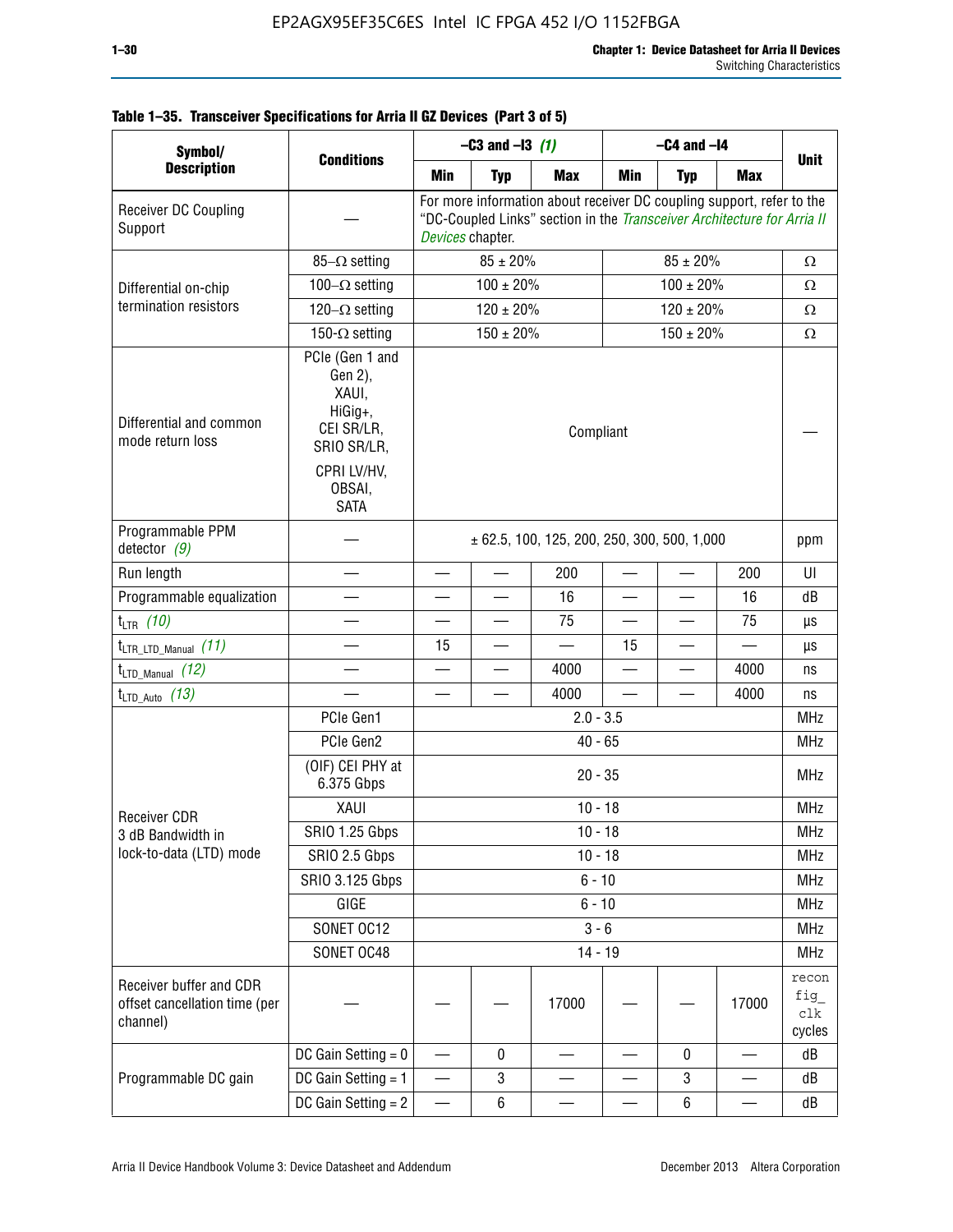**Table 1–35. Transceiver Specifications for Arria II GZ Devices (Part 3 of 5)**

| Symbol/ Description | Conditions | –C3 and –I3 *(1)* | | | –C4 and –I4 | | | Unit |
|---|---|---|---|---|---|---|---|---|
| | | Min | Typ | Max | Min | Typ | Max | |
| Receiver DC Coupling Support | — | For more information about receiver DC coupling support, refer to the "DC-Coupled Links" section in the *Transceiver Architecture for Arria II Devices* chapter. | | | | | | |
| Differential on-chip termination resistors | 85–Ω setting | 85 ± 20% | | | 85 ± 20% | | | Ω |
| | 100–Ω setting | 100 ± 20% | | | 100 ± 20% | | | Ω |
| | 120–Ω setting | 120 ± 20% | | | 120 ± 20% | | | Ω |
| | 150-Ω setting | 150 ± 20% | | | 150 ± 20% | | | Ω |
| Differential and common mode return loss | PCIe (Gen 1 and Gen 2), XAUI, HiGig+, CEI SR/LR, SRIO SR/LR, CPRI LV/HV, OBSAI, SATA | Compliant | | | | | | — |
| Programmable PPM detector *(9)* | — | ± 62.5, 100, 125, 200, 250, 300, 500, 1,000 | | | | | | ppm |
| Run length | — | — | — | 200 | — | — | 200 | UI |
| Programmable equalization | — | — | — | 16 | — | — | 16 | dB |
| $t_{LTR}$ *(10)* | — | — | — | 75 | — | — | 75 | µs |
| $t_{LTR\_LTD\_Manual}$ *(11)* | — | 15 | — | — | 15 | — | — | µs |
| $t_{LTD\_Manual}$ *(12)* | — | — | — | 4000 | — | — | 4000 | ns |
| $t_{LTD\_Auto}$ *(13)* | — | — | — | 4000 | — | — | 4000 | ns |
| Receiver CDR 3 dB Bandwidth in lock-to-data (LTD) mode | PCIe Gen1 | 2.0 - 3.5 | | | | | | MHz |
| | PCIe Gen2 | 40 - 65 | | | | | | MHz |
| | (OIF) CEI PHY at 6.375 Gbps | 20 - 35 | | | | | | MHz |
| | XAUI | 10 - 18 | | | | | | MHz |
| | SRIO 1.25 Gbps | 10 - 18 | | | | | | MHz |
| | SRIO 2.5 Gbps | 10 - 18 | | | | | | MHz |
| | SRIO 3.125 Gbps | 6 - 10 | | | | | | MHz |
| | GIGE | 6 - 10 | | | | | | MHz |
| | SONET OC12 | 3 - 6 | | | | | | MHz |
| | SONET OC48 | 14 - 19 | | | | | | MHz |
| Receiver buffer and CDR offset cancellation time (per channel) | — | — | — | 17000 | — | — | 17000 | reconfig_clk cycles |
| Programmable DC gain | DC Gain Setting = 0 | — | 0 | — | — | 0 | — | dB |
| | DC Gain Setting = 1 | — | 3 | — | — | 3 | — | dB |
| | DC Gain Setting = 2 | — | 6 | — | — | 6 | — | dB |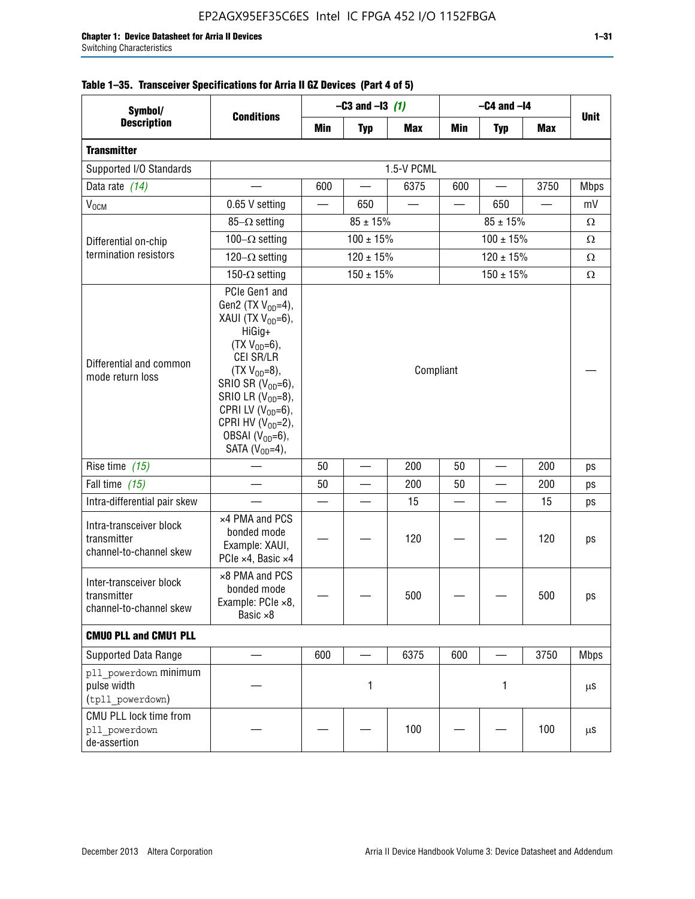**Table 1–35. Transceiver Specifications for Arria II GZ Devices (Part 4 of 5)**

| Symbol/ Description | Conditions | –C3 and –I3 *(1)* | | | –C4 and –I4 | | | Unit |
|---|---|---|---|---|---|---|---|---|
| | | Min | Typ | Max | Min | Typ | Max | |
| **Transmitter** | | | | | | | | |
| Supported I/O Standards | 1.5-V PCML | | | | | | | |
| Data rate *(14)* | — | 600 | — | 6375 | 600 | — | 3750 | Mbps |
| $V_{OCM}$ | 0.65 V setting | — | 650 | — | — | 650 | — | mV |
| Differential on-chip termination resistors | 85–Ω setting | 85 ± 15% | | | 85 ± 15% | | | Ω |
| | 100–Ω setting | 100 ± 15% | | | 100 ± 15% | | | Ω |
| | 120–Ω setting | 120 ± 15% | | | 120 ± 15% | | | Ω |
| | 150-Ω setting | 150 ± 15% | | | 150 ± 15% | | | Ω |
| Differential and common mode return loss | PCIe Gen1 and Gen2 (TX $V_{OD}$=4), XAUI (TX $V_{OD}$=6), HiGig+ (TX $V_{OD}$=6), CEI SR/LR (TX $V_{OD}$=8), SRIO SR ($V_{OD}$=6), SRIO LR ($V_{OD}$=8), CPRI LV ($V_{OD}$=6), CPRI HV ($V_{OD}$=2), OBSAI ($V_{OD}$=6), SATA ($V_{OD}$=4), | Compliant | | | | | | — |
| Rise time *(15)* | — | 50 | — | 200 | 50 | — | 200 | ps |
| Fall time *(15)* | — | 50 | — | 200 | 50 | — | 200 | ps |
| Intra-differential pair skew | — | — | — | 15 | — | — | 15 | ps |
| Intra-transceiver block transmitter channel-to-channel skew | ×4 PMA and PCS bonded mode Example: XAUI, PCIe ×4, Basic ×4 | — | — | 120 | — | — | 120 | ps |
| Inter-transceiver block transmitter channel-to-channel skew | ×8 PMA and PCS bonded mode Example: PCIe ×8, Basic ×8 | — | — | 500 | — | — | 500 | ps |
| **CMU0 PLL and CMU1 PLL** | | | | | | | | |
| Supported Data Range | — | 600 | — | 6375 | 600 | — | 3750 | Mbps |
| `pll_powerdown` minimum pulse width (`tpll_powerdown`) | — | 1 | | | 1 | | | µs |
| CMU PLL lock time from `pll_powerdown` de-assertion | — | — | — | 100 | — | — | 100 | µs |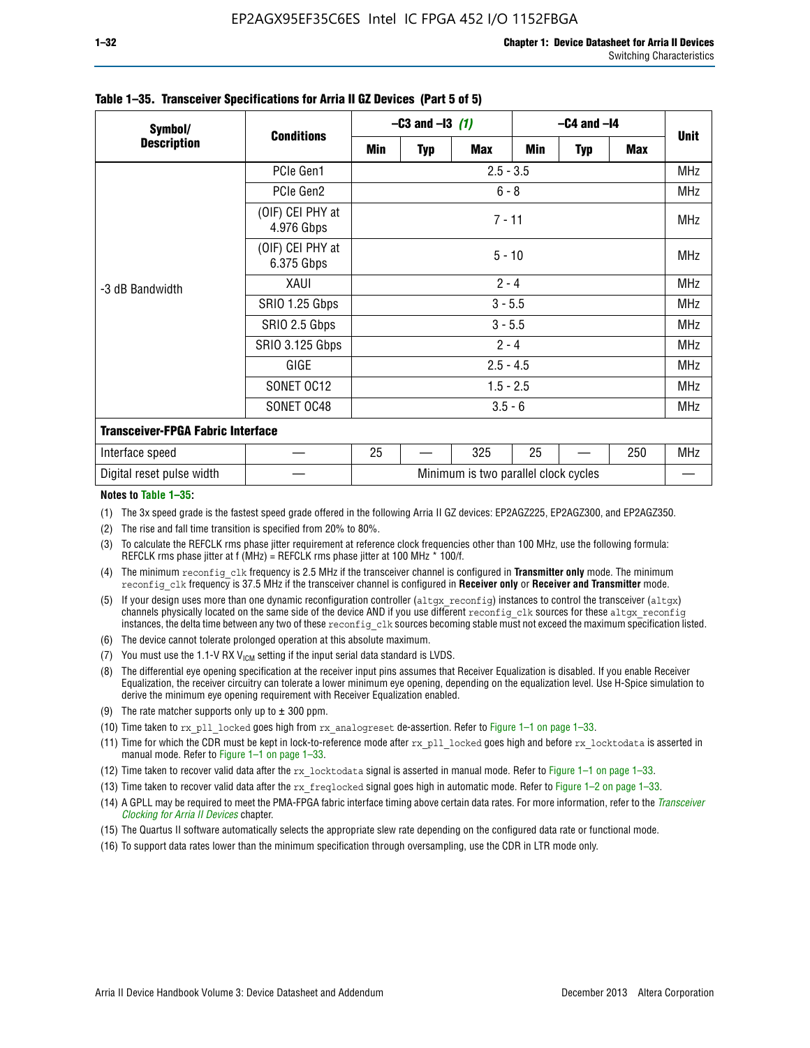**Table 1–35. Transceiver Specifications for Arria II GZ Devices (Part 5 of 5)**

| Symbol/ Description | Conditions | –C3 and –I3 (1) | | | –C4 and –I4 | | | Unit |
|---|---|---|---|---|---|---|---|---|
| | | Min | Typ | Max | Min | Typ | Max | |
| -3 dB Bandwidth | PCIe Gen1 | 2.5 - 3.5 | | | | | | MHz |
| | PCIe Gen2 | 6 - 8 | | | | | | MHz |
| | (OIF) CEI PHY at 4.976 Gbps | 7 - 11 | | | | | | MHz |
| | (OIF) CEI PHY at 6.375 Gbps | 5 - 10 | | | | | | MHz |
| | XAUI | 2 - 4 | | | | | | MHz |
| | SRIO 1.25 Gbps | 3 - 5.5 | | | | | | MHz |
| | SRIO 2.5 Gbps | 3 - 5.5 | | | | | | MHz |
| | SRIO 3.125 Gbps | 2 - 4 | | | | | | MHz |
| | GIGE | 2.5 - 4.5 | | | | | | MHz |
| | SONET OC12 | 1.5 - 2.5 | | | | | | MHz |
| | SONET OC48 | 3.5 - 6 | | | | | | MHz |
| **Transceiver-FPGA Fabric Interface** | | | | | | | | |
| Interface speed | — | 25 | — | 325 | 25 | — | 250 | MHz |
| Digital reset pulse width | — | Minimum is two parallel clock cycles | | | | | | — |

**Notes to Table 1–35:**

(1) The 3x speed grade is the fastest speed grade offered in the following Arria II GZ devices: EP2AGZ225, EP2AGZ300, and EP2AGZ350.

(2) The rise and fall time transition is specified from 20% to 80%.

(3) To calculate the REFCLK rms phase jitter requirement at reference clock frequencies other than 100 MHz, use the following formula: REFCLK rms phase jitter at f (MHz) = REFCLK rms phase jitter at 100 MHz * 100/f.

(4) The minimum reconfig_clk frequency is 2.5 MHz if the transceiver channel is configured in **Transmitter only** mode. The minimum reconfig_clk frequency is 37.5 MHz if the transceiver channel is configured in **Receiver only** or **Receiver and Transmitter** mode.

(5) If your design uses more than one dynamic reconfiguration controller (altgx_reconfig) instances to control the transceiver (altgx) channels physically located on the same side of the device AND if you use different reconfig_clk sources for these altgx_reconfig instances, the delta time between any two of these reconfig_clk sources becoming stable must not exceed the maximum specification listed.

(6) The device cannot tolerate prolonged operation at this absolute maximum.

(7) You must use the 1.1-V RX $V_{ICM}$ setting if the input serial data standard is LVDS.

(8) The differential eye opening specification at the receiver input pins assumes that Receiver Equalization is disabled. If you enable Receiver Equalization, the receiver circuitry can tolerate a lower minimum eye opening, depending on the equalization level. Use H-Spice simulation to derive the minimum eye opening requirement with Receiver Equalization enabled.

(9) The rate matcher supports only up to ± 300 ppm.

(10) Time taken to rx_pll_locked goes high from rx_analogreset de-assertion. Refer to Figure 1–1 on page 1–33.

(11) Time for which the CDR must be kept in lock-to-reference mode after rx_pll_locked goes high and before rx_locktodata is asserted in manual mode. Refer to Figure 1–1 on page 1–33.

(12) Time taken to recover valid data after the rx_locktodata signal is asserted in manual mode. Refer to Figure 1–1 on page 1–33.

(13) Time taken to recover valid data after the rx_freqlocked signal goes high in automatic mode. Refer to Figure 1–2 on page 1–33.

(14) A GPLL may be required to meet the PMA-FPGA fabric interface timing above certain data rates. For more information, refer to the *Transceiver Clocking for Arria II Devices* chapter.

(15) The Quartus II software automatically selects the appropriate slew rate depending on the configured data rate or functional mode.

(16) To support data rates lower than the minimum specification through oversampling, use the CDR in LTR mode only.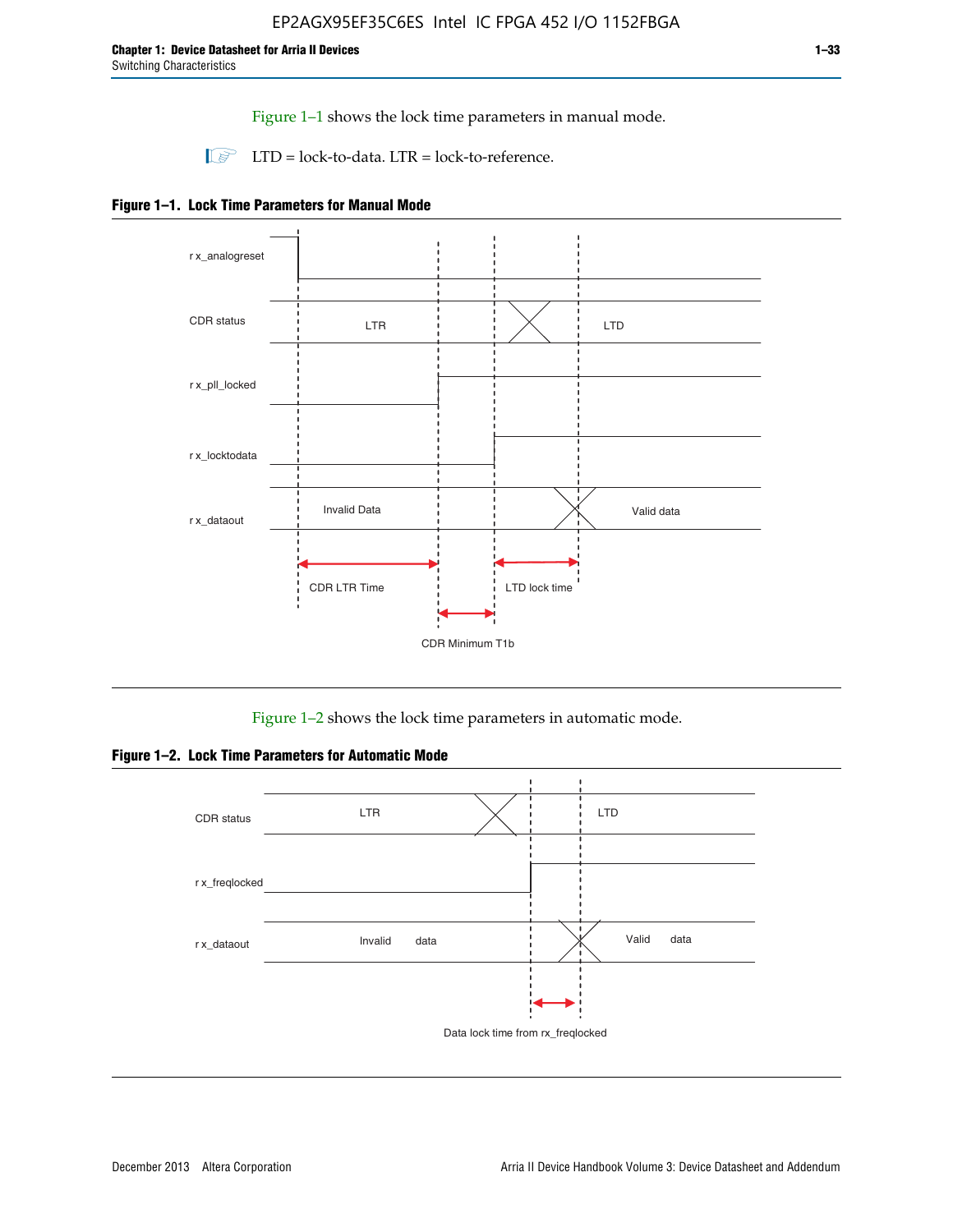Figure 1–1 shows the lock time parameters in manual mode.

LTD = lock-to-data. LTR = lock-to-reference.

**Figure 1–1. Lock Time Parameters for Manual Mode**

rx_analogreset

CDR status LTR LTD

rx_pll_locked

rx_locktodata

rx_dataout Invalid Data Valid data

CDR LTR Time

LTD lock time

CDR Minimum T1b

Figure 1–2 shows the lock time parameters in automatic mode.

**Figure 1–2. Lock Time Parameters for Automatic Mode**

CDR status LTR LTD

rx_freqlocked

rx_dataout Invalid data Valid data

Data lock time from rx_freqlocked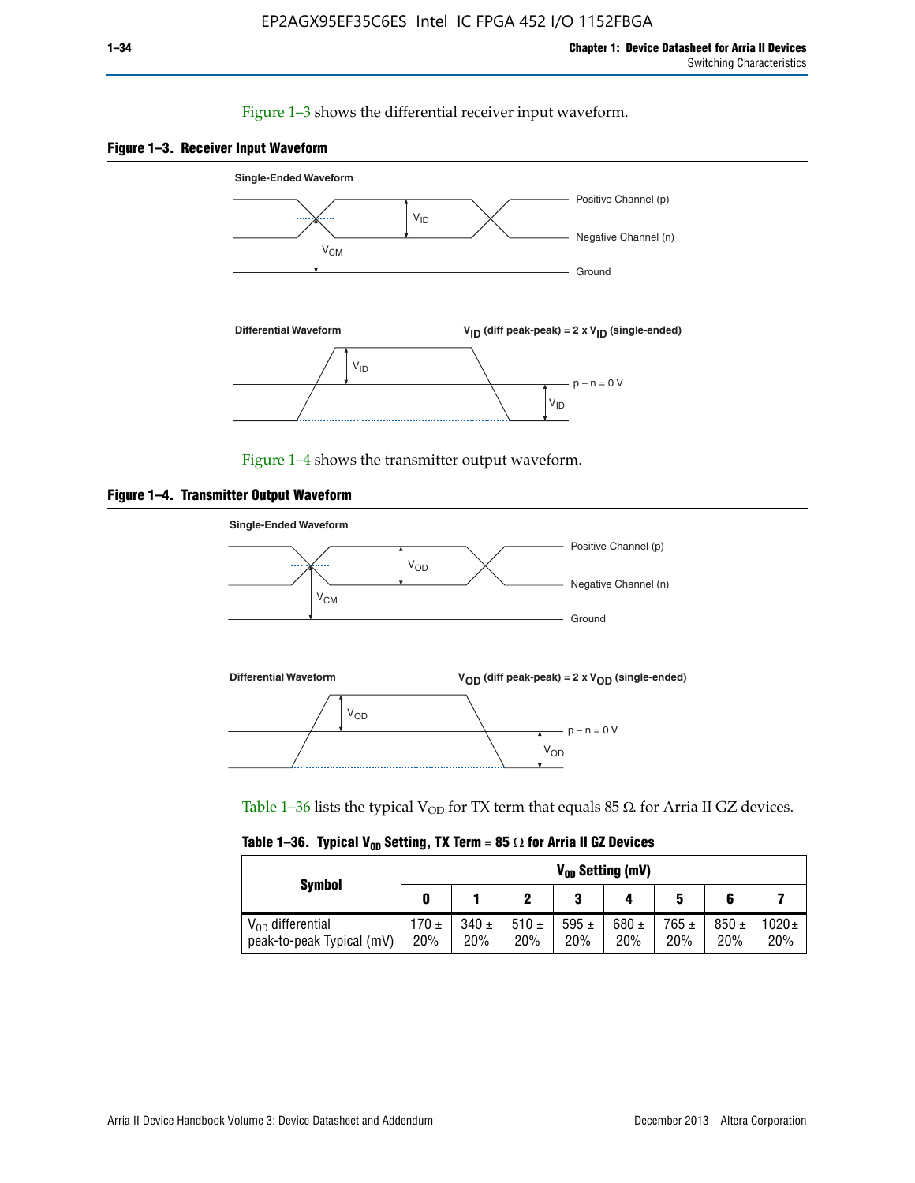Figure 1–3 shows the differential receiver input waveform.

**Figure 1–3. Receiver Input Waveform**

Single-Ended Waveform

Positive Channel (p)

Negative Channel (n)

Ground

$V_{ID}$

$V_{CM}$

Differential Waveform

$V_{ID}$ (diff peak-peak) = 2 x $V_{ID}$ (single-ended)

p − n = 0 V

Figure 1–4 shows the transmitter output waveform.

**Figure 1–4. Transmitter Output Waveform**

Single-Ended Waveform

Positive Channel (p)

Negative Channel (n)

Ground

$V_{OD}$

$V_{CM}$

Differential Waveform

$V_{OD}$ (diff peak-peak) = 2 x $V_{OD}$ (single-ended)

p − n = 0 V

Table 1–36 lists the typical $V_{OD}$ for TX term that equals 85 Ω for Arria II GZ devices.

**Table 1–36. Typical $V_{OD}$ Setting, TX Term = 85 Ω for Arria II GZ Devices**

| Symbol | $V_{OD}$ Setting (mV) | | | | | | | |
|---|---|---|---|---|---|---|---|---|
| | 0 | 1 | 2 | 3 | 4 | 5 | 6 | 7 |
| $V_{OD}$ differential peak-to-peak Typical (mV) | 170 ± 20% | 340 ± 20% | 510 ± 20% | 595 ± 20% | 680 ± 20% | 765 ± 20% | 850 ± 20% | 1020 ± 20% |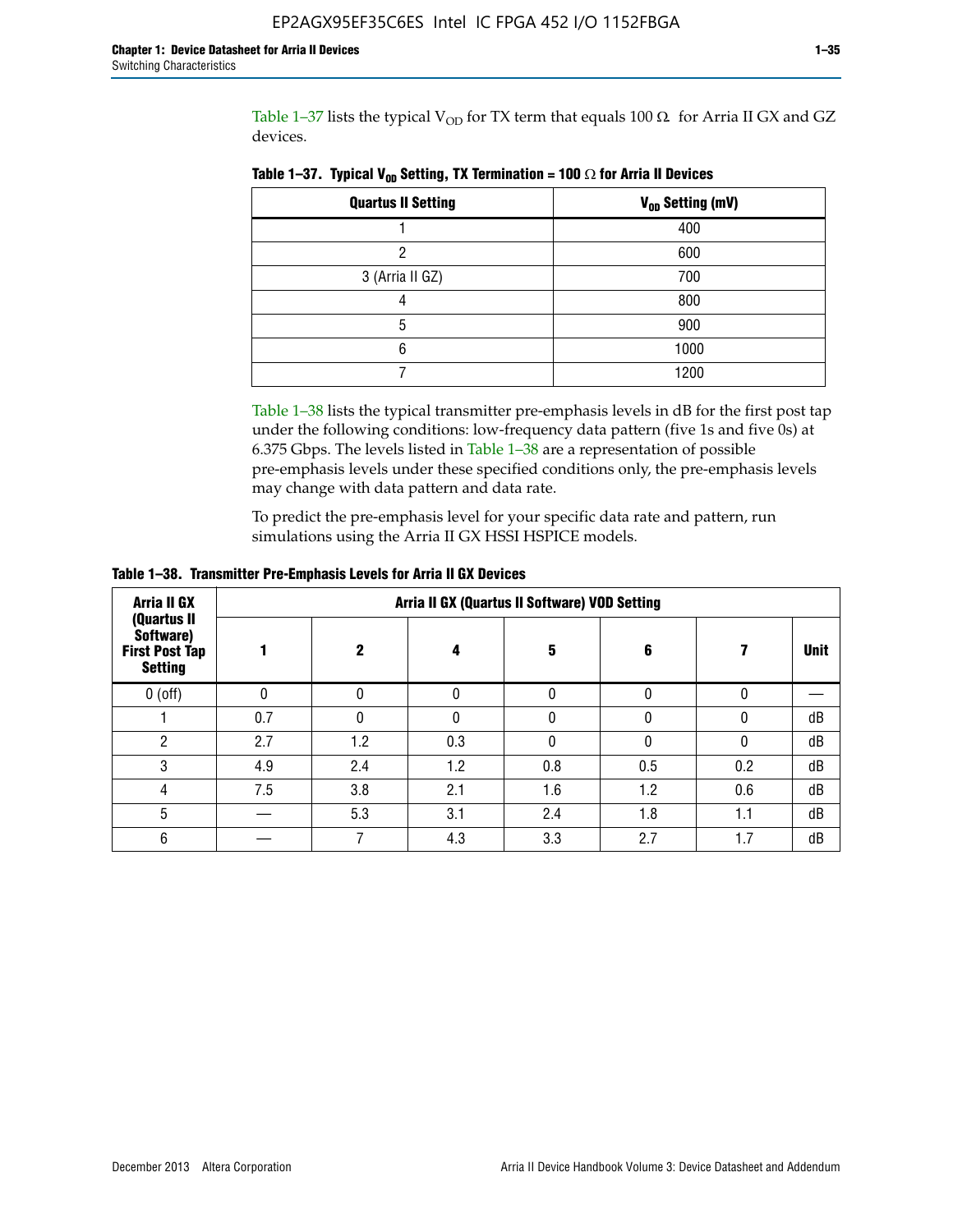Table 1–37 lists the typical $V_{OD}$ for TX term that equals 100 Ω for Arria II GX and GZ devices.

**Table 1–37. Typical $V_{OD}$ Setting, TX Termination = 100 Ω for Arria II Devices**

| Quartus II Setting | $V_{OD}$ Setting (mV) |
|---|---|
| 1 | 400 |
| 2 | 600 |
| 3 (Arria II GZ) | 700 |
| 4 | 800 |
| 5 | 900 |
| 6 | 1000 |
| 7 | 1200 |

Table 1–38 lists the typical transmitter pre-emphasis levels in dB for the first post tap under the following conditions: low-frequency data pattern (five 1s and five 0s) at 6.375 Gbps. The levels listed in Table 1–38 are a representation of possible pre-emphasis levels under these specified conditions only, the pre-emphasis levels may change with data pattern and data rate.

To predict the pre-emphasis level for your specific data rate and pattern, run simulations using the Arria II GX HSSI HSPICE models.

**Table 1–38. Transmitter Pre-Emphasis Levels for Arria II GX Devices**

| Arria II GX (Quartus II Software) First Post Tap Setting | Arria II GX (Quartus II Software) VOD Setting | | | | | | |
|---|---|---|---|---|---|---|---|
| | 1 | 2 | 4 | 5 | 6 | 7 | Unit |
| 0 (off) | 0 | 0 | 0 | 0 | 0 | 0 | — |
| 1 | 0.7 | 0 | 0 | 0 | 0 | 0 | dB |
| 2 | 2.7 | 1.2 | 0.3 | 0 | 0 | 0 | dB |
| 3 | 4.9 | 2.4 | 1.2 | 0.8 | 0.5 | 0.2 | dB |
| 4 | 7.5 | 3.8 | 2.1 | 1.6 | 1.2 | 0.6 | dB |
| 5 | — | 5.3 | 3.1 | 2.4 | 1.8 | 1.1 | dB |
| 6 | — | 7 | 4.3 | 3.3 | 2.7 | 1.7 | dB |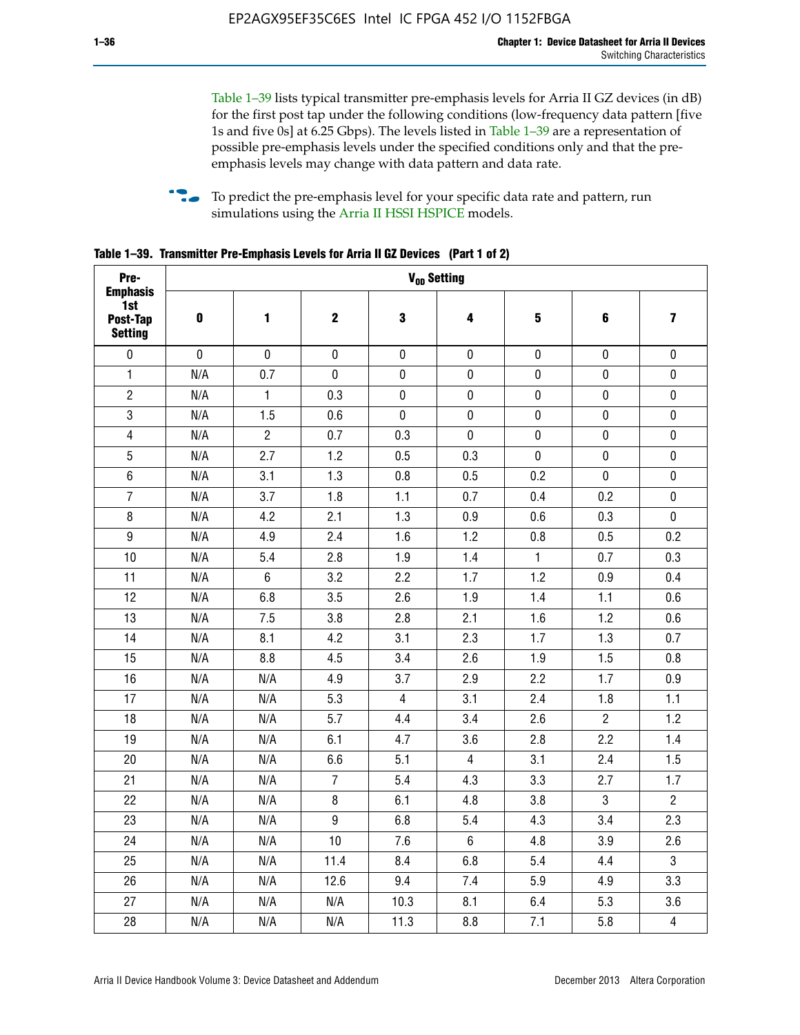Table 1–39 lists typical transmitter pre-emphasis levels for Arria II GZ devices (in dB) for the first post tap under the following conditions (low-frequency data pattern [five 1s and five 0s] at 6.25 Gbps). The levels listed in Table 1–39 are a representation of possible pre-emphasis levels under the specified conditions only and that the pre-emphasis levels may change with data pattern and data rate.

To predict the pre-emphasis level for your specific data rate and pattern, run simulations using the Arria II HSSI HSPICE models.

**Table 1–39. Transmitter Pre-Emphasis Levels for Arria II GZ Devices (Part 1 of 2)**

| Pre-Emphasis 1st Post-Tap Setting | $V_{OD}$ Setting | | | | | | | |
|---|---|---|---|---|---|---|---|---|
| | 0 | 1 | 2 | 3 | 4 | 5 | 6 | 7 |
| 0 | 0 | 0 | 0 | 0 | 0 | 0 | 0 | 0 |
| 1 | N/A | 0.7 | 0 | 0 | 0 | 0 | 0 | 0 |
| 2 | N/A | 1 | 0.3 | 0 | 0 | 0 | 0 | 0 |
| 3 | N/A | 1.5 | 0.6 | 0 | 0 | 0 | 0 | 0 |
| 4 | N/A | 2 | 0.7 | 0.3 | 0 | 0 | 0 | 0 |
| 5 | N/A | 2.7 | 1.2 | 0.5 | 0.3 | 0 | 0 | 0 |
| 6 | N/A | 3.1 | 1.3 | 0.8 | 0.5 | 0.2 | 0 | 0 |
| 7 | N/A | 3.7 | 1.8 | 1.1 | 0.7 | 0.4 | 0.2 | 0 |
| 8 | N/A | 4.2 | 2.1 | 1.3 | 0.9 | 0.6 | 0.3 | 0 |
| 9 | N/A | 4.9 | 2.4 | 1.6 | 1.2 | 0.8 | 0.5 | 0.2 |
| 10 | N/A | 5.4 | 2.8 | 1.9 | 1.4 | 1 | 0.7 | 0.3 |
| 11 | N/A | 6 | 3.2 | 2.2 | 1.7 | 1.2 | 0.9 | 0.4 |
| 12 | N/A | 6.8 | 3.5 | 2.6 | 1.9 | 1.4 | 1.1 | 0.6 |
| 13 | N/A | 7.5 | 3.8 | 2.8 | 2.1 | 1.6 | 1.2 | 0.6 |
| 14 | N/A | 8.1 | 4.2 | 3.1 | 2.3 | 1.7 | 1.3 | 0.7 |
| 15 | N/A | 8.8 | 4.5 | 3.4 | 2.6 | 1.9 | 1.5 | 0.8 |
| 16 | N/A | N/A | 4.9 | 3.7 | 2.9 | 2.2 | 1.7 | 0.9 |
| 17 | N/A | N/A | 5.3 | 4 | 3.1 | 2.4 | 1.8 | 1.1 |
| 18 | N/A | N/A | 5.7 | 4.4 | 3.4 | 2.6 | 2 | 1.2 |
| 19 | N/A | N/A | 6.1 | 4.7 | 3.6 | 2.8 | 2.2 | 1.4 |
| 20 | N/A | N/A | 6.6 | 5.1 | 4 | 3.1 | 2.4 | 1.5 |
| 21 | N/A | N/A | 7 | 5.4 | 4.3 | 3.3 | 2.7 | 1.7 |
| 22 | N/A | N/A | 8 | 6.1 | 4.8 | 3.8 | 3 | 2 |
| 23 | N/A | N/A | 9 | 6.8 | 5.4 | 4.3 | 3.4 | 2.3 |
| 24 | N/A | N/A | 10 | 7.6 | 6 | 4.8 | 3.9 | 2.6 |
| 25 | N/A | N/A | 11.4 | 8.4 | 6.8 | 5.4 | 4.4 | 3 |
| 26 | N/A | N/A | 12.6 | 9.4 | 7.4 | 5.9 | 4.9 | 3.3 |
| 27 | N/A | N/A | N/A | 10.3 | 8.1 | 6.4 | 5.3 | 3.6 |
| 28 | N/A | N/A | N/A | 11.3 | 8.8 | 7.1 | 5.8 | 4 |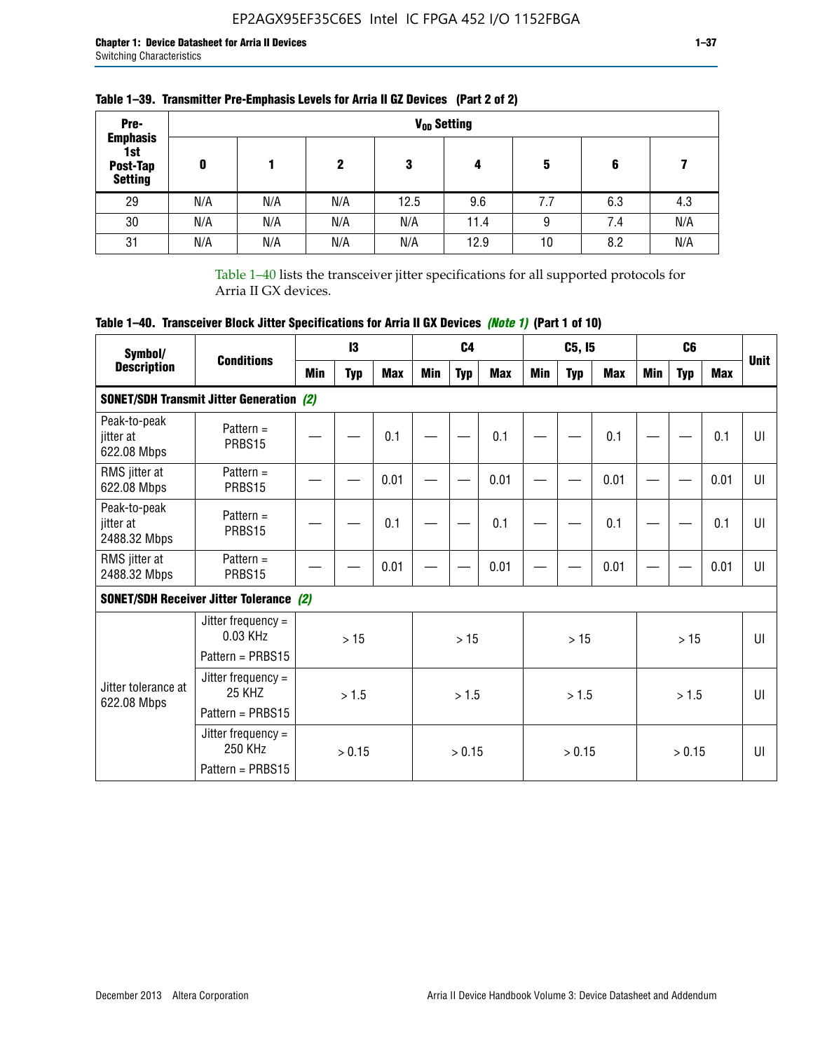**Table 1–39. Transmitter Pre-Emphasis Levels for Arria II GZ Devices (Part 2 of 2)**

| Pre-Emphasis 1st Post-Tap Setting | $V_{OD}$ Setting | | | | | | | |
|---|---|---|---|---|---|---|---|---|
| | 0 | 1 | 2 | 3 | 4 | 5 | 6 | 7 |
| 29 | N/A | N/A | N/A | 12.5 | 9.6 | 7.7 | 6.3 | 4.3 |
| 30 | N/A | N/A | N/A | N/A | 11.4 | 9 | 7.4 | N/A |
| 31 | N/A | N/A | N/A | N/A | 12.9 | 10 | 8.2 | N/A |

Table 1–40 lists the transceiver jitter specifications for all supported protocols for Arria II GX devices.

**Table 1–40. Transceiver Block Jitter Specifications for Arria II GX Devices *(Note 1)* (Part 1 of 10)**

| Symbol/ Description | Conditions | I3 | | | C4 | | | C5, I5 | | | C6 | | | Unit |
|---|---|---|---|---|---|---|---|---|---|---|---|---|---|---|
| | | Min | Typ | Max | Min | Typ | Max | Min | Typ | Max | Min | Typ | Max | |
| **SONET/SDH Transmit Jitter Generation *(2)*** | | | | | | | | | | | | | | |
| Peak-to-peak jitter at 622.08 Mbps | Pattern = PRBS15 | — | — | 0.1 | — | — | 0.1 | — | — | 0.1 | — | — | 0.1 | UI |
| RMS jitter at 622.08 Mbps | Pattern = PRBS15 | — | — | 0.01 | — | — | 0.01 | — | — | 0.01 | — | — | 0.01 | UI |
| Peak-to-peak jitter at 2488.32 Mbps | Pattern = PRBS15 | — | — | 0.1 | — | — | 0.1 | — | — | 0.1 | — | — | 0.1 | UI |
| RMS jitter at 2488.32 Mbps | Pattern = PRBS15 | — | — | 0.01 | — | — | 0.01 | — | — | 0.01 | — | — | 0.01 | UI |
| **SONET/SDH Receiver Jitter Tolerance *(2)*** | | | | | | | | | | | | | | |
| Jitter tolerance at 622.08 Mbps | Jitter frequency = 0.03 KHz Pattern = PRBS15 | > 15 | | | > 15 | | | > 15 | | | > 15 | | | UI |
| | Jitter frequency = 25 KHZ Pattern = PRBS15 | > 1.5 | | | > 1.5 | | | > 1.5 | | | > 1.5 | | | UI |
| | Jitter frequency = 250 KHz Pattern = PRBS15 | > 0.15 | | | > 0.15 | | | > 0.15 | | | > 0.15 | | | UI |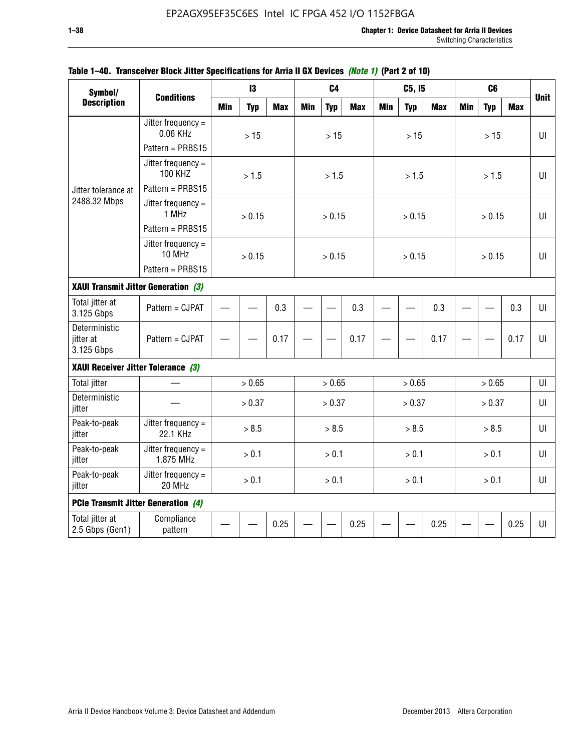**Table 1–40. Transceiver Block Jitter Specifications for Arria II GX Devices *(Note 1)* (Part 2 of 10)**

| Symbol/ Description | Conditions | I3 | | | C4 | | | C5, I5 | | | C6 | | | Unit |
|---|---|---|---|---|---|---|---|---|---|---|---|---|---|---|
| | | Min | Typ | Max | Min | Typ | Max | Min | Typ | Max | Min | Typ | Max | |
| Jitter tolerance at 2488.32 Mbps | Jitter frequency = 0.06 KHz Pattern = PRBS15 | | > 15 | | | > 15 | | | > 15 | | | > 15 | | UI |
| | Jitter frequency = 100 KHZ Pattern = PRBS15 | | > 1.5 | | | > 1.5 | | | > 1.5 | | | > 1.5 | | UI |
| | Jitter frequency = 1 MHz Pattern = PRBS15 | | > 0.15 | | | > 0.15 | | | > 0.15 | | | > 0.15 | | UI |
| | Jitter frequency = 10 MHz Pattern = PRBS15 | | > 0.15 | | | > 0.15 | | | > 0.15 | | | > 0.15 | | UI |
| **XAUI Transmit Jitter Generation *(3)*** | | | | | | | | | | | | | | |
| Total jitter at 3.125 Gbps | Pattern = CJPAT | — | — | 0.3 | — | — | 0.3 | — | — | 0.3 | — | — | 0.3 | UI |
| Deterministic jitter at 3.125 Gbps | Pattern = CJPAT | — | — | 0.17 | — | — | 0.17 | — | — | 0.17 | — | — | 0.17 | UI |
| **XAUI Receiver Jitter Tolerance *(3)*** | | | | | | | | | | | | | | |
| Total jitter | — | | > 0.65 | | | > 0.65 | | | > 0.65 | | | > 0.65 | | UI |
| Deterministic jitter | — | | > 0.37 | | | > 0.37 | | | > 0.37 | | | > 0.37 | | UI |
| Peak-to-peak jitter | Jitter frequency = 22.1 KHz | | > 8.5 | | | > 8.5 | | | > 8.5 | | | > 8.5 | | UI |
| Peak-to-peak jitter | Jitter frequency = 1.875 MHz | | > 0.1 | | | > 0.1 | | | > 0.1 | | | > 0.1 | | UI |
| Peak-to-peak jitter | Jitter frequency = 20 MHz | | > 0.1 | | | > 0.1 | | | > 0.1 | | | > 0.1 | | UI |
| **PCIe Transmit Jitter Generation *(4)*** | | | | | | | | | | | | | | |
| Total jitter at 2.5 Gbps (Gen1) | Compliance pattern | — | — | 0.25 | — | — | 0.25 | — | — | 0.25 | — | — | 0.25 | UI |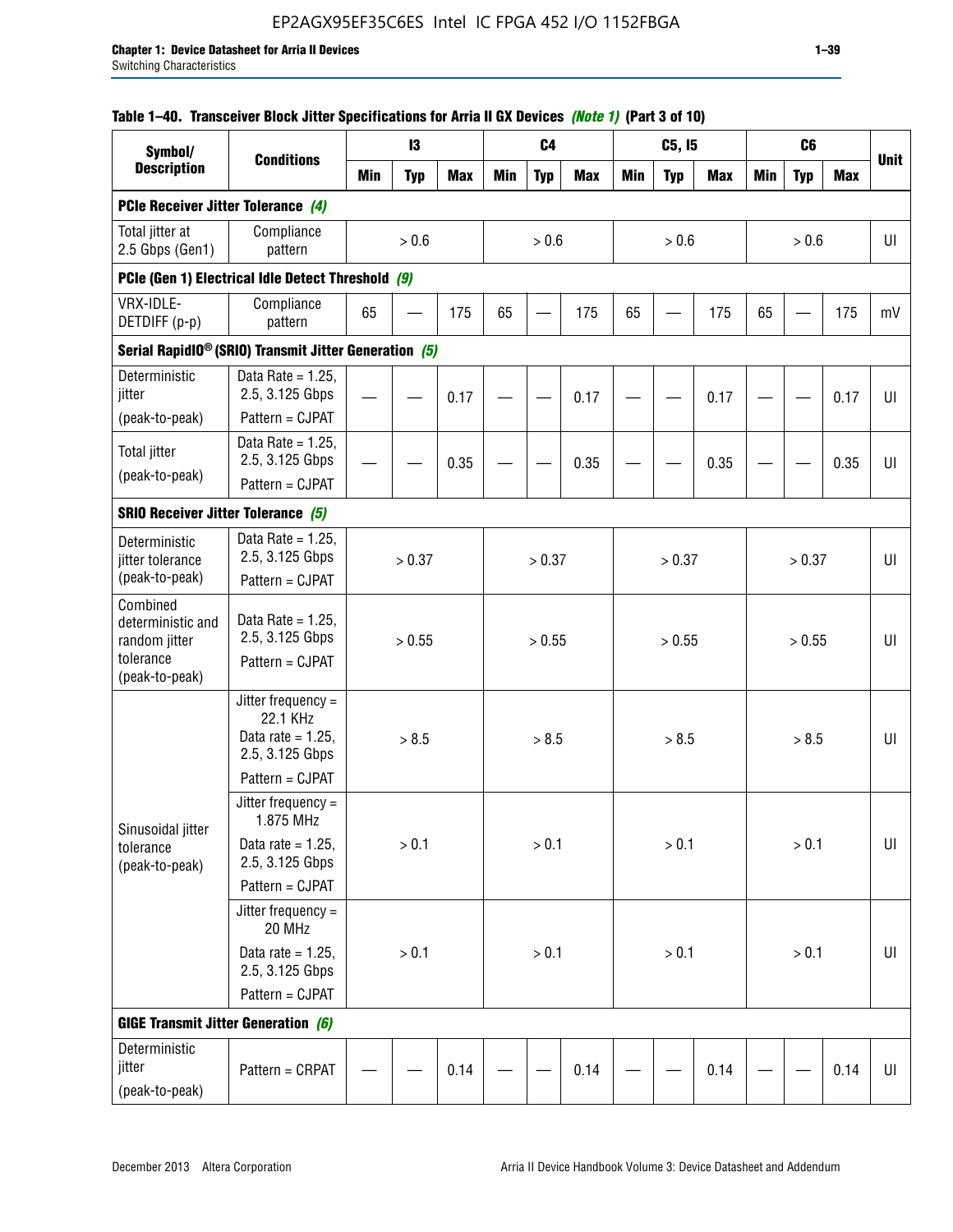#### Table 1–40. Transceiver Block Jitter Specifications for Arria II GX Devices *(Note 1)* (Part 3 of 10)

| Symbol/ Description | Conditions | I3 | | | C4 | | | C5, I5 | | | C6 | | | Unit |
|---|---|---|---|---|---|---|---|---|---|---|---|---|---|---|
| | | Min | Typ | Max | Min | Typ | Max | Min | Typ | Max | Min | Typ | Max | |
| **PCIe Receiver Jitter Tolerance** *(4)* | | | | | | | | | | | | | | |
| Total jitter at 2.5 Gbps (Gen1) | Compliance pattern | | > 0.6 | | | > 0.6 | | | > 0.6 | | | > 0.6 | | UI |
| **PCIe (Gen 1) Electrical Idle Detect Threshold** *(9)* | | | | | | | | | | | | | | |
| VRX-IDLE-DETDIFF (p-p) | Compliance pattern | 65 | — | 175 | 65 | — | 175 | 65 | — | 175 | 65 | — | 175 | mV |
| **Serial RapidIO® (SRIO) Transmit Jitter Generation** *(5)* | | | | | | | | | | | | | | |
| Deterministic jitter (peak-to-peak) | Data Rate = 1.25, 2.5, 3.125 Gbps Pattern = CJPAT | — | — | 0.17 | — | — | 0.17 | — | — | 0.17 | — | — | 0.17 | UI |
| Total jitter (peak-to-peak) | Data Rate = 1.25, 2.5, 3.125 Gbps Pattern = CJPAT | — | — | 0.35 | — | — | 0.35 | — | — | 0.35 | — | — | 0.35 | UI |
| **SRIO Receiver Jitter Tolerance** *(5)* | | | | | | | | | | | | | | |
| Deterministic jitter tolerance (peak-to-peak) | Data Rate = 1.25, 2.5, 3.125 Gbps Pattern = CJPAT | | > 0.37 | | | > 0.37 | | | > 0.37 | | | > 0.37 | | UI |
| Combined deterministic and random jitter tolerance (peak-to-peak) | Data Rate = 1.25, 2.5, 3.125 Gbps Pattern = CJPAT | | > 0.55 | | | > 0.55 | | | > 0.55 | | | > 0.55 | | UI |
| Sinusoidal jitter tolerance (peak-to-peak) | Jitter frequency = 22.1 KHz Data rate = 1.25, 2.5, 3.125 Gbps Pattern = CJPAT | | > 8.5 | | | > 8.5 | | | > 8.5 | | | > 8.5 | | UI |
| | Jitter frequency = 1.875 MHz Data rate = 1.25, 2.5, 3.125 Gbps Pattern = CJPAT | | > 0.1 | | | > 0.1 | | | > 0.1 | | | > 0.1 | | UI |
| | Jitter frequency = 20 MHz Data rate = 1.25, 2.5, 3.125 Gbps Pattern = CJPAT | | > 0.1 | | | > 0.1 | | | > 0.1 | | | > 0.1 | | UI |
| **GIGE Transmit Jitter Generation** *(6)* | | | | | | | | | | | | | | |
| Deterministic jitter (peak-to-peak) | Pattern = CRPAT | — | — | 0.14 | — | — | 0.14 | — | — | 0.14 | — | — | 0.14 | UI |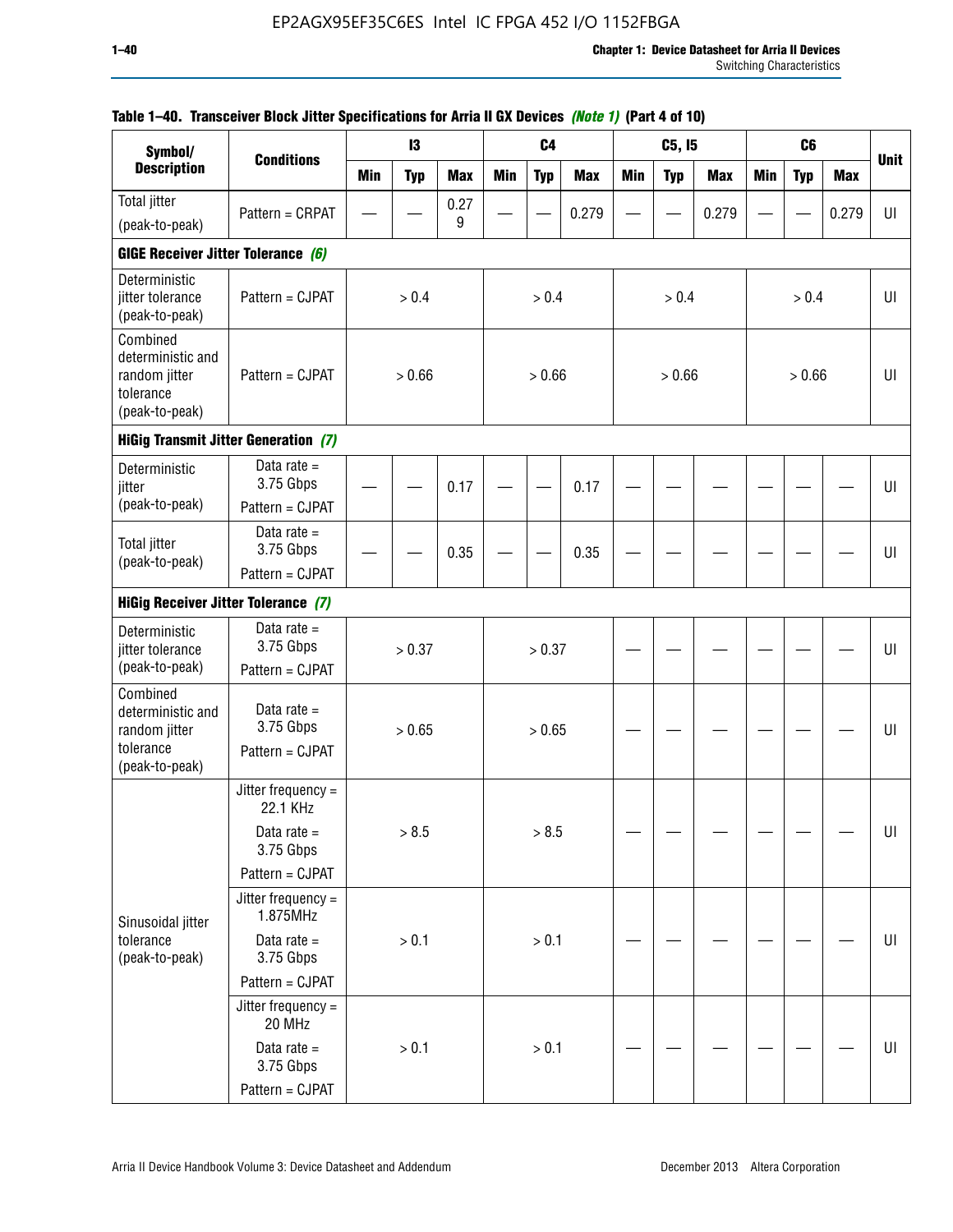**Table 1–40. Transceiver Block Jitter Specifications for Arria II GX Devices** *(Note 1)* **(Part 4 of 10)**

| Symbol/ Description | Conditions | I3 | | | C4 | | | C5, I5 | | | C6 | | | Unit |
|---|---|---|---|---|---|---|---|---|---|---|---|---|---|---|
| | | Min | Typ | Max | Min | Typ | Max | Min | Typ | Max | Min | Typ | Max | |
| Total jitter (peak-to-peak) | Pattern = CRPAT | — | — | 0.279 | — | — | 0.279 | — | — | 0.279 | — | — | 0.279 | UI |
| **GIGE Receiver Jitter Tolerance** *(6)* | | | | | | | | | | | | | | |
| Deterministic jitter tolerance (peak-to-peak) | Pattern = CJPAT | > 0.4 | | | > 0.4 | | | > 0.4 | | | > 0.4 | | | UI |
| Combined deterministic and random jitter tolerance (peak-to-peak) | Pattern = CJPAT | > 0.66 | | | > 0.66 | | | > 0.66 | | | > 0.66 | | | UI |
| **HiGig Transmit Jitter Generation** *(7)* | | | | | | | | | | | | | | |
| Deterministic jitter (peak-to-peak) | Data rate = 3.75 Gbps Pattern = CJPAT | — | — | 0.17 | — | — | 0.17 | — | — | — | — | — | — | UI |
| Total jitter (peak-to-peak) | Data rate = 3.75 Gbps Pattern = CJPAT | — | — | 0.35 | — | — | 0.35 | — | — | — | — | — | — | UI |
| **HiGig Receiver Jitter Tolerance** *(7)* | | | | | | | | | | | | | | |
| Deterministic jitter tolerance (peak-to-peak) | Data rate = 3.75 Gbps Pattern = CJPAT | > 0.37 | | | > 0.37 | | | — | — | — | — | — | — | UI |
| Combined deterministic and random jitter tolerance (peak-to-peak) | Data rate = 3.75 Gbps Pattern = CJPAT | > 0.65 | | | > 0.65 | | | — | — | — | — | — | — | UI |
| Sinusoidal jitter tolerance (peak-to-peak) | Jitter frequency = 22.1 KHz Data rate = 3.75 Gbps Pattern = CJPAT | > 8.5 | | | > 8.5 | | | — | — | — | — | — | — | UI |
| | Jitter frequency = 1.875MHz Data rate = 3.75 Gbps Pattern = CJPAT | > 0.1 | | | > 0.1 | | | — | — | — | — | — | — | UI |
| | Jitter frequency = 20 MHz Data rate = 3.75 Gbps Pattern = CJPAT | > 0.1 | | | > 0.1 | | | — | — | — | — | — | — | UI |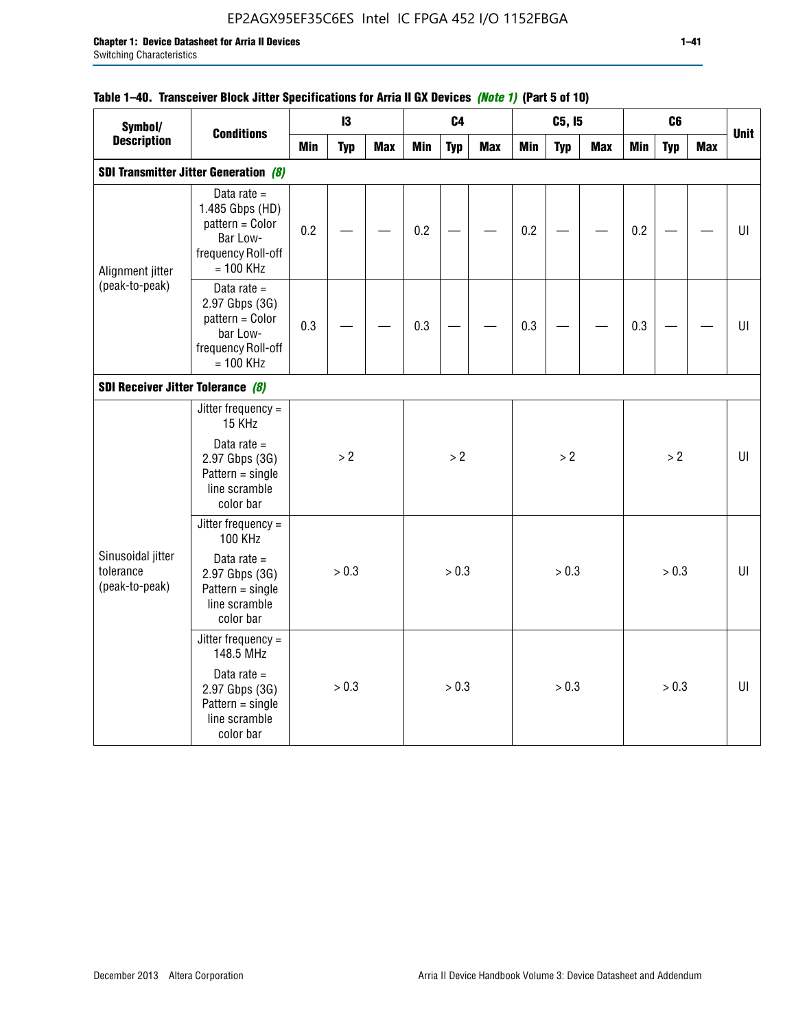**Table 1–40. Transceiver Block Jitter Specifications for Arria II GX Devices *(Note 1)* (Part 5 of 10)**

| Symbol/ Description | Conditions | I3 | | | C4 | | | C5, I5 | | | C6 | | | Unit |
|---|---|---|---|---|---|---|---|---|---|---|---|---|---|---|
| | | Min | Typ | Max | Min | Typ | Max | Min | Typ | Max | Min | Typ | Max | |
| **SDI Transmitter Jitter Generation *(8)*** | | | | | | | | | | | | | | |
| Alignment jitter (peak-to-peak) | Data rate = 1.485 Gbps (HD) pattern = Color Bar Low-frequency Roll-off = 100 KHz | 0.2 | — | — | 0.2 | — | — | 0.2 | — | — | 0.2 | — | — | UI |
| | Data rate = 2.97 Gbps (3G) pattern = Color bar Low-frequency Roll-off = 100 KHz | 0.3 | — | — | 0.3 | — | — | 0.3 | — | — | 0.3 | — | — | UI |
| **SDI Receiver Jitter Tolerance *(8)*** | | | | | | | | | | | | | | |
| Sinusoidal jitter tolerance (peak-to-peak) | Jitter frequency = 15 KHz Data rate = 2.97 Gbps (3G) Pattern = single line scramble color bar | > 2 | | | > 2 | | | > 2 | | | > 2 | | | UI |
| | Jitter frequency = 100 KHz Data rate = 2.97 Gbps (3G) Pattern = single line scramble color bar | > 0.3 | | | > 0.3 | | | > 0.3 | | | > 0.3 | | | UI |
| | Jitter frequency = 148.5 MHz Data rate = 2.97 Gbps (3G) Pattern = single line scramble color bar | > 0.3 | | | > 0.3 | | | > 0.3 | | | > 0.3 | | | UI |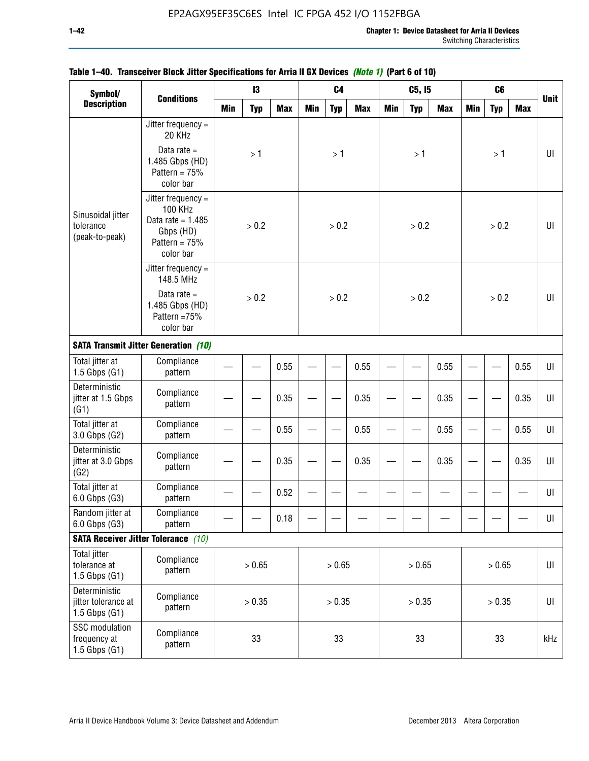**Table 1–40. Transceiver Block Jitter Specifications for Arria II GX Devices *(Note 1)* (Part 6 of 10)**

| Symbol/ Description | Conditions | I3 | | | C4 | | | C5, I5 | | | C6 | | | Unit |
|---|---|---|---|---|---|---|---|---|---|---|---|---|---|---|
| | | Min | Typ | Max | Min | Typ | Max | Min | Typ | Max | Min | Typ | Max | |
| Sinusoidal jitter tolerance (peak-to-peak) | Jitter frequency = 20 KHz<br>Data rate = 1.485 Gbps (HD) Pattern = 75% color bar | | > 1 | | | > 1 | | | > 1 | | | > 1 | | UI |
| | Jitter frequency = 100 KHz Data rate = 1.485 Gbps (HD) Pattern = 75% color bar | | > 0.2 | | | > 0.2 | | | > 0.2 | | | > 0.2 | | UI |
| | Jitter frequency = 148.5 MHz<br>Data rate = 1.485 Gbps (HD) Pattern =75% color bar | | > 0.2 | | | > 0.2 | | | > 0.2 | | | > 0.2 | | UI |
| **SATA Transmit Jitter Generation *(10)*** | | | | | | | | | | | | | | |
| Total jitter at 1.5 Gbps (G1) | Compliance pattern | — | — | 0.55 | — | — | 0.55 | — | — | 0.55 | — | — | 0.55 | UI |
| Deterministic jitter at 1.5 Gbps (G1) | Compliance pattern | — | — | 0.35 | — | — | 0.35 | — | — | 0.35 | — | — | 0.35 | UI |
| Total jitter at 3.0 Gbps (G2) | Compliance pattern | — | — | 0.55 | — | — | 0.55 | — | — | 0.55 | — | — | 0.55 | UI |
| Deterministic jitter at 3.0 Gbps (G2) | Compliance pattern | — | — | 0.35 | — | — | 0.35 | — | — | 0.35 | — | — | 0.35 | UI |
| Total jitter at 6.0 Gbps (G3) | Compliance pattern | — | — | 0.52 | — | — | — | — | — | — | — | — | — | UI |
| Random jitter at 6.0 Gbps (G3) | Compliance pattern | — | — | 0.18 | — | — | — | — | — | — | — | — | — | UI |
| **SATA Receiver Jitter Tolerance *(10)*** | | | | | | | | | | | | | | |
| Total jitter tolerance at 1.5 Gbps (G1) | Compliance pattern | | > 0.65 | | | > 0.65 | | | > 0.65 | | | > 0.65 | | UI |
| Deterministic jitter tolerance at 1.5 Gbps (G1) | Compliance pattern | | > 0.35 | | | > 0.35 | | | > 0.35 | | | > 0.35 | | UI |
| SSC modulation frequency at 1.5 Gbps (G1) | Compliance pattern | | 33 | | | 33 | | | 33 | | | 33 | | kHz |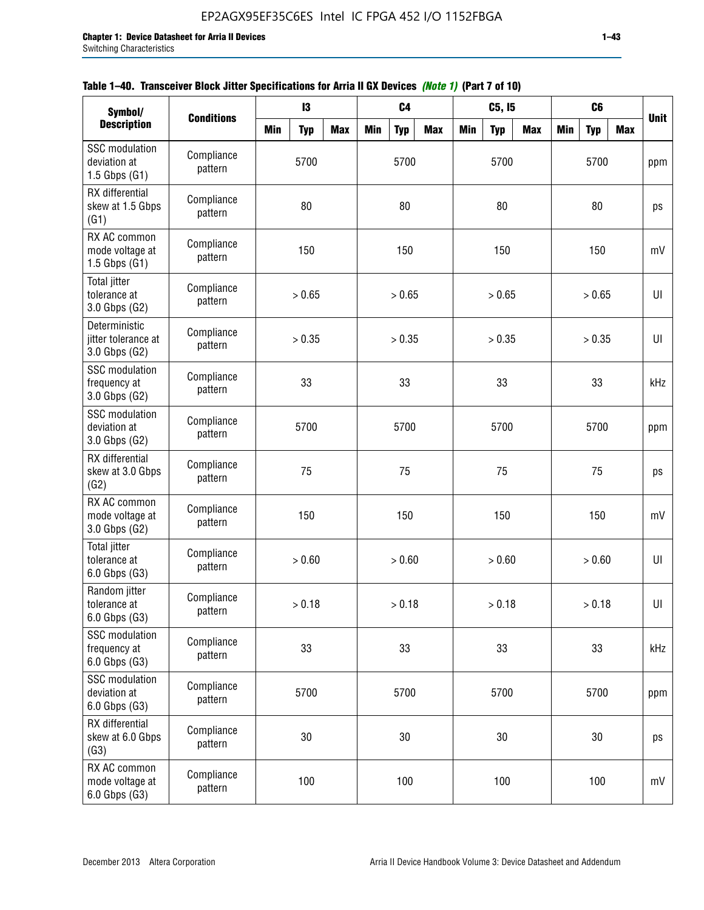**Table 1–40. Transceiver Block Jitter Specifications for Arria II GX Devices *(Note 1)* (Part 7 of 10)**

| Symbol/ Description | Conditions | I3 | | | C4 | | | C5, I5 | | | C6 | | | Unit |
|---|---|---|---|---|---|---|---|---|---|---|---|---|---|---|
| | | Min | Typ | Max | Min | Typ | Max | Min | Typ | Max | Min | Typ | Max | |
| SSC modulation deviation at 1.5 Gbps (G1) | Compliance pattern | | 5700 | | | 5700 | | | 5700 | | | 5700 | | ppm |
| RX differential skew at 1.5 Gbps (G1) | Compliance pattern | | 80 | | | 80 | | | 80 | | | 80 | | ps |
| RX AC common mode voltage at 1.5 Gbps (G1) | Compliance pattern | | 150 | | | 150 | | | 150 | | | 150 | | mV |
| Total jitter tolerance at 3.0 Gbps (G2) | Compliance pattern | | > 0.65 | | | > 0.65 | | | > 0.65 | | | > 0.65 | | UI |
| Deterministic jitter tolerance at 3.0 Gbps (G2) | Compliance pattern | | > 0.35 | | | > 0.35 | | | > 0.35 | | | > 0.35 | | UI |
| SSC modulation frequency at 3.0 Gbps (G2) | Compliance pattern | | 33 | | | 33 | | | 33 | | | 33 | | kHz |
| SSC modulation deviation at 3.0 Gbps (G2) | Compliance pattern | | 5700 | | | 5700 | | | 5700 | | | 5700 | | ppm |
| RX differential skew at 3.0 Gbps (G2) | Compliance pattern | | 75 | | | 75 | | | 75 | | | 75 | | ps |
| RX AC common mode voltage at 3.0 Gbps (G2) | Compliance pattern | | 150 | | | 150 | | | 150 | | | 150 | | mV |
| Total jitter tolerance at 6.0 Gbps (G3) | Compliance pattern | | > 0.60 | | | > 0.60 | | | > 0.60 | | | > 0.60 | | UI |
| Random jitter tolerance at 6.0 Gbps (G3) | Compliance pattern | | > 0.18 | | | > 0.18 | | | > 0.18 | | | > 0.18 | | UI |
| SSC modulation frequency at 6.0 Gbps (G3) | Compliance pattern | | 33 | | | 33 | | | 33 | | | 33 | | kHz |
| SSC modulation deviation at 6.0 Gbps (G3) | Compliance pattern | | 5700 | | | 5700 | | | 5700 | | | 5700 | | ppm |
| RX differential skew at 6.0 Gbps (G3) | Compliance pattern | | 30 | | | 30 | | | 30 | | | 30 | | ps |
| RX AC common mode voltage at 6.0 Gbps (G3) | Compliance pattern | | 100 | | | 100 | | | 100 | | | 100 | | mV |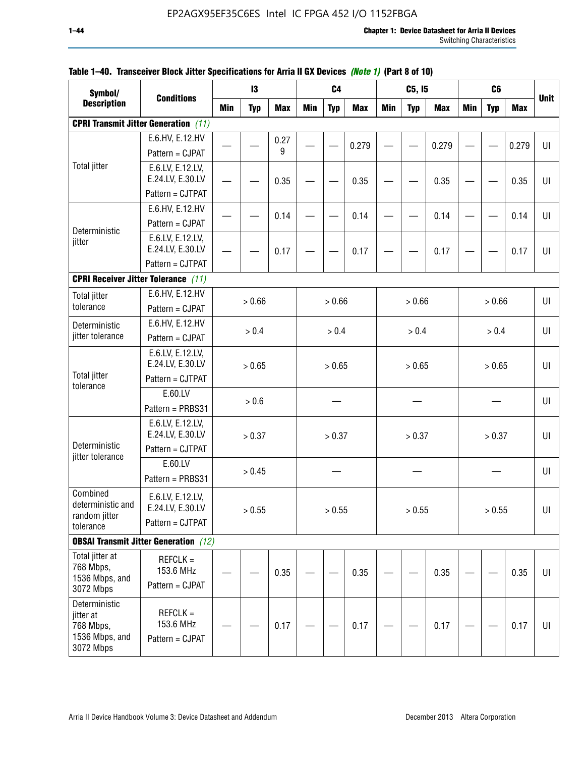**Table 1–40. Transceiver Block Jitter Specifications for Arria II GX Devices *(Note 1)* (Part 8 of 10)**

| Symbol/ Description | Conditions | I3 | | | C4 | | | C5, I5 | | | C6 | | | Unit |
|---|---|---|---|---|---|---|---|---|---|---|---|---|---|---|
| | | Min | Typ | Max | Min | Typ | Max | Min | Typ | Max | Min | Typ | Max | |
| **CPRI Transmit Jitter Generation** *(11)* | | | | | | | | | | | | | | |
| Total jitter | E.6.HV, E.12.HV Pattern = CJPAT | — | — | 0.279 | — | — | 0.279 | — | — | 0.279 | — | — | 0.279 | UI |
| | E.6.LV, E.12.LV, E.24.LV, E.30.LV Pattern = CJTPAT | — | — | 0.35 | — | — | 0.35 | — | — | 0.35 | — | — | 0.35 | UI |
| Deterministic jitter | E.6.HV, E.12.HV Pattern = CJPAT | — | — | 0.14 | — | — | 0.14 | — | — | 0.14 | — | — | 0.14 | UI |
| | E.6.LV, E.12.LV, E.24.LV, E.30.LV Pattern = CJTPAT | — | — | 0.17 | — | — | 0.17 | — | — | 0.17 | — | — | 0.17 | UI |
| **CPRI Receiver Jitter Tolerance** *(11)* | | | | | | | | | | | | | | |
| Total jitter tolerance | E.6.HV, E.12.HV Pattern = CJPAT | > 0.66 | | | > 0.66 | | | > 0.66 | | | > 0.66 | | | UI |
| Deterministic jitter tolerance | E.6.HV, E.12.HV Pattern = CJPAT | > 0.4 | | | > 0.4 | | | > 0.4 | | | > 0.4 | | | UI |
| Total jitter tolerance | E.6.LV, E.12.LV, E.24.LV, E.30.LV Pattern = CJTPAT | > 0.65 | | | > 0.65 | | | > 0.65 | | | > 0.65 | | | UI |
| | E.60.LV Pattern = PRBS31 | > 0.6 | | | — | | | — | | | — | | | UI |
| Deterministic jitter tolerance | E.6.LV, E.12.LV, E.24.LV, E.30.LV Pattern = CJTPAT | > 0.37 | | | > 0.37 | | | > 0.37 | | | > 0.37 | | | UI |
| | E.60.LV Pattern = PRBS31 | > 0.45 | | | — | | | — | | | — | | | UI |
| Combined deterministic and random jitter tolerance | E.6.LV, E.12.LV, E.24.LV, E.30.LV Pattern = CJTPAT | > 0.55 | | | > 0.55 | | | > 0.55 | | | > 0.55 | | | UI |
| **OBSAI Transmit Jitter Generation** *(12)* | | | | | | | | | | | | | | |
| Total jitter at 768 Mbps, 1536 Mbps, and 3072 Mbps | REFCLK = 153.6 MHz Pattern = CJPAT | — | — | 0.35 | — | — | 0.35 | — | — | 0.35 | — | — | 0.35 | UI |
| Deterministic jitter at 768 Mbps, 1536 Mbps, and 3072 Mbps | REFCLK = 153.6 MHz Pattern = CJPAT | — | — | 0.17 | — | — | 0.17 | — | — | 0.17 | — | — | 0.17 | UI |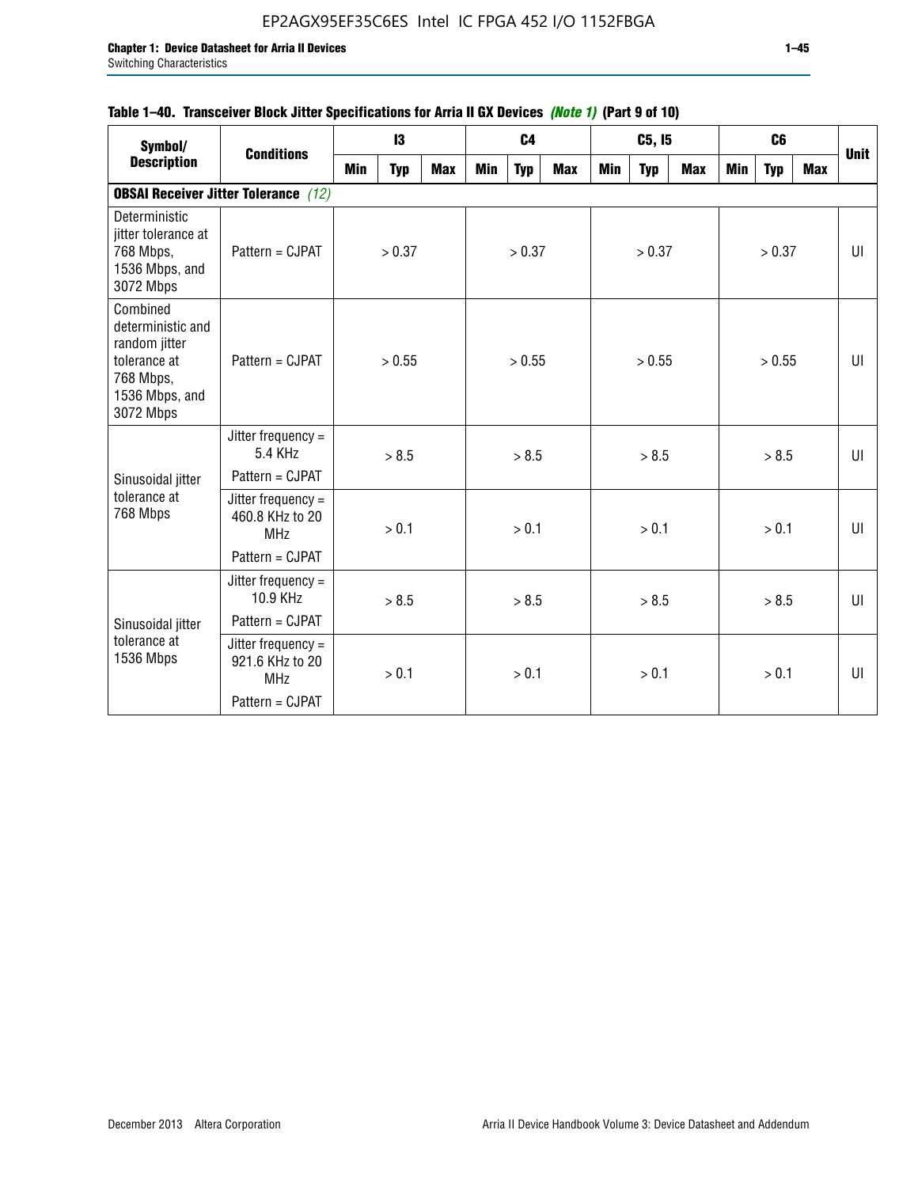**Table 1–40. Transceiver Block Jitter Specifications for Arria II GX Devices** *(Note 1)* **(Part 9 of 10)**

| Symbol/ Description | Conditions | I3 | | | C4 | | | C5, I5 | | | C6 | | | Unit |
|---|---|---|---|---|---|---|---|---|---|---|---|---|---|---|
| | | Min | Typ | Max | Min | Typ | Max | Min | Typ | Max | Min | Typ | Max | |
| **OBSAI Receiver Jitter Tolerance** *(12)* | | | | | | | | | | | | | | |
| Deterministic jitter tolerance at 768 Mbps, 1536 Mbps, and 3072 Mbps | Pattern = CJPAT | | > 0.37 | | | > 0.37 | | | > 0.37 | | | > 0.37 | | UI |
| Combined deterministic and random jitter tolerance at 768 Mbps, 1536 Mbps, and 3072 Mbps | Pattern = CJPAT | | > 0.55 | | | > 0.55 | | | > 0.55 | | | > 0.55 | | UI |
| Sinusoidal jitter tolerance at 768 Mbps | Jitter frequency = 5.4 KHz Pattern = CJPAT | | > 8.5 | | | > 8.5 | | | > 8.5 | | | > 8.5 | | UI |
| | Jitter frequency = 460.8 KHz to 20 MHz Pattern = CJPAT | | > 0.1 | | | > 0.1 | | | > 0.1 | | | > 0.1 | | UI |
| Sinusoidal jitter tolerance at 1536 Mbps | Jitter frequency = 10.9 KHz Pattern = CJPAT | | > 8.5 | | | > 8.5 | | | > 8.5 | | | > 8.5 | | UI |
| | Jitter frequency = 921.6 KHz to 20 MHz Pattern = CJPAT | | > 0.1 | | | > 0.1 | | | > 0.1 | | | > 0.1 | | UI |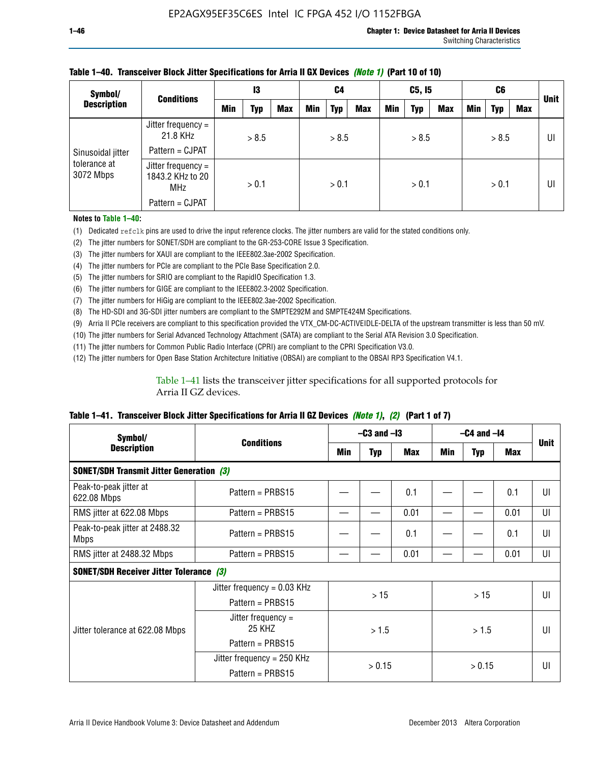**Table 1–40. Transceiver Block Jitter Specifications for Arria II GX Devices *(Note 1)* (Part 10 of 10)**

| Symbol/ Description | Conditions | I3 | | | C4 | | | C5, I5 | | | C6 | | | Unit |
|---|---|---|---|---|---|---|---|---|---|---|---|---|---|---|
| | | Min | Typ | Max | Min | Typ | Max | Min | Typ | Max | Min | Typ | Max | |
| Sinusoidal jitter tolerance at 3072 Mbps | Jitter frequency = 21.8 KHz<br>Pattern = CJPAT | > 8.5 | | | > 8.5 | | | > 8.5 | | | > 8.5 | | | UI |
| | Jitter frequency = 1843.2 KHz to 20 MHz<br>Pattern = CJPAT | > 0.1 | | | > 0.1 | | | > 0.1 | | | > 0.1 | | | UI |

**Notes to Table 1–40:**

(1) Dedicated `refclk` pins are used to drive the input reference clocks. The jitter numbers are valid for the stated conditions only.
(2) The jitter numbers for SONET/SDH are compliant to the GR-253-CORE Issue 3 Specification.
(3) The jitter numbers for XAUI are compliant to the IEEE802.3ae-2002 Specification.
(4) The jitter numbers for PCIe are compliant to the PCIe Base Specification 2.0.
(5) The jitter numbers for SRIO are compliant to the RapidIO Specification 1.3.
(6) The jitter numbers for GIGE are compliant to the IEEE802.3-2002 Specification.
(7) The jitter numbers for HiGig are compliant to the IEEE802.3ae-2002 Specification.
(8) The HD-SDI and 3G-SDI jitter numbers are compliant to the SMPTE292M and SMPTE424M Specifications.
(9) Arria II PCIe receivers are compliant to this specification provided the VTX_CM-DC-ACTIVEIDLE-DELTA of the upstream transmitter is less than 50 mV.
(10) The jitter numbers for Serial Advanced Technology Attachment (SATA) are compliant to the Serial ATA Revision 3.0 Specification.
(11) The jitter numbers for Common Public Radio Interface (CPRI) are compliant to the CPRI Specification V3.0.
(12) The jitter numbers for Open Base Station Architecture Initiative (OBSAI) are compliant to the OBSAI RP3 Specification V4.1.

Table 1–41 lists the transceiver jitter specifications for all supported protocols for Arria II GZ devices.

**Table 1–41. Transceiver Block Jitter Specifications for Arria II GZ Devices *(Note 1)*, *(2)* (Part 1 of 7)**

| Symbol/ Description | Conditions | –C3 and –I3 | | | –C4 and –I4 | | | Unit |
|---|---|---|---|---|---|---|---|---|
| | | Min | Typ | Max | Min | Typ | Max | |
| **SONET/SDH Transmit Jitter Generation *(3)*** | | | | | | | | |
| Peak-to-peak jitter at 622.08 Mbps | Pattern = PRBS15 | — | — | 0.1 | — | — | 0.1 | UI |
| RMS jitter at 622.08 Mbps | Pattern = PRBS15 | — | — | 0.01 | — | — | 0.01 | UI |
| Peak-to-peak jitter at 2488.32 Mbps | Pattern = PRBS15 | — | — | 0.1 | — | — | 0.1 | UI |
| RMS jitter at 2488.32 Mbps | Pattern = PRBS15 | — | — | 0.01 | — | — | 0.01 | UI |
| **SONET/SDH Receiver Jitter Tolerance *(3)*** | | | | | | | | |
| Jitter tolerance at 622.08 Mbps | Jitter frequency = 0.03 KHz<br>Pattern = PRBS15 | > 15 | | | > 15 | | | UI |
| | Jitter frequency = 25 KHZ<br>Pattern = PRBS15 | > 1.5 | | | > 1.5 | | | UI |
| | Jitter frequency = 250 KHz<br>Pattern = PRBS15 | > 0.15 | | | > 0.15 | | | UI |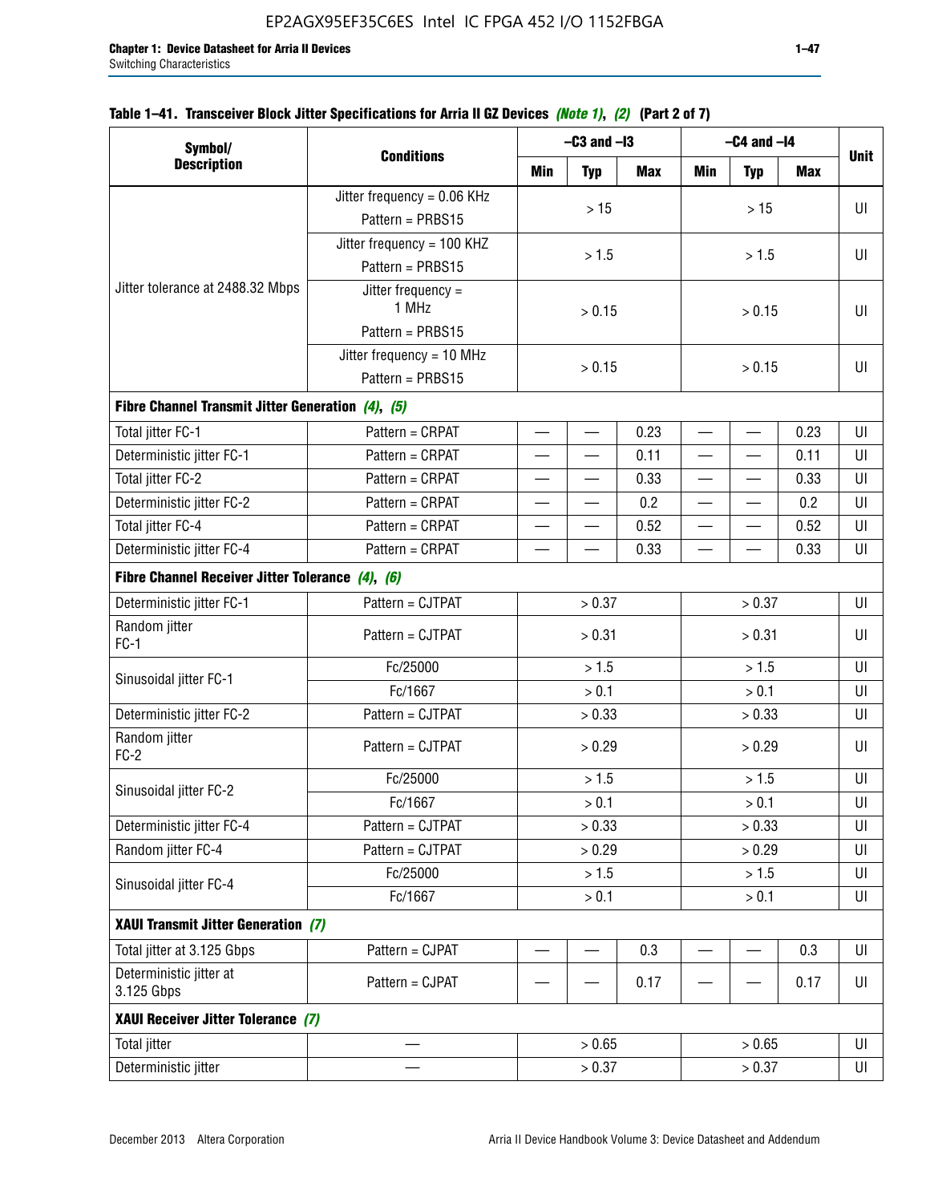#### Table 1–41. Transceiver Block Jitter Specifications for Arria II GZ Devices *(Note 1)*, *(2)* (Part 2 of 7)

| Symbol/ Description | Conditions | –C3 and –I3 | | | –C4 and –I4 | | | Unit |
|---|---|---|---|---|---|---|---|---|
| | | Min | Typ | Max | Min | Typ | Max | |
| Jitter tolerance at 2488.32 Mbps | Jitter frequency = 0.06 KHz Pattern = PRBS15 | > 15 | | | > 15 | | | UI |
| | Jitter frequency = 100 KHZ Pattern = PRBS15 | > 1.5 | | | > 1.5 | | | UI |
| | Jitter frequency = 1 MHz Pattern = PRBS15 | > 0.15 | | | > 0.15 | | | UI |
| | Jitter frequency = 10 MHz Pattern = PRBS15 | > 0.15 | | | > 0.15 | | | UI |
| **Fibre Channel Transmit Jitter Generation** *(4)*, *(5)* | | | | | | | | |
| Total jitter FC-1 | Pattern = CRPAT | — | — | 0.23 | — | — | 0.23 | UI |
| Deterministic jitter FC-1 | Pattern = CRPAT | — | — | 0.11 | — | — | 0.11 | UI |
| Total jitter FC-2 | Pattern = CRPAT | — | — | 0.33 | — | — | 0.33 | UI |
| Deterministic jitter FC-2 | Pattern = CRPAT | — | — | 0.2 | — | — | 0.2 | UI |
| Total jitter FC-4 | Pattern = CRPAT | — | — | 0.52 | — | — | 0.52 | UI |
| Deterministic jitter FC-4 | Pattern = CRPAT | — | — | 0.33 | — | — | 0.33 | UI |
| **Fibre Channel Receiver Jitter Tolerance** *(4)*, *(6)* | | | | | | | | |
| Deterministic jitter FC-1 | Pattern = CJTPAT | > 0.37 | | | > 0.37 | | | UI |
| Random jitter FC-1 | Pattern = CJTPAT | > 0.31 | | | > 0.31 | | | UI |
| Sinusoidal jitter FC-1 | Fc/25000 | > 1.5 | | | > 1.5 | | | UI |
| | Fc/1667 | > 0.1 | | | > 0.1 | | | UI |
| Deterministic jitter FC-2 | Pattern = CJTPAT | > 0.33 | | | > 0.33 | | | UI |
| Random jitter FC-2 | Pattern = CJTPAT | > 0.29 | | | > 0.29 | | | UI |
| Sinusoidal jitter FC-2 | Fc/25000 | > 1.5 | | | > 1.5 | | | UI |
| | Fc/1667 | > 0.1 | | | > 0.1 | | | UI |
| Deterministic jitter FC-4 | Pattern = CJTPAT | > 0.33 | | | > 0.33 | | | UI |
| Random jitter FC-4 | Pattern = CJTPAT | > 0.29 | | | > 0.29 | | | UI |
| Sinusoidal jitter FC-4 | Fc/25000 | > 1.5 | | | > 1.5 | | | UI |
| | Fc/1667 | > 0.1 | | | > 0.1 | | | UI |
| **XAUI Transmit Jitter Generation** *(7)* | | | | | | | | |
| Total jitter at 3.125 Gbps | Pattern = CJPAT | — | — | 0.3 | — | — | 0.3 | UI |
| Deterministic jitter at 3.125 Gbps | Pattern = CJPAT | — | — | 0.17 | — | — | 0.17 | UI |
| **XAUI Receiver Jitter Tolerance** *(7)* | | | | | | | | |
| Total jitter | — | > 0.65 | | | > 0.65 | | | UI |
| Deterministic jitter | — | > 0.37 | | | > 0.37 | | | UI |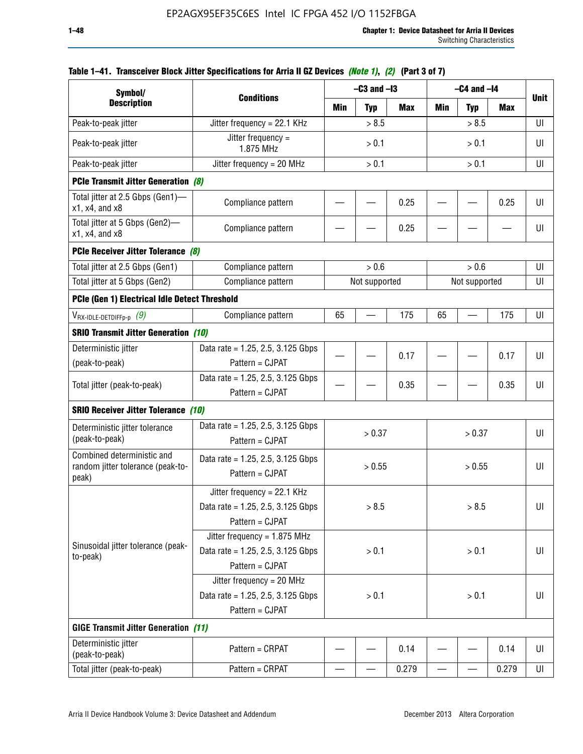**Table 1–41. Transceiver Block Jitter Specifications for Arria II GZ Devices** *(Note 1)*, *(2)* **(Part 3 of 7)**

| Symbol/ Description | Conditions | –C3 and –I3 | | | –C4 and –I4 | | | Unit |
|---|---|---|---|---|---|---|---|---|
| | | Min | Typ | Max | Min | Typ | Max | |
| Peak-to-peak jitter | Jitter frequency = 22.1 KHz | > 8.5 | | | > 8.5 | | | UI |
| Peak-to-peak jitter | Jitter frequency = 1.875 MHz | > 0.1 | | | > 0.1 | | | UI |
| Peak-to-peak jitter | Jitter frequency = 20 MHz | > 0.1 | | | > 0.1 | | | UI |
| **PCIe Transmit Jitter Generation** *(8)* | | | | | | | | |
| Total jitter at 2.5 Gbps (Gen1)—x1, x4, and x8 | Compliance pattern | — | — | 0.25 | — | — | 0.25 | UI |
| Total jitter at 5 Gbps (Gen2)—x1, x4, and x8 | Compliance pattern | — | — | 0.25 | — | — | — | UI |
| **PCIe Receiver Jitter Tolerance** *(8)* | | | | | | | | |
| Total jitter at 2.5 Gbps (Gen1) | Compliance pattern | > 0.6 | | | > 0.6 | | | UI |
| Total jitter at 5 Gbps (Gen2) | Compliance pattern | Not supported | | | Not supported | | | UI |
| **PCIe (Gen 1) Electrical Idle Detect Threshold** | | | | | | | | |
| $V_{RX-IDLE-DETDIFFp-p}$ *(9)* | Compliance pattern | 65 | — | 175 | 65 | — | 175 | UI |
| **SRIO Transmit Jitter Generation** *(10)* | | | | | | | | |
| Deterministic jitter (peak-to-peak) | Data rate = 1.25, 2.5, 3.125 Gbps Pattern = CJPAT | — | — | 0.17 | — | — | 0.17 | UI |
| Total jitter (peak-to-peak) | Data rate = 1.25, 2.5, 3.125 Gbps Pattern = CJPAT | — | — | 0.35 | — | — | 0.35 | UI |
| **SRIO Receiver Jitter Tolerance** *(10)* | | | | | | | | |
| Deterministic jitter tolerance (peak-to-peak) | Data rate = 1.25, 2.5, 3.125 Gbps Pattern = CJPAT | > 0.37 | | | > 0.37 | | | UI |
| Combined deterministic and random jitter tolerance (peak-to-peak) | Data rate = 1.25, 2.5, 3.125 Gbps Pattern = CJPAT | > 0.55 | | | > 0.55 | | | UI |
| Sinusoidal jitter tolerance (peak-to-peak) | Jitter frequency = 22.1 KHz Data rate = 1.25, 2.5, 3.125 Gbps Pattern = CJPAT | > 8.5 | | | > 8.5 | | | UI |
| | Jitter frequency = 1.875 MHz Data rate = 1.25, 2.5, 3.125 Gbps Pattern = CJPAT | > 0.1 | | | > 0.1 | | | UI |
| | Jitter frequency = 20 MHz Data rate = 1.25, 2.5, 3.125 Gbps Pattern = CJPAT | > 0.1 | | | > 0.1 | | | UI |
| **GIGE Transmit Jitter Generation** *(11)* | | | | | | | | |
| Deterministic jitter (peak-to-peak) | Pattern = CRPAT | — | — | 0.14 | — | — | 0.14 | UI |
| Total jitter (peak-to-peak) | Pattern = CRPAT | — | — | 0.279 | — | — | 0.279 | UI |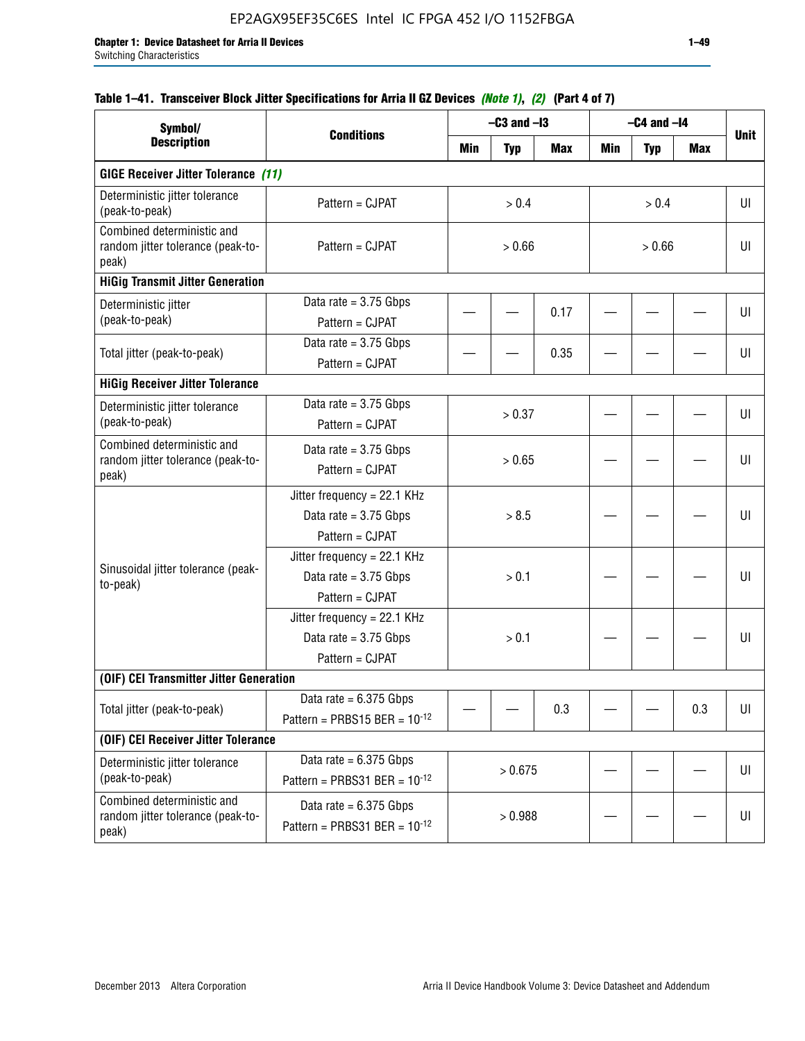#### Table 1–41. Transceiver Block Jitter Specifications for Arria II GZ Devices *(Note 1)*, *(2)* (Part 4 of 7)

| Symbol/ Description | Conditions | –C3 and –I3 | | | –C4 and –I4 | | | Unit |
|---|---|---|---|---|---|---|---|---|
| | | Min | Typ | Max | Min | Typ | Max | |
| **GIGE Receiver Jitter Tolerance *(11)*** | | | | | | | | |
| Deterministic jitter tolerance (peak-to-peak) | Pattern = CJPAT | > 0.4 | | | > 0.4 | | | UI |
| Combined deterministic and random jitter tolerance (peak-to-peak) | Pattern = CJPAT | > 0.66 | | | > 0.66 | | | UI |
| **HiGig Transmit Jitter Generation** | | | | | | | | |
| Deterministic jitter (peak-to-peak) | Data rate = 3.75 Gbps<br>Pattern = CJPAT | — | — | 0.17 | — | — | — | UI |
| Total jitter (peak-to-peak) | Data rate = 3.75 Gbps<br>Pattern = CJPAT | — | — | 0.35 | — | — | — | UI |
| **HiGig Receiver Jitter Tolerance** | | | | | | | | |
| Deterministic jitter tolerance (peak-to-peak) | Data rate = 3.75 Gbps<br>Pattern = CJPAT | > 0.37 | | | — | — | — | UI |
| Combined deterministic and random jitter tolerance (peak-to-peak) | Data rate = 3.75 Gbps<br>Pattern = CJPAT | > 0.65 | | | — | — | — | UI |
| Sinusoidal jitter tolerance (peak-to-peak) | Jitter frequency = 22.1 KHz<br>Data rate = 3.75 Gbps<br>Pattern = CJPAT | > 8.5 | | | — | — | — | UI |
| | Jitter frequency = 22.1 KHz<br>Data rate = 3.75 Gbps<br>Pattern = CJPAT | > 0.1 | | | — | — | — | UI |
| | Jitter frequency = 22.1 KHz<br>Data rate = 3.75 Gbps<br>Pattern = CJPAT | > 0.1 | | | — | — | — | UI |
| **(OIF) CEI Transmitter Jitter Generation** | | | | | | | | |
| Total jitter (peak-to-peak) | Data rate = 6.375 Gbps<br>Pattern = PRBS15 BER = $10^{-12}$ | — | — | 0.3 | — | — | 0.3 | UI |
| **(OIF) CEI Receiver Jitter Tolerance** | | | | | | | | |
| Deterministic jitter tolerance (peak-to-peak) | Data rate = 6.375 Gbps<br>Pattern = PRBS31 BER = $10^{-12}$ | > 0.675 | | | — | — | — | UI |
| Combined deterministic and random jitter tolerance (peak-to-peak) | Data rate = 6.375 Gbps<br>Pattern = PRBS31 BER = $10^{-12}$ | > 0.988 | | | — | — | — | UI |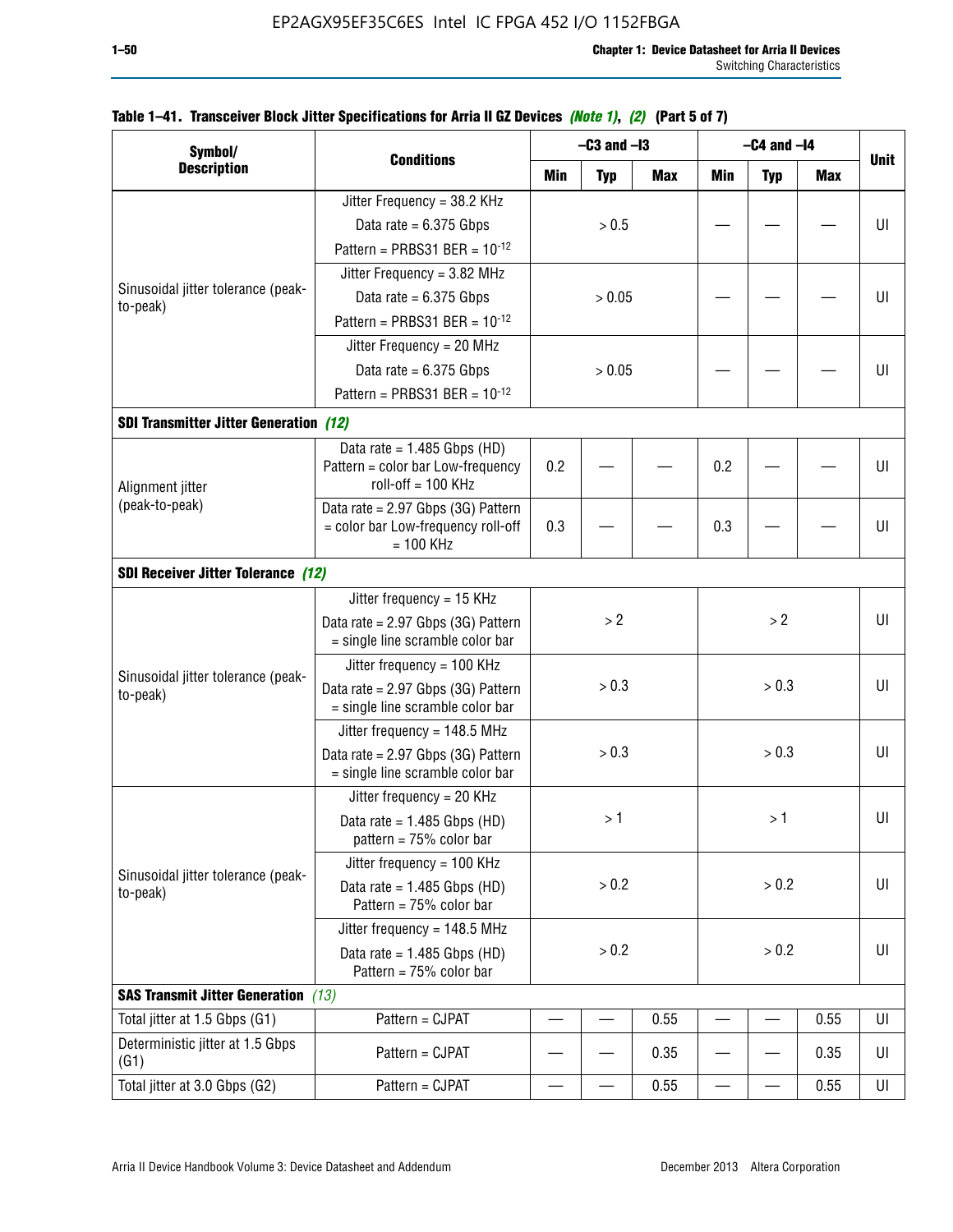**Table 1–41. Transceiver Block Jitter Specifications for Arria II GZ Devices *(Note 1)*, *(2)* (Part 5 of 7)**

| Symbol/ Description | Conditions | –C3 and –I3 | | | –C4 and –I4 | | | Unit |
|---|---|---|---|---|---|---|---|---|
| | | Min | Typ | Max | Min | Typ | Max | |
| Sinusoidal jitter tolerance (peak-to-peak) | Jitter Frequency = 38.2 KHz Data rate = 6.375 Gbps Pattern = PRBS31 BER = $10^{-12}$ | > 0.5 | | | — | — | — | UI |
| | Jitter Frequency = 3.82 MHz Data rate = 6.375 Gbps Pattern = PRBS31 BER = $10^{-12}$ | > 0.05 | | | — | — | — | UI |
| | Jitter Frequency = 20 MHz Data rate = 6.375 Gbps Pattern = PRBS31 BER = $10^{-12}$ | > 0.05 | | | — | — | — | UI |
| **SDI Transmitter Jitter Generation** *(12)* | | | | | | | | |
| Alignment jitter (peak-to-peak) | Data rate = 1.485 Gbps (HD) Pattern = color bar Low-frequency roll-off = 100 KHz | 0.2 | — | — | 0.2 | — | — | UI |
| | Data rate = 2.97 Gbps (3G) Pattern = color bar Low-frequency roll-off = 100 KHz | 0.3 | — | — | 0.3 | — | — | UI |
| **SDI Receiver Jitter Tolerance** *(12)* | | | | | | | | |
| Sinusoidal jitter tolerance (peak-to-peak) | Jitter frequency = 15 KHz Data rate = 2.97 Gbps (3G) Pattern = single line scramble color bar | > 2 | | | > 2 | | | UI |
| | Jitter frequency = 100 KHz Data rate = 2.97 Gbps (3G) Pattern = single line scramble color bar | > 0.3 | | | > 0.3 | | | UI |
| | Jitter frequency = 148.5 MHz Data rate = 2.97 Gbps (3G) Pattern = single line scramble color bar | > 0.3 | | | > 0.3 | | | UI |
| Sinusoidal jitter tolerance (peak-to-peak) | Jitter frequency = 20 KHz Data rate = 1.485 Gbps (HD) pattern = 75% color bar | > 1 | | | > 1 | | | UI |
| | Jitter frequency = 100 KHz Data rate = 1.485 Gbps (HD) Pattern = 75% color bar | > 0.2 | | | > 0.2 | | | UI |
| | Jitter frequency = 148.5 MHz Data rate = 1.485 Gbps (HD) Pattern = 75% color bar | > 0.2 | | | > 0.2 | | | UI |
| **SAS Transmit Jitter Generation** *(13)* | | | | | | | | |
| Total jitter at 1.5 Gbps (G1) | Pattern = CJPAT | — | — | 0.55 | — | — | 0.55 | UI |
| Deterministic jitter at 1.5 Gbps (G1) | Pattern = CJPAT | — | — | 0.35 | — | — | 0.35 | UI |
| Total jitter at 3.0 Gbps (G2) | Pattern = CJPAT | — | — | 0.55 | — | — | 0.55 | UI |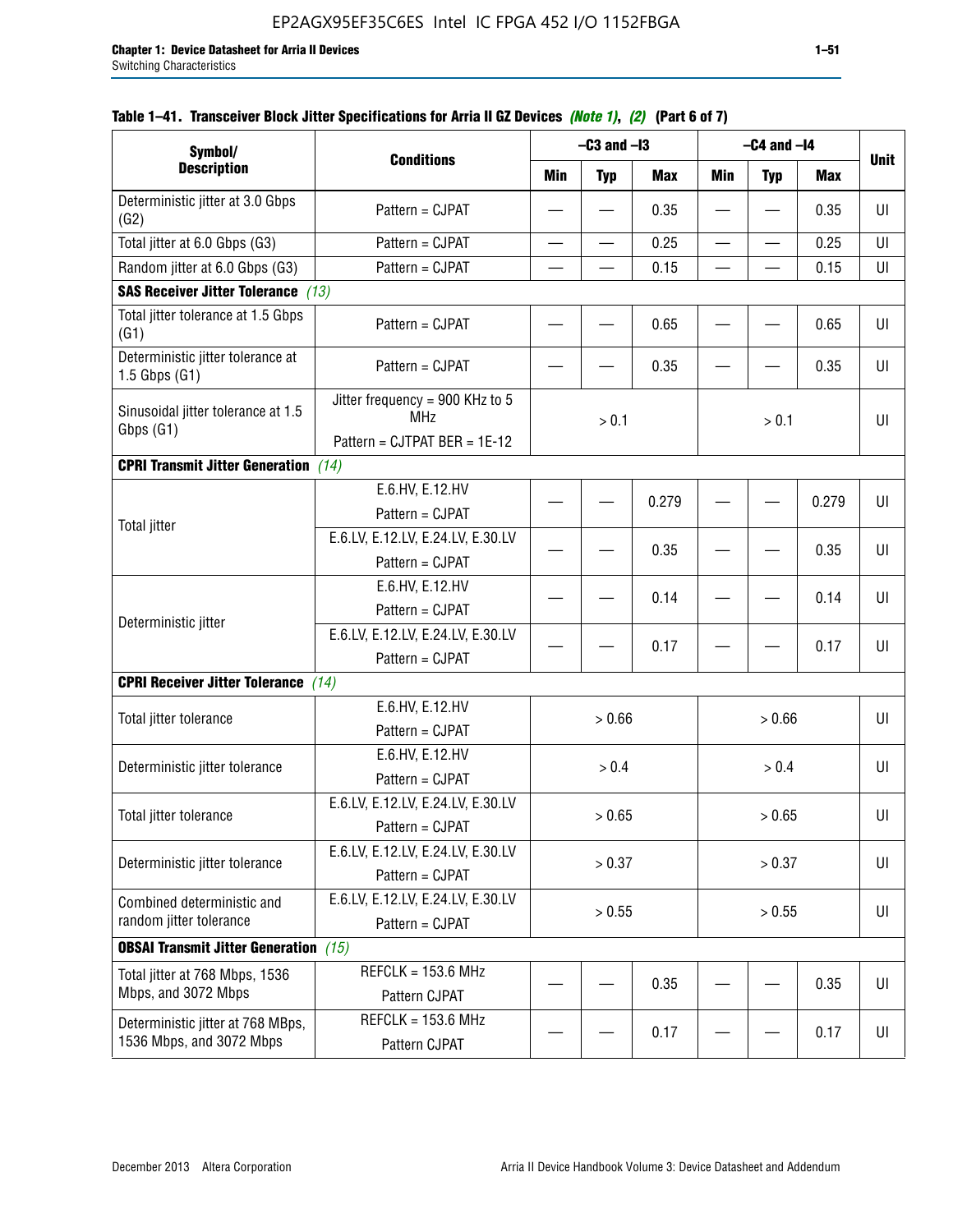**Table 1–41. Transceiver Block Jitter Specifications for Arria II GZ Devices** *(Note 1)*, *(2)* **(Part 6 of 7)**

| Symbol/ Description | Conditions | –C3 and –I3 | | | –C4 and –I4 | | | Unit |
|---|---|---|---|---|---|---|---|---|
| | | Min | Typ | Max | Min | Typ | Max | |
| Deterministic jitter at 3.0 Gbps (G2) | Pattern = CJPAT | — | — | 0.35 | — | — | 0.35 | UI |
| Total jitter at 6.0 Gbps (G3) | Pattern = CJPAT | — | — | 0.25 | — | — | 0.25 | UI |
| Random jitter at 6.0 Gbps (G3) | Pattern = CJPAT | — | — | 0.15 | — | — | 0.15 | UI |
| **SAS Receiver Jitter Tolerance** *(13)* | | | | | | | | |
| Total jitter tolerance at 1.5 Gbps (G1) | Pattern = CJPAT | — | — | 0.65 | — | — | 0.65 | UI |
| Deterministic jitter tolerance at 1.5 Gbps (G1) | Pattern = CJPAT | — | — | 0.35 | — | — | 0.35 | UI |
| Sinusoidal jitter tolerance at 1.5 Gbps (G1) | Jitter frequency = 900 KHz to 5 MHz<br>Pattern = CJTPAT BER = 1E-12 | > 0.1 | | | > 0.1 | | | UI |
| **CPRI Transmit Jitter Generation** *(14)* | | | | | | | | |
| Total jitter | E.6.HV, E.12.HV<br>Pattern = CJPAT | — | — | 0.279 | — | — | 0.279 | UI |
| | E.6.LV, E.12.LV, E.24.LV, E.30.LV<br>Pattern = CJPAT | — | — | 0.35 | — | — | 0.35 | UI |
| Deterministic jitter | E.6.HV, E.12.HV<br>Pattern = CJPAT | — | — | 0.14 | — | — | 0.14 | UI |
| | E.6.LV, E.12.LV, E.24.LV, E.30.LV<br>Pattern = CJPAT | — | — | 0.17 | — | — | 0.17 | UI |
| **CPRI Receiver Jitter Tolerance** *(14)* | | | | | | | | |
| Total jitter tolerance | E.6.HV, E.12.HV<br>Pattern = CJPAT | > 0.66 | | | > 0.66 | | | UI |
| Deterministic jitter tolerance | E.6.HV, E.12.HV<br>Pattern = CJPAT | > 0.4 | | | > 0.4 | | | UI |
| Total jitter tolerance | E.6.LV, E.12.LV, E.24.LV, E.30.LV<br>Pattern = CJPAT | > 0.65 | | | > 0.65 | | | UI |
| Deterministic jitter tolerance | E.6.LV, E.12.LV, E.24.LV, E.30.LV<br>Pattern = CJPAT | > 0.37 | | | > 0.37 | | | UI |
| Combined deterministic and random jitter tolerance | E.6.LV, E.12.LV, E.24.LV, E.30.LV<br>Pattern = CJPAT | > 0.55 | | | > 0.55 | | | UI |
| **OBSAI Transmit Jitter Generation** *(15)* | | | | | | | | |
| Total jitter at 768 Mbps, 1536 Mbps, and 3072 Mbps | REFCLK = 153.6 MHz<br>Pattern CJPAT | — | — | 0.35 | — | — | 0.35 | UI |
| Deterministic jitter at 768 MBps, 1536 Mbps, and 3072 Mbps | REFCLK = 153.6 MHz<br>Pattern CJPAT | — | — | 0.17 | — | — | 0.17 | UI |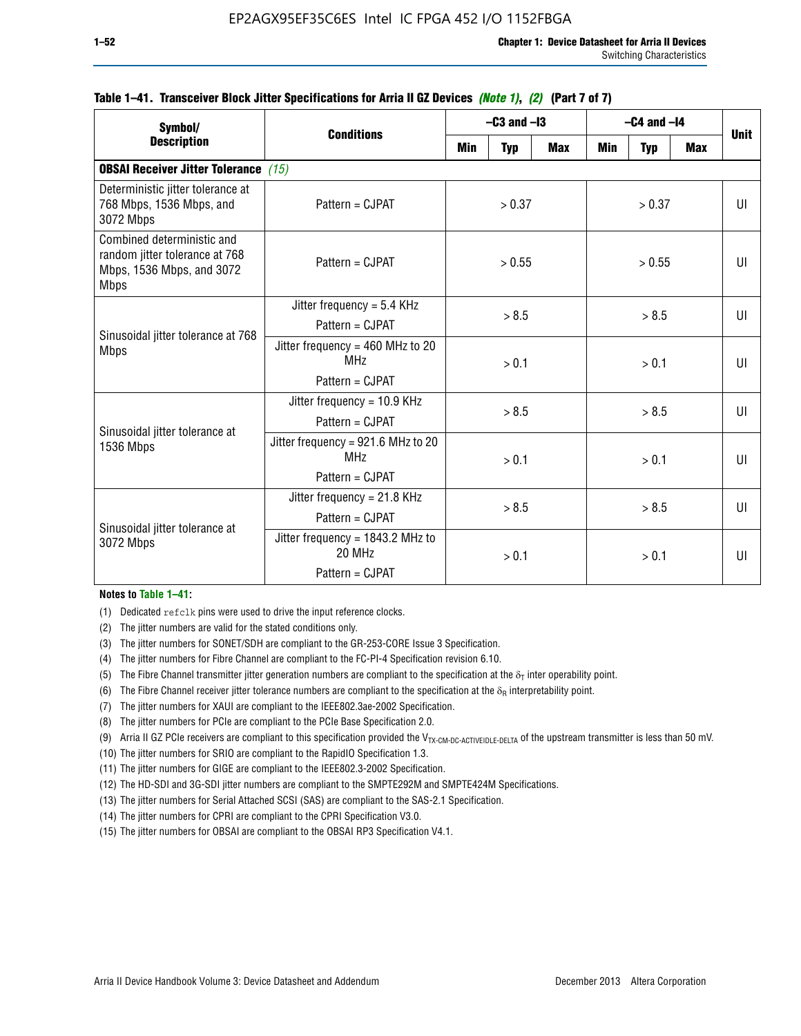**Table 1–41. Transceiver Block Jitter Specifications for Arria II GZ Devices *(Note 1)*, *(2)* (Part 7 of 7)**

| Symbol/ Description | Conditions | –C3 and –I3 | | | –C4 and –I4 | | | Unit |
|---|---|---|---|---|---|---|---|---|
| | | Min | Typ | Max | Min | Typ | Max | |
| **OBSAI Receiver Jitter Tolerance** *(15)* | | | | | | | | |
| Deterministic jitter tolerance at 768 Mbps, 1536 Mbps, and 3072 Mbps | Pattern = CJPAT | > 0.37 | | | > 0.37 | | | UI |
| Combined deterministic and random jitter tolerance at 768 Mbps, 1536 Mbps, and 3072 Mbps | Pattern = CJPAT | > 0.55 | | | > 0.55 | | | UI |
| Sinusoidal jitter tolerance at 768 Mbps | Jitter frequency = 5.4 KHz Pattern = CJPAT | > 8.5 | | | > 8.5 | | | UI |
| | Jitter frequency = 460 MHz to 20 MHz Pattern = CJPAT | > 0.1 | | | > 0.1 | | | UI |
| Sinusoidal jitter tolerance at 1536 Mbps | Jitter frequency = 10.9 KHz Pattern = CJPAT | > 8.5 | | | > 8.5 | | | UI |
| | Jitter frequency = 921.6 MHz to 20 MHz Pattern = CJPAT | > 0.1 | | | > 0.1 | | | UI |
| Sinusoidal jitter tolerance at 3072 Mbps | Jitter frequency = 21.8 KHz Pattern = CJPAT | > 8.5 | | | > 8.5 | | | UI |
| | Jitter frequency = 1843.2 MHz to 20 MHz Pattern = CJPAT | > 0.1 | | | > 0.1 | | | UI |

**Notes to Table 1–41:**

(1) Dedicated `refclk` pins were used to drive the input reference clocks.
(2) The jitter numbers are valid for the stated conditions only.
(3) The jitter numbers for SONET/SDH are compliant to the GR-253-CORE Issue 3 Specification.
(4) The jitter numbers for Fibre Channel are compliant to the FC-PI-4 Specification revision 6.10.
(5) The Fibre Channel transmitter jitter generation numbers are compliant to the specification at the $\delta_T$ inter operability point.
(6) The Fibre Channel receiver jitter tolerance numbers are compliant to the specification at the $\delta_R$ interpretability point.
(7) The jitter numbers for XAUI are compliant to the IEEE802.3ae-2002 Specification.
(8) The jitter numbers for PCIe are compliant to the PCIe Base Specification 2.0.
(9) Arria II GZ PCIe receivers are compliant to this specification provided the $V_{TX\text{-}CM\text{-}DC\text{-}ACTIVEIDLE\text{-}DELTA}$ of the upstream transmitter is less than 50 mV.
(10) The jitter numbers for SRIO are compliant to the RapidIO Specification 1.3.
(11) The jitter numbers for GIGE are compliant to the IEEE802.3-2002 Specification.
(12) The HD-SDI and 3G-SDI jitter numbers are compliant to the SMPTE292M and SMPTE424M Specifications.
(13) The jitter numbers for Serial Attached SCSI (SAS) are compliant to the SAS-2.1 Specification.
(14) The jitter numbers for CPRI are compliant to the CPRI Specification V3.0.
(15) The jitter numbers for OBSAI are compliant to the OBSAI RP3 Specification V4.1.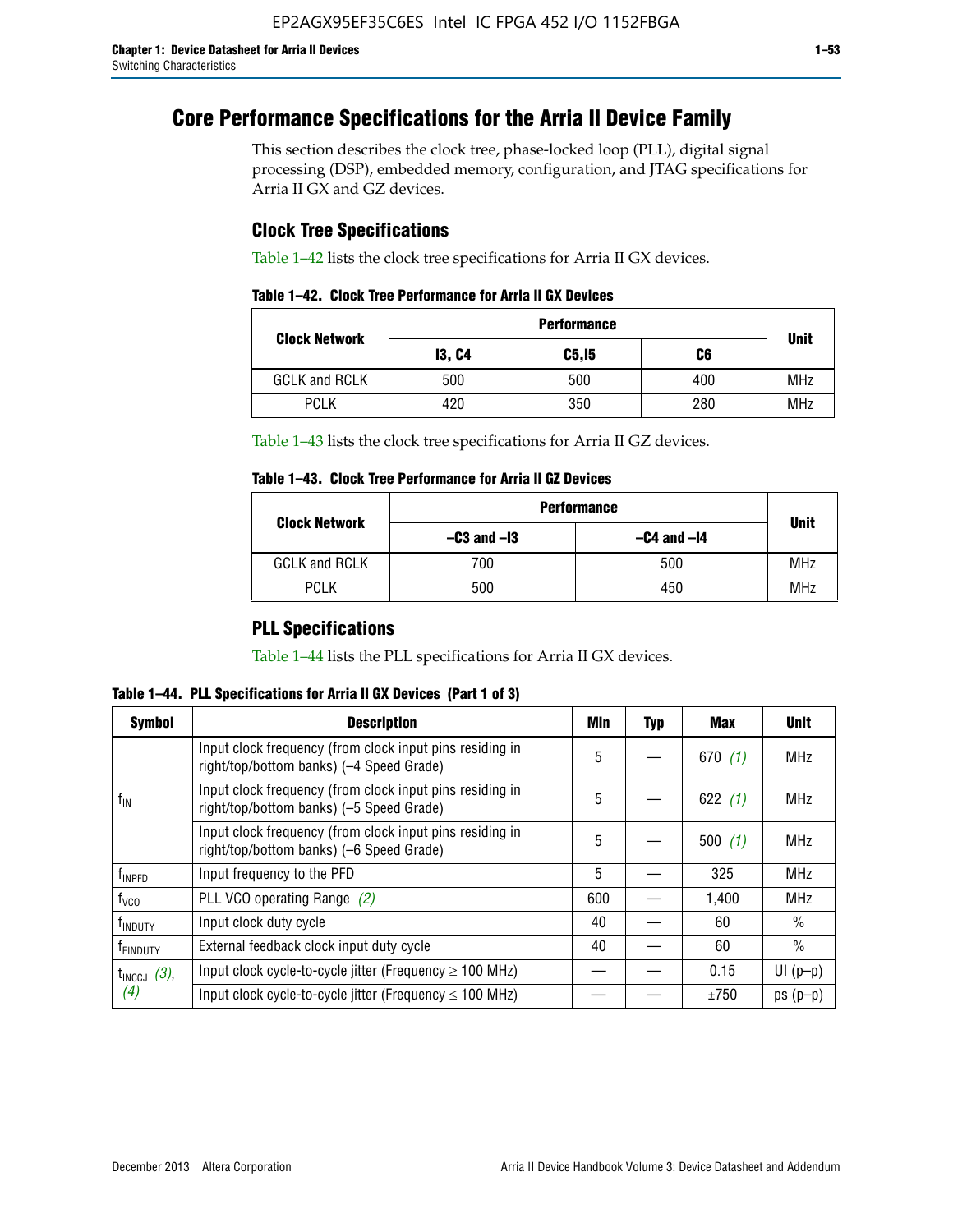# Core Performance Specifications for the Arria II Device Family

This section describes the clock tree, phase-locked loop (PLL), digital signal processing (DSP), embedded memory, configuration, and JTAG specifications for Arria II GX and GZ devices.

## Clock Tree Specifications

Table 1–42 lists the clock tree specifications for Arria II GX devices.

**Table 1–42. Clock Tree Performance for Arria II GX Devices**

| Clock Network | Performance | | | Unit |
|---|---|---|---|---|
| | I3, C4 | C5,I5 | C6 | |
| GCLK and RCLK | 500 | 500 | 400 | MHz |
| PCLK | 420 | 350 | 280 | MHz |

Table 1–43 lists the clock tree specifications for Arria II GZ devices.

**Table 1–43. Clock Tree Performance for Arria II GZ Devices**

| Clock Network | Performance | | Unit |
|---|---|---|---|
| | –C3 and –I3 | –C4 and –I4 | |
| GCLK and RCLK | 700 | 500 | MHz |
| PCLK | 500 | 450 | MHz |

## PLL Specifications

Table 1–44 lists the PLL specifications for Arria II GX devices.

**Table 1–44. PLL Specifications for Arria II GX Devices (Part 1 of 3)**

| Symbol | Description | Min | Typ | Max | Unit |
|---|---|---|---|---|---|
| $f_{IN}$ | Input clock frequency (from clock input pins residing in right/top/bottom banks) (–4 Speed Grade) | 5 | — | 670 *(1)* | MHz |
| | Input clock frequency (from clock input pins residing in right/top/bottom banks) (–5 Speed Grade) | 5 | — | 622 *(1)* | MHz |
| | Input clock frequency (from clock input pins residing in right/top/bottom banks) (–6 Speed Grade) | 5 | — | 500 *(1)* | MHz |
| $f_{INPFD}$ | Input frequency to the PFD | 5 | — | 325 | MHz |
| $f_{VCO}$ | PLL VCO operating Range *(2)* | 600 | — | 1,400 | MHz |
| $f_{INDUTY}$ | Input clock duty cycle | 40 | — | 60 | % |
| $f_{EINDUTY}$ | External feedback clock input duty cycle | 40 | — | 60 | % |
| $t_{INCCJ}$ *(3)*, *(4)* | Input clock cycle-to-cycle jitter (Frequency ≥ 100 MHz) | — | — | 0.15 | UI (p–p) |
| | Input clock cycle-to-cycle jitter (Frequency ≤ 100 MHz) | — | — | ±750 | ps (p–p) |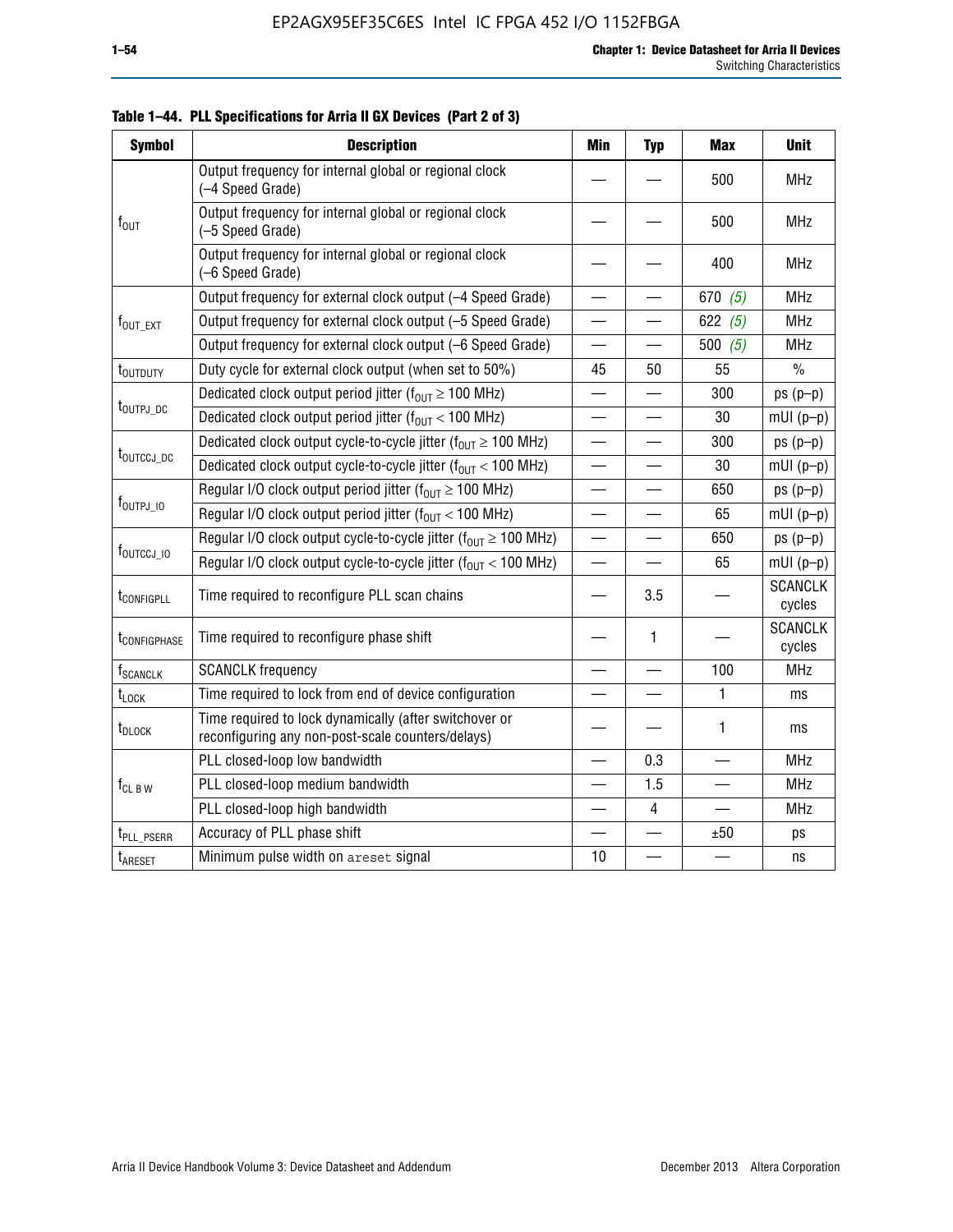**Table 1–44. PLL Specifications for Arria II GX Devices (Part 2 of 3)**

| Symbol | Description | Min | Typ | Max | Unit |
|---|---|---|---|---|---|
| $f_{OUT}$ | Output frequency for internal global or regional clock (–4 Speed Grade) | — | — | 500 | MHz |
| | Output frequency for internal global or regional clock (–5 Speed Grade) | — | — | 500 | MHz |
| | Output frequency for internal global or regional clock (–6 Speed Grade) | — | — | 400 | MHz |
| $f_{OUT\_EXT}$ | Output frequency for external clock output (–4 Speed Grade) | — | — | 670 *(5)* | MHz |
| | Output frequency for external clock output (–5 Speed Grade) | — | — | 622 *(5)* | MHz |
| | Output frequency for external clock output (–6 Speed Grade) | — | — | 500 *(5)* | MHz |
| $t_{OUTDUTY}$ | Duty cycle for external clock output (when set to 50%) | 45 | 50 | 55 | % |
| $t_{OUTPJ\_DC}$ | Dedicated clock output period jitter ($f_{OUT} \geq 100$ MHz) | — | — | 300 | ps (p–p) |
| | Dedicated clock output period jitter ($f_{OUT} < 100$ MHz) | — | — | 30 | mUI (p–p) |
| $t_{OUTCCJ\_DC}$ | Dedicated clock output cycle-to-cycle jitter ($f_{OUT} \geq 100$ MHz) | — | — | 300 | ps (p–p) |
| | Dedicated clock output cycle-to-cycle jitter ($f_{OUT} < 100$ MHz) | — | — | 30 | mUI (p–p) |
| $f_{OUTPJ\_IO}$ | Regular I/O clock output period jitter ($f_{OUT} \geq 100$ MHz) | — | — | 650 | ps (p–p) |
| | Regular I/O clock output period jitter ($f_{OUT} < 100$ MHz) | — | — | 65 | mUI (p–p) |
| $f_{OUTCCJ\_IO}$ | Regular I/O clock output cycle-to-cycle jitter ($f_{OUT} \geq 100$ MHz) | — | — | 650 | ps (p–p) |
| | Regular I/O clock output cycle-to-cycle jitter ($f_{OUT} < 100$ MHz) | — | — | 65 | mUI (p–p) |
| $t_{CONFIGPLL}$ | Time required to reconfigure PLL scan chains | — | 3.5 | — | SCANCLK cycles |
| $t_{CONFIGPHASE}$ | Time required to reconfigure phase shift | — | 1 | — | SCANCLK cycles |
| $f_{SCANCLK}$ | SCANCLK frequency | — | — | 100 | MHz |
| $t_{LOCK}$ | Time required to lock from end of device configuration | — | — | 1 | ms |
| $t_{DLOCK}$ | Time required to lock dynamically (after switchover or reconfiguring any non-post-scale counters/delays) | — | — | 1 | ms |
| $f_{CL\ B\ W}$ | PLL closed-loop low bandwidth | — | 0.3 | — | MHz |
| | PLL closed-loop medium bandwidth | — | 1.5 | — | MHz |
| | PLL closed-loop high bandwidth | — | 4 | — | MHz |
| $t_{PLL\_PSERR}$ | Accuracy of PLL phase shift | — | — | ±50 | ps |
| $t_{ARESET}$ | Minimum pulse width on areset signal | 10 | — | — | ns |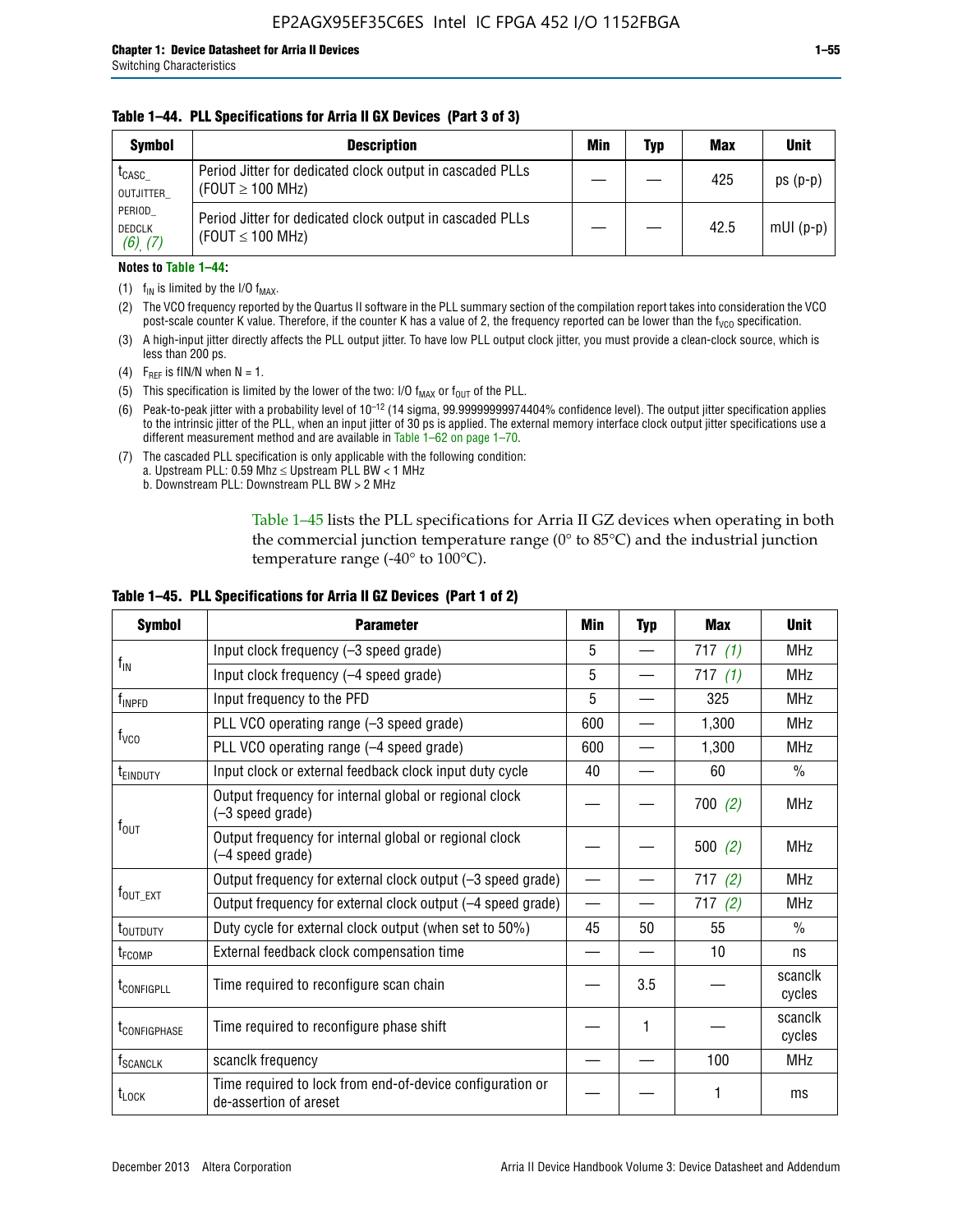**Table 1–44. PLL Specifications for Arria II GX Devices (Part 3 of 3)**

| Symbol | Description | Min | Typ | Max | Unit |
|---|---|---|---|---|---|
| $t_{CASC\_OUTJITTER\_PERIOD\_DEDCLK}$ *(6)*, *(7)* | Period Jitter for dedicated clock output in cascaded PLLs (FOUT ≥ 100 MHz) | — | — | 425 | ps (p-p) |
| | Period Jitter for dedicated clock output in cascaded PLLs (FOUT ≤ 100 MHz) | — | — | 42.5 | mUI (p-p) |

**Notes to Table 1–44:**

(1) $f_{IN}$ is limited by the I/O $f_{MAX}$.

(2) The VCO frequency reported by the Quartus II software in the PLL summary section of the compilation report takes into consideration the VCO post-scale counter K value. Therefore, if the counter K has a value of 2, the frequency reported can be lower than the $f_{VCO}$ specification.

(3) A high-input jitter directly affects the PLL output jitter. To have low PLL output clock jitter, you must provide a clean-clock source, which is less than 200 ps.

(4) $F_{REF}$ is fIN/N when N = 1.

(5) This specification is limited by the lower of the two: I/O $f_{MAX}$ or $f_{OUT}$ of the PLL.

(6) Peak-to-peak jitter with a probability level of $10^{-12}$ (14 sigma, 99.99999999974404% confidence level). The output jitter specification applies to the intrinsic jitter of the PLL, when an input jitter of 30 ps is applied. The external memory interface clock output jitter specifications use a different measurement method and are available in Table 1–62 on page 1–70.

(7) The cascaded PLL specification is only applicable with the following condition:
a. Upstream PLL: 0.59 Mhz ≤ Upstream PLL BW < 1 MHz
b. Downstream PLL: Downstream PLL BW > 2 MHz

Table 1–45 lists the PLL specifications for Arria II GZ devices when operating in both the commercial junction temperature range (0° to 85°C) and the industrial junction temperature range (-40° to 100°C).

**Table 1–45. PLL Specifications for Arria II GZ Devices (Part 1 of 2)**

| Symbol | Parameter | Min | Typ | Max | Unit |
|---|---|---|---|---|---|
| $f_{IN}$ | Input clock frequency (–3 speed grade) | 5 | — | 717 *(1)* | MHz |
| | Input clock frequency (–4 speed grade) | 5 | — | 717 *(1)* | MHz |
| $f_{INPFD}$ | Input frequency to the PFD | 5 | — | 325 | MHz |
| $f_{VCO}$ | PLL VCO operating range (–3 speed grade) | 600 | — | 1,300 | MHz |
| | PLL VCO operating range (–4 speed grade) | 600 | — | 1,300 | MHz |
| $t_{EINDUTY}$ | Input clock or external feedback clock input duty cycle | 40 | — | 60 | % |
| $f_{OUT}$ | Output frequency for internal global or regional clock (–3 speed grade) | — | — | 700 *(2)* | MHz |
| | Output frequency for internal global or regional clock (–4 speed grade) | — | — | 500 *(2)* | MHz |
| $f_{OUT\_EXT}$ | Output frequency for external clock output (–3 speed grade) | — | — | 717 *(2)* | MHz |
| | Output frequency for external clock output (–4 speed grade) | — | — | 717 *(2)* | MHz |
| $t_{OUTDUTY}$ | Duty cycle for external clock output (when set to 50%) | 45 | 50 | 55 | % |
| $t_{FCOMP}$ | External feedback clock compensation time | — | — | 10 | ns |
| $t_{CONFIGPLL}$ | Time required to reconfigure scan chain | — | 3.5 | — | scanclk cycles |
| $t_{CONFIGPHASE}$ | Time required to reconfigure phase shift | — | 1 | — | scanclk cycles |
| $f_{SCANCLK}$ | scanclk frequency | — | — | 100 | MHz |
| $t_{LOCK}$ | Time required to lock from end-of-device configuration or de-assertion of areset | — | — | 1 | ms |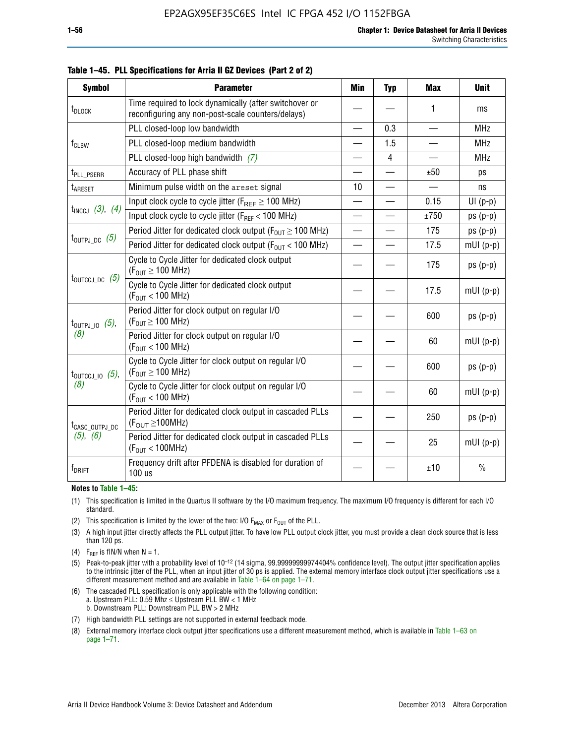**Table 1–45. PLL Specifications for Arria II GZ Devices (Part 2 of 2)**

| Symbol | Parameter | Min | Typ | Max | Unit |
|---|---|---|---|---|---|
| $t_{DLOCK}$ | Time required to lock dynamically (after switchover or reconfiguring any non-post-scale counters/delays) | — | — | 1 | ms |
| $f_{CLBW}$ | PLL closed-loop low bandwidth | — | 0.3 | — | MHz |
| | PLL closed-loop medium bandwidth | — | 1.5 | — | MHz |
| | PLL closed-loop high bandwidth *(7)* | — | 4 | — | MHz |
| $t_{PLL\_PSERR}$ | Accuracy of PLL phase shift | — | — | ±50 | ps |
| $t_{ARESET}$ | Minimum pulse width on the `areset` signal | 10 | — | — | ns |
| $t_{INCCJ}$ *(3)*, *(4)* | Input clock cycle to cycle jitter ($F_{REF} \geq 100$ MHz) | — | — | 0.15 | UI (p-p) |
| | Input clock cycle to cycle jitter ($F_{REF} < 100$ MHz) | — | — | ±750 | ps (p-p) |
| $t_{OUTPJ\_DC}$ *(5)* | Period Jitter for dedicated clock output ($F_{OUT} \geq 100$ MHz) | — | — | 175 | ps (p-p) |
| | Period Jitter for dedicated clock output ($F_{OUT} < 100$ MHz) | — | — | 17.5 | mUI (p-p) |
| $t_{OUTCCJ\_DC}$ *(5)* | Cycle to Cycle Jitter for dedicated clock output ($F_{OUT} \geq 100$ MHz) | — | — | 175 | ps (p-p) |
| | Cycle to Cycle Jitter for dedicated clock output ($F_{OUT} < 100$ MHz) | — | — | 17.5 | mUI (p-p) |
| $t_{OUTPJ\_IO}$ *(5)*, *(8)* | Period Jitter for clock output on regular I/O ($F_{OUT} \geq 100$ MHz) | — | — | 600 | ps (p-p) |
| | Period Jitter for clock output on regular I/O ($F_{OUT} < 100$ MHz) | — | — | 60 | mUI (p-p) |
| $t_{OUTCCJ\_IO}$ *(5)*, *(8)* | Cycle to Cycle Jitter for clock output on regular I/O ($F_{OUT} \geq 100$ MHz) | — | — | 600 | ps (p-p) |
| | Cycle to Cycle Jitter for clock output on regular I/O ($F_{OUT} < 100$ MHz) | — | — | 60 | mUI (p-p) |
| $t_{CASC\_OUTPJ\_DC}$ *(5)*, *(6)* | Period Jitter for dedicated clock output in cascaded PLLs ($F_{OUT} \geq 100$MHz) | — | — | 250 | ps (p-p) |
| | Period Jitter for dedicated clock output in cascaded PLLs ($F_{OUT} < 100$MHz) | — | — | 25 | mUI (p-p) |
| $f_{DRIFT}$ | Frequency drift after PFDENA is disabled for duration of 100 us | — | — | ±10 | % |

**Notes to Table 1–45:**

(1) This specification is limited in the Quartus II software by the I/O maximum frequency. The maximum I/O frequency is different for each I/O standard.

(2) This specification is limited by the lower of the two: I/O $F_{MAX}$ or $F_{OUT}$ of the PLL.

(3) A high input jitter directly affects the PLL output jitter. To have low PLL output clock jitter, you must provide a clean clock source that is less than 120 ps.

(4) $F_{REF}$ is fIN/N when N = 1.

(5) Peak-to-peak jitter with a probability level of $10^{-12}$ (14 sigma, 99.99999999974404% confidence level). The output jitter specification applies to the intrinsic jitter of the PLL, when an input jitter of 30 ps is applied. The external memory interface clock output jitter specifications use a different measurement method and are available in Table 1–64 on page 1–71.

(6) The cascaded PLL specification is only applicable with the following condition:
a. Upstream PLL: 0.59 Mhz ≤ Upstream PLL BW < 1 MHz
b. Downstream PLL: Downstream PLL BW > 2 MHz

(7) High bandwidth PLL settings are not supported in external feedback mode.

(8) External memory interface clock output jitter specifications use a different measurement method, which is available in Table 1–63 on page 1–71.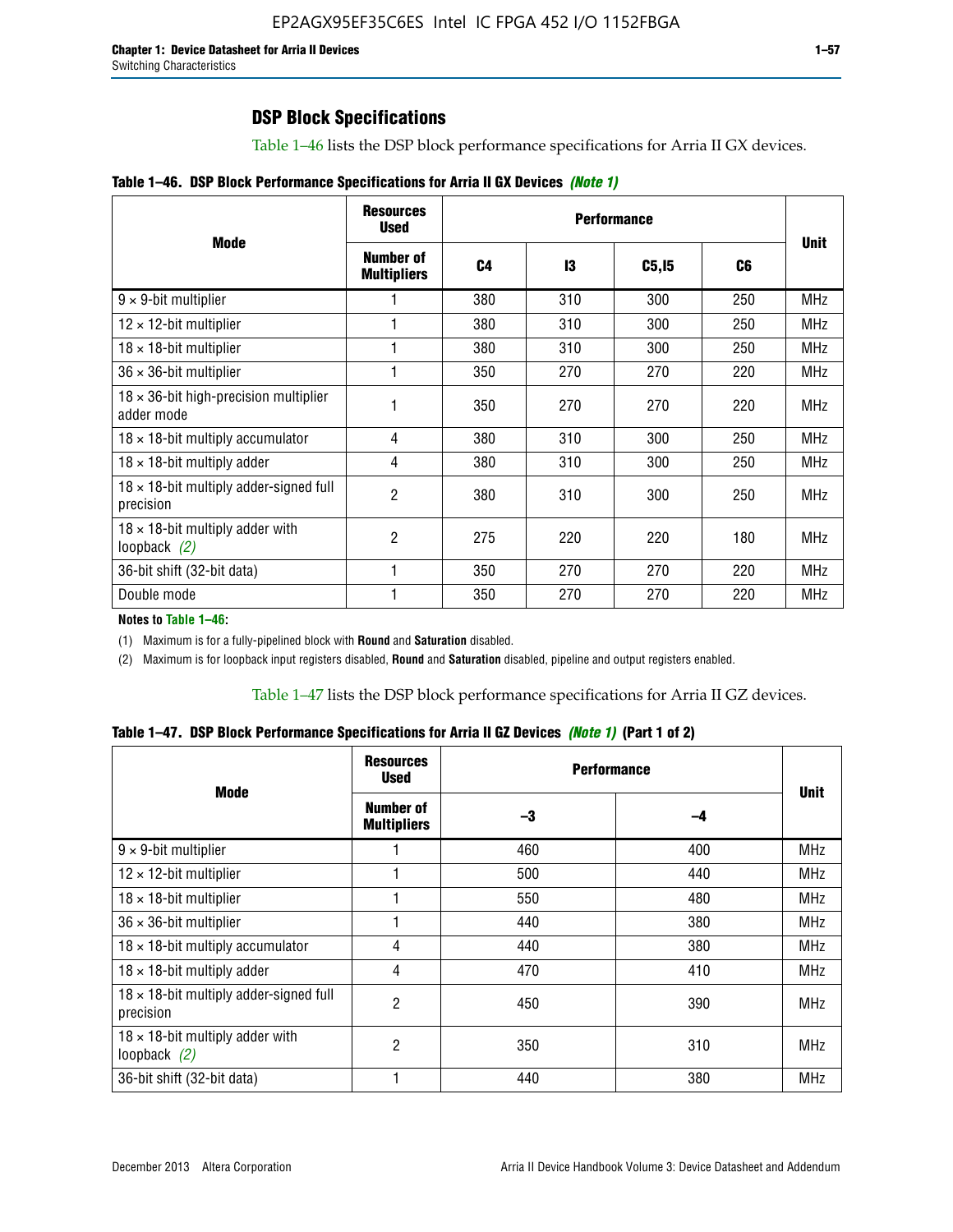## DSP Block Specifications

Table 1–46 lists the DSP block performance specifications for Arria II GX devices.

**Table 1–46. DSP Block Performance Specifications for Arria II GX Devices** *(Note 1)*

| Mode | Resources Used | Performance | | | | Unit |
|---|---|---|---|---|---|---|
| | Number of Multipliers | C4 | I3 | C5,I5 | C6 | |
| 9 × 9-bit multiplier | 1 | 380 | 310 | 300 | 250 | MHz |
| 12 × 12-bit multiplier | 1 | 380 | 310 | 300 | 250 | MHz |
| 18 × 18-bit multiplier | 1 | 380 | 310 | 300 | 250 | MHz |
| 36 × 36-bit multiplier | 1 | 350 | 270 | 270 | 220 | MHz |
| 18 × 36-bit high-precision multiplier adder mode | 1 | 350 | 270 | 270 | 220 | MHz |
| 18 × 18-bit multiply accumulator | 4 | 380 | 310 | 300 | 250 | MHz |
| 18 × 18-bit multiply adder | 4 | 380 | 310 | 300 | 250 | MHz |
| 18 × 18-bit multiply adder-signed full precision | 2 | 380 | 310 | 300 | 250 | MHz |
| 18 × 18-bit multiply adder with loopback *(2)* | 2 | 275 | 220 | 220 | 180 | MHz |
| 36-bit shift (32-bit data) | 1 | 350 | 270 | 270 | 220 | MHz |
| Double mode | 1 | 350 | 270 | 270 | 220 | MHz |

**Notes to Table 1–46:**

(1) Maximum is for a fully-pipelined block with **Round** and **Saturation** disabled.

(2) Maximum is for loopback input registers disabled, **Round** and **Saturation** disabled, pipeline and output registers enabled.

Table 1–47 lists the DSP block performance specifications for Arria II GZ devices.

**Table 1–47. DSP Block Performance Specifications for Arria II GZ Devices** *(Note 1)* **(Part 1 of 2)**

| Mode | Resources Used | Performance | | Unit |
|---|---|---|---|---|
| | Number of Multipliers | –3 | –4 | |
| 9 × 9-bit multiplier | 1 | 460 | 400 | MHz |
| 12 × 12-bit multiplier | 1 | 500 | 440 | MHz |
| 18 × 18-bit multiplier | 1 | 550 | 480 | MHz |
| 36 × 36-bit multiplier | 1 | 440 | 380 | MHz |
| 18 × 18-bit multiply accumulator | 4 | 440 | 380 | MHz |
| 18 × 18-bit multiply adder | 4 | 470 | 410 | MHz |
| 18 × 18-bit multiply adder-signed full precision | 2 | 450 | 390 | MHz |
| 18 × 18-bit multiply adder with loopback *(2)* | 2 | 350 | 310 | MHz |
| 36-bit shift (32-bit data) | 1 | 440 | 380 | MHz |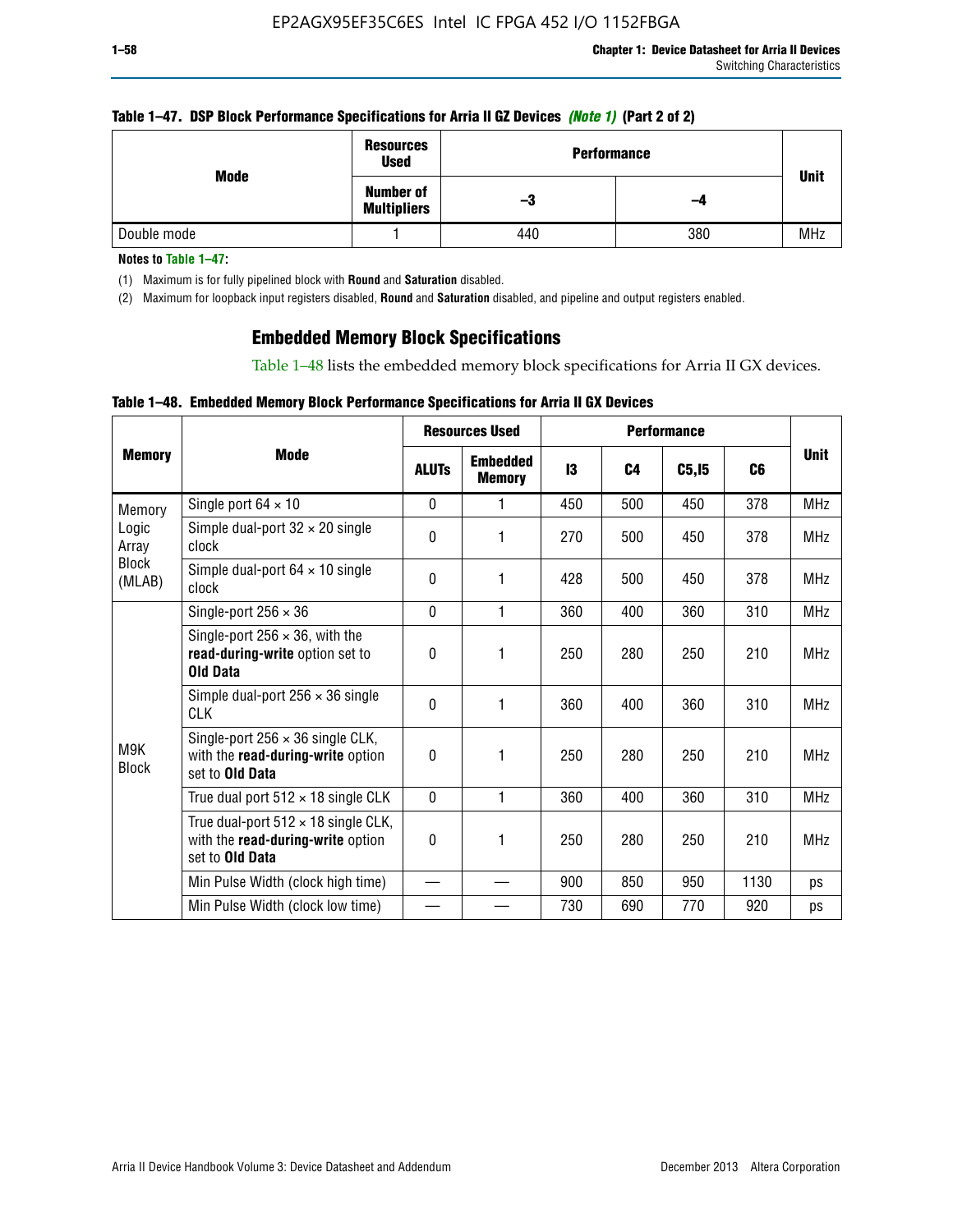**Table 1–47. DSP Block Performance Specifications for Arria II GZ Devices *(Note 1)* (Part 2 of 2)**

| Mode | Resources Used | Performance | | Unit |
|---|---|---|---|---|
| | Number of Multipliers | –3 | –4 | |
| Double mode | 1 | 440 | 380 | MHz |

**Notes to Table 1–47:**

(1) Maximum is for fully pipelined block with **Round** and **Saturation** disabled.

(2) Maximum for loopback input registers disabled, **Round** and **Saturation** disabled, and pipeline and output registers enabled.

## Embedded Memory Block Specifications

Table 1–48 lists the embedded memory block specifications for Arria II GX devices.

**Table 1–48. Embedded Memory Block Performance Specifications for Arria II GX Devices**

| Memory | Mode | Resources Used | | Performance | | | | Unit |
|---|---|---|---|---|---|---|---|---|
| | | ALUTs | Embedded Memory | I3 | C4 | C5,I5 | C6 | |
| Memory Logic Array Block (MLAB) | Single port 64 × 10 | 0 | 1 | 450 | 500 | 450 | 378 | MHz |
| | Simple dual-port 32 × 20 single clock | 0 | 1 | 270 | 500 | 450 | 378 | MHz |
| | Simple dual-port 64 × 10 single clock | 0 | 1 | 428 | 500 | 450 | 378 | MHz |
| M9K Block | Single-port 256 × 36 | 0 | 1 | 360 | 400 | 360 | 310 | MHz |
| | Single-port 256 × 36, with the **read-during-write** option set to **Old Data** | 0 | 1 | 250 | 280 | 250 | 210 | MHz |
| | Simple dual-port 256 × 36 single CLK | 0 | 1 | 360 | 400 | 360 | 310 | MHz |
| | Single-port 256 × 36 single CLK, with the **read-during-write** option set to **Old Data** | 0 | 1 | 250 | 280 | 250 | 210 | MHz |
| | True dual port 512 × 18 single CLK | 0 | 1 | 360 | 400 | 360 | 310 | MHz |
| | True dual-port 512 × 18 single CLK, with the **read-during-write** option set to **Old Data** | 0 | 1 | 250 | 280 | 250 | 210 | MHz |
| | Min Pulse Width (clock high time) | — | — | 900 | 850 | 950 | 1130 | ps |
| | Min Pulse Width (clock low time) | — | — | 730 | 690 | 770 | 920 | ps |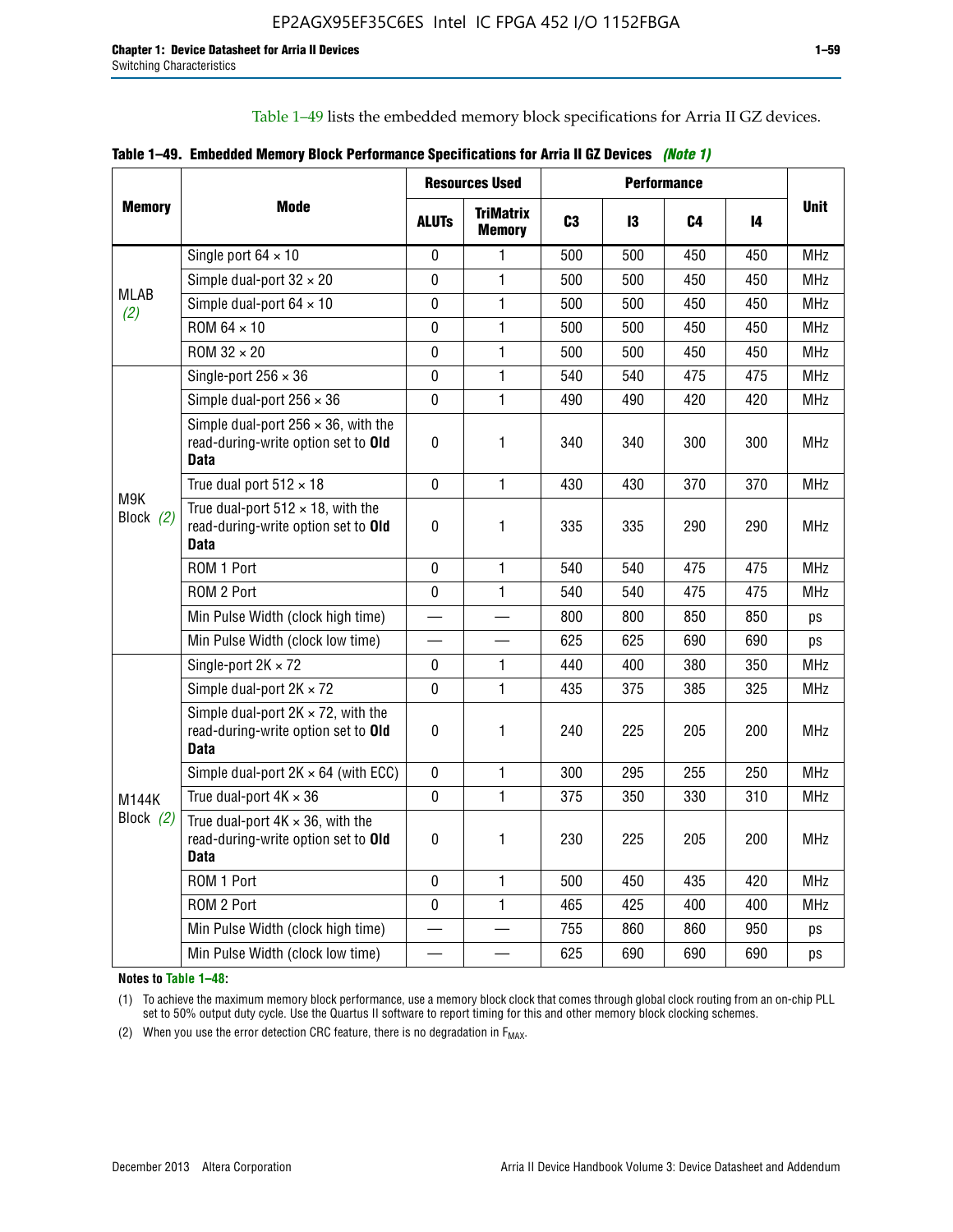Table 1–49 lists the embedded memory block specifications for Arria II GZ devices.

**Table 1–49. Embedded Memory Block Performance Specifications for Arria II GZ Devices** *(Note 1)*

| Memory | Mode | Resources Used | | Performance | | | | Unit |
|---|---|---|---|---|---|---|---|---|
| | | ALUTs | TriMatrix Memory | C3 | I3 | C4 | I4 | |
| MLAB *(2)* | Single port 64 × 10 | 0 | 1 | 500 | 500 | 450 | 450 | MHz |
| | Simple dual-port 32 × 20 | 0 | 1 | 500 | 500 | 450 | 450 | MHz |
| | Simple dual-port 64 × 10 | 0 | 1 | 500 | 500 | 450 | 450 | MHz |
| | ROM 64 × 10 | 0 | 1 | 500 | 500 | 450 | 450 | MHz |
| | ROM 32 × 20 | 0 | 1 | 500 | 500 | 450 | 450 | MHz |
| M9K Block *(2)* | Single-port 256 × 36 | 0 | 1 | 540 | 540 | 475 | 475 | MHz |
| | Simple dual-port 256 × 36 | 0 | 1 | 490 | 490 | 420 | 420 | MHz |
| | Simple dual-port 256 × 36, with the read-during-write option set to **Old Data** | 0 | 1 | 340 | 340 | 300 | 300 | MHz |
| | True dual port 512 × 18 | 0 | 1 | 430 | 430 | 370 | 370 | MHz |
| | True dual-port 512 × 18, with the read-during-write option set to **Old Data** | 0 | 1 | 335 | 335 | 290 | 290 | MHz |
| | ROM 1 Port | 0 | 1 | 540 | 540 | 475 | 475 | MHz |
| | ROM 2 Port | 0 | 1 | 540 | 540 | 475 | 475 | MHz |
| | Min Pulse Width (clock high time) | — | — | 800 | 800 | 850 | 850 | ps |
| | Min Pulse Width (clock low time) | — | — | 625 | 625 | 690 | 690 | ps |
| M144K Block *(2)* | Single-port 2K × 72 | 0 | 1 | 440 | 400 | 380 | 350 | MHz |
| | Simple dual-port 2K × 72 | 0 | 1 | 435 | 375 | 385 | 325 | MHz |
| | Simple dual-port 2K × 72, with the read-during-write option set to **Old Data** | 0 | 1 | 240 | 225 | 205 | 200 | MHz |
| | Simple dual-port 2K × 64 (with ECC) | 0 | 1 | 300 | 295 | 255 | 250 | MHz |
| | True dual-port 4K × 36 | 0 | 1 | 375 | 350 | 330 | 310 | MHz |
| | True dual-port 4K × 36, with the read-during-write option set to **Old Data** | 0 | 1 | 230 | 225 | 205 | 200 | MHz |
| | ROM 1 Port | 0 | 1 | 500 | 450 | 435 | 420 | MHz |
| | ROM 2 Port | 0 | 1 | 465 | 425 | 400 | 400 | MHz |
| | Min Pulse Width (clock high time) | — | — | 755 | 860 | 860 | 950 | ps |
| | Min Pulse Width (clock low time) | — | — | 625 | 690 | 690 | 690 | ps |

**Notes to Table 1–48:**

(1) To achieve the maximum memory block performance, use a memory block clock that comes through global clock routing from an on-chip PLL set to 50% output duty cycle. Use the Quartus II software to report timing for this and other memory block clocking schemes.

(2) When you use the error detection CRC feature, there is no degradation in $F_{MAX}$.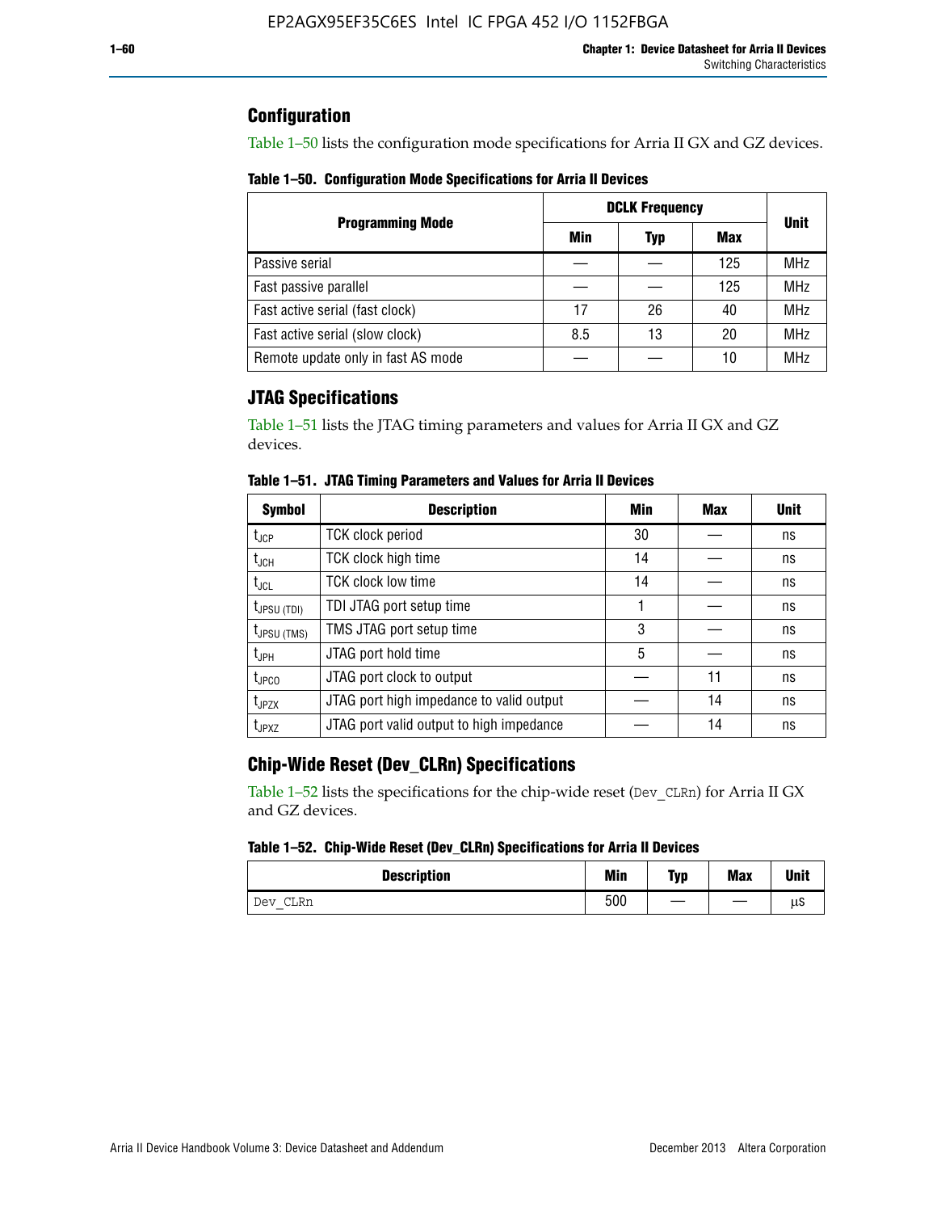## Configuration

Table 1–50 lists the configuration mode specifications for Arria II GX and GZ devices.

**Table 1–50. Configuration Mode Specifications for Arria II Devices**

| Programming Mode | DCLK Frequency | | | Unit |
|---|---|---|---|---|
| | Min | Typ | Max | |
| Passive serial | — | — | 125 | MHz |
| Fast passive parallel | — | — | 125 | MHz |
| Fast active serial (fast clock) | 17 | 26 | 40 | MHz |
| Fast active serial (slow clock) | 8.5 | 13 | 20 | MHz |
| Remote update only in fast AS mode | — | — | 10 | MHz |

## JTAG Specifications

Table 1–51 lists the JTAG timing parameters and values for Arria II GX and GZ devices.

**Table 1–51. JTAG Timing Parameters and Values for Arria II Devices**

| Symbol | Description | Min | Max | Unit |
|---|---|---|---|---|
| $t_{JCP}$ | TCK clock period | 30 | — | ns |
| $t_{JCH}$ | TCK clock high time | 14 | — | ns |
| $t_{JCL}$ | TCK clock low time | 14 | — | ns |
| $t_{JPSU\ (TDI)}$ | TDI JTAG port setup time | 1 | — | ns |
| $t_{JPSU\ (TMS)}$ | TMS JTAG port setup time | 3 | — | ns |
| $t_{JPH}$ | JTAG port hold time | 5 | — | ns |
| $t_{JPCO}$ | JTAG port clock to output | — | 11 | ns |
| $t_{JPZX}$ | JTAG port high impedance to valid output | — | 14 | ns |
| $t_{JPXZ}$ | JTAG port valid output to high impedance | — | 14 | ns |

## Chip-Wide Reset (Dev_CLRn) Specifications

Table 1–52 lists the specifications for the chip-wide reset (`Dev_CLRn`) for Arria II GX and GZ devices.

**Table 1–52. Chip-Wide Reset (Dev_CLRn) Specifications for Arria II Devices**

| Description | Min | Typ | Max | Unit |
|---|---|---|---|---|
| `Dev_CLRn` | 500 | — | — | μs |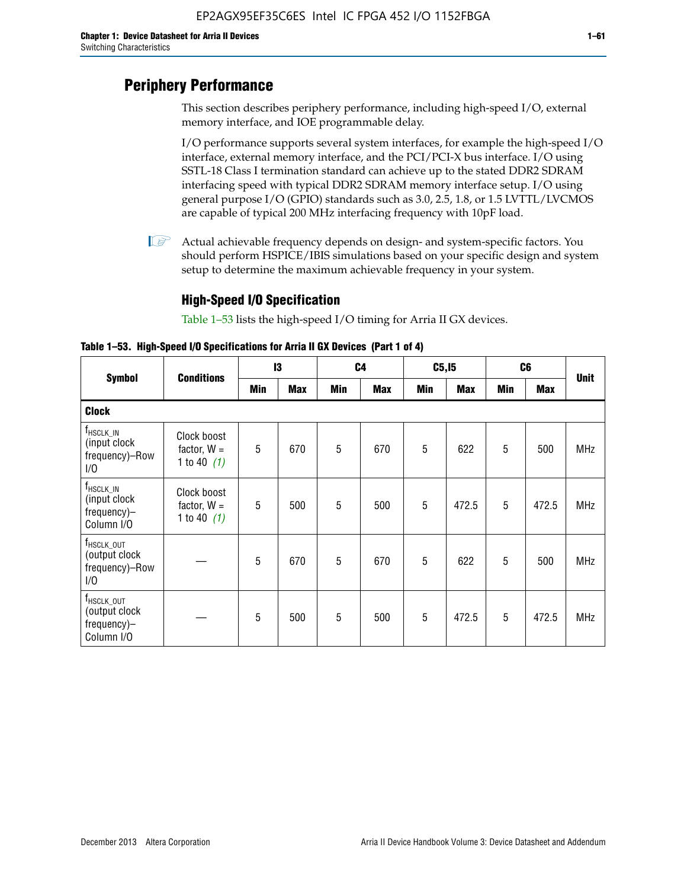# Periphery Performance

This section describes periphery performance, including high-speed I/O, external memory interface, and IOE programmable delay.

I/O performance supports several system interfaces, for example the high-speed I/O interface, external memory interface, and the PCI/PCI-X bus interface. I/O using SSTL-18 Class I termination standard can achieve up to the stated DDR2 SDRAM interfacing speed with typical DDR2 SDRAM memory interface setup. I/O using general purpose I/O (GPIO) standards such as 3.0, 2.5, 1.8, or 1.5 LVTTL/LVCMOS are capable of typical 200 MHz interfacing frequency with 10pF load.

Actual achievable frequency depends on design- and system-specific factors. You should perform HSPICE/IBIS simulations based on your specific design and system setup to determine the maximum achievable frequency in your system.

## High-Speed I/O Specification

Table 1–53 lists the high-speed I/O timing for Arria II GX devices.

**Table 1–53. High-Speed I/O Specifications for Arria II GX Devices (Part 1 of 4)**

| Symbol | Conditions | I3 | | C4 | | C5,I5 | | C6 | | Unit |
|---|---|---|---|---|---|---|---|---|---|---|
| | | Min | Max | Min | Max | Min | Max | Min | Max | |
| **Clock** | | | | | | | | | | |
| $f_{HSCLK\_IN}$ (input clock frequency)–Row I/O | Clock boost factor, W = 1 to 40 *(1)* | 5 | 670 | 5 | 670 | 5 | 622 | 5 | 500 | MHz |
| $f_{HSCLK\_IN}$ (input clock frequency)–Column I/O | Clock boost factor, W = 1 to 40 *(1)* | 5 | 500 | 5 | 500 | 5 | 472.5 | 5 | 472.5 | MHz |
| $f_{HSCLK\_OUT}$ (output clock frequency)–Row I/O | — | 5 | 670 | 5 | 670 | 5 | 622 | 5 | 500 | MHz |
| $f_{HSCLK\_OUT}$ (output clock frequency)–Column I/O | — | 5 | 500 | 5 | 500 | 5 | 472.5 | 5 | 472.5 | MHz |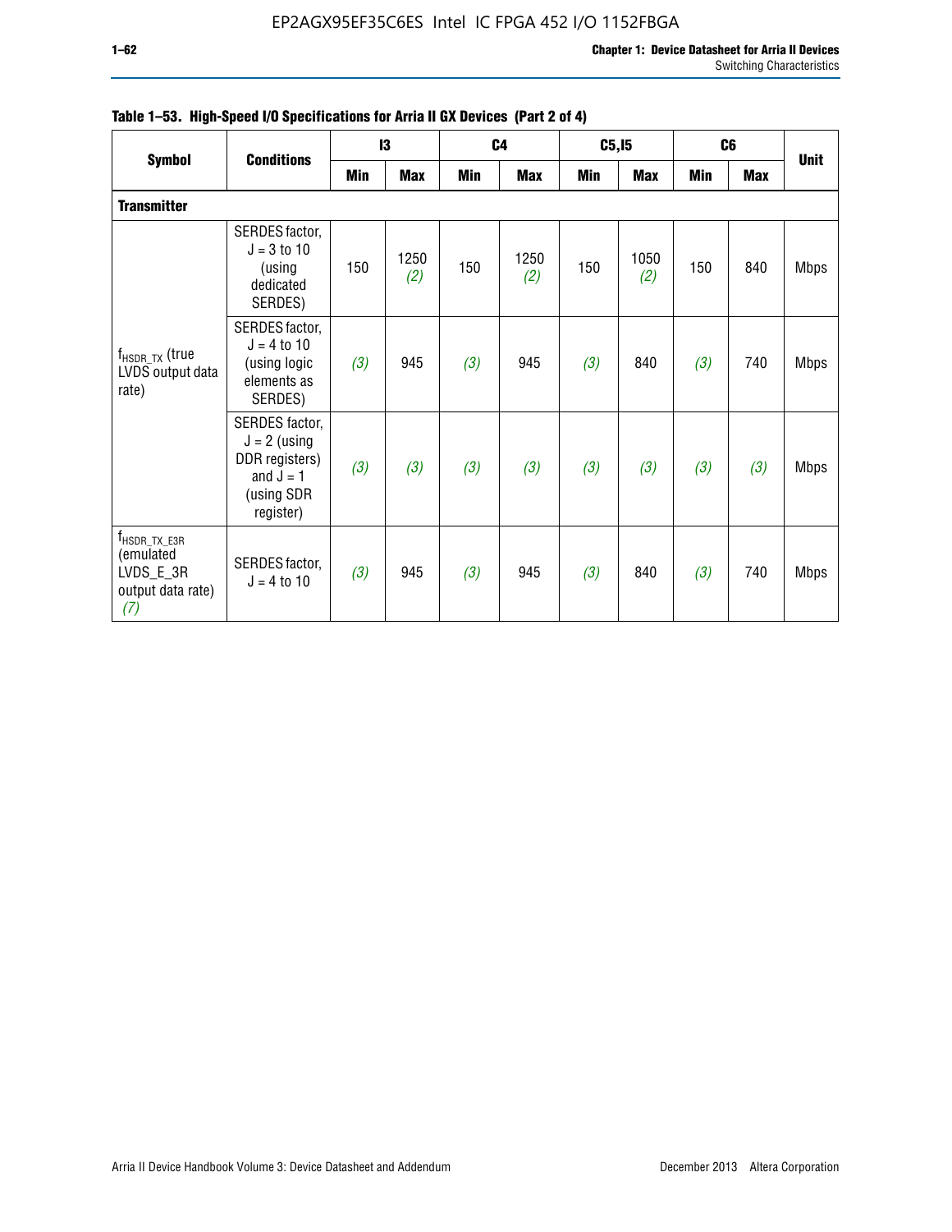**Table 1–53. High-Speed I/O Specifications for Arria II GX Devices (Part 2 of 4)**

| Symbol | Conditions | I3 | | C4 | | C5,I5 | | C6 | | Unit |
|---|---|---|---|---|---|---|---|---|---|---|
| | | Min | Max | Min | Max | Min | Max | Min | Max | |
| **Transmitter** | | | | | | | | | | |
| $f_{HSDR\_TX}$ (true LVDS output data rate) | SERDES factor, J = 3 to 10 (using dedicated SERDES) | 150 | 1250 *(2)* | 150 | 1250 *(2)* | 150 | 1050 *(2)* | 150 | 840 | Mbps |
| | SERDES factor, J = 4 to 10 (using logic elements as SERDES) | *(3)* | 945 | *(3)* | 945 | *(3)* | 840 | *(3)* | 740 | Mbps |
| | SERDES factor, J = 2 (using DDR registers) and J = 1 (using SDR register) | *(3)* | *(3)* | *(3)* | *(3)* | *(3)* | *(3)* | *(3)* | *(3)* | Mbps |
| $f_{HSDR\_TX\_E3R}$ (emulated LVDS_E_3R output data rate) *(7)* | SERDES factor, J = 4 to 10 | *(3)* | 945 | *(3)* | 945 | *(3)* | 840 | *(3)* | 740 | Mbps |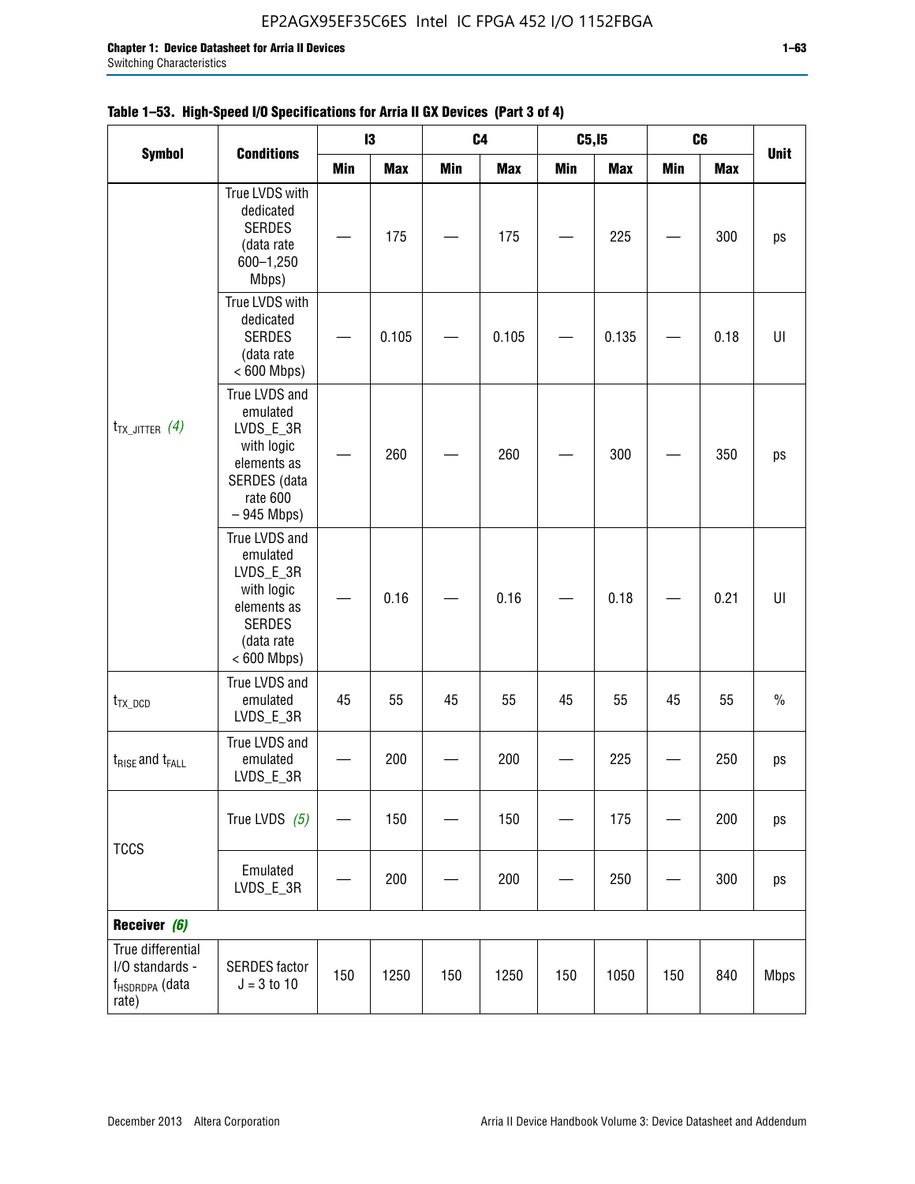**Table 1–53. High-Speed I/O Specifications for Arria II GX Devices (Part 3 of 4)**

| Symbol | Conditions | I3 | | C4 | | C5,I5 | | C6 | | Unit |
|---|---|---|---|---|---|---|---|---|---|---|
| | | Min | Max | Min | Max | Min | Max | Min | Max | |
| $t_{TX\_JITTER}$ *(4)* | True LVDS with dedicated SERDES (data rate 600–1,250 Mbps) | — | 175 | — | 175 | — | 225 | — | 300 | ps |
| | True LVDS with dedicated SERDES (data rate < 600 Mbps) | — | 0.105 | — | 0.105 | — | 0.135 | — | 0.18 | UI |
| | True LVDS and emulated LVDS_E_3R with logic elements as SERDES (data rate 600 – 945 Mbps) | — | 260 | — | 260 | — | 300 | — | 350 | ps |
| | True LVDS and emulated LVDS_E_3R with logic elements as SERDES (data rate < 600 Mbps) | — | 0.16 | — | 0.16 | — | 0.18 | — | 0.21 | UI |
| $t_{TX\_DCD}$ | True LVDS and emulated LVDS_E_3R | 45 | 55 | 45 | 55 | 45 | 55 | 45 | 55 | % |
| $t_{RISE}$ and $t_{FALL}$ | True LVDS and emulated LVDS_E_3R | — | 200 | — | 200 | — | 225 | — | 250 | ps |
| TCCS | True LVDS *(5)* | — | 150 | — | 150 | — | 175 | — | 200 | ps |
| | Emulated LVDS_E_3R | — | 200 | — | 200 | — | 250 | — | 300 | ps |
| **Receiver *(6)*** | | | | | | | | | | |
| True differential I/O standards - $f_{HSDRDPA}$ (data rate) | SERDES factor J = 3 to 10 | 150 | 1250 | 150 | 1250 | 150 | 1050 | 150 | 840 | Mbps |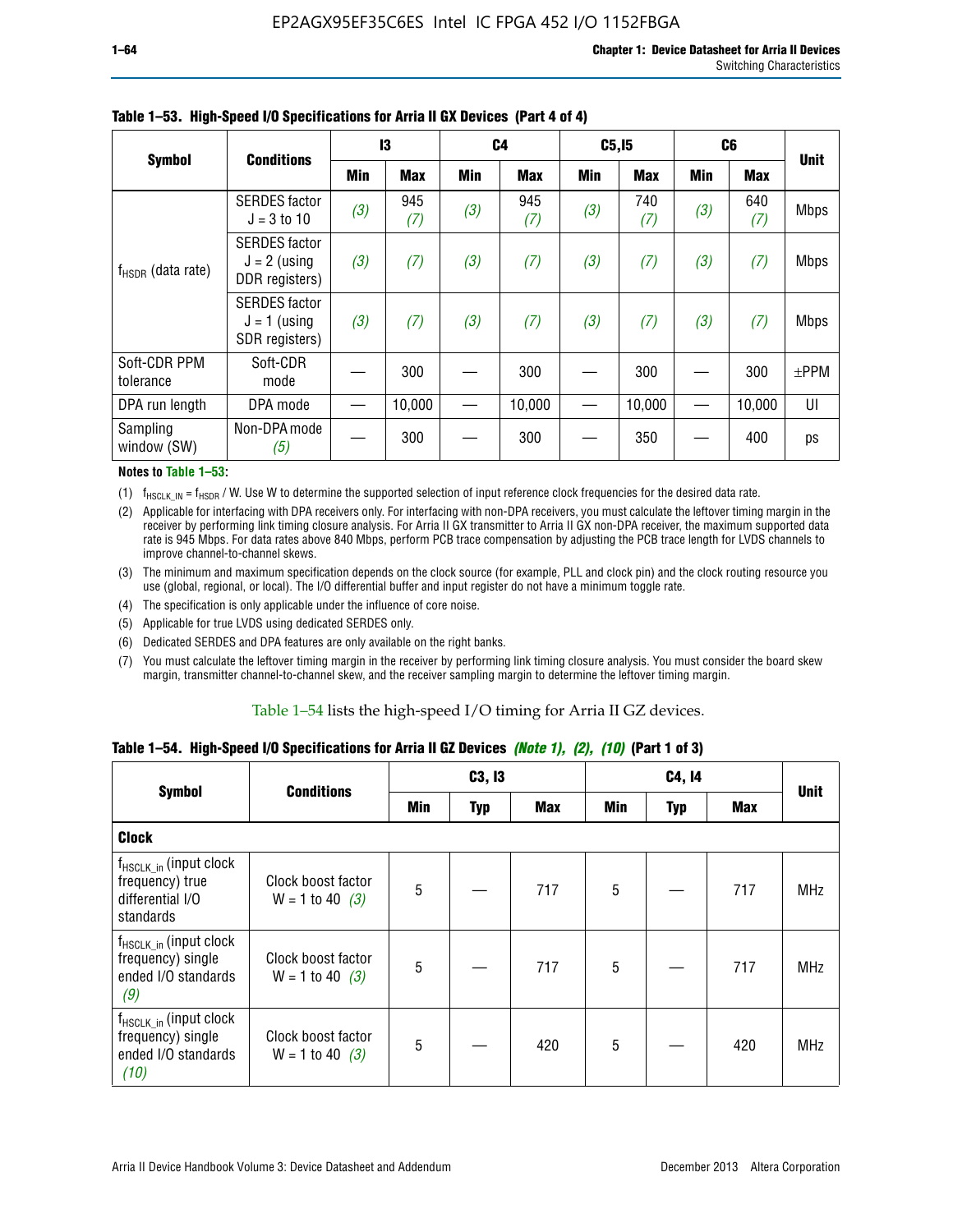**Table 1–53. High-Speed I/O Specifications for Arria II GX Devices (Part 4 of 4)**

| Symbol | Conditions | I3 | | C4 | | C5,I5 | | C6 | | Unit |
|---|---|---|---|---|---|---|---|---|---|---|
| | | Min | Max | Min | Max | Min | Max | Min | Max | |
| $f_{HSDR}$ (data rate) | SERDES factor J = 3 to 10 | (3) | 945 (7) | (3) | 945 (7) | (3) | 740 (7) | (3) | 640 (7) | Mbps |
| | SERDES factor J = 2 (using DDR registers) | (3) | (7) | (3) | (7) | (3) | (7) | (3) | (7) | Mbps |
| | SERDES factor J = 1 (using SDR registers) | (3) | (7) | (3) | (7) | (3) | (7) | (3) | (7) | Mbps |
| Soft-CDR PPM tolerance | Soft-CDR mode | — | 300 | — | 300 | — | 300 | — | 300 | ±PPM |
| DPA run length | DPA mode | — | 10,000 | — | 10,000 | — | 10,000 | — | 10,000 | UI |
| Sampling window (SW) | Non-DPA mode (5) | — | 300 | — | 300 | — | 350 | — | 400 | ps |

**Notes to Table 1–53:**

(1) $f_{HSCLK\_IN} = f_{HSDR}$ / W. Use W to determine the supported selection of input reference clock frequencies for the desired data rate.

(2) Applicable for interfacing with DPA receivers only. For interfacing with non-DPA receivers, you must calculate the leftover timing margin in the receiver by performing link timing closure analysis. For Arria II GX transmitter to Arria II GX non-DPA receiver, the maximum supported data rate is 945 Mbps. For data rates above 840 Mbps, perform PCB trace compensation by adjusting the PCB trace length for LVDS channels to improve channel-to-channel skews.

(3) The minimum and maximum specification depends on the clock source (for example, PLL and clock pin) and the clock routing resource you use (global, regional, or local). The I/O differential buffer and input register do not have a minimum toggle rate.

(4) The specification is only applicable under the influence of core noise.

(5) Applicable for true LVDS using dedicated SERDES only.

(6) Dedicated SERDES and DPA features are only available on the right banks.

(7) You must calculate the leftover timing margin in the receiver by performing link timing closure analysis. You must consider the board skew margin, transmitter channel-to-channel skew, and the receiver sampling margin to determine the leftover timing margin.

Table 1–54 lists the high-speed I/O timing for Arria II GZ devices.

**Table 1–54. High-Speed I/O Specifications for Arria II GZ Devices *(Note 1), (2), (10)* (Part 1 of 3)**

| Symbol | Conditions | C3, I3 | | | C4, I4 | | | Unit |
|---|---|---|---|---|---|---|---|---|
| | | Min | Typ | Max | Min | Typ | Max | |
| **Clock** | | | | | | | | |
| $f_{HSCLK\_in}$ (input clock frequency) true differential I/O standards | Clock boost factor W = 1 to 40 (3) | 5 | — | 717 | 5 | — | 717 | MHz |
| $f_{HSCLK\_in}$ (input clock frequency) single ended I/O standards (9) | Clock boost factor W = 1 to 40 (3) | 5 | — | 717 | 5 | — | 717 | MHz |
| $f_{HSCLK\_in}$ (input clock frequency) single ended I/O standards (10) | Clock boost factor W = 1 to 40 (3) | 5 | — | 420 | 5 | — | 420 | MHz |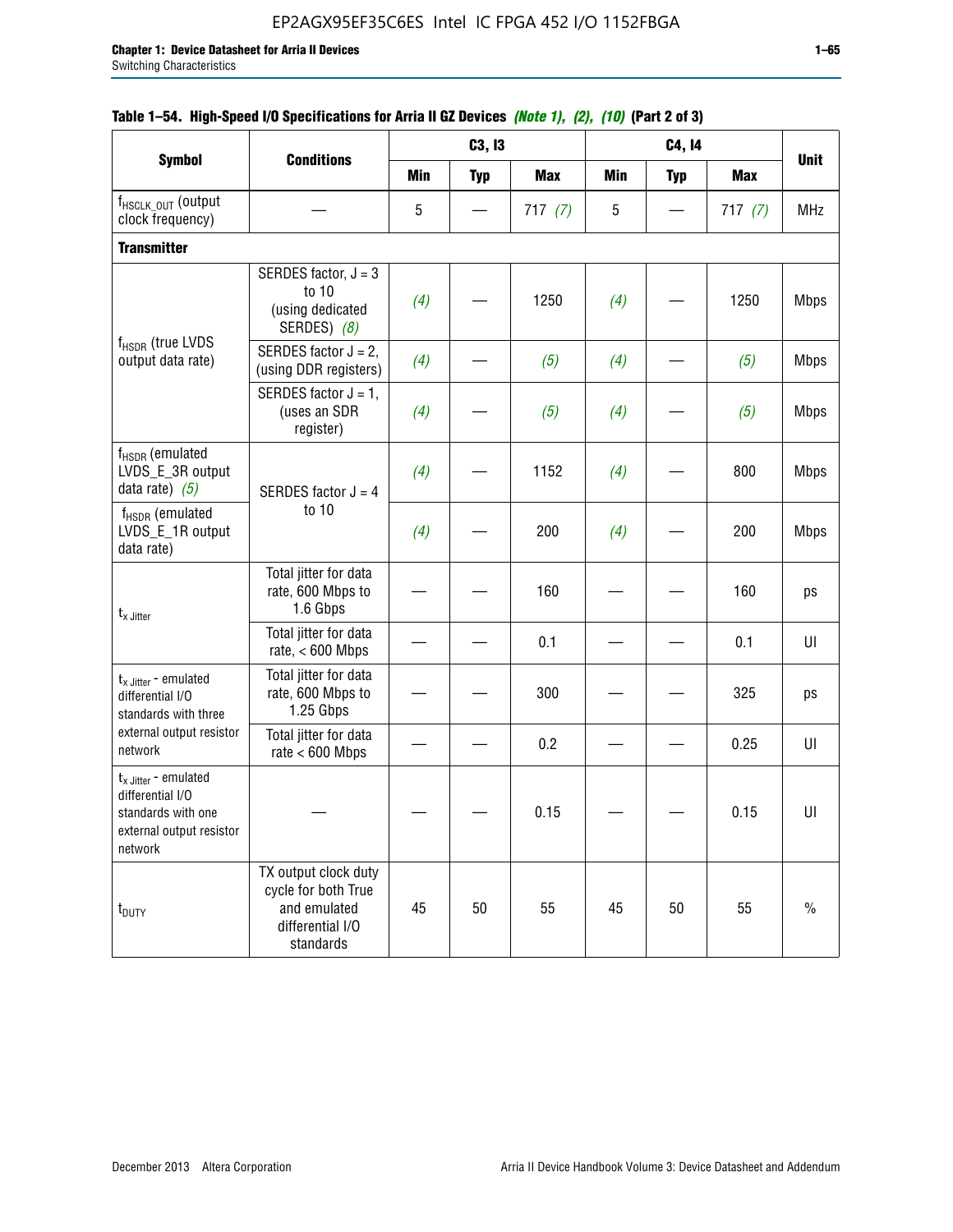**Table 1–54. High-Speed I/O Specifications for Arria II GZ Devices** *(Note 1), (2), (10)* **(Part 2 of 3)**

| Symbol | Conditions | C3, I3 | | | C4, I4 | | | Unit |
|---|---|---|---|---|---|---|---|---|
| | | Min | Typ | Max | Min | Typ | Max | |
| $f_{HSCLK\_OUT}$ (output clock frequency) | — | 5 | — | 717 *(7)* | 5 | — | 717 *(7)* | MHz |
| **Transmitter** | | | | | | | | |
| $f_{HSDR}$ (true LVDS output data rate) | SERDES factor, J = 3 to 10 (using dedicated SERDES) *(8)* | *(4)* | — | 1250 | *(4)* | — | 1250 | Mbps |
| | SERDES factor J = 2, (using DDR registers) | *(4)* | — | *(5)* | *(4)* | — | *(5)* | Mbps |
| | SERDES factor J = 1, (uses an SDR register) | *(4)* | — | *(5)* | *(4)* | — | *(5)* | Mbps |
| $f_{HSDR}$ (emulated LVDS_E_3R output data rate) *(5)* | SERDES factor J = 4 to 10 | *(4)* | — | 1152 | *(4)* | — | 800 | Mbps |
| $f_{HSDR}$ (emulated LVDS_E_1R output data rate) | | *(4)* | — | 200 | *(4)* | — | 200 | Mbps |
| $t_{x\ Jitter}$ | Total jitter for data rate, 600 Mbps to 1.6 Gbps | — | — | 160 | — | — | 160 | ps |
| | Total jitter for data rate, < 600 Mbps | — | — | 0.1 | — | — | 0.1 | UI |
| $t_{x\ Jitter}$ - emulated differential I/O standards with three external output resistor network | Total jitter for data rate, 600 Mbps to 1.25 Gbps | — | — | 300 | — | — | 325 | ps |
| | Total jitter for data rate < 600 Mbps | — | — | 0.2 | — | — | 0.25 | UI |
| $t_{x\ Jitter}$ - emulated differential I/O standards with one external output resistor network | — | — | — | 0.15 | — | — | 0.15 | UI |
| $t_{DUTY}$ | TX output clock duty cycle for both True and emulated differential I/O standards | 45 | 50 | 55 | 45 | 50 | 55 | % |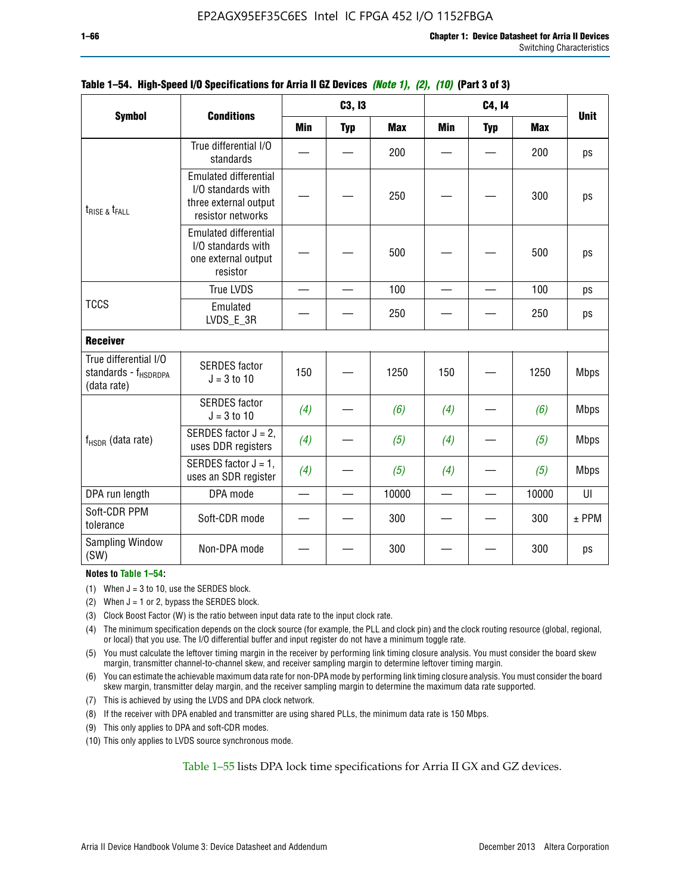**Table 1–54. High-Speed I/O Specifications for Arria II GZ Devices *(Note 1), (2), (10)* (Part 3 of 3)**

| Symbol | Conditions | C3, I3 | | | C4, I4 | | | Unit |
|---|---|---|---|---|---|---|---|---|
| | | Min | Typ | Max | Min | Typ | Max | |
| $t_{RISE}$ & $t_{FALL}$ | True differential I/O standards | — | — | 200 | — | — | 200 | ps |
| | Emulated differential I/O standards with three external output resistor networks | — | — | 250 | — | — | 300 | ps |
| | Emulated differential I/O standards with one external output resistor | — | — | 500 | — | — | 500 | ps |
| TCCS | True LVDS | — | — | 100 | — | — | 100 | ps |
| | Emulated LVDS_E_3R | — | — | 250 | — | — | 250 | ps |
| **Receiver** | | | | | | | | |
| True differential I/O standards - $f_{HSDRDPA}$ (data rate) | SERDES factor J = 3 to 10 | 150 | — | 1250 | 150 | — | 1250 | Mbps |
| $f_{HSDR}$ (data rate) | SERDES factor J = 3 to 10 | *(4)* | — | *(6)* | *(4)* | — | *(6)* | Mbps |
| | SERDES factor J = 2, uses DDR registers | *(4)* | — | *(5)* | *(4)* | — | *(5)* | Mbps |
| | SERDES factor J = 1, uses an SDR register | *(4)* | — | *(5)* | *(4)* | — | *(5)* | Mbps |
| DPA run length | DPA mode | — | — | 10000 | — | — | 10000 | UI |
| Soft-CDR PPM tolerance | Soft-CDR mode | — | — | 300 | — | — | 300 | ± PPM |
| Sampling Window (SW) | Non-DPA mode | — | — | 300 | — | — | 300 | ps |

**Notes to Table 1–54:**

(1) When J = 3 to 10, use the SERDES block.

(2) When J = 1 or 2, bypass the SERDES block.

(3) Clock Boost Factor (W) is the ratio between input data rate to the input clock rate.

(4) The minimum specification depends on the clock source (for example, the PLL and clock pin) and the clock routing resource (global, regional, or local) that you use. The I/O differential buffer and input register do not have a minimum toggle rate.

(5) You must calculate the leftover timing margin in the receiver by performing link timing closure analysis. You must consider the board skew margin, transmitter channel-to-channel skew, and receiver sampling margin to determine leftover timing margin.

(6) You can estimate the achievable maximum data rate for non-DPA mode by performing link timing closure analysis. You must consider the board skew margin, transmitter delay margin, and the receiver sampling margin to determine the maximum data rate supported.

(7) This is achieved by using the LVDS and DPA clock network.

(8) If the receiver with DPA enabled and transmitter are using shared PLLs, the minimum data rate is 150 Mbps.

(9) This only applies to DPA and soft-CDR modes.

(10) This only applies to LVDS source synchronous mode.

Table 1–55 lists DPA lock time specifications for Arria II GX and GZ devices.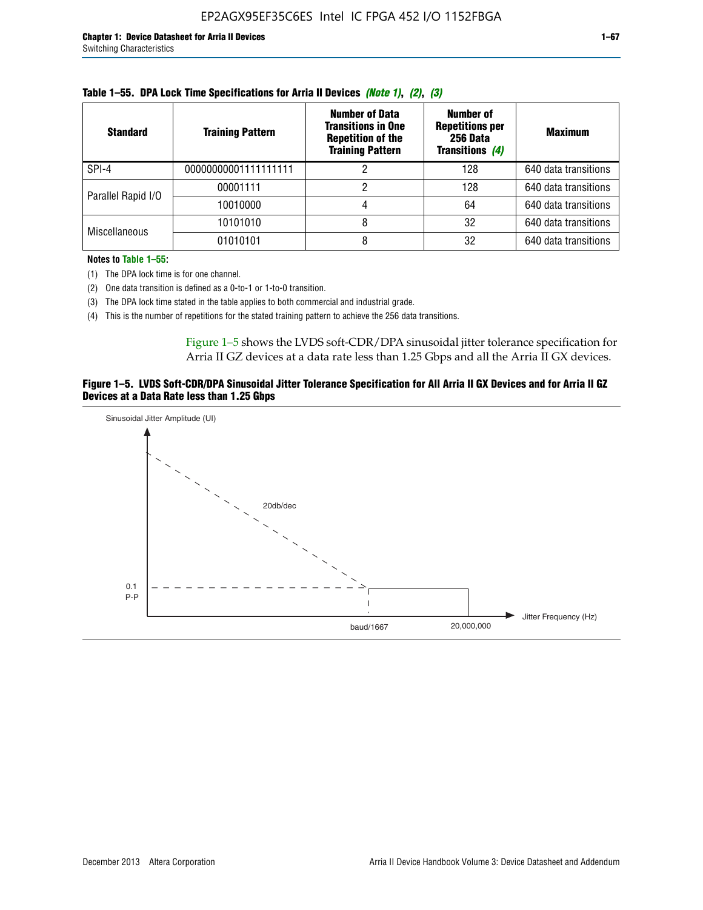**Table 1–55. DPA Lock Time Specifications for Arria II Devices *(Note 1)*, *(2)*, *(3)***

| Standard | Training Pattern | Number of Data Transitions in One Repetition of the Training Pattern | Number of Repetitions per 256 Data Transitions *(4)* | Maximum |
|---|---|---|---|---|
| SPI-4 | 00000000001111111111 | 2 | 128 | 640 data transitions |
| Parallel Rapid I/O | 00001111 | 2 | 128 | 640 data transitions |
| | 10010000 | 4 | 64 | 640 data transitions |
| Miscellaneous | 10101010 | 8 | 32 | 640 data transitions |
| | 01010101 | 8 | 32 | 640 data transitions |

**Notes to Table 1–55:**

(1) The DPA lock time is for one channel.

(2) One data transition is defined as a 0-to-1 or 1-to-0 transition.

(3) The DPA lock time stated in the table applies to both commercial and industrial grade.

(4) This is the number of repetitions for the stated training pattern to achieve the 256 data transitions.

Figure 1–5 shows the LVDS soft-CDR/DPA sinusoidal jitter tolerance specification for Arria II GZ devices at a data rate less than 1.25 Gbps and all the Arria II GX devices.

**Figure 1–5. LVDS Soft-CDR/DPA Sinusoidal Jitter Tolerance Specification for All Arria II GX Devices and for Arria II GZ Devices at a Data Rate less than 1.25 Gbps**

Sinusoidal Jitter Amplitude (UI)

20db/dec

0.1 P-P

baud/1667

20,000,000

Jitter Frequency (Hz)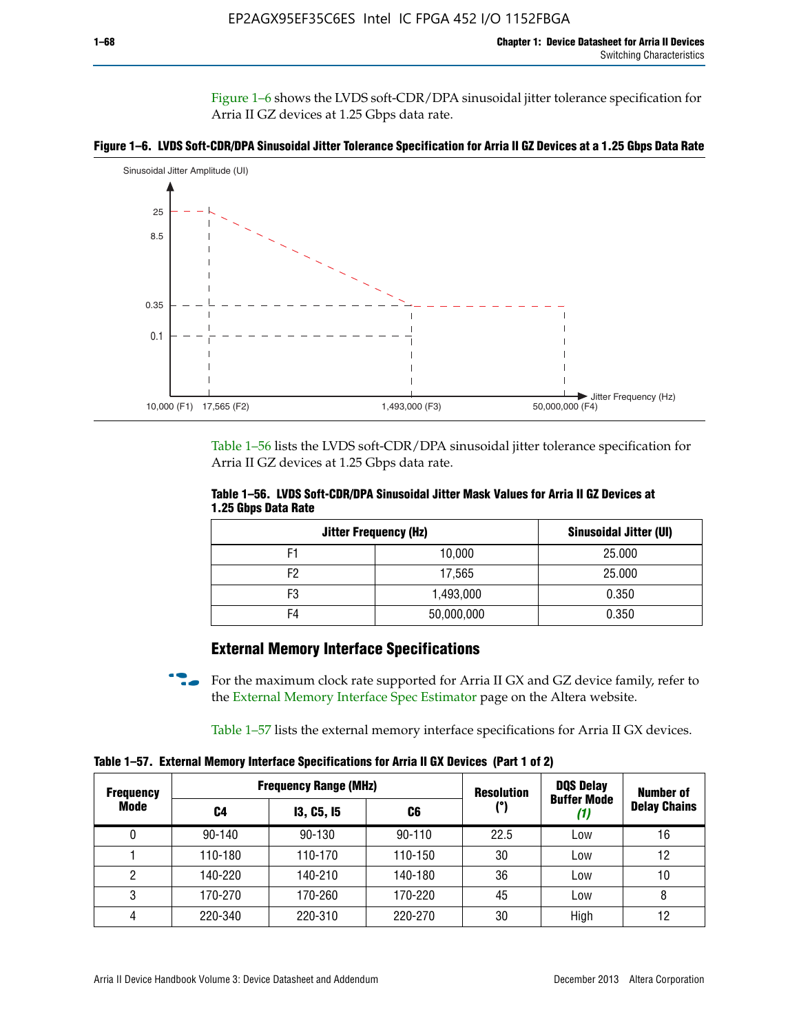Figure 1–6 shows the LVDS soft-CDR/DPA sinusoidal jitter tolerance specification for Arria II GZ devices at 1.25 Gbps data rate.

**Figure 1–6. LVDS Soft-CDR/DPA Sinusoidal Jitter Tolerance Specification for Arria II GZ Devices at a 1.25 Gbps Data Rate**

Table 1–56 lists the LVDS soft-CDR/DPA sinusoidal jitter tolerance specification for Arria II GZ devices at 1.25 Gbps data rate.

**Table 1–56. LVDS Soft-CDR/DPA Sinusoidal Jitter Mask Values for Arria II GZ Devices at 1.25 Gbps Data Rate**

| Jitter Frequency (Hz) | | Sinusoidal Jitter (UI) |
|---|---|---|
| F1 | 10,000 | 25.000 |
| F2 | 17,565 | 25.000 |
| F3 | 1,493,000 | 0.350 |
| F4 | 50,000,000 | 0.350 |

## External Memory Interface Specifications

For the maximum clock rate supported for Arria II GX and GZ device family, refer to the External Memory Interface Spec Estimator page on the Altera website.

Table 1–57 lists the external memory interface specifications for Arria II GX devices.

**Table 1–57. External Memory Interface Specifications for Arria II GX Devices (Part 1 of 2)**

| Frequency Mode | Frequency Range (MHz) | | | Resolution (°) | DQS Delay Buffer Mode (1) | Number of Delay Chains |
|---|---|---|---|---|---|---|
| | C4 | I3, C5, I5 | C6 | | | |
| 0 | 90-140 | 90-130 | 90-110 | 22.5 | Low | 16 |
| 1 | 110-180 | 110-170 | 110-150 | 30 | Low | 12 |
| 2 | 140-220 | 140-210 | 140-180 | 36 | Low | 10 |
| 3 | 170-270 | 170-260 | 170-220 | 45 | Low | 8 |
| 4 | 220-340 | 220-310 | 220-270 | 30 | High | 12 |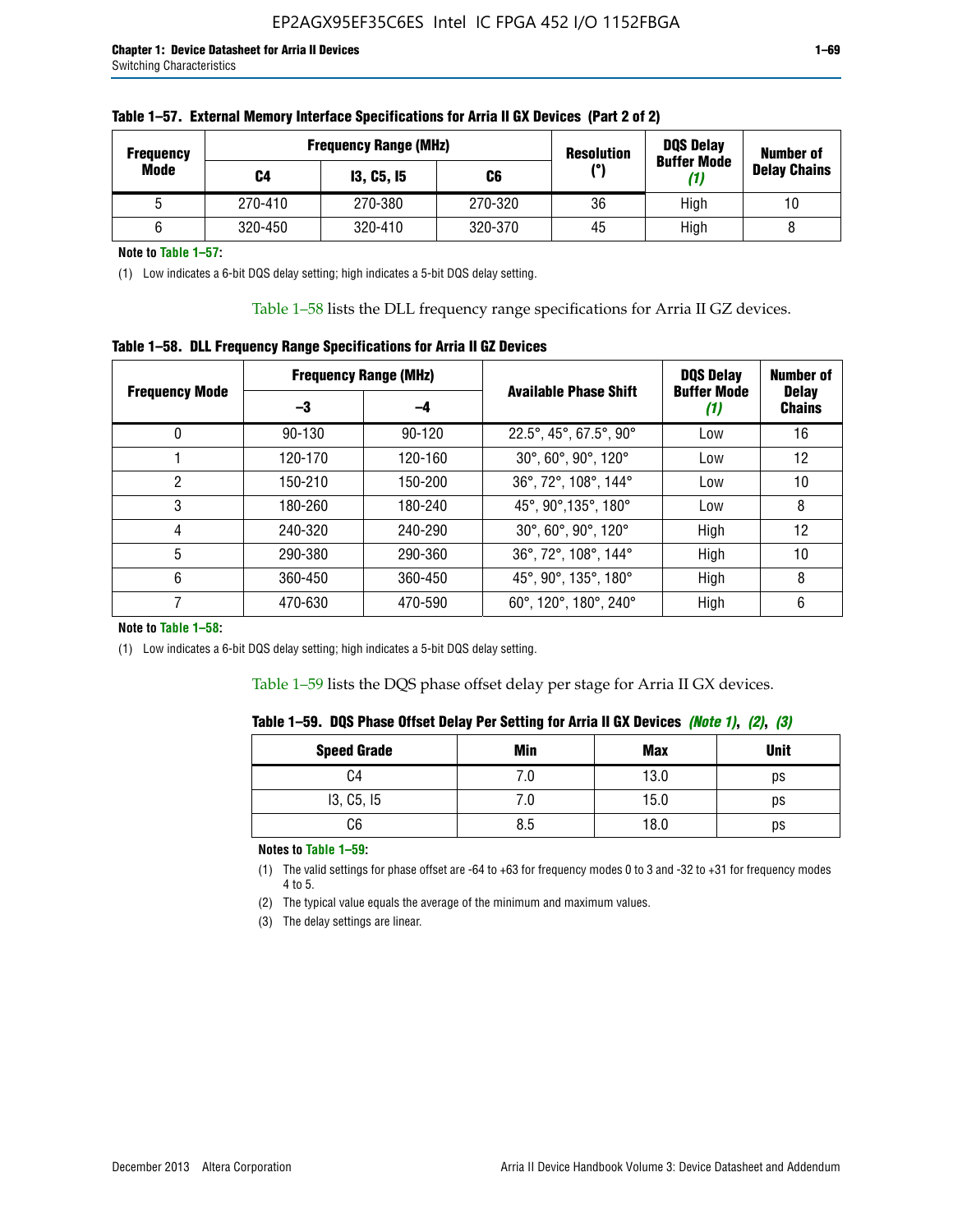**Table 1–57. External Memory Interface Specifications for Arria II GX Devices (Part 2 of 2)**

| Frequency Mode | Frequency Range (MHz) | | | Resolution (°) | DQS Delay Buffer Mode (1) | Number of Delay Chains |
|---|---|---|---|---|---|---|
| | C4 | I3, C5, I5 | C6 | | | |
| 5 | 270-410 | 270-380 | 270-320 | 36 | High | 10 |
| 6 | 320-450 | 320-410 | 320-370 | 45 | High | 8 |

**Note to Table 1–57:**

(1) Low indicates a 6-bit DQS delay setting; high indicates a 5-bit DQS delay setting.

Table 1–58 lists the DLL frequency range specifications for Arria II GZ devices.

**Table 1–58. DLL Frequency Range Specifications for Arria II GZ Devices**

| Frequency Mode | Frequency Range (MHz) | | Available Phase Shift | DQS Delay Buffer Mode (1) | Number of Delay Chains |
|---|---|---|---|---|---|
| | –3 | –4 | | | |
| 0 | 90-130 | 90-120 | 22.5°, 45°, 67.5°, 90° | Low | 16 |
| 1 | 120-170 | 120-160 | 30°, 60°, 90°, 120° | Low | 12 |
| 2 | 150-210 | 150-200 | 36°, 72°, 108°, 144° | Low | 10 |
| 3 | 180-260 | 180-240 | 45°, 90°,135°, 180° | Low | 8 |
| 4 | 240-320 | 240-290 | 30°, 60°, 90°, 120° | High | 12 |
| 5 | 290-380 | 290-360 | 36°, 72°, 108°, 144° | High | 10 |
| 6 | 360-450 | 360-450 | 45°, 90°, 135°, 180° | High | 8 |
| 7 | 470-630 | 470-590 | 60°, 120°, 180°, 240° | High | 6 |

**Note to Table 1–58:**

(1) Low indicates a 6-bit DQS delay setting; high indicates a 5-bit DQS delay setting.

Table 1–59 lists the DQS phase offset delay per stage for Arria II GX devices.

**Table 1–59. DQS Phase Offset Delay Per Setting for Arria II GX Devices** *(Note 1)*, *(2)*, *(3)*

| Speed Grade | Min | Max | Unit |
|---|---|---|---|
| C4 | 7.0 | 13.0 | ps |
| I3, C5, I5 | 7.0 | 15.0 | ps |
| C6 | 8.5 | 18.0 | ps |

**Notes to Table 1–59:**

(1) The valid settings for phase offset are -64 to +63 for frequency modes 0 to 3 and -32 to +31 for frequency modes 4 to 5.

(2) The typical value equals the average of the minimum and maximum values.

(3) The delay settings are linear.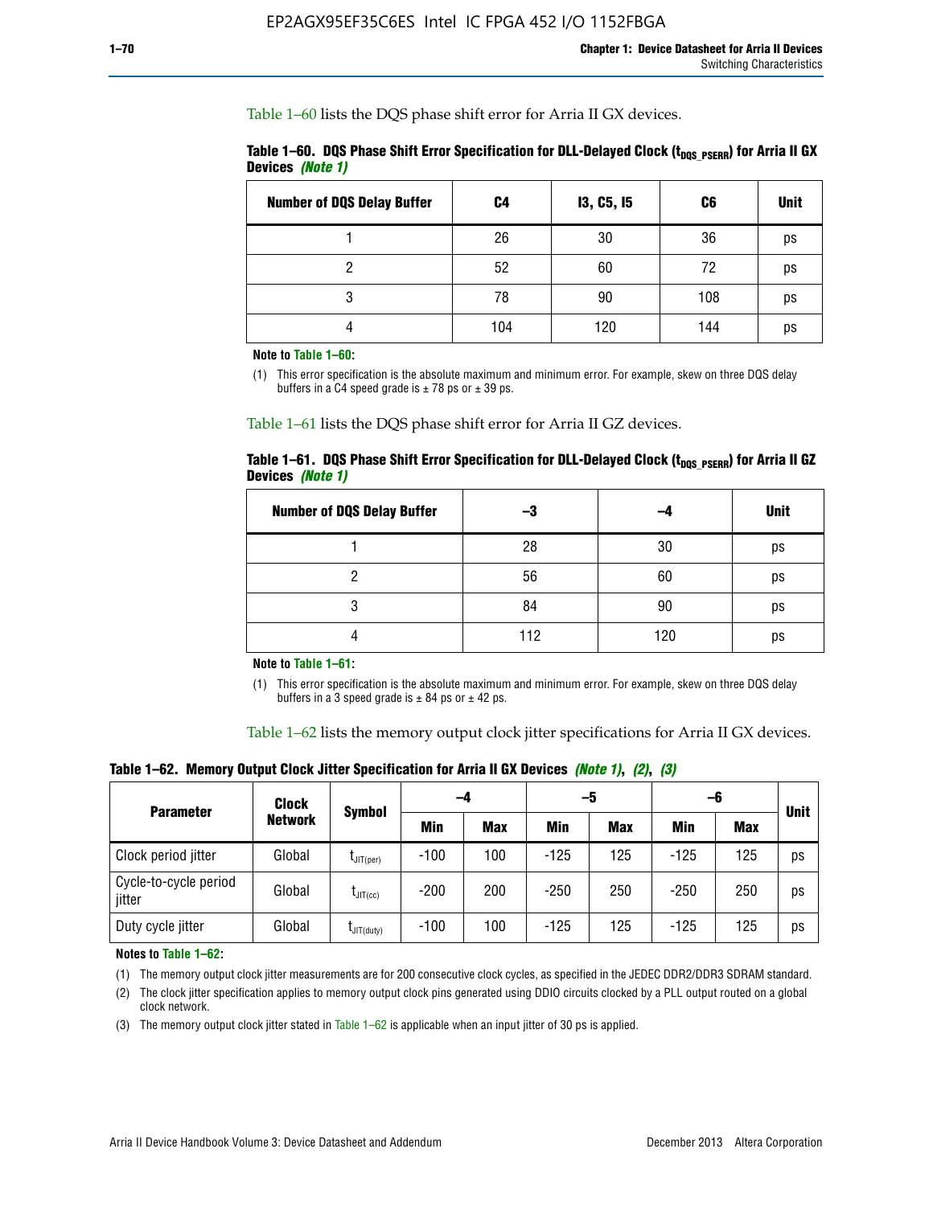Table 1–60 lists the DQS phase shift error for Arria II GX devices.

**Table 1–60. DQS Phase Shift Error Specification for DLL-Delayed Clock ($t_{DQS\_PSERR}$) for Arria II GX Devices** *(Note 1)*

| Number of DQS Delay Buffer | C4 | I3, C5, I5 | C6 | Unit |
|---|---|---|---|---|
| 1 | 26 | 30 | 36 | ps |
| 2 | 52 | 60 | 72 | ps |
| 3 | 78 | 90 | 108 | ps |
| 4 | 104 | 120 | 144 | ps |

**Note to Table 1–60:**

(1) This error specification is the absolute maximum and minimum error. For example, skew on three DQS delay buffers in a C4 speed grade is ± 78 ps or ± 39 ps.

Table 1–61 lists the DQS phase shift error for Arria II GZ devices.

**Table 1–61. DQS Phase Shift Error Specification for DLL-Delayed Clock ($t_{DQS\_PSERR}$) for Arria II GZ Devices** *(Note 1)*

| Number of DQS Delay Buffer | –3 | –4 | Unit |
|---|---|---|---|
| 1 | 28 | 30 | ps |
| 2 | 56 | 60 | ps |
| 3 | 84 | 90 | ps |
| 4 | 112 | 120 | ps |

**Note to Table 1–61:**

(1) This error specification is the absolute maximum and minimum error. For example, skew on three DQS delay buffers in a 3 speed grade is ± 84 ps or ± 42 ps.

Table 1–62 lists the memory output clock jitter specifications for Arria II GX devices.

**Table 1–62. Memory Output Clock Jitter Specification for Arria II GX Devices** *(Note 1), (2), (3)*

| Parameter | Clock Network | Symbol | –4 | | –5 | | –6 | | Unit |
|---|---|---|---|---|---|---|---|---|---|
| | | | Min | Max | Min | Max | Min | Max | |
| Clock period jitter | Global | $t_{JIT(per)}$ | -100 | 100 | -125 | 125 | -125 | 125 | ps |
| Cycle-to-cycle period jitter | Global | $t_{JIT(cc)}$ | -200 | 200 | -250 | 250 | -250 | 250 | ps |
| Duty cycle jitter | Global | $t_{JIT(duty)}$ | -100 | 100 | -125 | 125 | -125 | 125 | ps |

**Notes to Table 1–62:**

(1) The memory output clock jitter measurements are for 200 consecutive clock cycles, as specified in the JEDEC DDR2/DDR3 SDRAM standard.

(2) The clock jitter specification applies to memory output clock pins generated using DDIO circuits clocked by a PLL output routed on a global clock network.

(3) The memory output clock jitter stated in Table 1–62 is applicable when an input jitter of 30 ps is applied.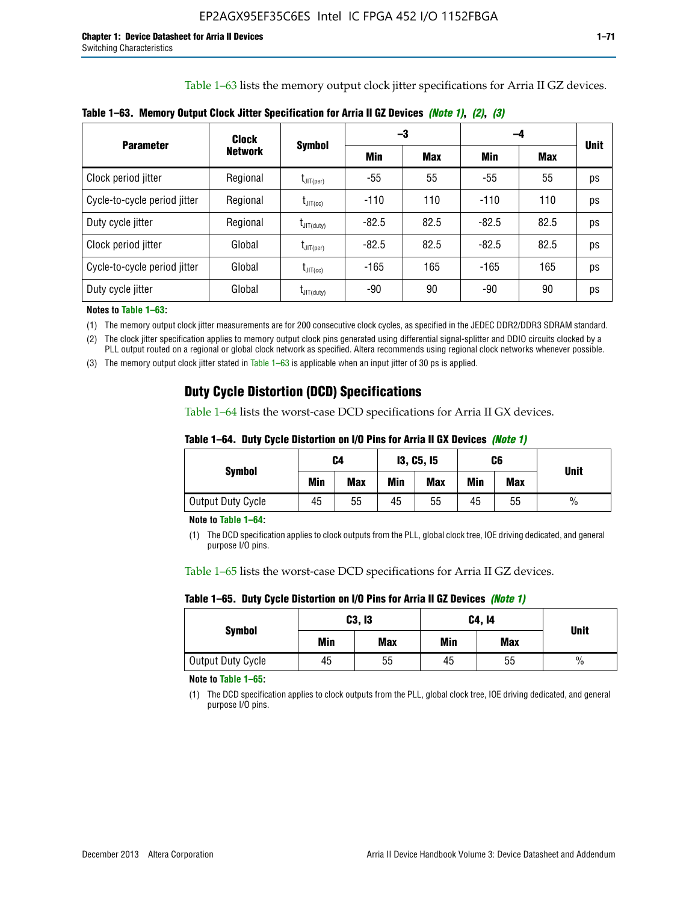Table 1–63 lists the memory output clock jitter specifications for Arria II GZ devices.

**Table 1–63. Memory Output Clock Jitter Specification for Arria II GZ Devices** *(Note 1)*, *(2)*, *(3)*

| Parameter | Clock Network | Symbol | –3 | | –4 | | Unit |
|---|---|---|---|---|---|---|---|
| | | | Min | Max | Min | Max | |
| Clock period jitter | Regional | $t_{JIT(per)}$ | -55 | 55 | -55 | 55 | ps |
| Cycle-to-cycle period jitter | Regional | $t_{JIT(cc)}$ | -110 | 110 | -110 | 110 | ps |
| Duty cycle jitter | Regional | $t_{JIT(duty)}$ | -82.5 | 82.5 | -82.5 | 82.5 | ps |
| Clock period jitter | Global | $t_{JIT(per)}$ | -82.5 | 82.5 | -82.5 | 82.5 | ps |
| Cycle-to-cycle period jitter | Global | $t_{JIT(cc)}$ | -165 | 165 | -165 | 165 | ps |
| Duty cycle jitter | Global | $t_{JIT(duty)}$ | -90 | 90 | -90 | 90 | ps |

**Notes to Table 1–63:**

(1) The memory output clock jitter measurements are for 200 consecutive clock cycles, as specified in the JEDEC DDR2/DDR3 SDRAM standard.

(2) The clock jitter specification applies to memory output clock pins generated using differential signal-splitter and DDIO circuits clocked by a PLL output routed on a regional or global clock network as specified. Altera recommends using regional clock networks whenever possible.

(3) The memory output clock jitter stated in Table 1–63 is applicable when an input jitter of 30 ps is applied.

## Duty Cycle Distortion (DCD) Specifications

Table 1–64 lists the worst-case DCD specifications for Arria II GX devices.

**Table 1–64. Duty Cycle Distortion on I/O Pins for Arria II GX Devices** *(Note 1)*

| Symbol | C4 | | I3, C5, I5 | | C6 | | Unit |
|---|---|---|---|---|---|---|---|
| | Min | Max | Min | Max | Min | Max | |
| Output Duty Cycle | 45 | 55 | 45 | 55 | 45 | 55 | % |

**Note to Table 1–64:**

(1) The DCD specification applies to clock outputs from the PLL, global clock tree, IOE driving dedicated, and general purpose I/O pins.

Table 1–65 lists the worst-case DCD specifications for Arria II GZ devices.

**Table 1–65. Duty Cycle Distortion on I/O Pins for Arria II GZ Devices** *(Note 1)*

| Symbol | C3, I3 | | C4, I4 | | Unit |
|---|---|---|---|---|---|
| | Min | Max | Min | Max | |
| Output Duty Cycle | 45 | 55 | 45 | 55 | % |

**Note to Table 1–65:**

(1) The DCD specification applies to clock outputs from the PLL, global clock tree, IOE driving dedicated, and general purpose I/O pins.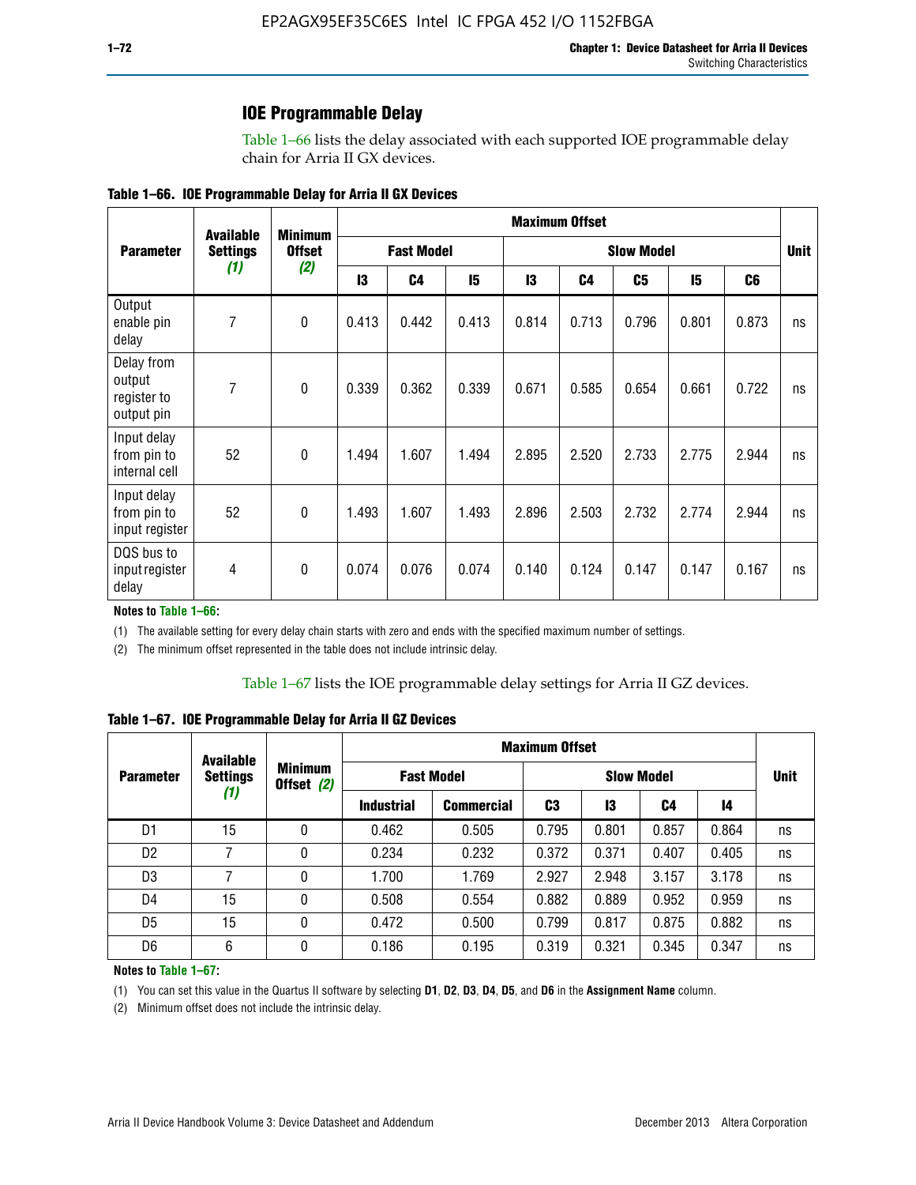## IOE Programmable Delay

Table 1–66 lists the delay associated with each supported IOE programmable delay chain for Arria II GX devices.

**Table 1–66. IOE Programmable Delay for Arria II GX Devices**

| Parameter | Available Settings *(1)* | Minimum Offset *(2)* | Maximum Offset | | | | | | | | Unit |
|---|---|---|---|---|---|---|---|---|---|---|---|
| | | | Fast Model | | | Slow Model | | | | | |
| | | | I3 | C4 | I5 | I3 | C4 | C5 | I5 | C6 | |
| Output enable pin delay | 7 | 0 | 0.413 | 0.442 | 0.413 | 0.814 | 0.713 | 0.796 | 0.801 | 0.873 | ns |
| Delay from output register to output pin | 7 | 0 | 0.339 | 0.362 | 0.339 | 0.671 | 0.585 | 0.654 | 0.661 | 0.722 | ns |
| Input delay from pin to internal cell | 52 | 0 | 1.494 | 1.607 | 1.494 | 2.895 | 2.520 | 2.733 | 2.775 | 2.944 | ns |
| Input delay from pin to input register | 52 | 0 | 1.493 | 1.607 | 1.493 | 2.896 | 2.503 | 2.732 | 2.774 | 2.944 | ns |
| DQS bus to input register delay | 4 | 0 | 0.074 | 0.076 | 0.074 | 0.140 | 0.124 | 0.147 | 0.147 | 0.167 | ns |

**Notes to Table 1–66:**

(1) The available setting for every delay chain starts with zero and ends with the specified maximum number of settings.

(2) The minimum offset represented in the table does not include intrinsic delay.

Table 1–67 lists the IOE programmable delay settings for Arria II GZ devices.

**Table 1–67. IOE Programmable Delay for Arria II GZ Devices**

| Parameter | Available Settings *(1)* | Minimum Offset *(2)* | Maximum Offset | | | | | | Unit |
|---|---|---|---|---|---|---|---|---|---|
| | | | Fast Model | | Slow Model | | | | |
| | | | Industrial | Commercial | C3 | I3 | C4 | I4 | |
| D1 | 15 | 0 | 0.462 | 0.505 | 0.795 | 0.801 | 0.857 | 0.864 | ns |
| D2 | 7 | 0 | 0.234 | 0.232 | 0.372 | 0.371 | 0.407 | 0.405 | ns |
| D3 | 7 | 0 | 1.700 | 1.769 | 2.927 | 2.948 | 3.157 | 3.178 | ns |
| D4 | 15 | 0 | 0.508 | 0.554 | 0.882 | 0.889 | 0.952 | 0.959 | ns |
| D5 | 15 | 0 | 0.472 | 0.500 | 0.799 | 0.817 | 0.875 | 0.882 | ns |
| D6 | 6 | 0 | 0.186 | 0.195 | 0.319 | 0.321 | 0.345 | 0.347 | ns |

**Notes to Table 1–67:**

(1) You can set this value in the Quartus II software by selecting **D1**, **D2**, **D3**, **D4**, **D5**, and **D6** in the **Assignment Name** column.

(2) Minimum offset does not include the intrinsic delay.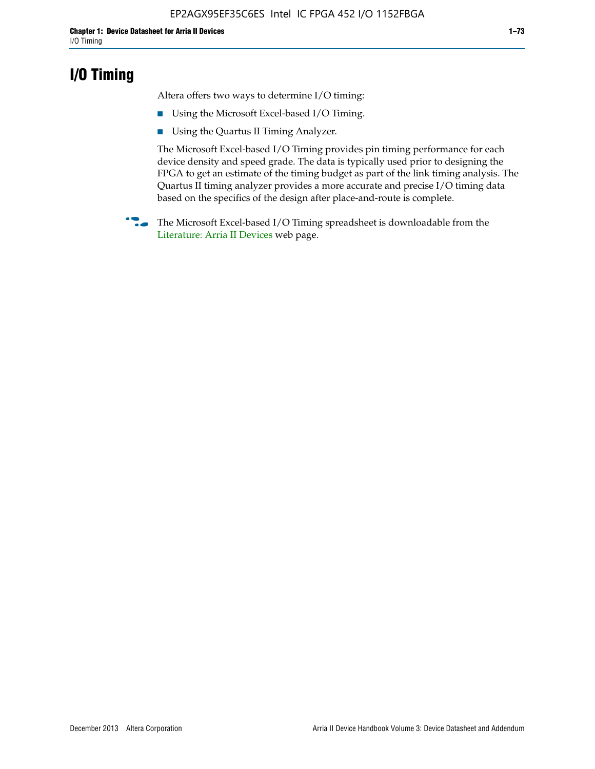# I/O Timing

Altera offers two ways to determine I/O timing:

- Using the Microsoft Excel-based I/O Timing.
- Using the Quartus II Timing Analyzer.

The Microsoft Excel-based I/O Timing provides pin timing performance for each device density and speed grade. The data is typically used prior to designing the FPGA to get an estimate of the timing budget as part of the link timing analysis. The Quartus II timing analyzer provides a more accurate and precise I/O timing data based on the specifics of the design after place-and-route is complete.

The Microsoft Excel-based I/O Timing spreadsheet is downloadable from the Literature: Arria II Devices web page.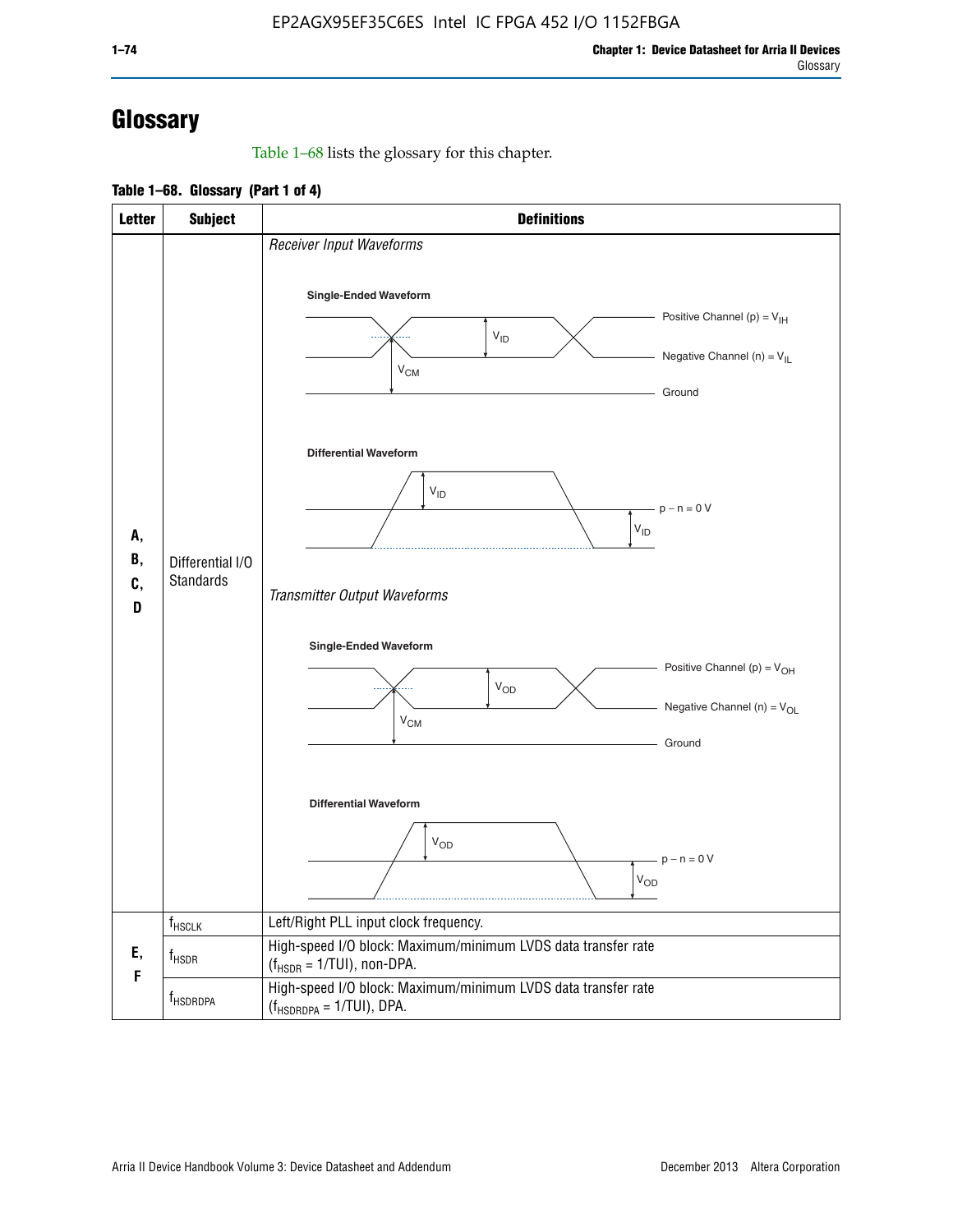# Glossary

Table 1–68 lists the glossary for this chapter.

**Table 1–68. Glossary (Part 1 of 4)**

| Letter | Subject | Definitions |
|---|---|---|
| A, B, C, D | Differential I/O Standards | *Receiver Input Waveforms*<br>**Single-Ended Waveform**: Positive Channel (p) = $V_{IH}$; Negative Channel (n) = $V_{IL}$; Ground; $V_{ID}$; $V_{CM}$<br>**Differential Waveform**: $V_{ID}$; p − n = 0 V; $V_{ID}$<br>*Transmitter Output Waveforms*<br>**Single-Ended Waveform**: Positive Channel (p) = $V_{OH}$; Negative Channel (n) = $V_{OL}$; Ground; $V_{OD}$; $V_{CM}$<br>**Differential Waveform**: $V_{OD}$; p − n = 0 V; $V_{OD}$ |
| E, F | $f_{HSCLK}$ | Left/Right PLL input clock frequency. |
| | $f_{HSDR}$ | High-speed I/O block: Maximum/minimum LVDS data transfer rate ($f_{HSDR}$ = 1/TUI), non-DPA. |
| | $f_{HSDRDPA}$ | High-speed I/O block: Maximum/minimum LVDS data transfer rate ($f_{HSDRDPA}$ = 1/TUI), DPA. |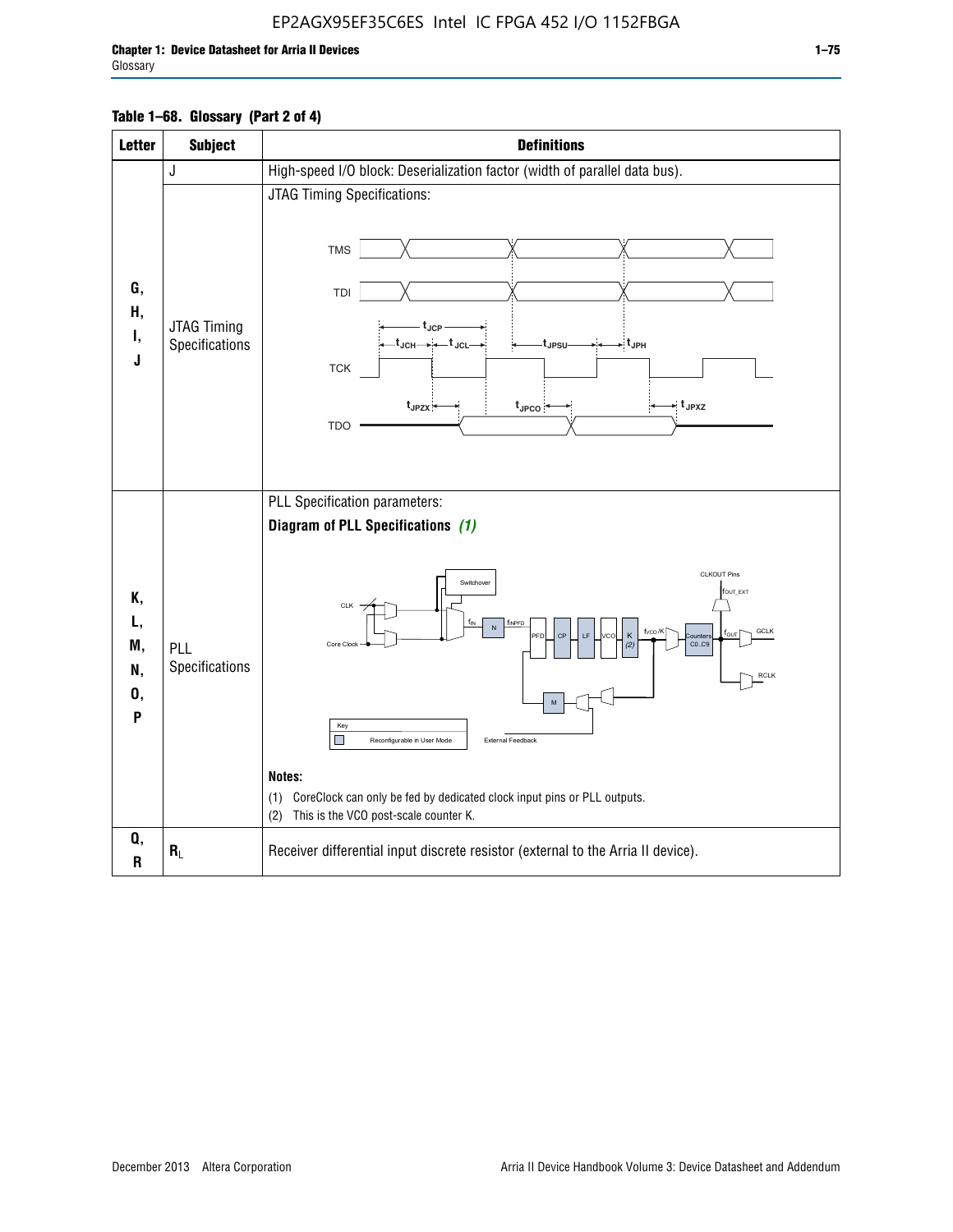**Table 1–68. Glossary (Part 2 of 4)**

| Letter | Subject | Definitions |
|---|---|---|
| G, H, I, J | J | High-speed I/O block: Deserialization factor (width of parallel data bus). |
| | JTAG Timing Specifications | JTAG Timing Specifications: |
| K, L, M, N, O, P | PLL Specifications | PLL Specification parameters:<br>**Diagram of PLL Specifications** *(1)*<br>**Notes:**<br>(1) CoreClock can only be fed by dedicated clock input pins or PLL outputs.<br>(2) This is the VCO post-scale counter K. |
| Q, R | $R_L$ | Receiver differential input discrete resistor (external to the Arria II device). |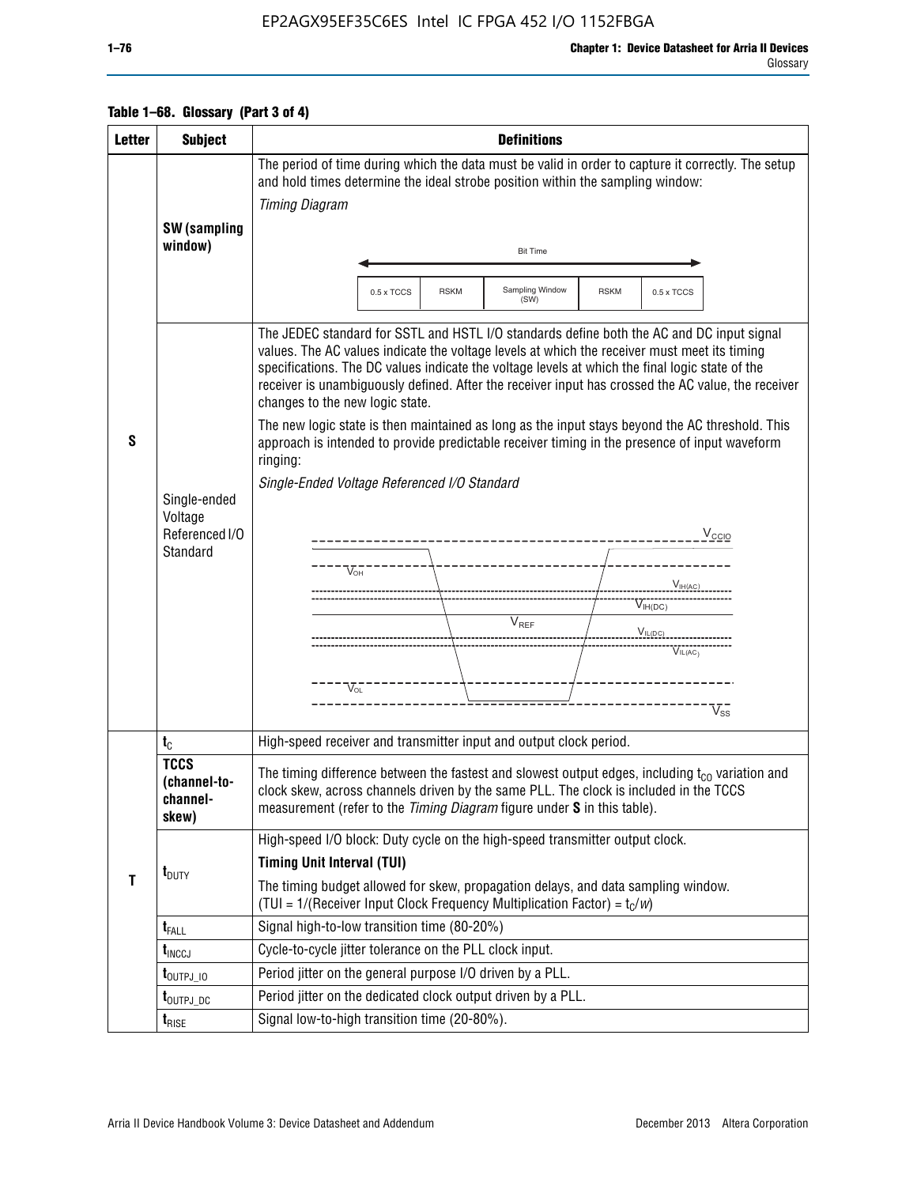**Table 1–68. Glossary (Part 3 of 4)**

| Letter | Subject | Definitions |
|---|---|---|
| S | **SW (sampling window)** | The period of time during which the data must be valid in order to capture it correctly. The setup and hold times determine the ideal strobe position within the sampling window: *Timing Diagram* Bit Time: 0.5 x TCCS, RSKM, Sampling Window (SW), RSKM, 0.5 x TCCS |
| | Single-ended Voltage Referenced I/O Standard | The JEDEC standard for SSTL and HSTL I/O standards define both the AC and DC input signal values. The AC values indicate the voltage levels at which the receiver must meet its timing specifications. The DC values indicate the voltage levels at which the final logic state of the receiver is unambiguously defined. After the receiver input has crossed the AC value, the receiver changes to the new logic state. The new logic state is then maintained as long as the input stays beyond the AC threshold. This approach is intended to provide predictable receiver timing in the presence of input waveform ringing: *Single-Ended Voltage Referenced I/O Standard* ($V_{CCIO}$, $V_{OH}$, $V_{IH(AC)}$, $V_{IH(DC)}$, $V_{REF}$, $V_{IL(DC)}$, $V_{IL(AC)}$, $V_{OL}$, $V_{SS}$) |
| T | $t_C$ | High-speed receiver and transmitter input and output clock period. |
| | **TCCS (channel-to-channel-skew)** | The timing difference between the fastest and slowest output edges, including $t_{CO}$ variation and clock skew, across channels driven by the same PLL. The clock is included in the TCCS measurement (refer to the *Timing Diagram* figure under **S** in this table). |
| | $t_{DUTY}$ | High-speed I/O block: Duty cycle on the high-speed transmitter output clock. **Timing Unit Interval (TUI)** The timing budget allowed for skew, propagation delays, and data sampling window. (TUI = 1/(Receiver Input Clock Frequency Multiplication Factor) = $t_C/w$) |
| | $t_{FALL}$ | Signal high-to-low transition time (80-20%) |
| | $t_{INCCJ}$ | Cycle-to-cycle jitter tolerance on the PLL clock input. |
| | $t_{OUTPJ\_IO}$ | Period jitter on the general purpose I/O driven by a PLL. |
| | $t_{OUTPJ\_DC}$ | Period jitter on the dedicated clock output driven by a PLL. |
| | $t_{RISE}$ | Signal low-to-high transition time (20-80%). |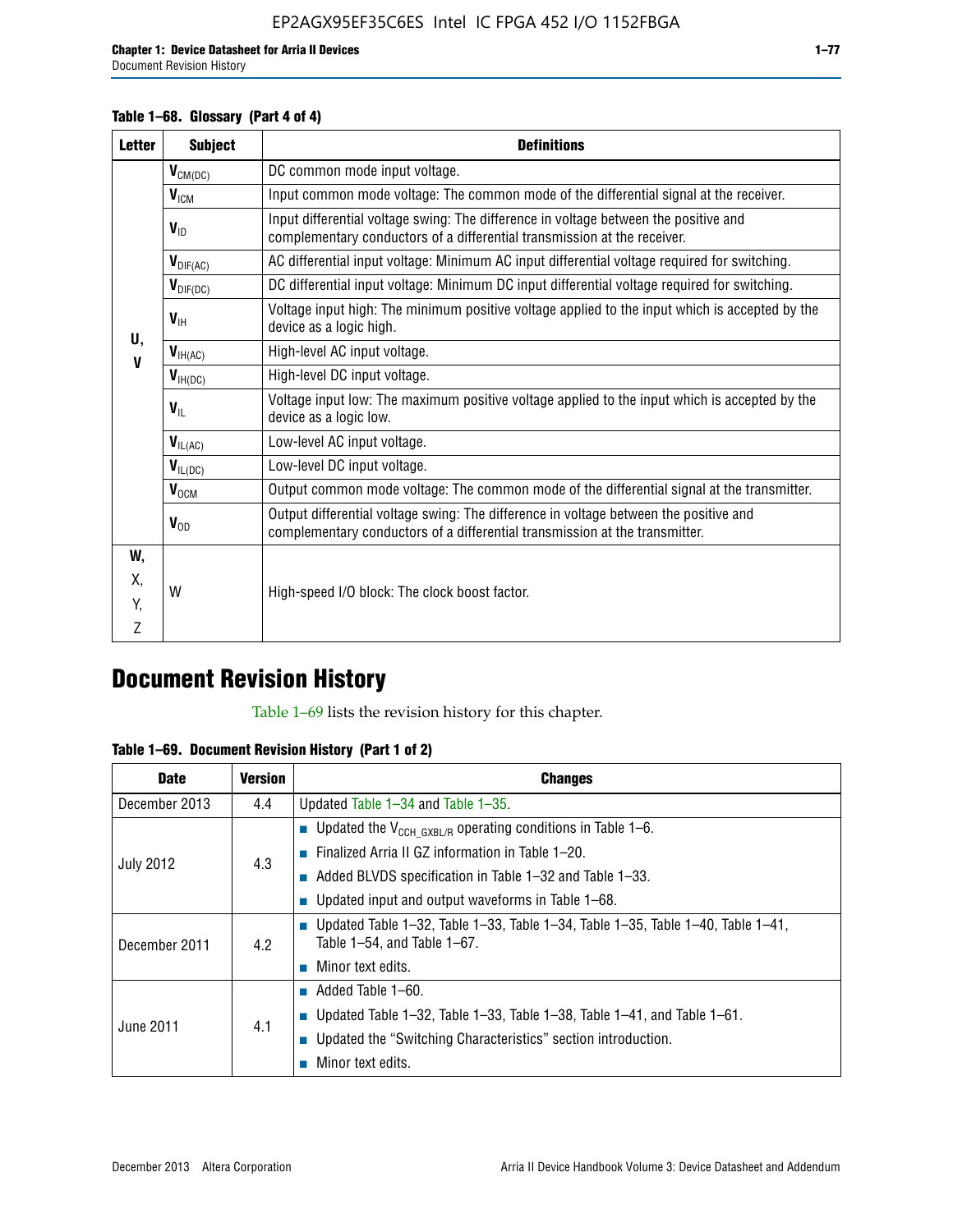**Table 1–68. Glossary (Part 4 of 4)**

| Letter | Subject | Definitions |
|---|---|---|
| U, V | $V_{CM(DC)}$ | DC common mode input voltage. |
| | $V_{ICM}$ | Input common mode voltage: The common mode of the differential signal at the receiver. |
| | $V_{ID}$ | Input differential voltage swing: The difference in voltage between the positive and complementary conductors of a differential transmission at the receiver. |
| | $V_{DIF(AC)}$ | AC differential input voltage: Minimum AC input differential voltage required for switching. |
| | $V_{DIF(DC)}$ | DC differential input voltage: Minimum DC input differential voltage required for switching. |
| | $V_{IH}$ | Voltage input high: The minimum positive voltage applied to the input which is accepted by the device as a logic high. |
| | $V_{IH(AC)}$ | High-level AC input voltage. |
| | $V_{IH(DC)}$ | High-level DC input voltage. |
| | $V_{IL}$ | Voltage input low: The maximum positive voltage applied to the input which is accepted by the device as a logic low. |
| | $V_{IL(AC)}$ | Low-level AC input voltage. |
| | $V_{IL(DC)}$ | Low-level DC input voltage. |
| | $V_{OCM}$ | Output common mode voltage: The common mode of the differential signal at the transmitter. |
| | $V_{OD}$ | Output differential voltage swing: The difference in voltage between the positive and complementary conductors of a differential transmission at the transmitter. |
| W, X, Y, Z | W | High-speed I/O block: The clock boost factor. |

# Document Revision History

Table 1–69 lists the revision history for this chapter.

**Table 1–69. Document Revision History (Part 1 of 2)**

| Date | Version | Changes |
|---|---|---|
| December 2013 | 4.4 | Updated Table 1–34 and Table 1–35. |
| July 2012 | 4.3 | ■ Updated the $V_{CCH\_GXBL/R}$ operating conditions in Table 1–6.<br>■ Finalized Arria II GZ information in Table 1–20.<br>■ Added BLVDS specification in Table 1–32 and Table 1–33.<br>■ Updated input and output waveforms in Table 1–68. |
| December 2011 | 4.2 | ■ Updated Table 1–32, Table 1–33, Table 1–34, Table 1–35, Table 1–40, Table 1–41, Table 1–54, and Table 1–67.<br>■ Minor text edits. |
| June 2011 | 4.1 | ■ Added Table 1–60.<br>■ Updated Table 1–32, Table 1–33, Table 1–38, Table 1–41, and Table 1–61.<br>■ Updated the "Switching Characteristics" section introduction.<br>■ Minor text edits. |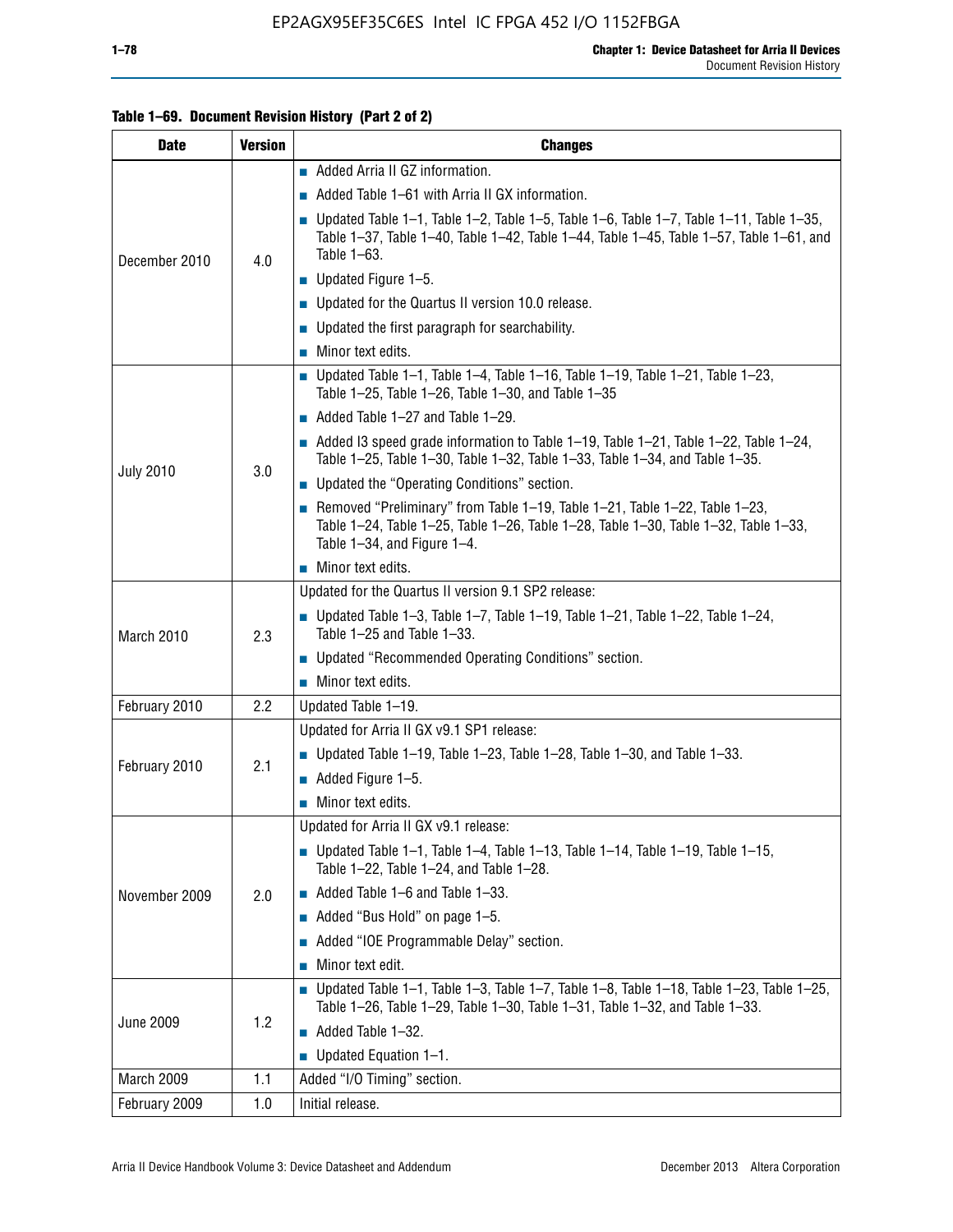**Table 1–69. Document Revision History (Part 2 of 2)**

| Date | Version | Changes |
|---|---|---|
| December 2010 | 4.0 | ■ Added Arria II GZ information.<br>■ Added Table 1–61 with Arria II GX information.<br>■ Updated Table 1–1, Table 1–2, Table 1–5, Table 1–6, Table 1–7, Table 1–11, Table 1–35, Table 1–37, Table 1–40, Table 1–42, Table 1–44, Table 1–45, Table 1–57, Table 1–61, and Table 1–63.<br>■ Updated Figure 1–5.<br>■ Updated for the Quartus II version 10.0 release.<br>■ Updated the first paragraph for searchability.<br>■ Minor text edits. |
| July 2010 | 3.0 | ■ Updated Table 1–1, Table 1–4, Table 1–16, Table 1–19, Table 1–21, Table 1–23, Table 1–25, Table 1–26, Table 1–30, and Table 1–35<br>■ Added Table 1–27 and Table 1–29.<br>■ Added I3 speed grade information to Table 1–19, Table 1–21, Table 1–22, Table 1–24, Table 1–25, Table 1–30, Table 1–32, Table 1–33, Table 1–34, and Table 1–35.<br>■ Updated the "Operating Conditions" section.<br>■ Removed "Preliminary" from Table 1–19, Table 1–21, Table 1–22, Table 1–23, Table 1–24, Table 1–25, Table 1–26, Table 1–28, Table 1–30, Table 1–32, Table 1–33, Table 1–34, and Figure 1–4.<br>■ Minor text edits. |
| March 2010 | 2.3 | Updated for the Quartus II version 9.1 SP2 release:<br>■ Updated Table 1–3, Table 1–7, Table 1–19, Table 1–21, Table 1–22, Table 1–24, Table 1–25 and Table 1–33.<br>■ Updated "Recommended Operating Conditions" section.<br>■ Minor text edits. |
| February 2010 | 2.2 | Updated Table 1–19. |
| February 2010 | 2.1 | Updated for Arria II GX v9.1 SP1 release:<br>■ Updated Table 1–19, Table 1–23, Table 1–28, Table 1–30, and Table 1–33.<br>■ Added Figure 1–5.<br>■ Minor text edits. |
| November 2009 | 2.0 | Updated for Arria II GX v9.1 release:<br>■ Updated Table 1–1, Table 1–4, Table 1–13, Table 1–14, Table 1–19, Table 1–15, Table 1–22, Table 1–24, and Table 1–28.<br>■ Added Table 1–6 and Table 1–33.<br>■ Added "Bus Hold" on page 1–5.<br>■ Added "IOE Programmable Delay" section.<br>■ Minor text edit. |
| June 2009 | 1.2 | ■ Updated Table 1–1, Table 1–3, Table 1–7, Table 1–8, Table 1–18, Table 1–23, Table 1–25, Table 1–26, Table 1–29, Table 1–30, Table 1–31, Table 1–32, and Table 1–33.<br>■ Added Table 1–32.<br>■ Updated Equation 1–1. |
| March 2009 | 1.1 | Added "I/O Timing" section. |
| February 2009 | 1.0 | Initial release. |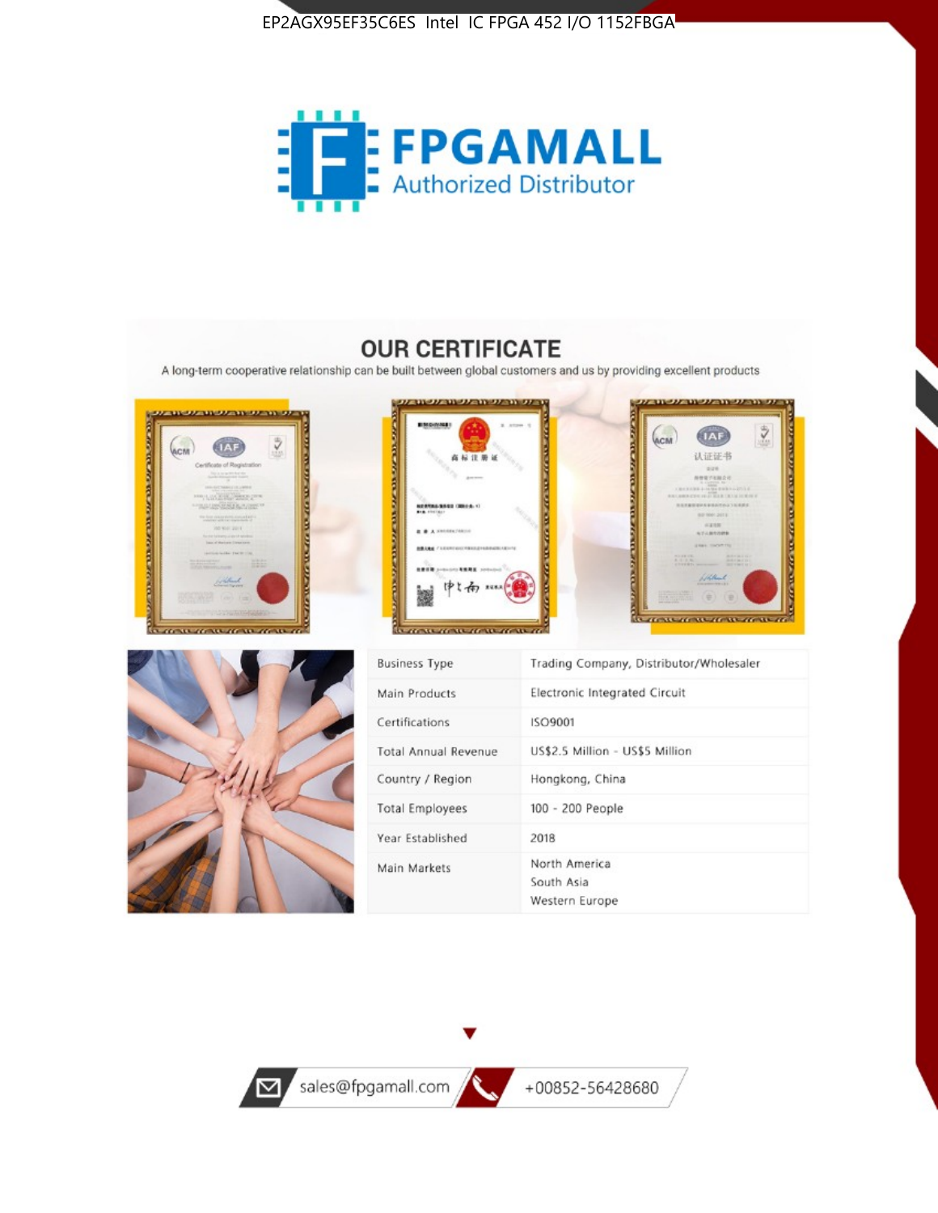FPGAMALL

Authorized Distributor

## OUR CERTIFICATE

A long-term cooperative relationship can be built between global customers and us by providing excellent products

| | |
|---|---|
| Business Type | Trading Company, Distributor/Wholesaler |
| Main Products | Electronic Integrated Circuit |
| Certifications | ISO9001 |
| Total Annual Revenue | US$2.5 Million - US$5 Million |
| Country / Region | Hongkong, China |
| Total Employees | 100 - 200 People |
| Year Established | 2018 |
| Main Markets | North America<br>South Asia<br>Western Europe |

sales@fpgamall.com

+00852-56428680